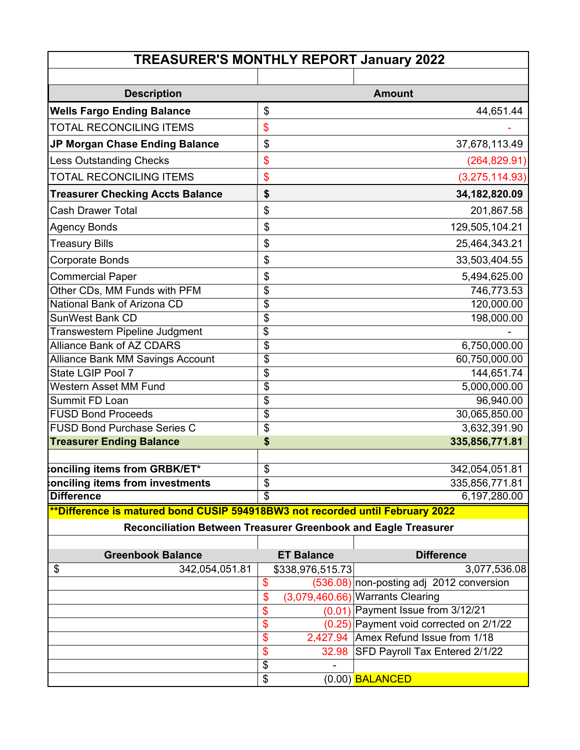# TREASURER'S MONTHLY REPORT January 2022

| Description | | Amount |
|---|---|---|
| **Wells Fargo Ending Balance** | $ | 44,651.44 |
| TOTAL RECONCILING ITEMS | $ | - |
| **JP Morgan Chase Ending Balance** | $ | 37,678,113.49 |
| Less Outstanding Checks | $ | (264,829.91) |
| TOTAL RECONCILING ITEMS | $ | (3,275,114.93) |
| **Treasurer Checking Accts Balance** | **$** | **34,182,820.09** |
| Cash Drawer Total | $ | 201,867.58 |
| Agency Bonds | $ | 129,505,104.21 |
| Treasury Bills | $ | 25,464,343.21 |
| Corporate Bonds | $ | 33,503,404.55 |
| Commercial Paper | $ | 5,494,625.00 |
| Other CDs, MM Funds with PFM | $ | 746,773.53 |
| National Bank of Arizona CD | $ | 120,000.00 |
| SunWest Bank CD | $ | 198,000.00 |
| Transwestern Pipeline Judgment | $ | - |
| Alliance Bank of AZ CDARS | $ | 6,750,000.00 |
| Alliance Bank MM Savings Account | $ | 60,750,000.00 |
| State LGIP Pool 7 | $ | 144,651.74 |
| Western Asset MM Fund | $ | 5,000,000.00 |
| Summit FD Loan | $ | 96,940.00 |
| FUSD Bond Proceeds | $ | 30,065,850.00 |
| FUSD Bond Purchase Series C | $ | 3,632,391.90 |
| **Treasurer Ending Balance** | **$** | **335,856,771.81** |
| | | |
| **conciling items from GRBK/ET*** | $ | 342,054,051.81 |
| **conciling items from investments** | $ | 335,856,771.81 |
| **Difference** | $ | 6,197,280.00 |

****Difference is matured bond CUSIP 594918BW3 not recorded until February 2022**

**Reconciliation Between Treasurer Greenbook and Eagle Treasurer**

| Greenbook Balance | ET Balance | Difference |
|---|---|---|
| $ 342,054,051.81 | $338,976,515.73 | 3,077,536.08 |
| | $ (536.08) | non-posting adj 2012 conversion |
| | $ (3,079,460.66) | Warrants Clearing |
| | $ (0.01) | Payment Issue from 3/12/21 |
| | $ (0.25) | Payment void corrected on 2/1/22 |
| | $ 2,427.94 | Amex Refund Issue from 1/18 |
| | $ 32.98 | SFD Payroll Tax Entered 2/1/22 |
| | $ - | |
| | $ (0.00) | BALANCED |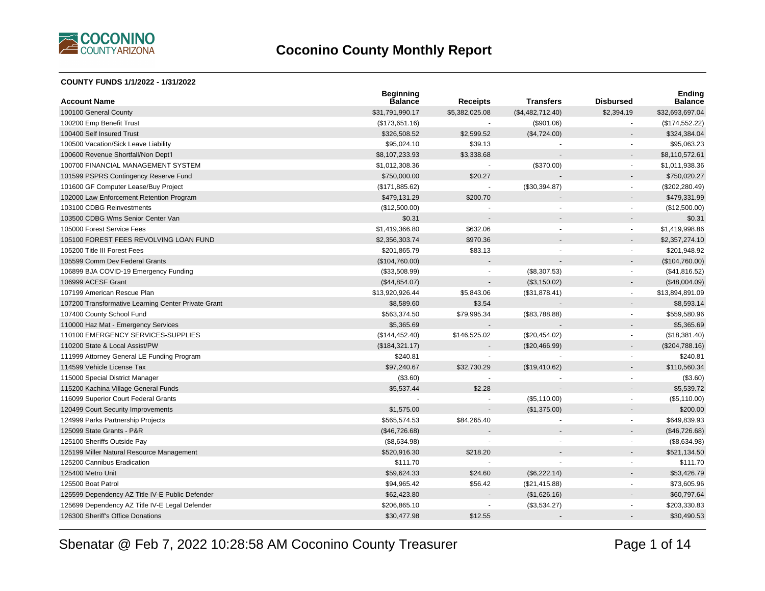# Coconino County Monthly Report

**COUNTY FUNDS 1/1/2022 - 1/31/2022**

| Account Name | Beginning Balance | Receipts | Transfers | Disbursed | Ending Balance |
|---|---|---|---|---|---|
| 100100 General County | $31,791,990.17 | $5,382,025.08 | ($4,482,712.40) | $2,394.19 | $32,693,697.04 |
| 100200 Emp Benefit Trust | ($173,651.16) | - | ($901.06) | - | ($174,552.22) |
| 100400 Self Insured Trust | $326,508.52 | $2,599.52 | ($4,724.00) | - | $324,384.04 |
| 100500 Vacation/Sick Leave Liability | $95,024.10 | $39.13 | - | - | $95,063.23 |
| 100600 Revenue Shortfall/Non Dept'l | $8,107,233.93 | $3,338.68 | - | - | $8,110,572.61 |
| 100700 FINANCIAL MANAGEMENT SYSTEM | $1,012,308.36 | - | ($370.00) | - | $1,011,938.36 |
| 101599 PSPRS Contingency Reserve Fund | $750,000.00 | $20.27 | - | - | $750,020.27 |
| 101600 GF Computer Lease/Buy Project | ($171,885.62) | - | ($30,394.87) | - | ($202,280.49) |
| 102000 Law Enforcement Retention Program | $479,131.29 | $200.70 | - | - | $479,331.99 |
| 103100 CDBG Reinvestments | ($12,500.00) | - | - | - | ($12,500.00) |
| 103500 CDBG Wms Senior Center Van | $0.31 | - | - | - | $0.31 |
| 105000 Forest Service Fees | $1,419,366.80 | $632.06 | - | - | $1,419,998.86 |
| 105100 FOREST FEES REVOLVING LOAN FUND | $2,356,303.74 | $970.36 | - | - | $2,357,274.10 |
| 105200 Title III Forest Fees | $201,865.79 | $83.13 | - | - | $201,948.92 |
| 105599 Comm Dev Federal Grants | ($104,760.00) | - | - | - | ($104,760.00) |
| 106899 BJA COVID-19 Emergency Funding | ($33,508.99) | - | ($8,307.53) | - | ($41,816.52) |
| 106999 ACESF Grant | ($44,854.07) | - | ($3,150.02) | - | ($48,004.09) |
| 107199 American Rescue Plan | $13,920,926.44 | $5,843.06 | ($31,878.41) | - | $13,894,891.09 |
| 107200 Transformative Learning Center Private Grant | $8,589.60 | $3.54 | - | - | $8,593.14 |
| 107400 County School Fund | $563,374.50 | $79,995.34 | ($83,788.88) | - | $559,580.96 |
| 110000 Haz Mat - Emergency Services | $5,365.69 | - | - | - | $5,365.69 |
| 110100 EMERGENCY SERVICES-SUPPLIES | ($144,452.40) | $146,525.02 | ($20,454.02) | - | ($18,381.40) |
| 110200 State & Local Assist/PW | ($184,321.17) | - | ($20,466.99) | - | ($204,788.16) |
| 111999 Attorney General LE Funding Program | $240.81 | - | - | - | $240.81 |
| 114599 Vehicle License Tax | $97,240.67 | $32,730.29 | ($19,410.62) | - | $110,560.34 |
| 115000 Special District Manager | ($3.60) | - | - | - | ($3.60) |
| 115200 Kachina Village General Funds | $5,537.44 | $2.28 | - | - | $5,539.72 |
| 116099 Superior Court Federal Grants | - | - | ($5,110.00) | - | ($5,110.00) |
| 120499 Court Security Improvements | $1,575.00 | - | ($1,375.00) | - | $200.00 |
| 124999 Parks Partnership Projects | $565,574.53 | $84,265.40 | - | - | $649,839.93 |
| 125099 State Grants - P&R | ($46,726.68) | - | - | - | ($46,726.68) |
| 125100 Sheriffs Outside Pay | ($8,634.98) | - | - | - | ($8,634.98) |
| 125199 Miller Natural Resource Management | $520,916.30 | $218.20 | - | - | $521,134.50 |
| 125200 Cannibus Eradication | $111.70 | - | - | - | $111.70 |
| 125400 Metro Unit | $59,624.33 | $24.60 | ($6,222.14) | - | $53,426.79 |
| 125500 Boat Patrol | $94,965.42 | $56.42 | ($21,415.88) | - | $73,605.96 |
| 125599 Dependency AZ Title IV-E Public Defender | $62,423.80 | - | ($1,626.16) | - | $60,797.64 |
| 125699 Dependency AZ Title IV-E Legal Defender | $206,865.10 | - | ($3,534.27) | - | $203,330.83 |
| 126300 Sheriff's Office Donations | $30,477.98 | $12.55 | - | - | $30,490.53 |

Sbenatar @ Feb 7, 2022 10:28:58 AM Coconino County Treasurer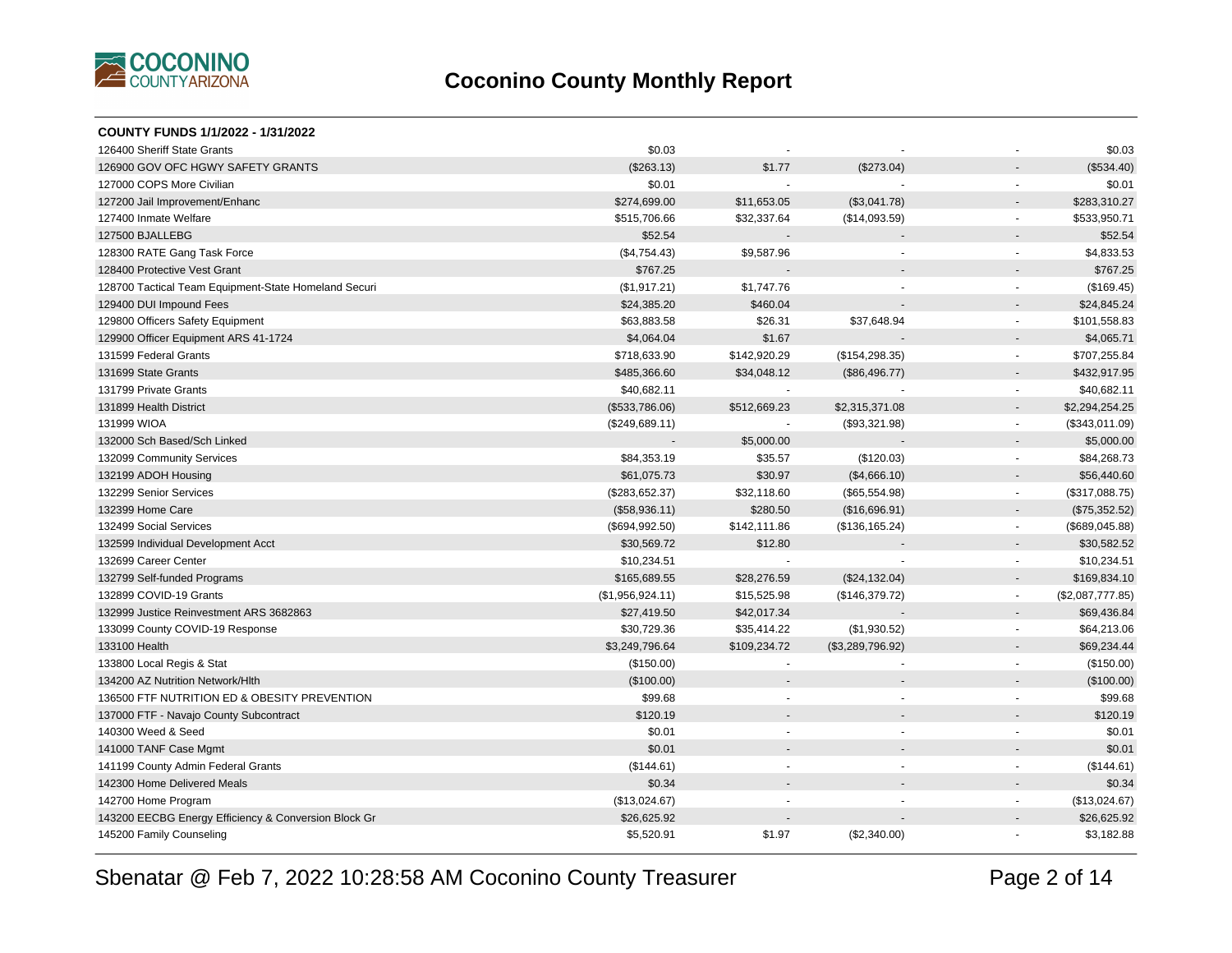# Coconino County Monthly Report

**COUNTY FUNDS 1/1/2022 - 1/31/2022**

| Fund | | | | | |
|---|---|---|---|---|---|
| 126400 Sheriff State Grants | $0.03 | - | - | - | $0.03 |
| 126900 GOV OFC HGWY SAFETY GRANTS | ($263.13) | $1.77 | ($273.04) | - | ($534.40) |
| 127000 COPS More Civilian | $0.01 | - | - | - | $0.01 |
| 127200 Jail Improvement/Enhanc | $274,699.00 | $11,653.05 | ($3,041.78) | - | $283,310.27 |
| 127400 Inmate Welfare | $515,706.66 | $32,337.64 | ($14,093.59) | - | $533,950.71 |
| 127500 BJALLEBG | $52.54 | - | - | - | $52.54 |
| 128300 RATE Gang Task Force | ($4,754.43) | $9,587.96 | - | - | $4,833.53 |
| 128400 Protective Vest Grant | $767.25 | - | - | - | $767.25 |
| 128700 Tactical Team Equipment-State Homeland Securi | ($1,917.21) | $1,747.76 | - | - | ($169.45) |
| 129400 DUI Impound Fees | $24,385.20 | $460.04 | - | - | $24,845.24 |
| 129800 Officers Safety Equipment | $63,883.58 | $26.31 | $37,648.94 | - | $101,558.83 |
| 129900 Officer Equipment ARS 41-1724 | $4,064.04 | $1.67 | - | - | $4,065.71 |
| 131599 Federal Grants | $718,633.90 | $142,920.29 | ($154,298.35) | - | $707,255.84 |
| 131699 State Grants | $485,366.60 | $34,048.12 | ($86,496.77) | - | $432,917.95 |
| 131799 Private Grants | $40,682.11 | - | - | - | $40,682.11 |
| 131899 Health District | ($533,786.06) | $512,669.23 | $2,315,371.08 | - | $2,294,254.25 |
| 131999 WIOA | ($249,689.11) | - | ($93,321.98) | - | ($343,011.09) |
| 132000 Sch Based/Sch Linked | - | $5,000.00 | - | - | $5,000.00 |
| 132099 Community Services | $84,353.19 | $35.57 | ($120.03) | - | $84,268.73 |
| 132199 ADOH Housing | $61,075.73 | $30.97 | ($4,666.10) | - | $56,440.60 |
| 132299 Senior Services | ($283,652.37) | $32,118.60 | ($65,554.98) | - | ($317,088.75) |
| 132399 Home Care | ($58,936.11) | $280.50 | ($16,696.91) | - | ($75,352.52) |
| 132499 Social Services | ($694,992.50) | $142,111.86 | ($136,165.24) | - | ($689,045.88) |
| 132599 Individual Development Acct | $30,569.72 | $12.80 | - | - | $30,582.52 |
| 132699 Career Center | $10,234.51 | - | - | - | $10,234.51 |
| 132799 Self-funded Programs | $165,689.55 | $28,276.59 | ($24,132.04) | - | $169,834.10 |
| 132899 COVID-19 Grants | ($1,956,924.11) | $15,525.98 | ($146,379.72) | - | ($2,087,777.85) |
| 132999 Justice Reinvestment ARS 3682863 | $27,419.50 | $42,017.34 | - | - | $69,436.84 |
| 133099 County COVID-19 Response | $30,729.36 | $35,414.22 | ($1,930.52) | - | $64,213.06 |
| 133100 Health | $3,249,796.64 | $109,234.72 | ($3,289,796.92) | - | $69,234.44 |
| 133800 Local Regis & Stat | ($150.00) | - | - | - | ($150.00) |
| 134200 AZ Nutrition Network/Hlth | ($100.00) | - | - | - | ($100.00) |
| 136500 FTF NUTRITION ED & OBESITY PREVENTION | $99.68 | - | - | - | $99.68 |
| 137000 FTF - Navajo County Subcontract | $120.19 | - | - | - | $120.19 |
| 140300 Weed & Seed | $0.01 | - | - | - | $0.01 |
| 141000 TANF Case Mgmt | $0.01 | - | - | - | $0.01 |
| 141199 County Admin Federal Grants | ($144.61) | - | - | - | ($144.61) |
| 142300 Home Delivered Meals | $0.34 | - | - | - | $0.34 |
| 142700 Home Program | ($13,024.67) | - | - | - | ($13,024.67) |
| 143200 EECBG Energy Efficiency & Conversion Block Gr | $26,625.92 | - | - | - | $26,625.92 |
| 145200 Family Counseling | $5,520.91 | $1.97 | ($2,340.00) | - | $3,182.88 |

Sbenatar @ Feb 7, 2022 10:28:58 AM Coconino County Treasurer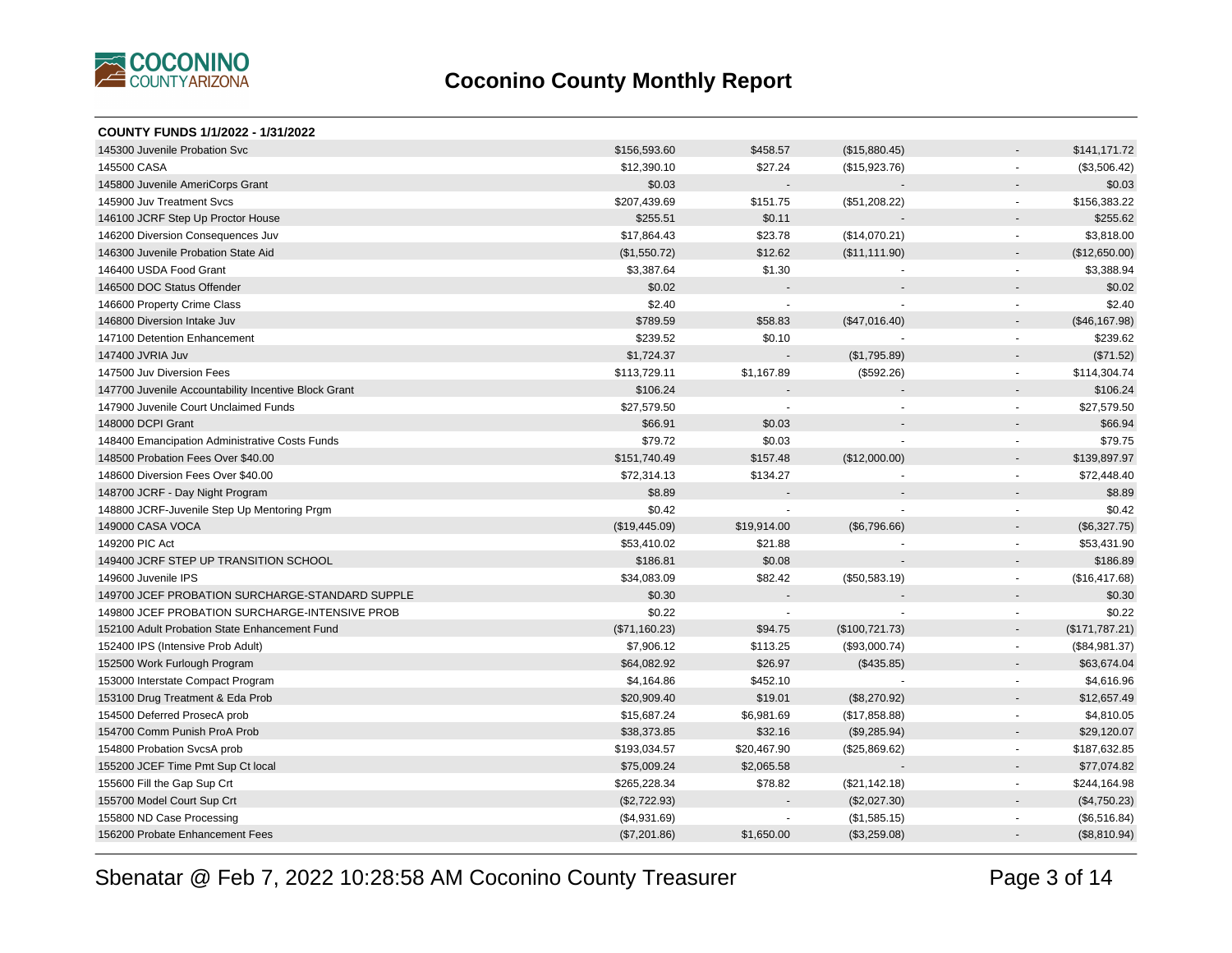## Coconino County Monthly Report

**COUNTY FUNDS 1/1/2022 - 1/31/2022**

| | | | | | |
|---|---|---|---|---|---|
| 145300 Juvenile Probation Svc | $156,593.60 | $458.57 | ($15,880.45) | - | $141,171.72 |
| 145500 CASA | $12,390.10 | $27.24 | ($15,923.76) | - | ($3,506.42) |
| 145800 Juvenile AmeriCorps Grant | $0.03 | - | - | - | $0.03 |
| 145900 Juv Treatment Svcs | $207,439.69 | $151.75 | ($51,208.22) | - | $156,383.22 |
| 146100 JCRF Step Up Proctor House | $255.51 | $0.11 | - | - | $255.62 |
| 146200 Diversion Consequences Juv | $17,864.43 | $23.78 | ($14,070.21) | - | $3,818.00 |
| 146300 Juvenile Probation State Aid | ($1,550.72) | $12.62 | ($11,111.90) | - | ($12,650.00) |
| 146400 USDA Food Grant | $3,387.64 | $1.30 | - | - | $3,388.94 |
| 146500 DOC Status Offender | $0.02 | - | - | - | $0.02 |
| 146600 Property Crime Class | $2.40 | - | - | - | $2.40 |
| 146800 Diversion Intake Juv | $789.59 | $58.83 | ($47,016.40) | - | ($46,167.98) |
| 147100 Detention Enhancement | $239.52 | $0.10 | - | - | $239.62 |
| 147400 JVRIA Juv | $1,724.37 | - | ($1,795.89) | - | ($71.52) |
| 147500 Juv Diversion Fees | $113,729.11 | $1,167.89 | ($592.26) | - | $114,304.74 |
| 147700 Juvenile Accountability Incentive Block Grant | $106.24 | - | - | - | $106.24 |
| 147900 Juvenile Court Unclaimed Funds | $27,579.50 | - | - | - | $27,579.50 |
| 148000 DCPI Grant | $66.91 | $0.03 | - | - | $66.94 |
| 148400 Emancipation Administrative Costs Funds | $79.72 | $0.03 | - | - | $79.75 |
| 148500 Probation Fees Over $40.00 | $151,740.49 | $157.48 | ($12,000.00) | - | $139,897.97 |
| 148600 Diversion Fees Over $40.00 | $72,314.13 | $134.27 | - | - | $72,448.40 |
| 148700 JCRF - Day Night Program | $8.89 | - | - | - | $8.89 |
| 148800 JCRF-Juvenile Step Up Mentoring Prgm | $0.42 | - | - | - | $0.42 |
| 149000 CASA VOCA | ($19,445.09) | $19,914.00 | ($6,796.66) | - | ($6,327.75) |
| 149200 PIC Act | $53,410.02 | $21.88 | - | - | $53,431.90 |
| 149400 JCRF STEP UP TRANSITION SCHOOL | $186.81 | $0.08 | - | - | $186.89 |
| 149600 Juvenile IPS | $34,083.09 | $82.42 | ($50,583.19) | - | ($16,417.68) |
| 149700 JCEF PROBATION SURCHARGE-STANDARD SUPPLE | $0.30 | - | - | - | $0.30 |
| 149800 JCEF PROBATION SURCHARGE-INTENSIVE PROB | $0.22 | - | - | - | $0.22 |
| 152100 Adult Probation State Enhancement Fund | ($71,160.23) | $94.75 | ($100,721.73) | - | ($171,787.21) |
| 152400 IPS (Intensive Prob Adult) | $7,906.12 | $113.25 | ($93,000.74) | - | ($84,981.37) |
| 152500 Work Furlough Program | $64,082.92 | $26.97 | ($435.85) | - | $63,674.04 |
| 153000 Interstate Compact Program | $4,164.86 | $452.10 | - | - | $4,616.96 |
| 153100 Drug Treatment & Eda Prob | $20,909.40 | $19.01 | ($8,270.92) | - | $12,657.49 |
| 154500 Deferred ProsecA prob | $15,687.24 | $6,981.69 | ($17,858.88) | - | $4,810.05 |
| 154700 Comm Punish ProA Prob | $38,373.85 | $32.16 | ($9,285.94) | - | $29,120.07 |
| 154800 Probation SvcsA prob | $193,034.57 | $20,467.90 | ($25,869.62) | - | $187,632.85 |
| 155200 JCEF Time Pmt Sup Ct local | $75,009.24 | $2,065.58 | - | - | $77,074.82 |
| 155600 Fill the Gap Sup Crt | $265,228.34 | $78.82 | ($21,142.18) | - | $244,164.98 |
| 155700 Model Court Sup Crt | ($2,722.93) | - | ($2,027.30) | - | ($4,750.23) |
| 155800 ND Case Processing | ($4,931.69) | - | ($1,585.15) | - | ($6,516.84) |
| 156200 Probate Enhancement Fees | ($7,201.86) | $1,650.00 | ($3,259.08) | - | ($8,810.94) |

Sbenatar @ Feb 7, 2022 10:28:58 AM Coconino County Treasurer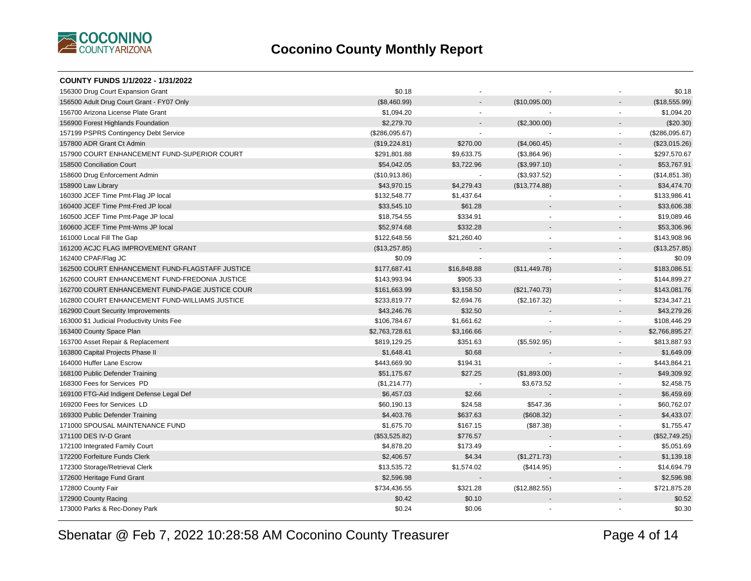## Coconino County Monthly Report

**COUNTY FUNDS 1/1/2022 - 1/31/2022**

| Fund | | | | | |
|---|---|---|---|---|---|
| 156300 Drug Court Expansion Grant | $0.18 | - | - | - | $0.18 |
| 156500 Adult Drug Court Grant - FY07 Only | ($8,460.99) | - | ($10,095.00) | - | ($18,555.99) |
| 156700 Arizona License Plate Grant | $1,094.20 | - | - | - | $1,094.20 |
| 156900 Forest Highlands Foundation | $2,279.70 | - | ($2,300.00) | - | ($20.30) |
| 157199 PSPRS Contingency Debt Service | ($286,095.67) | - | - | - | ($286,095.67) |
| 157800 ADR Grant Ct Admin | ($19,224.81) | $270.00 | ($4,060.45) | - | ($23,015.26) |
| 157900 COURT ENHANCEMENT FUND-SUPERIOR COURT | $291,801.88 | $9,633.75 | ($3,864.96) | - | $297,570.67 |
| 158500 Conciliation Court | $54,042.05 | $3,722.96 | ($3,997.10) | - | $53,767.91 |
| 158600 Drug Enforcement Admin | ($10,913.86) | - | ($3,937.52) | - | ($14,851.38) |
| 158900 Law Library | $43,970.15 | $4,279.43 | ($13,774.88) | - | $34,474.70 |
| 160300 JCEF Time Pmt-Flag JP local | $132,548.77 | $1,437.64 | - | - | $133,986.41 |
| 160400 JCEF Time Pmt-Fred JP local | $33,545.10 | $61.28 | - | - | $33,606.38 |
| 160500 JCEF Time Pmt-Page JP local | $18,754.55 | $334.91 | - | - | $19,089.46 |
| 160600 JCEF Time Pmt-Wms JP local | $52,974.68 | $332.28 | - | - | $53,306.96 |
| 161000 Local Fill The Gap | $122,648.56 | $21,260.40 | - | - | $143,908.96 |
| 161200 ACJC FLAG IMPROVEMENT GRANT | ($13,257.85) | - | - | - | ($13,257.85) |
| 162400 CPAF/Flag JC | $0.09 | - | - | - | $0.09 |
| 162500 COURT ENHANCEMENT FUND-FLAGSTAFF JUSTICE | $177,687.41 | $16,848.88 | ($11,449.78) | - | $183,086.51 |
| 162600 COURT ENHANCEMENT FUND-FREDONIA JUSTICE | $143,993.94 | $905.33 | - | - | $144,899.27 |
| 162700 COURT ENHANCEMENT FUND-PAGE JUSTICE COUR | $161,663.99 | $3,158.50 | ($21,740.73) | - | $143,081.76 |
| 162800 COURT ENHANCEMENT FUND-WILLIAMS JUSTICE | $233,819.77 | $2,694.76 | ($2,167.32) | - | $234,347.21 |
| 162900 Court Security Improvements | $43,246.76 | $32.50 | - | - | $43,279.26 |
| 163000 $1 Judicial Productivity Units Fee | $106,784.67 | $1,661.62 | - | - | $108,446.29 |
| 163400 County Space Plan | $2,763,728.61 | $3,166.66 | - | - | $2,766,895.27 |
| 163700 Asset Repair & Replacement | $819,129.25 | $351.63 | ($5,592.95) | - | $813,887.93 |
| 163800 Capital Projects Phase II | $1,648.41 | $0.68 | - | - | $1,649.09 |
| 164000 Huffer Lane Escrow | $443,669.90 | $194.31 | - | - | $443,864.21 |
| 168100 Public Defender Training | $51,175.67 | $27.25 | ($1,893.00) | - | $49,309.92 |
| 168300 Fees for Services PD | ($1,214.77) | - | $3,673.52 | - | $2,458.75 |
| 169100 FTG-Aid Indigent Defense Legal Def | $6,457.03 | $2.66 | - | - | $6,459.69 |
| 169200 Fees for Services LD | $60,190.13 | $24.58 | $547.36 | - | $60,762.07 |
| 169300 Public Defender Training | $4,403.76 | $637.63 | ($608.32) | - | $4,433.07 |
| 171000 SPOUSAL MAINTENANCE FUND | $1,675.70 | $167.15 | ($87.38) | - | $1,755.47 |
| 171100 DES IV-D Grant | ($53,525.82) | $776.57 | - | - | ($52,749.25) |
| 172100 Integrated Family Court | $4,878.20 | $173.49 | - | - | $5,051.69 |
| 172200 Forfeiture Funds Clerk | $2,406.57 | $4.34 | ($1,271.73) | - | $1,139.18 |
| 172300 Storage/Retrieval Clerk | $13,535.72 | $1,574.02 | ($414.95) | - | $14,694.79 |
| 172600 Heritage Fund Grant | $2,596.98 | - | - | - | $2,596.98 |
| 172800 County Fair | $734,436.55 | $321.28 | ($12,882.55) | - | $721,875.28 |
| 172900 County Racing | $0.42 | $0.10 | - | - | $0.52 |
| 173000 Parks & Rec-Doney Park | $0.24 | $0.06 | - | - | $0.30 |

Sbenatar @ Feb 7, 2022 10:28:58 AM Coconino County Treasurer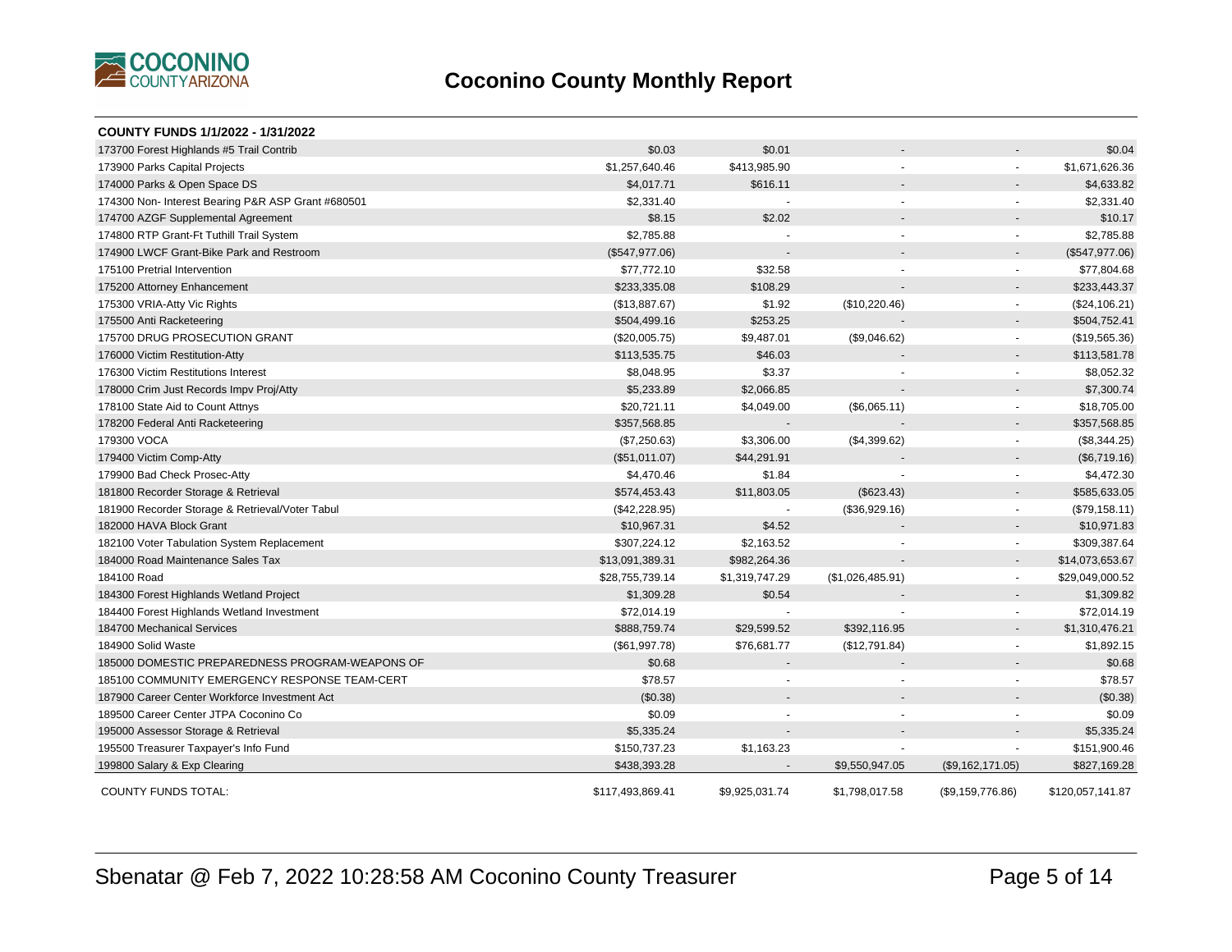# Coconino County Monthly Report

**COUNTY FUNDS 1/1/2022 - 1/31/2022**

| | | | | | |
|---|---|---|---|---|---|
| 173700 Forest Highlands #5 Trail Contrib | $0.03 | $0.01 | - | - | $0.04 |
| 173900 Parks Capital Projects | $1,257,640.46 | $413,985.90 | - | - | $1,671,626.36 |
| 174000 Parks & Open Space DS | $4,017.71 | $616.11 | - | - | $4,633.82 |
| 174300 Non- Interest Bearing P&R ASP Grant #680501 | $2,331.40 | - | - | - | $2,331.40 |
| 174700 AZGF Supplemental Agreement | $8.15 | $2.02 | - | - | $10.17 |
| 174800 RTP Grant-Ft Tuthill Trail System | $2,785.88 | - | - | - | $2,785.88 |
| 174900 LWCF Grant-Bike Park and Restroom | ($547,977.06) | - | - | - | ($547,977.06) |
| 175100 Pretrial Intervention | $77,772.10 | $32.58 | - | - | $77,804.68 |
| 175200 Attorney Enhancement | $233,335.08 | $108.29 | - | - | $233,443.37 |
| 175300 VRIA-Atty Vic Rights | ($13,887.67) | $1.92 | ($10,220.46) | - | ($24,106.21) |
| 175500 Anti Racketeering | $504,499.16 | $253.25 | - | - | $504,752.41 |
| 175700 DRUG PROSECUTION GRANT | ($20,005.75) | $9,487.01 | ($9,046.62) | - | ($19,565.36) |
| 176000 Victim Restitution-Atty | $113,535.75 | $46.03 | - | - | $113,581.78 |
| 176300 Victim Restitutions Interest | $8,048.95 | $3.37 | - | - | $8,052.32 |
| 178000 Crim Just Records Impv Proj/Atty | $5,233.89 | $2,066.85 | - | - | $7,300.74 |
| 178100 State Aid to Count Attnys | $20,721.11 | $4,049.00 | ($6,065.11) | - | $18,705.00 |
| 178200 Federal Anti Racketeering | $357,568.85 | - | - | - | $357,568.85 |
| 179300 VOCA | ($7,250.63) | $3,306.00 | ($4,399.62) | - | ($8,344.25) |
| 179400 Victim Comp-Atty | ($51,011.07) | $44,291.91 | - | - | ($6,719.16) |
| 179900 Bad Check Prosec-Atty | $4,470.46 | $1.84 | - | - | $4,472.30 |
| 181800 Recorder Storage & Retrieval | $574,453.43 | $11,803.05 | ($623.43) | - | $585,633.05 |
| 181900 Recorder Storage & Retrieval/Voter Tabul | ($42,228.95) | - | ($36,929.16) | - | ($79,158.11) |
| 182000 HAVA Block Grant | $10,967.31 | $4.52 | - | - | $10,971.83 |
| 182100 Voter Tabulation System Replacement | $307,224.12 | $2,163.52 | - | - | $309,387.64 |
| 184000 Road Maintenance Sales Tax | $13,091,389.31 | $982,264.36 | - | - | $14,073,653.67 |
| 184100 Road | $28,755,739.14 | $1,319,747.29 | ($1,026,485.91) | - | $29,049,000.52 |
| 184300 Forest Highlands Wetland Project | $1,309.28 | $0.54 | - | - | $1,309.82 |
| 184400 Forest Highlands Wetland Investment | $72,014.19 | - | - | - | $72,014.19 |
| 184700 Mechanical Services | $888,759.74 | $29,599.52 | $392,116.95 | - | $1,310,476.21 |
| 184900 Solid Waste | ($61,997.78) | $76,681.77 | ($12,791.84) | - | $1,892.15 |
| 185000 DOMESTIC PREPAREDNESS PROGRAM-WEAPONS OF | $0.68 | - | - | - | $0.68 |
| 185100 COMMUNITY EMERGENCY RESPONSE TEAM-CERT | $78.57 | - | - | - | $78.57 |
| 187900 Career Center Workforce Investment Act | ($0.38) | - | - | - | ($0.38) |
| 189500 Career Center JTPA Coconino Co | $0.09 | - | - | - | $0.09 |
| 195000 Assessor Storage & Retrieval | $5,335.24 | - | - | - | $5,335.24 |
| 195500 Treasurer Taxpayer's Info Fund | $150,737.23 | $1,163.23 | - | - | $151,900.46 |
| 199800 Salary & Exp Clearing | $438,393.28 | - | $9,550,947.05 | ($9,162,171.05) | $827,169.28 |
| COUNTY FUNDS TOTAL: | $117,493,869.41 | $9,925,031.74 | $1,798,017.58 | ($9,159,776.86) | $120,057,141.87 |

Sbenatar @ Feb 7, 2022 10:28:58 AM Coconino County Treasurer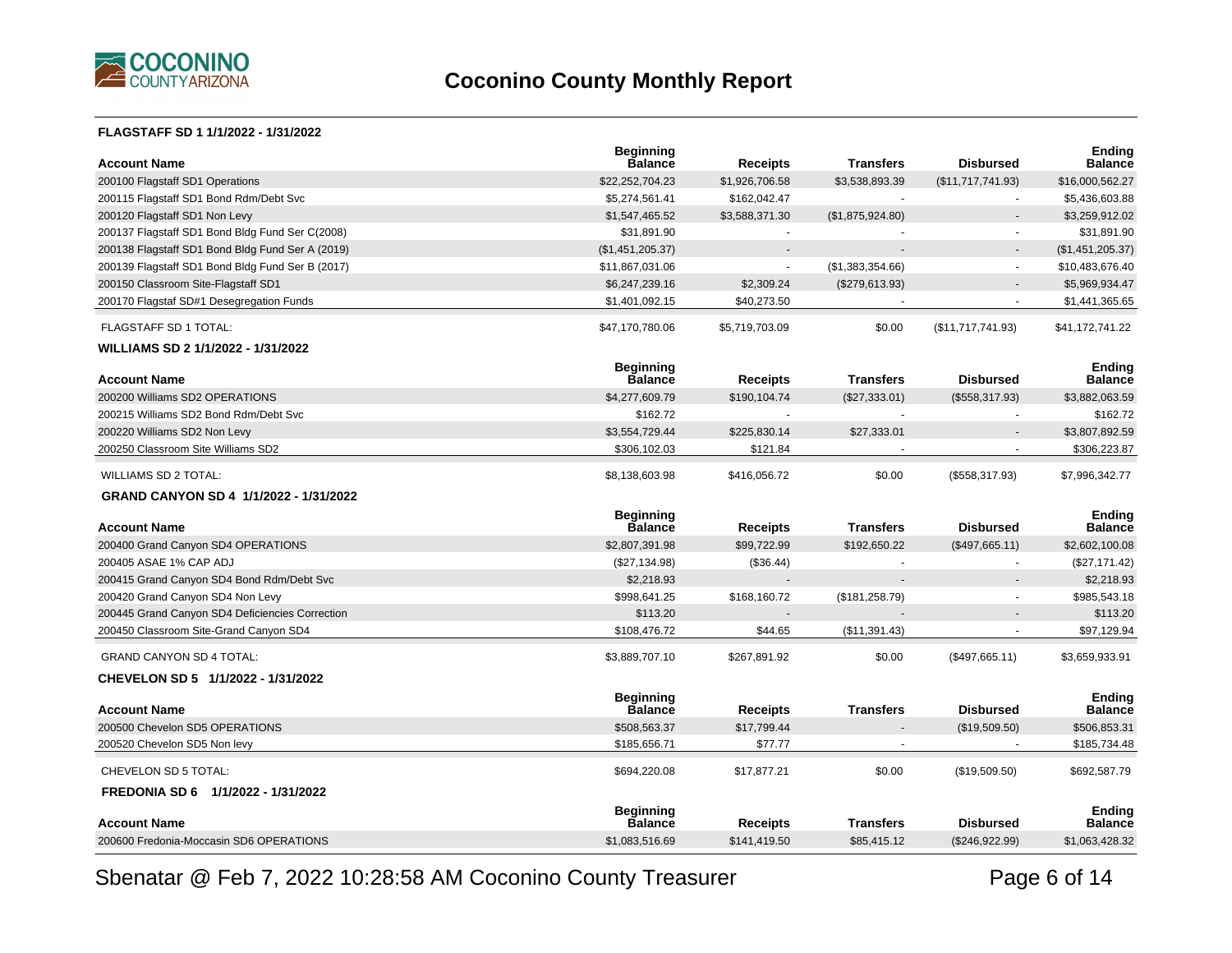# Coconino County Monthly Report

### FLAGSTAFF SD 1 1/1/2022 - 1/31/2022

| Account Name | Beginning Balance | Receipts | Transfers | Disbursed | Ending Balance |
|---|---|---|---|---|---|
| 200100 Flagstaff SD1 Operations | $22,252,704.23 | $1,926,706.58 | $3,538,893.39 | ($11,717,741.93) | $16,000,562.27 |
| 200115 Flagstaff SD1 Bond Rdm/Debt Svc | $5,274,561.41 | $162,042.47 | - | - | $5,436,603.88 |
| 200120 Flagstaff SD1 Non Levy | $1,547,465.52 | $3,588,371.30 | ($1,875,924.80) | - | $3,259,912.02 |
| 200137 Flagstaff SD1 Bond Bldg Fund Ser C(2008) | $31,891.90 | - | - | - | $31,891.90 |
| 200138 Flagstaff SD1 Bond Bldg Fund Ser A (2019) | ($1,451,205.37) | - | - | - | ($1,451,205.37) |
| 200139 Flagstaff SD1 Bond Bldg Fund Ser B (2017) | $11,867,031.06 | - | ($1,383,354.66) | - | $10,483,676.40 |
| 200150 Classroom Site-Flagstaff SD1 | $6,247,239.16 | $2,309.24 | ($279,613.93) | - | $5,969,934.47 |
| 200170 Flagstaf SD#1 Desegregation Funds | $1,401,092.15 | $40,273.50 | - | - | $1,441,365.65 |
| FLAGSTAFF SD 1 TOTAL: | $47,170,780.06 | $5,719,703.09 | $0.00 | ($11,717,741.93) | $41,172,741.22 |

### WILLIAMS SD 2 1/1/2022 - 1/31/2022

| Account Name | Beginning Balance | Receipts | Transfers | Disbursed | Ending Balance |
|---|---|---|---|---|---|
| 200200 Williams SD2 OPERATIONS | $4,277,609.79 | $190,104.74 | ($27,333.01) | ($558,317.93) | $3,882,063.59 |
| 200215 Williams SD2 Bond Rdm/Debt Svc | $162.72 | - | - | - | $162.72 |
| 200220 Williams SD2 Non Levy | $3,554,729.44 | $225,830.14 | $27,333.01 | - | $3,807,892.59 |
| 200250 Classroom Site Williams SD2 | $306,102.03 | $121.84 | - | - | $306,223.87 |
| WILLIAMS SD 2 TOTAL: | $8,138,603.98 | $416,056.72 | $0.00 | ($558,317.93) | $7,996,342.77 |

### GRAND CANYON SD 4 1/1/2022 - 1/31/2022

| Account Name | Beginning Balance | Receipts | Transfers | Disbursed | Ending Balance |
|---|---|---|---|---|---|
| 200400 Grand Canyon SD4 OPERATIONS | $2,807,391.98 | $99,722.99 | $192,650.22 | ($497,665.11) | $2,602,100.08 |
| 200405 ASAE 1% CAP ADJ | ($27,134.98) | ($36.44) | - | - | ($27,171.42) |
| 200415 Grand Canyon SD4 Bond Rdm/Debt Svc | $2,218.93 | - | - | - | $2,218.93 |
| 200420 Grand Canyon SD4 Non Levy | $998,641.25 | $168,160.72 | ($181,258.79) | - | $985,543.18 |
| 200445 Grand Canyon SD4 Deficiencies Correction | $113.20 | - | - | - | $113.20 |
| 200450 Classroom Site-Grand Canyon SD4 | $108,476.72 | $44.65 | ($11,391.43) | - | $97,129.94 |
| GRAND CANYON SD 4 TOTAL: | $3,889,707.10 | $267,891.92 | $0.00 | ($497,665.11) | $3,659,933.91 |

### CHEVELON SD 5 1/1/2022 - 1/31/2022

| Account Name | Beginning Balance | Receipts | Transfers | Disbursed | Ending Balance |
|---|---|---|---|---|---|
| 200500 Chevelon SD5 OPERATIONS | $508,563.37 | $17,799.44 | - | ($19,509.50) | $506,853.31 |
| 200520 Chevelon SD5 Non levy | $185,656.71 | $77.77 | - | - | $185,734.48 |
| CHEVELON SD 5 TOTAL: | $694,220.08 | $17,877.21 | $0.00 | ($19,509.50) | $692,587.79 |

### FREDONIA SD 6 1/1/2022 - 1/31/2022

| Account Name | Beginning Balance | Receipts | Transfers | Disbursed | Ending Balance |
|---|---|---|---|---|---|
| 200600 Fredonia-Moccasin SD6 OPERATIONS | $1,083,516.69 | $141,419.50 | $85,415.12 | ($246,922.99) | $1,063,428.32 |

Sbenatar @ Feb 7, 2022 10:28:58 AM Coconino County Treasurer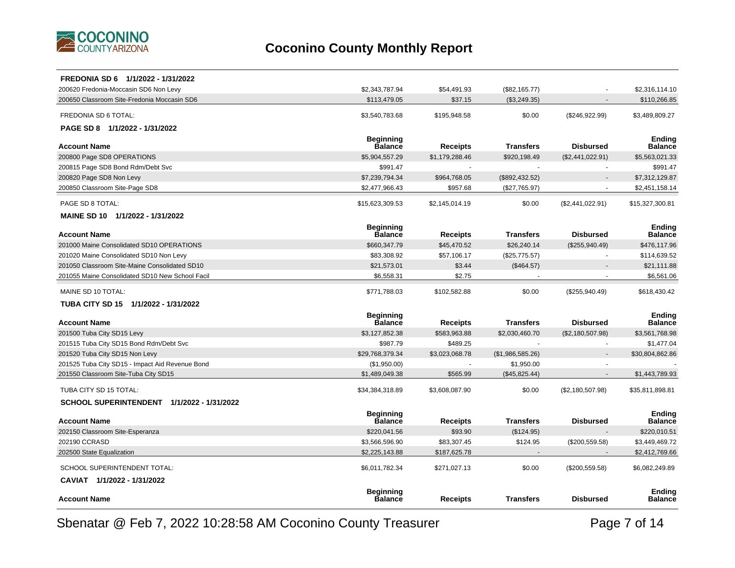# Coconino County Monthly Report

**FREDONIA SD 6 1/1/2022 - 1/31/2022**

| Account Name | Beginning Balance | Receipts | Transfers | Disbursed | Ending Balance |
|---|---|---|---|---|---|
| 200620 Fredonia-Moccasin SD6 Non Levy | $2,343,787.94 | $54,491.93 | ($82,165.77) | - | $2,316,114.10 |
| 200650 Classroom Site-Fredonia Moccasin SD6 | $113,479.05 | $37.15 | ($3,249.35) | - | $110,266.85 |
| FREDONIA SD 6 TOTAL: | $3,540,783.68 | $195,948.58 | $0.00 | ($246,922.99) | $3,489,809.27 |

**PAGE SD 8 1/1/2022 - 1/31/2022**

| Account Name | Beginning Balance | Receipts | Transfers | Disbursed | Ending Balance |
|---|---|---|---|---|---|
| 200800 Page SD8 OPERATIONS | $5,904,557.29 | $1,179,288.46 | $920,198.49 | ($2,441,022.91) | $5,563,021.33 |
| 200815 Page SD8 Bond Rdm/Debt Svc | $991.47 | - | - | - | $991.47 |
| 200820 Page SD8 Non Levy | $7,239,794.34 | $964,768.05 | ($892,432.52) | - | $7,312,129.87 |
| 200850 Classroom Site-Page SD8 | $2,477,966.43 | $957.68 | ($27,765.97) | - | $2,451,158.14 |
| PAGE SD 8 TOTAL: | $15,623,309.53 | $2,145,014.19 | $0.00 | ($2,441,022.91) | $15,327,300.81 |

**MAINE SD 10 1/1/2022 - 1/31/2022**

| Account Name | Beginning Balance | Receipts | Transfers | Disbursed | Ending Balance |
|---|---|---|---|---|---|
| 201000 Maine Consolidated SD10 OPERATIONS | $660,347.79 | $45,470.52 | $26,240.14 | ($255,940.49) | $476,117.96 |
| 201020 Maine Consolidated SD10 Non Levy | $83,308.92 | $57,106.17 | ($25,775.57) | - | $114,639.52 |
| 201050 Classroom Site-Maine Consolidated SD10 | $21,573.01 | $3.44 | ($464.57) | - | $21,111.88 |
| 201055 Maine Consolidated SD10 New School Facil | $6,558.31 | $2.75 | - | - | $6,561.06 |
| MAINE SD 10 TOTAL: | $771,788.03 | $102,582.88 | $0.00 | ($255,940.49) | $618,430.42 |

**TUBA CITY SD 15 1/1/2022 - 1/31/2022**

| Account Name | Beginning Balance | Receipts | Transfers | Disbursed | Ending Balance |
|---|---|---|---|---|---|
| 201500 Tuba City SD15 Levy | $3,127,852.38 | $583,963.88 | $2,030,460.70 | ($2,180,507.98) | $3,561,768.98 |
| 201515 Tuba City SD15 Bond Rdm/Debt Svc | $987.79 | $489.25 | - | - | $1,477.04 |
| 201520 Tuba City SD15 Non Levy | $29,768,379.34 | $3,023,068.78 | ($1,986,585.26) | - | $30,804,862.86 |
| 201525 Tuba City SD15 - Impact Aid Revenue Bond | ($1,950.00) | - | $1,950.00 | - | - |
| 201550 Classroom Site-Tuba City SD15 | $1,489,049.38 | $565.99 | ($45,825.44) | - | $1,443,789.93 |
| TUBA CITY SD 15 TOTAL: | $34,384,318.89 | $3,608,087.90 | $0.00 | ($2,180,507.98) | $35,811,898.81 |

**SCHOOL SUPERINTENDENT 1/1/2022 - 1/31/2022**

| Account Name | Beginning Balance | Receipts | Transfers | Disbursed | Ending Balance |
|---|---|---|---|---|---|
| 202150 Classroom Site-Esperanza | $220,041.56 | $93.90 | ($124.95) | - | $220,010.51 |
| 202190 CCRASD | $3,566,596.90 | $83,307.45 | $124.95 | ($200,559.58) | $3,449,469.72 |
| 202500 State Equalization | $2,225,143.88 | $187,625.78 | - | - | $2,412,769.66 |
| SCHOOL SUPERINTENDENT TOTAL: | $6,011,782.34 | $271,027.13 | $0.00 | ($200,559.58) | $6,082,249.89 |

**CAVIAT 1/1/2022 - 1/31/2022**

| Account Name | Beginning Balance | Receipts | Transfers | Disbursed | Ending Balance |
|---|---|---|---|---|---|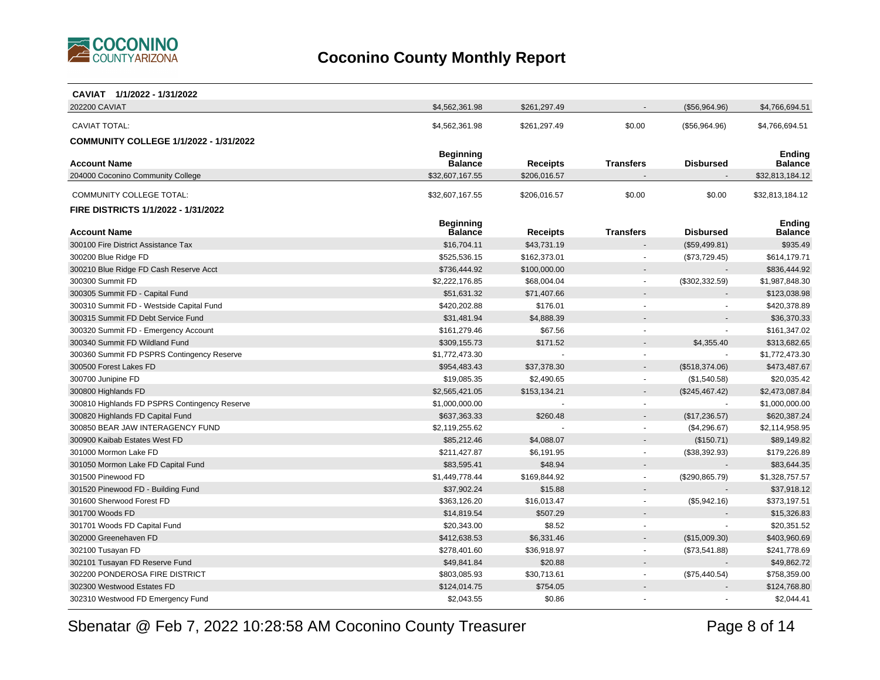# Coconino County Monthly Report

**CAVIAT 1/1/2022 - 1/31/2022**

| Account Name | Beginning Balance | Receipts | Transfers | Disbursed | Ending Balance |
|---|---|---|---|---|---|
| 202200 CAVIAT | $4,562,361.98 | $261,297.49 | - | ($56,964.96) | $4,766,694.51 |
| CAVIAT TOTAL: | $4,562,361.98 | $261,297.49 | $0.00 | ($56,964.96) | $4,766,694.51 |

**COMMUNITY COLLEGE 1/1/2022 - 1/31/2022**

| Account Name | Beginning Balance | Receipts | Transfers | Disbursed | Ending Balance |
|---|---|---|---|---|---|
| 204000 Coconino Community College | $32,607,167.55 | $206,016.57 | - | - | $32,813,184.12 |
| COMMUNITY COLLEGE TOTAL: | $32,607,167.55 | $206,016.57 | $0.00 | $0.00 | $32,813,184.12 |

**FIRE DISTRICTS 1/1/2022 - 1/31/2022**

| Account Name | Beginning Balance | Receipts | Transfers | Disbursed | Ending Balance |
|---|---|---|---|---|---|
| 300100 Fire District Assistance Tax | $16,704.11 | $43,731.19 | - | ($59,499.81) | $935.49 |
| 300200 Blue Ridge FD | $525,536.15 | $162,373.01 | - | ($73,729.45) | $614,179.71 |
| 300210 Blue Ridge FD Cash Reserve Acct | $736,444.92 | $100,000.00 | - | - | $836,444.92 |
| 300300 Summit FD | $2,222,176.85 | $68,004.04 | - | ($302,332.59) | $1,987,848.30 |
| 300305 Summit FD - Capital Fund | $51,631.32 | $71,407.66 | - | - | $123,038.98 |
| 300310 Summit FD - Westside Capital Fund | $420,202.88 | $176.01 | - | - | $420,378.89 |
| 300315 Summit FD Debt Service Fund | $31,481.94 | $4,888.39 | - | - | $36,370.33 |
| 300320 Summit FD - Emergency Account | $161,279.46 | $67.56 | - | - | $161,347.02 |
| 300340 Summit FD Wildland Fund | $309,155.73 | $171.52 | - | $4,355.40 | $313,682.65 |
| 300360 Summit FD PSPRS Contingency Reserve | $1,772,473.30 | - | - | - | $1,772,473.30 |
| 300500 Forest Lakes FD | $954,483.43 | $37,378.30 | - | ($518,374.06) | $473,487.67 |
| 300700 Junipine FD | $19,085.35 | $2,490.65 | - | ($1,540.58) | $20,035.42 |
| 300800 Highlands FD | $2,565,421.05 | $153,134.21 | - | ($245,467.42) | $2,473,087.84 |
| 300810 Highlands FD PSPRS Contingency Reserve | $1,000,000.00 | - | - | - | $1,000,000.00 |
| 300820 Highlands FD Capital Fund | $637,363.33 | $260.48 | - | ($17,236.57) | $620,387.24 |
| 300850 BEAR JAW INTERAGENCY FUND | $2,119,255.62 | - | - | ($4,296.67) | $2,114,958.95 |
| 300900 Kaibab Estates West FD | $85,212.46 | $4,088.07 | - | ($150.71) | $89,149.82 |
| 301000 Mormon Lake FD | $211,427.87 | $6,191.95 | - | ($38,392.93) | $179,226.89 |
| 301050 Mormon Lake FD Capital Fund | $83,595.41 | $48.94 | - | - | $83,644.35 |
| 301500 Pinewood FD | $1,449,778.44 | $169,844.92 | - | ($290,865.79) | $1,328,757.57 |
| 301520 Pinewood FD - Building Fund | $37,902.24 | $15.88 | - | - | $37,918.12 |
| 301600 Sherwood Forest FD | $363,126.20 | $16,013.47 | - | ($5,942.16) | $373,197.51 |
| 301700 Woods FD | $14,819.54 | $507.29 | - | - | $15,326.83 |
| 301701 Woods FD Capital Fund | $20,343.00 | $8.52 | - | - | $20,351.52 |
| 302000 Greenehaven FD | $412,638.53 | $6,331.46 | - | ($15,009.30) | $403,960.69 |
| 302100 Tusayan FD | $278,401.60 | $36,918.97 | - | ($73,541.88) | $241,778.69 |
| 302101 Tusayan FD Reserve Fund | $49,841.84 | $20.88 | - | - | $49,862.72 |
| 302200 PONDEROSA FIRE DISTRICT | $803,085.93 | $30,713.61 | - | ($75,440.54) | $758,359.00 |
| 302300 Westwood Estates FD | $124,014.75 | $754.05 | - | - | $124,768.80 |
| 302310 Westwood FD Emergency Fund | $2,043.55 | $0.86 | - | - | $2,044.41 |

Sbenatar @ Feb 7, 2022 10:28:58 AM Coconino County Treasurer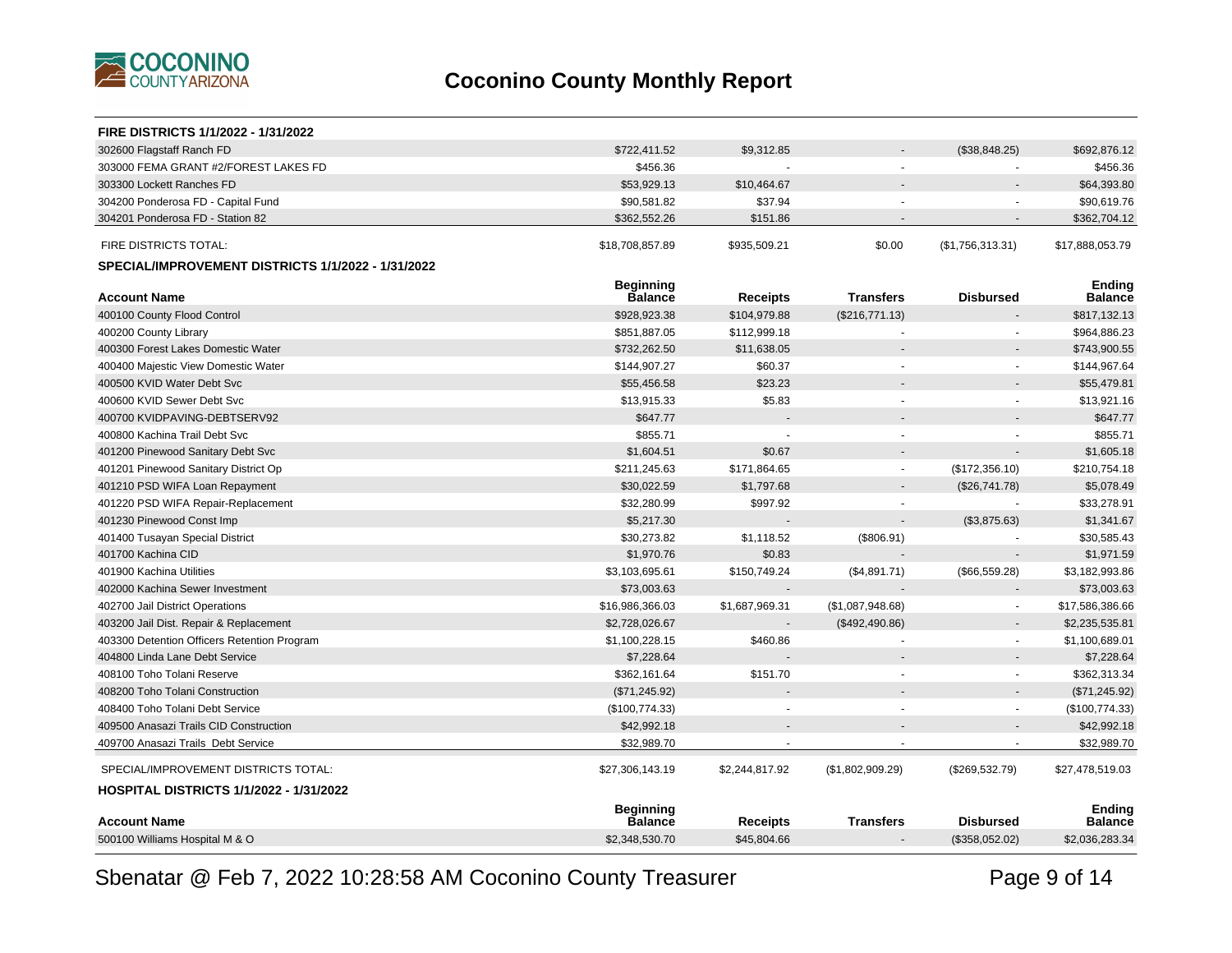# Coconino County Monthly Report

**FIRE DISTRICTS 1/1/2022 - 1/31/2022**

| Account Name | Beginning Balance | Receipts | Transfers | Disbursed | Ending Balance |
|---|---|---|---|---|---|
| 302600 Flagstaff Ranch FD | $722,411.52 | $9,312.85 | - | ($38,848.25) | $692,876.12 |
| 303000 FEMA GRANT #2/FOREST LAKES FD | $456.36 | - | - | - | $456.36 |
| 303300 Lockett Ranches FD | $53,929.13 | $10,464.67 | - | - | $64,393.80 |
| 304200 Ponderosa FD - Capital Fund | $90,581.82 | $37.94 | - | - | $90,619.76 |
| 304201 Ponderosa FD - Station 82 | $362,552.26 | $151.86 | - | - | $362,704.12 |
| FIRE DISTRICTS TOTAL: | $18,708,857.89 | $935,509.21 | $0.00 | ($1,756,313.31) | $17,888,053.79 |

**SPECIAL/IMPROVEMENT DISTRICTS 1/1/2022 - 1/31/2022**

| Account Name | Beginning Balance | Receipts | Transfers | Disbursed | Ending Balance |
|---|---|---|---|---|---|
| 400100 County Flood Control | $928,923.38 | $104,979.88 | ($216,771.13) | - | $817,132.13 |
| 400200 County Library | $851,887.05 | $112,999.18 | - | - | $964,886.23 |
| 400300 Forest Lakes Domestic Water | $732,262.50 | $11,638.05 | - | - | $743,900.55 |
| 400400 Majestic View Domestic Water | $144,907.27 | $60.37 | - | - | $144,967.64 |
| 400500 KVID Water Debt Svc | $55,456.58 | $23.23 | - | - | $55,479.81 |
| 400600 KVID Sewer Debt Svc | $13,915.33 | $5.83 | - | - | $13,921.16 |
| 400700 KVIDPAVING-DEBTSERV92 | $647.77 | - | - | - | $647.77 |
| 400800 Kachina Trail Debt Svc | $855.71 | - | - | - | $855.71 |
| 401200 Pinewood Sanitary Debt Svc | $1,604.51 | $0.67 | - | - | $1,605.18 |
| 401201 Pinewood Sanitary District Op | $211,245.63 | $171,864.65 | - | ($172,356.10) | $210,754.18 |
| 401210 PSD WIFA Loan Repayment | $30,022.59 | $1,797.68 | - | ($26,741.78) | $5,078.49 |
| 401220 PSD WIFA Repair-Replacement | $32,280.99 | $997.92 | - | - | $33,278.91 |
| 401230 Pinewood Const Imp | $5,217.30 | - | - | ($3,875.63) | $1,341.67 |
| 401400 Tusayan Special District | $30,273.82 | $1,118.52 | ($806.91) | - | $30,585.43 |
| 401700 Kachina CID | $1,970.76 | $0.83 | - | - | $1,971.59 |
| 401900 Kachina Utilities | $3,103,695.61 | $150,749.24 | ($4,891.71) | ($66,559.28) | $3,182,993.86 |
| 402000 Kachina Sewer Investment | $73,003.63 | - | - | - | $73,003.63 |
| 402700 Jail District Operations | $16,986,366.03 | $1,687,969.31 | ($1,087,948.68) | - | $17,586,386.66 |
| 403200 Jail Dist. Repair & Replacement | $2,728,026.67 | - | ($492,490.86) | - | $2,235,535.81 |
| 403300 Detention Officers Retention Program | $1,100,228.15 | $460.86 | - | - | $1,100,689.01 |
| 404800 Linda Lane Debt Service | $7,228.64 | - | - | - | $7,228.64 |
| 408100 Toho Tolani Reserve | $362,161.64 | $151.70 | - | - | $362,313.34 |
| 408200 Toho Tolani Construction | ($71,245.92) | - | - | - | ($71,245.92) |
| 408400 Toho Tolani Debt Service | ($100,774.33) | - | - | - | ($100,774.33) |
| 409500 Anasazi Trails CID Construction | $42,992.18 | - | - | - | $42,992.18 |
| 409700 Anasazi Trails Debt Service | $32,989.70 | - | - | - | $32,989.70 |
| SPECIAL/IMPROVEMENT DISTRICTS TOTAL: | $27,306,143.19 | $2,244,817.92 | ($1,802,909.29) | ($269,532.79) | $27,478,519.03 |

**HOSPITAL DISTRICTS 1/1/2022 - 1/31/2022**

| Account Name | Beginning Balance | Receipts | Transfers | Disbursed | Ending Balance |
|---|---|---|---|---|---|
| 500100 Williams Hospital M & O | $2,348,530.70 | $45,804.66 | - | ($358,052.02) | $2,036,283.34 |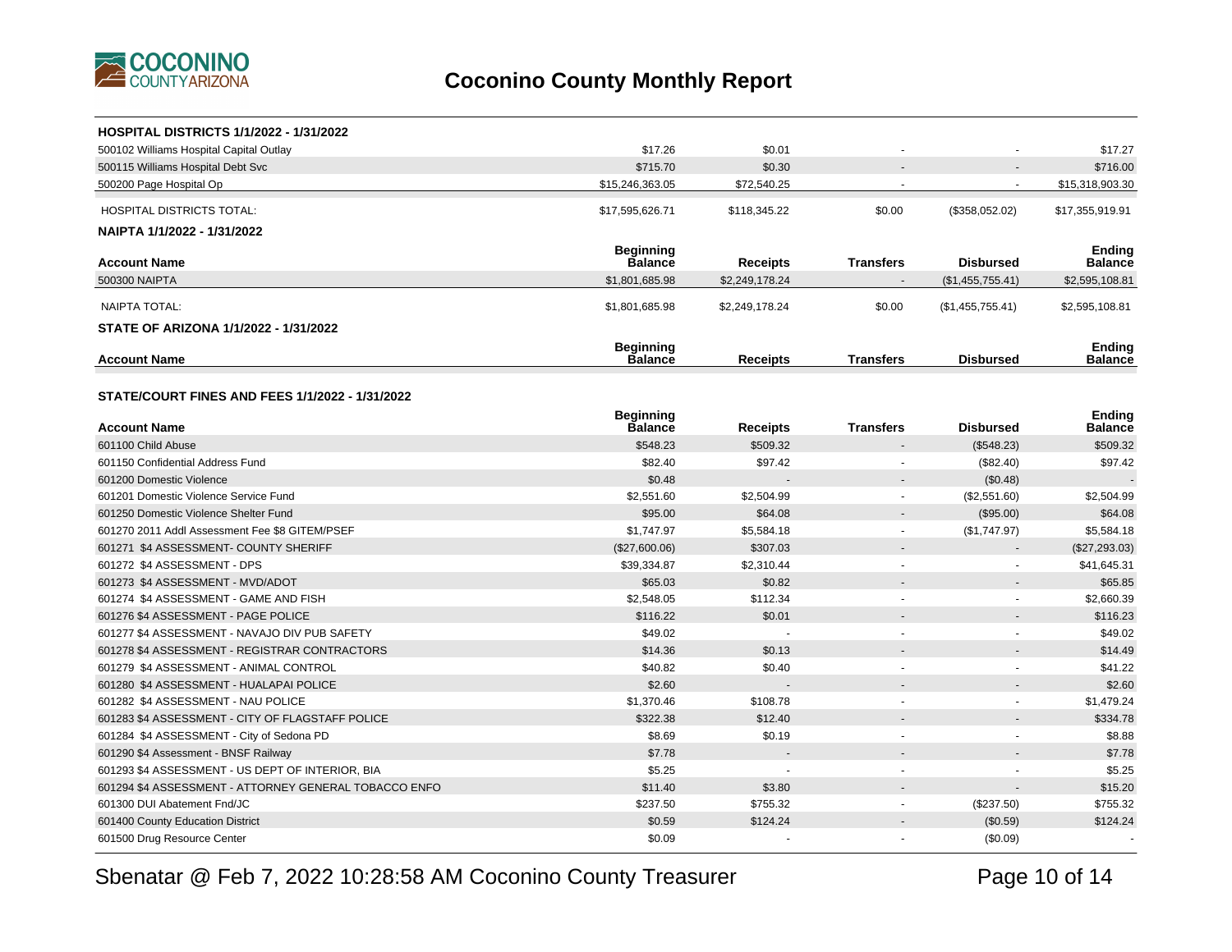# Coconino County Monthly Report

## HOSPITAL DISTRICTS 1/1/2022 - 1/31/2022

| Account Name | Beginning Balance | Receipts | Transfers | Disbursed | Ending Balance |
|---|---|---|---|---|---|
| 500102 Williams Hospital Capital Outlay | $17.26 | $0.01 | - | - | $17.27 |
| 500115 Williams Hospital Debt Svc | $715.70 | $0.30 | - | - | $716.00 |
| 500200 Page Hospital Op | $15,246,363.05 | $72,540.25 | - | - | $15,318,903.30 |
| HOSPITAL DISTRICTS TOTAL: | $17,595,626.71 | $118,345.22 | $0.00 | ($358,052.02) | $17,355,919.91 |

## NAIPTA 1/1/2022 - 1/31/2022

| Account Name | Beginning Balance | Receipts | Transfers | Disbursed | Ending Balance |
|---|---|---|---|---|---|
| 500300 NAIPTA | $1,801,685.98 | $2,249,178.24 | - | ($1,455,755.41) | $2,595,108.81 |
| NAIPTA TOTAL: | $1,801,685.98 | $2,249,178.24 | $0.00 | ($1,455,755.41) | $2,595,108.81 |

## STATE OF ARIZONA 1/1/2022 - 1/31/2022

| Account Name | Beginning Balance | Receipts | Transfers | Disbursed | Ending Balance |
|---|---|---|---|---|---|

## STATE/COURT FINES AND FEES 1/1/2022 - 1/31/2022

| Account Name | Beginning Balance | Receipts | Transfers | Disbursed | Ending Balance |
|---|---|---|---|---|---|
| 601100 Child Abuse | $548.23 | $509.32 | - | ($548.23) | $509.32 |
| 601150 Confidential Address Fund | $82.40 | $97.42 | - | ($82.40) | $97.42 |
| 601200 Domestic Violence | $0.48 | - | - | ($0.48) | - |
| 601201 Domestic Violence Service Fund | $2,551.60 | $2,504.99 | - | ($2,551.60) | $2,504.99 |
| 601250 Domestic Violence Shelter Fund | $95.00 | $64.08 | - | ($95.00) | $64.08 |
| 601270 2011 Addl Assessment Fee $8 GITEM/PSEF | $1,747.97 | $5,584.18 | - | ($1,747.97) | $5,584.18 |
| 601271 $4 ASSESSMENT- COUNTY SHERIFF | ($27,600.06) | $307.03 | - | - | ($27,293.03) |
| 601272 $4 ASSESSMENT - DPS | $39,334.87 | $2,310.44 | - | - | $41,645.31 |
| 601273 $4 ASSESSMENT - MVD/ADOT | $65.03 | $0.82 | - | - | $65.85 |
| 601274 $4 ASSESSMENT - GAME AND FISH | $2,548.05 | $112.34 | - | - | $2,660.39 |
| 601276 $4 ASSESSMENT - PAGE POLICE | $116.22 | $0.01 | - | - | $116.23 |
| 601277 $4 ASSESSMENT - NAVAJO DIV PUB SAFETY | $49.02 | - | - | - | $49.02 |
| 601278 $4 ASSESSMENT - REGISTRAR CONTRACTORS | $14.36 | $0.13 | - | - | $14.49 |
| 601279 $4 ASSESSMENT - ANIMAL CONTROL | $40.82 | $0.40 | - | - | $41.22 |
| 601280 $4 ASSESSMENT - HUALAPAI POLICE | $2.60 | - | - | - | $2.60 |
| 601282 $4 ASSESSMENT - NAU POLICE | $1,370.46 | $108.78 | - | - | $1,479.24 |
| 601283 $4 ASSESSMENT - CITY OF FLAGSTAFF POLICE | $322.38 | $12.40 | - | - | $334.78 |
| 601284 $4 ASSESSMENT - City of Sedona PD | $8.69 | $0.19 | - | - | $8.88 |
| 601290 $4 Assessment - BNSF Railway | $7.78 | - | - | - | $7.78 |
| 601293 $4 ASSESSMENT - US DEPT OF INTERIOR, BIA | $5.25 | - | - | - | $5.25 |
| 601294 $4 ASSESSMENT - ATTORNEY GENERAL TOBACCO ENFO | $11.40 | $3.80 | - | - | $15.20 |
| 601300 DUI Abatement Fnd/JC | $237.50 | $755.32 | - | ($237.50) | $755.32 |
| 601400 County Education District | $0.59 | $124.24 | - | ($0.59) | $124.24 |
| 601500 Drug Resource Center | $0.09 | - | - | ($0.09) | - |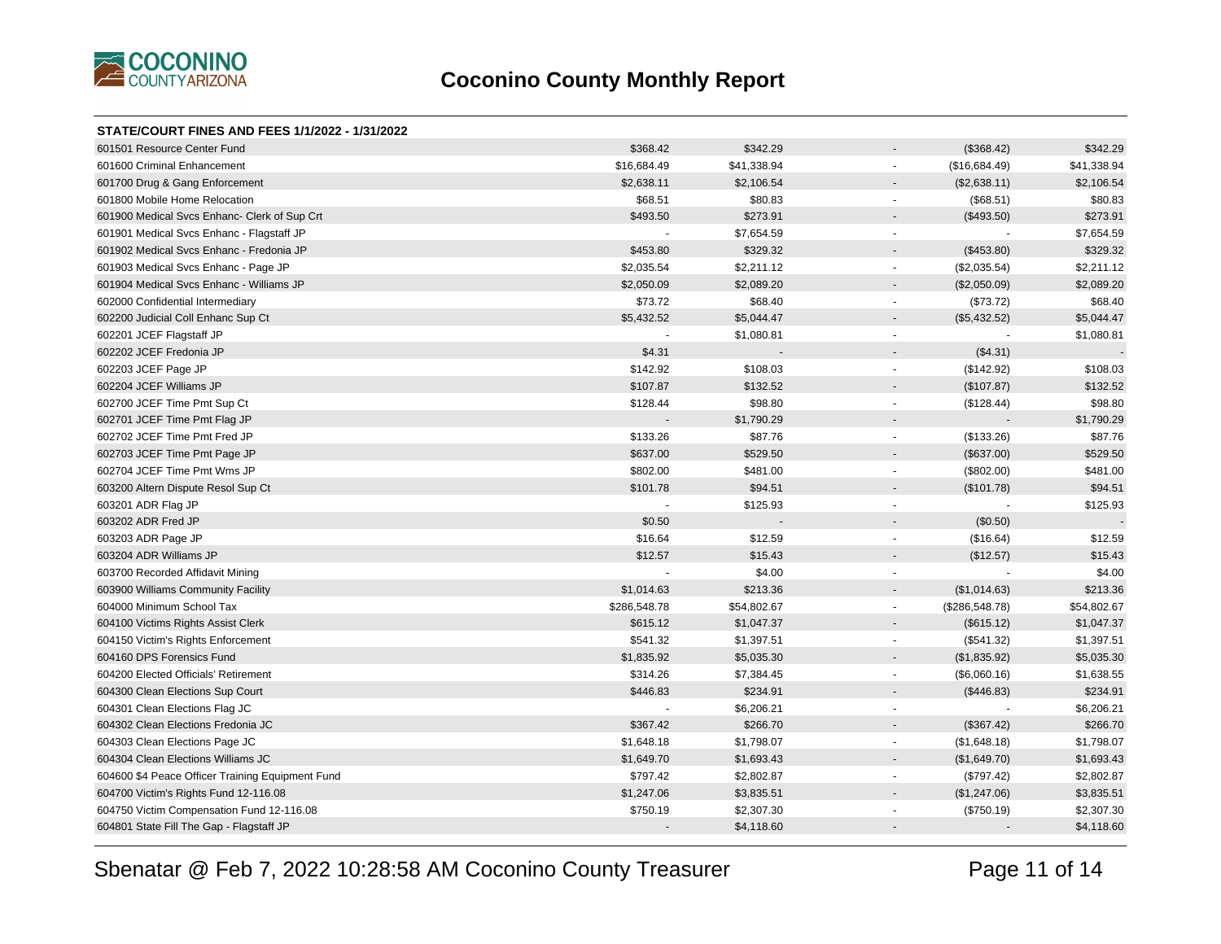# Coconino County Monthly Report

**STATE/COURT FINES AND FEES 1/1/2022 - 1/31/2022**

| | | | | | |
|---|---|---|---|---|---|
| 601501 Resource Center Fund | $368.42 | $342.29 | - | ($368.42) | $342.29 |
| 601600 Criminal Enhancement | $16,684.49 | $41,338.94 | - | ($16,684.49) | $41,338.94 |
| 601700 Drug & Gang Enforcement | $2,638.11 | $2,106.54 | - | ($2,638.11) | $2,106.54 |
| 601800 Mobile Home Relocation | $68.51 | $80.83 | - | ($68.51) | $80.83 |
| 601900 Medical Svcs Enhanc- Clerk of Sup Crt | $493.50 | $273.91 | - | ($493.50) | $273.91 |
| 601901 Medical Svcs Enhanc - Flagstaff JP | - | $7,654.59 | - | - | $7,654.59 |
| 601902 Medical Svcs Enhanc - Fredonia JP | $453.80 | $329.32 | - | ($453.80) | $329.32 |
| 601903 Medical Svcs Enhanc - Page JP | $2,035.54 | $2,211.12 | - | ($2,035.54) | $2,211.12 |
| 601904 Medical Svcs Enhanc - Williams JP | $2,050.09 | $2,089.20 | - | ($2,050.09) | $2,089.20 |
| 602000 Confidential Intermediary | $73.72 | $68.40 | - | ($73.72) | $68.40 |
| 602200 Judicial Coll Enhanc Sup Ct | $5,432.52 | $5,044.47 | - | ($5,432.52) | $5,044.47 |
| 602201 JCEF Flagstaff JP | - | $1,080.81 | - | - | $1,080.81 |
| 602202 JCEF Fredonia JP | $4.31 | - | - | ($4.31) | - |
| 602203 JCEF Page JP | $142.92 | $108.03 | - | ($142.92) | $108.03 |
| 602204 JCEF Williams JP | $107.87 | $132.52 | - | ($107.87) | $132.52 |
| 602700 JCEF Time Pmt Sup Ct | $128.44 | $98.80 | - | ($128.44) | $98.80 |
| 602701 JCEF Time Pmt Flag JP | - | $1,790.29 | - | - | $1,790.29 |
| 602702 JCEF Time Pmt Fred JP | $133.26 | $87.76 | - | ($133.26) | $87.76 |
| 602703 JCEF Time Pmt Page JP | $637.00 | $529.50 | - | ($637.00) | $529.50 |
| 602704 JCEF Time Pmt Wms JP | $802.00 | $481.00 | - | ($802.00) | $481.00 |
| 603200 Altern Dispute Resol Sup Ct | $101.78 | $94.51 | - | ($101.78) | $94.51 |
| 603201 ADR Flag JP | - | $125.93 | - | - | $125.93 |
| 603202 ADR Fred JP | $0.50 | - | - | ($0.50) | - |
| 603203 ADR Page JP | $16.64 | $12.59 | - | ($16.64) | $12.59 |
| 603204 ADR Williams JP | $12.57 | $15.43 | - | ($12.57) | $15.43 |
| 603700 Recorded Affidavit Mining | - | $4.00 | - | - | $4.00 |
| 603900 Williams Community Facility | $1,014.63 | $213.36 | - | ($1,014.63) | $213.36 |
| 604000 Minimum School Tax | $286,548.78 | $54,802.67 | - | ($286,548.78) | $54,802.67 |
| 604100 Victims Rights Assist Clerk | $615.12 | $1,047.37 | - | ($615.12) | $1,047.37 |
| 604150 Victim's Rights Enforcement | $541.32 | $1,397.51 | - | ($541.32) | $1,397.51 |
| 604160 DPS Forensics Fund | $1,835.92 | $5,035.30 | - | ($1,835.92) | $5,035.30 |
| 604200 Elected Officials' Retirement | $314.26 | $7,384.45 | - | ($6,060.16) | $1,638.55 |
| 604300 Clean Elections Sup Court | $446.83 | $234.91 | - | ($446.83) | $234.91 |
| 604301 Clean Elections Flag JC | - | $6,206.21 | - | - | $6,206.21 |
| 604302 Clean Elections Fredonia JC | $367.42 | $266.70 | - | ($367.42) | $266.70 |
| 604303 Clean Elections Page JC | $1,648.18 | $1,798.07 | - | ($1,648.18) | $1,798.07 |
| 604304 Clean Elections Williams JC | $1,649.70 | $1,693.43 | - | ($1,649.70) | $1,693.43 |
| 604600 $4 Peace Officer Training Equipment Fund | $797.42 | $2,802.87 | - | ($797.42) | $2,802.87 |
| 604700 Victim's Rights Fund 12-116.08 | $1,247.06 | $3,835.51 | - | ($1,247.06) | $3,835.51 |
| 604750 Victim Compensation Fund 12-116.08 | $750.19 | $2,307.30 | - | ($750.19) | $2,307.30 |
| 604801 State Fill The Gap - Flagstaff JP | - | $4,118.60 | - | - | $4,118.60 |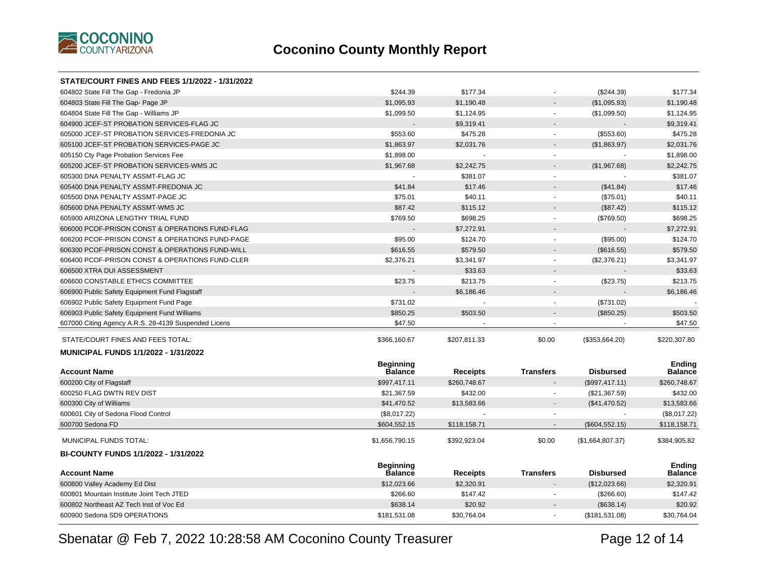# Coconino County Monthly Report

**STATE/COURT FINES AND FEES 1/1/2022 - 1/31/2022**

| Account Name | Beginning Balance | Receipts | Transfers | Disbursed | Ending Balance |
|---|---|---|---|---|---|
| 604802 State Fill The Gap - Fredonia JP | $244.39 | $177.34 | - | ($244.39) | $177.34 |
| 604803 State Fill The Gap- Page JP | $1,095.93 | $1,190.48 | - | ($1,095.93) | $1,190.48 |
| 604804 State Fill The Gap - Williams JP | $1,099.50 | $1,124.95 | - | ($1,099.50) | $1,124.95 |
| 604900 JCEF-ST PROBATION SERVICES-FLAG JC | - | $9,319.41 | - | - | $9,319.41 |
| 605000 JCEF-ST PROBATION SERVICES-FREDONIA JC | $553.60 | $475.28 | - | ($553.60) | $475.28 |
| 605100 JCEF-ST PROBATION SERVICES-PAGE JC | $1,863.97 | $2,031.76 | - | ($1,863.97) | $2,031.76 |
| 605150 Cty Page Probation Services Fee | $1,898.00 | - | - | - | $1,898.00 |
| 605200 JCEF-ST PROBATION SERVICES-WMS JC | $1,967.68 | $2,242.75 | - | ($1,967.68) | $2,242.75 |
| 605300 DNA PENALTY ASSMT-FLAG JC | - | $381.07 | - | - | $381.07 |
| 605400 DNA PENALTY ASSMT-FREDONIA JC | $41.84 | $17.46 | - | ($41.84) | $17.46 |
| 605500 DNA PENALTY ASSMT-PAGE JC | $75.01 | $40.11 | - | ($75.01) | $40.11 |
| 605600 DNA PENALTY ASSMT-WMS JC | $87.42 | $115.12 | - | ($87.42) | $115.12 |
| 605900 ARIZONA LENGTHY TRIAL FUND | $769.50 | $698.25 | - | ($769.50) | $698.25 |
| 606000 PCOF-PRISON CONST & OPERATIONS FUND-FLAG | - | $7,272.91 | - | - | $7,272.91 |
| 606200 PCOF-PRISON CONST & OPERATIONS FUND-PAGE | $95.00 | $124.70 | - | ($95.00) | $124.70 |
| 606300 PCOF-PRISON CONST & OPERATIONS FUND-WILL | $616.55 | $579.50 | - | ($616.55) | $579.50 |
| 606400 PCOF-PRISON CONST & OPERATIONS FUND-CLER | $2,376.21 | $3,341.97 | - | ($2,376.21) | $3,341.97 |
| 606500 XTRA DUI ASSESSMENT | - | $33.63 | - | - | $33.63 |
| 606600 CONSTABLE ETHICS COMMITTEE | $23.75 | $213.75 | - | ($23.75) | $213.75 |
| 606900 Public Safety Equipment Fund Flagstaff | - | $6,186.46 | - | - | $6,186.46 |
| 606902 Public Safety Equipment Fund Page | $731.02 | - | - | ($731.02) | - |
| 606903 Public Safety Equipment Fund Williams | $850.25 | $503.50 | - | ($850.25) | $503.50 |
| 607000 Citing Agency A.R.S. 28-4139 Suspended Licens | $47.50 | - | - | - | $47.50 |
| STATE/COURT FINES AND FEES TOTAL: | $366,160.67 | $207,811.33 | $0.00 | ($353,664.20) | $220,307.80 |

**MUNICIPAL FUNDS 1/1/2022 - 1/31/2022**

| Account Name | Beginning Balance | Receipts | Transfers | Disbursed | Ending Balance |
|---|---|---|---|---|---|
| 600200 City of Flagstaff | $997,417.11 | $260,748.67 | - | ($997,417.11) | $260,748.67 |
| 600250 FLAG DWTN REV DIST | $21,367.59 | $432.00 | - | ($21,367.59) | $432.00 |
| 600300 City of Williams | $41,470.52 | $13,583.66 | - | ($41,470.52) | $13,583.66 |
| 600601 City of Sedona Flood Control | ($8,017.22) | - | - | - | ($8,017.22) |
| 600700 Sedona FD | $604,552.15 | $118,158.71 | - | ($604,552.15) | $118,158.71 |
| MUNICIPAL FUNDS TOTAL: | $1,656,790.15 | $392,923.04 | $0.00 | ($1,664,807.37) | $384,905.82 |

**BI-COUNTY FUNDS 1/1/2022 - 1/31/2022**

| Account Name | Beginning Balance | Receipts | Transfers | Disbursed | Ending Balance |
|---|---|---|---|---|---|
| 600800 Valley Academy Ed Dist | $12,023.66 | $2,320.91 | - | ($12,023.66) | $2,320.91 |
| 600801 Mountain Institute Joint Tech JTED | $266.60 | $147.42 | - | ($266.60) | $147.42 |
| 600802 Northeast AZ Tech Inst of Voc Ed | $638.14 | $20.92 | - | ($638.14) | $20.92 |
| 600900 Sedona SD9 OPERATIONS | $181,531.08 | $30,764.04 | - | ($181,531.08) | $30,764.04 |

Sbenatar @ Feb 7, 2022 10:28:58 AM Coconino County Treasurer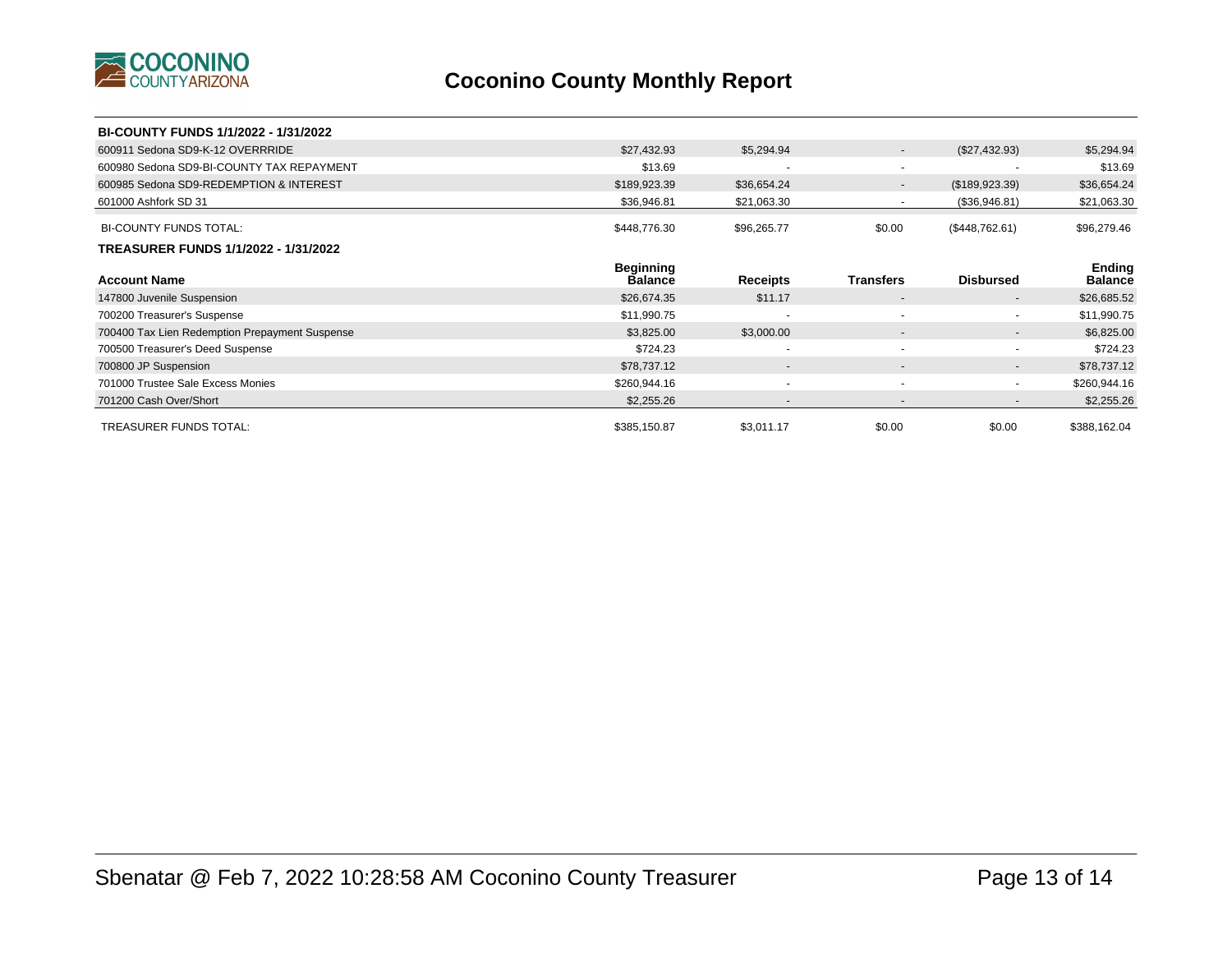# Coconino County Monthly Report

**BI-COUNTY FUNDS 1/1/2022 - 1/31/2022**

| Account Name | Beginning Balance | Receipts | Transfers | Disbursed | Ending Balance |
|---|---|---|---|---|---|
| 600911 Sedona SD9-K-12 OVERRRIDE | $27,432.93 | $5,294.94 | - | ($27,432.93) | $5,294.94 |
| 600980 Sedona SD9-BI-COUNTY TAX REPAYMENT | $13.69 | - | - | - | $13.69 |
| 600985 Sedona SD9-REDEMPTION & INTEREST | $189,923.39 | $36,654.24 | - | ($189,923.39) | $36,654.24 |
| 601000 Ashfork SD 31 | $36,946.81 | $21,063.30 | - | ($36,946.81) | $21,063.30 |
| BI-COUNTY FUNDS TOTAL: | $448,776.30 | $96,265.77 | $0.00 | ($448,762.61) | $96,279.46 |

**TREASURER FUNDS 1/1/2022 - 1/31/2022**

| Account Name | Beginning Balance | Receipts | Transfers | Disbursed | Ending Balance |
|---|---|---|---|---|---|
| 147800 Juvenile Suspension | $26,674.35 | $11.17 | - | - | $26,685.52 |
| 700200 Treasurer's Suspense | $11,990.75 | - | - | - | $11,990.75 |
| 700400 Tax Lien Redemption Prepayment Suspense | $3,825.00 | $3,000.00 | - | - | $6,825.00 |
| 700500 Treasurer's Deed Suspense | $724.23 | - | - | - | $724.23 |
| 700800 JP Suspension | $78,737.12 | - | - | - | $78,737.12 |
| 701000 Trustee Sale Excess Monies | $260,944.16 | - | - | - | $260,944.16 |
| 701200 Cash Over/Short | $2,255.26 | - | - | - | $2,255.26 |
| TREASURER FUNDS TOTAL: | $385,150.87 | $3,011.17 | $0.00 | $0.00 | $388,162.04 |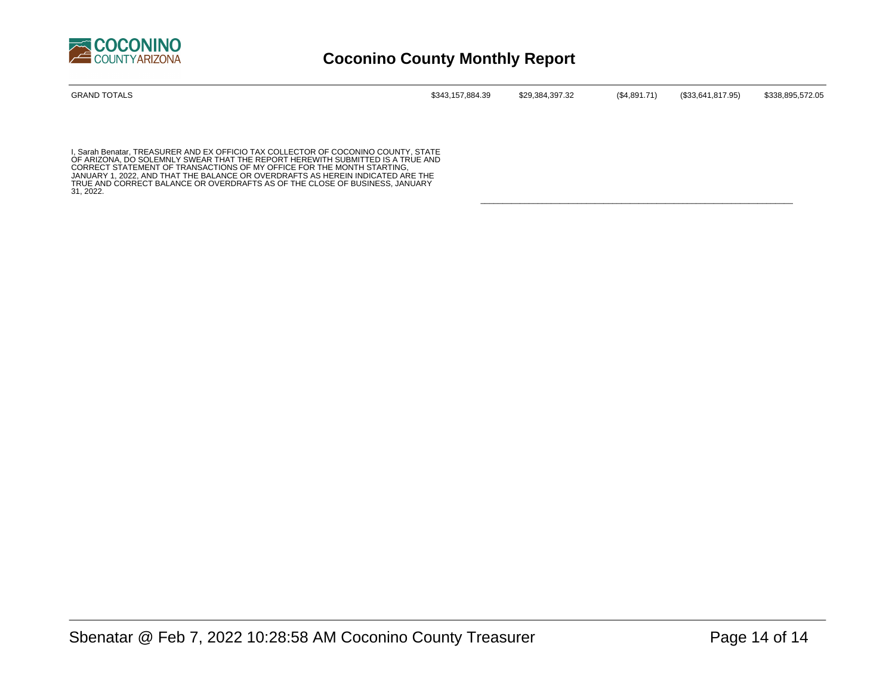# Coconino County Monthly Report

| GRAND TOTALS | $343,157,884.39 | $29,384,397.32 | ($4,891.71) | ($33,641,817.95) | $338,895,572.05 |
|---|---|---|---|---|---|

I, Sarah Benatar, TREASURER AND EX OFFICIO TAX COLLECTOR OF COCONINO COUNTY, STATE OF ARIZONA, DO SOLEMNLY SWEAR THAT THE REPORT HEREWITH SUBMITTED IS A TRUE AND CORRECT STATEMENT OF TRANSACTIONS OF MY OFFICE FOR THE MONTH STARTING, JANUARY 1, 2022, AND THAT THE BALANCE OR OVERDRAFTS AS HEREIN INDICATED ARE THE TRUE AND CORRECT BALANCE OR OVERDRAFTS AS OF THE CLOSE OF BUSINESS, JANUARY 31, 2022.

\_\_\_\_\_\_\_\_\_\_\_\_\_\_\_\_\_\_\_\_\_\_\_\_\_\_\_\_\_\_\_\_\_\_\_\_\_\_\_\_\_\_\_\_\_\_\_\_\_\_\_\_\_\_\_\_\_\_\_\_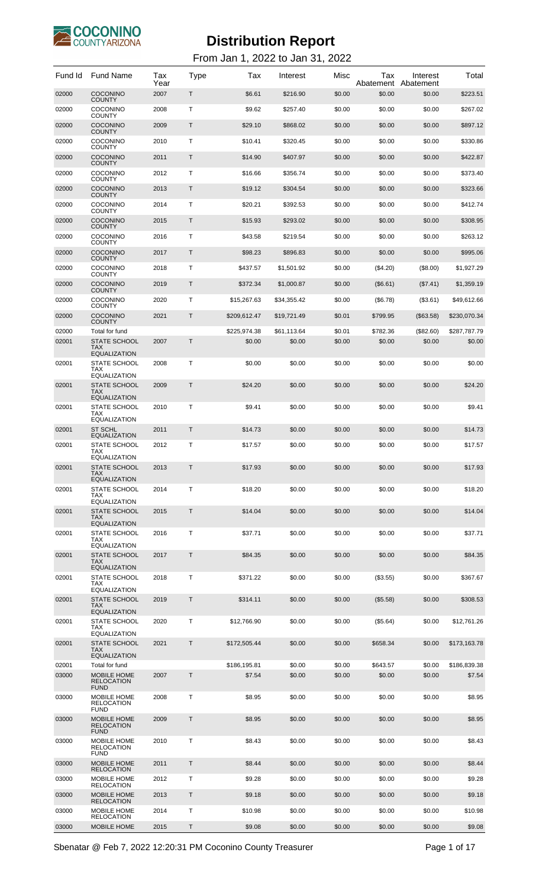# Distribution Report

From Jan 1, 2022 to Jan 31, 2022

| Fund Id | Fund Name | Tax Year | Type | Tax | Interest | Misc | Tax Abatement | Interest Abatement | Total |
|---|---|---|---|---|---|---|---|---|---|
| 02000 | COCONINO COUNTY | 2007 | T | $6.61 | $216.90 | $0.00 | $0.00 | $0.00 | $223.51 |
| 02000 | COCONINO COUNTY | 2008 | T | $9.62 | $257.40 | $0.00 | $0.00 | $0.00 | $267.02 |
| 02000 | COCONINO COUNTY | 2009 | T | $29.10 | $868.02 | $0.00 | $0.00 | $0.00 | $897.12 |
| 02000 | COCONINO COUNTY | 2010 | T | $10.41 | $320.45 | $0.00 | $0.00 | $0.00 | $330.86 |
| 02000 | COCONINO COUNTY | 2011 | T | $14.90 | $407.97 | $0.00 | $0.00 | $0.00 | $422.87 |
| 02000 | COCONINO COUNTY | 2012 | T | $16.66 | $356.74 | $0.00 | $0.00 | $0.00 | $373.40 |
| 02000 | COCONINO COUNTY | 2013 | T | $19.12 | $304.54 | $0.00 | $0.00 | $0.00 | $323.66 |
| 02000 | COCONINO COUNTY | 2014 | T | $20.21 | $392.53 | $0.00 | $0.00 | $0.00 | $412.74 |
| 02000 | COCONINO COUNTY | 2015 | T | $15.93 | $293.02 | $0.00 | $0.00 | $0.00 | $308.95 |
| 02000 | COCONINO COUNTY | 2016 | T | $43.58 | $219.54 | $0.00 | $0.00 | $0.00 | $263.12 |
| 02000 | COCONINO COUNTY | 2017 | T | $98.23 | $896.83 | $0.00 | $0.00 | $0.00 | $995.06 |
| 02000 | COCONINO COUNTY | 2018 | T | $437.57 | $1,501.92 | $0.00 | ($4.20) | ($8.00) | $1,927.29 |
| 02000 | COCONINO COUNTY | 2019 | T | $372.34 | $1,000.87 | $0.00 | ($6.61) | ($7.41) | $1,359.19 |
| 02000 | COCONINO COUNTY | 2020 | T | $15,267.63 | $34,355.42 | $0.00 | ($6.78) | ($3.61) | $49,612.66 |
| 02000 | COCONINO COUNTY | 2021 | T | $209,612.47 | $19,721.49 | $0.01 | $799.95 | ($63.58) | $230,070.34 |
| 02000 | Total for fund | | | $225,974.38 | $61,113.64 | $0.01 | $782.36 | ($82.60) | $287,787.79 |
| 02001 | STATE SCHOOL TAX EQUALIZATION | 2007 | T | $0.00 | $0.00 | $0.00 | $0.00 | $0.00 | $0.00 |
| 02001 | STATE SCHOOL TAX EQUALIZATION | 2008 | T | $0.00 | $0.00 | $0.00 | $0.00 | $0.00 | $0.00 |
| 02001 | STATE SCHOOL TAX EQUALIZATION | 2009 | T | $24.20 | $0.00 | $0.00 | $0.00 | $0.00 | $24.20 |
| 02001 | STATE SCHOOL TAX EQUALIZATION | 2010 | T | $9.41 | $0.00 | $0.00 | $0.00 | $0.00 | $9.41 |
| 02001 | ST SCHL EQUALIZATION | 2011 | T | $14.73 | $0.00 | $0.00 | $0.00 | $0.00 | $14.73 |
| 02001 | STATE SCHOOL TAX EQUALIZATION | 2012 | T | $17.57 | $0.00 | $0.00 | $0.00 | $0.00 | $17.57 |
| 02001 | STATE SCHOOL TAX EQUALIZATION | 2013 | T | $17.93 | $0.00 | $0.00 | $0.00 | $0.00 | $17.93 |
| 02001 | STATE SCHOOL TAX EQUALIZATION | 2014 | T | $18.20 | $0.00 | $0.00 | $0.00 | $0.00 | $18.20 |
| 02001 | STATE SCHOOL TAX EQUALIZATION | 2015 | T | $14.04 | $0.00 | $0.00 | $0.00 | $0.00 | $14.04 |
| 02001 | STATE SCHOOL TAX EQUALIZATION | 2016 | T | $37.71 | $0.00 | $0.00 | $0.00 | $0.00 | $37.71 |
| 02001 | STATE SCHOOL TAX EQUALIZATION | 2017 | T | $84.35 | $0.00 | $0.00 | $0.00 | $0.00 | $84.35 |
| 02001 | STATE SCHOOL TAX EQUALIZATION | 2018 | T | $371.22 | $0.00 | $0.00 | ($3.55) | $0.00 | $367.67 |
| 02001 | STATE SCHOOL TAX EQUALIZATION | 2019 | T | $314.11 | $0.00 | $0.00 | ($5.58) | $0.00 | $308.53 |
| 02001 | STATE SCHOOL TAX EQUALIZATION | 2020 | T | $12,766.90 | $0.00 | $0.00 | ($5.64) | $0.00 | $12,761.26 |
| 02001 | STATE SCHOOL TAX EQUALIZATION | 2021 | T | $172,505.44 | $0.00 | $0.00 | $658.34 | $0.00 | $173,163.78 |
| 02001 | Total for fund | | | $186,195.81 | $0.00 | $0.00 | $643.57 | $0.00 | $186,839.38 |
| 03000 | MOBILE HOME RELOCATION FUND | 2007 | T | $7.54 | $0.00 | $0.00 | $0.00 | $0.00 | $7.54 |
| 03000 | MOBILE HOME RELOCATION FUND | 2008 | T | $8.95 | $0.00 | $0.00 | $0.00 | $0.00 | $8.95 |
| 03000 | MOBILE HOME RELOCATION FUND | 2009 | T | $8.95 | $0.00 | $0.00 | $0.00 | $0.00 | $8.95 |
| 03000 | MOBILE HOME RELOCATION FUND | 2010 | T | $8.43 | $0.00 | $0.00 | $0.00 | $0.00 | $8.43 |
| 03000 | MOBILE HOME RELOCATION | 2011 | T | $8.44 | $0.00 | $0.00 | $0.00 | $0.00 | $8.44 |
| 03000 | MOBILE HOME RELOCATION | 2012 | T | $9.28 | $0.00 | $0.00 | $0.00 | $0.00 | $9.28 |
| 03000 | MOBILE HOME RELOCATION | 2013 | T | $9.18 | $0.00 | $0.00 | $0.00 | $0.00 | $9.18 |
| 03000 | MOBILE HOME RELOCATION | 2014 | T | $10.98 | $0.00 | $0.00 | $0.00 | $0.00 | $10.98 |
| 03000 | MOBILE HOME | 2015 | T | $9.08 | $0.00 | $0.00 | $0.00 | $0.00 | $9.08 |

Sbenatar @ Feb 7, 2022 12:20:31 PM Coconino County Treasurer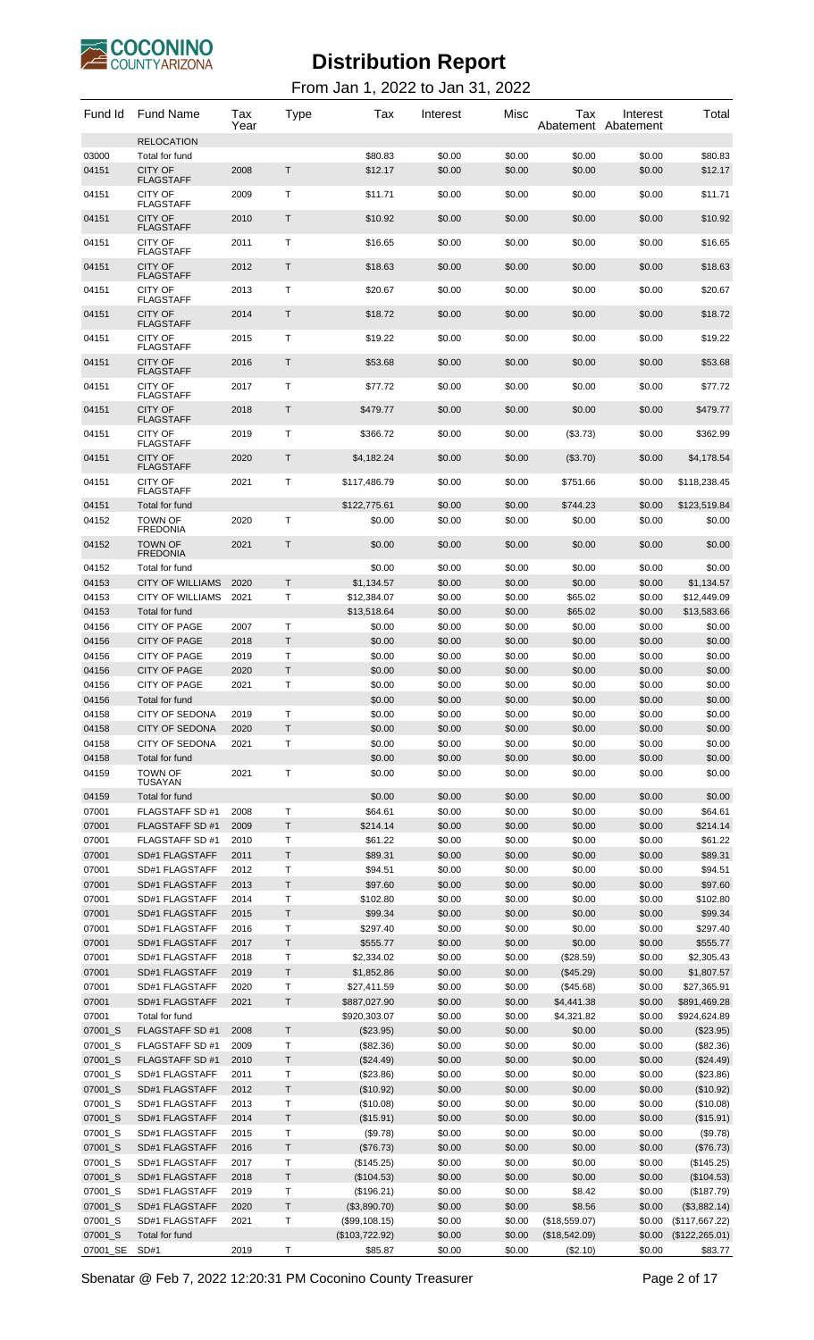# Distribution Report

From Jan 1, 2022 to Jan 31, 2022

| Fund Id | Fund Name | Tax Year | Type | Tax | Interest | Misc | Tax Abatement | Interest Abatement | Total |
|---|---|---|---|---|---|---|---|---|---|
| | RELOCATION | | | | | | | | |
| 03000 | Total for fund | | | $80.83 | $0.00 | $0.00 | $0.00 | $0.00 | $80.83 |
| 04151 | CITY OF FLAGSTAFF | 2008 | T | $12.17 | $0.00 | $0.00 | $0.00 | $0.00 | $12.17 |
| 04151 | CITY OF FLAGSTAFF | 2009 | T | $11.71 | $0.00 | $0.00 | $0.00 | $0.00 | $11.71 |
| 04151 | CITY OF FLAGSTAFF | 2010 | T | $10.92 | $0.00 | $0.00 | $0.00 | $0.00 | $10.92 |
| 04151 | CITY OF FLAGSTAFF | 2011 | T | $16.65 | $0.00 | $0.00 | $0.00 | $0.00 | $16.65 |
| 04151 | CITY OF FLAGSTAFF | 2012 | T | $18.63 | $0.00 | $0.00 | $0.00 | $0.00 | $18.63 |
| 04151 | CITY OF FLAGSTAFF | 2013 | T | $20.67 | $0.00 | $0.00 | $0.00 | $0.00 | $20.67 |
| 04151 | CITY OF FLAGSTAFF | 2014 | T | $18.72 | $0.00 | $0.00 | $0.00 | $0.00 | $18.72 |
| 04151 | CITY OF FLAGSTAFF | 2015 | T | $19.22 | $0.00 | $0.00 | $0.00 | $0.00 | $19.22 |
| 04151 | CITY OF FLAGSTAFF | 2016 | T | $53.68 | $0.00 | $0.00 | $0.00 | $0.00 | $53.68 |
| 04151 | CITY OF FLAGSTAFF | 2017 | T | $77.72 | $0.00 | $0.00 | $0.00 | $0.00 | $77.72 |
| 04151 | CITY OF FLAGSTAFF | 2018 | T | $479.77 | $0.00 | $0.00 | $0.00 | $0.00 | $479.77 |
| 04151 | CITY OF FLAGSTAFF | 2019 | T | $366.72 | $0.00 | $0.00 | ($3.73) | $0.00 | $362.99 |
| 04151 | CITY OF FLAGSTAFF | 2020 | T | $4,182.24 | $0.00 | $0.00 | ($3.70) | $0.00 | $4,178.54 |
| 04151 | CITY OF FLAGSTAFF | 2021 | T | $117,486.79 | $0.00 | $0.00 | $751.66 | $0.00 | $118,238.45 |
| 04151 | Total for fund | | | $122,775.61 | $0.00 | $0.00 | $744.23 | $0.00 | $123,519.84 |
| 04152 | TOWN OF FREDONIA | 2020 | T | $0.00 | $0.00 | $0.00 | $0.00 | $0.00 | $0.00 |
| 04152 | TOWN OF FREDONIA | 2021 | T | $0.00 | $0.00 | $0.00 | $0.00 | $0.00 | $0.00 |
| 04152 | Total for fund | | | $0.00 | $0.00 | $0.00 | $0.00 | $0.00 | $0.00 |
| 04153 | CITY OF WILLIAMS | 2020 | T | $1,134.57 | $0.00 | $0.00 | $0.00 | $0.00 | $1,134.57 |
| 04153 | CITY OF WILLIAMS | 2021 | T | $12,384.07 | $0.00 | $0.00 | $65.02 | $0.00 | $12,449.09 |
| 04153 | Total for fund | | | $13,518.64 | $0.00 | $0.00 | $65.02 | $0.00 | $13,583.66 |
| 04156 | CITY OF PAGE | 2007 | T | $0.00 | $0.00 | $0.00 | $0.00 | $0.00 | $0.00 |
| 04156 | CITY OF PAGE | 2018 | T | $0.00 | $0.00 | $0.00 | $0.00 | $0.00 | $0.00 |
| 04156 | CITY OF PAGE | 2019 | T | $0.00 | $0.00 | $0.00 | $0.00 | $0.00 | $0.00 |
| 04156 | CITY OF PAGE | 2020 | T | $0.00 | $0.00 | $0.00 | $0.00 | $0.00 | $0.00 |
| 04156 | CITY OF PAGE | 2021 | T | $0.00 | $0.00 | $0.00 | $0.00 | $0.00 | $0.00 |
| 04156 | Total for fund | | | $0.00 | $0.00 | $0.00 | $0.00 | $0.00 | $0.00 |
| 04158 | CITY OF SEDONA | 2019 | T | $0.00 | $0.00 | $0.00 | $0.00 | $0.00 | $0.00 |
| 04158 | CITY OF SEDONA | 2020 | T | $0.00 | $0.00 | $0.00 | $0.00 | $0.00 | $0.00 |
| 04158 | CITY OF SEDONA | 2021 | T | $0.00 | $0.00 | $0.00 | $0.00 | $0.00 | $0.00 |
| 04158 | Total for fund | | | $0.00 | $0.00 | $0.00 | $0.00 | $0.00 | $0.00 |
| 04159 | TOWN OF TUSAYAN | 2021 | T | $0.00 | $0.00 | $0.00 | $0.00 | $0.00 | $0.00 |
| 04159 | Total for fund | | | $0.00 | $0.00 | $0.00 | $0.00 | $0.00 | $0.00 |
| 07001 | FLAGSTAFF SD #1 | 2008 | T | $64.61 | $0.00 | $0.00 | $0.00 | $0.00 | $64.61 |
| 07001 | FLAGSTAFF SD #1 | 2009 | T | $214.14 | $0.00 | $0.00 | $0.00 | $0.00 | $214.14 |
| 07001 | FLAGSTAFF SD #1 | 2010 | T | $61.22 | $0.00 | $0.00 | $0.00 | $0.00 | $61.22 |
| 07001 | SD#1 FLAGSTAFF | 2011 | T | $89.31 | $0.00 | $0.00 | $0.00 | $0.00 | $89.31 |
| 07001 | SD#1 FLAGSTAFF | 2012 | T | $94.51 | $0.00 | $0.00 | $0.00 | $0.00 | $94.51 |
| 07001 | SD#1 FLAGSTAFF | 2013 | T | $97.60 | $0.00 | $0.00 | $0.00 | $0.00 | $97.60 |
| 07001 | SD#1 FLAGSTAFF | 2014 | T | $102.80 | $0.00 | $0.00 | $0.00 | $0.00 | $102.80 |
| 07001 | SD#1 FLAGSTAFF | 2015 | T | $99.34 | $0.00 | $0.00 | $0.00 | $0.00 | $99.34 |
| 07001 | SD#1 FLAGSTAFF | 2016 | T | $297.40 | $0.00 | $0.00 | $0.00 | $0.00 | $297.40 |
| 07001 | SD#1 FLAGSTAFF | 2017 | T | $555.77 | $0.00 | $0.00 | $0.00 | $0.00 | $555.77 |
| 07001 | SD#1 FLAGSTAFF | 2018 | T | $2,334.02 | $0.00 | $0.00 | ($28.59) | $0.00 | $2,305.43 |
| 07001 | SD#1 FLAGSTAFF | 2019 | T | $1,852.86 | $0.00 | $0.00 | ($45.29) | $0.00 | $1,807.57 |
| 07001 | SD#1 FLAGSTAFF | 2020 | T | $27,411.59 | $0.00 | $0.00 | ($45.68) | $0.00 | $27,365.91 |
| 07001 | SD#1 FLAGSTAFF | 2021 | T | $887,027.90 | $0.00 | $0.00 | $4,441.38 | $0.00 | $891,469.28 |
| 07001 | Total for fund | | | $920,303.07 | $0.00 | $0.00 | $4,321.82 | $0.00 | $924,624.89 |
| 07001_S | FLAGSTAFF SD #1 | 2008 | T | ($23.95) | $0.00 | $0.00 | $0.00 | $0.00 | ($23.95) |
| 07001_S | FLAGSTAFF SD #1 | 2009 | T | ($82.36) | $0.00 | $0.00 | $0.00 | $0.00 | ($82.36) |
| 07001_S | FLAGSTAFF SD #1 | 2010 | T | ($24.49) | $0.00 | $0.00 | $0.00 | $0.00 | ($24.49) |
| 07001_S | SD#1 FLAGSTAFF | 2011 | T | ($23.86) | $0.00 | $0.00 | $0.00 | $0.00 | ($23.86) |
| 07001_S | SD#1 FLAGSTAFF | 2012 | T | ($10.92) | $0.00 | $0.00 | $0.00 | $0.00 | ($10.92) |
| 07001_S | SD#1 FLAGSTAFF | 2013 | T | ($10.08) | $0.00 | $0.00 | $0.00 | $0.00 | ($10.08) |
| 07001_S | SD#1 FLAGSTAFF | 2014 | T | ($15.91) | $0.00 | $0.00 | $0.00 | $0.00 | ($15.91) |
| 07001_S | SD#1 FLAGSTAFF | 2015 | T | ($9.78) | $0.00 | $0.00 | $0.00 | $0.00 | ($9.78) |
| 07001_S | SD#1 FLAGSTAFF | 2016 | T | ($76.73) | $0.00 | $0.00 | $0.00 | $0.00 | ($76.73) |
| 07001_S | SD#1 FLAGSTAFF | 2017 | T | ($145.25) | $0.00 | $0.00 | $0.00 | $0.00 | ($145.25) |
| 07001_S | SD#1 FLAGSTAFF | 2018 | T | ($104.53) | $0.00 | $0.00 | $0.00 | $0.00 | ($104.53) |
| 07001_S | SD#1 FLAGSTAFF | 2019 | T | ($196.21) | $0.00 | $0.00 | $8.42 | $0.00 | ($187.79) |
| 07001_S | SD#1 FLAGSTAFF | 2020 | T | ($3,890.70) | $0.00 | $0.00 | $8.56 | $0.00 | ($3,882.14) |
| 07001_S | SD#1 FLAGSTAFF | 2021 | T | ($99,108.15) | $0.00 | $0.00 | ($18,559.07) | $0.00 | ($117,667.22) |
| 07001_S | Total for fund | | | ($103,722.92) | $0.00 | $0.00 | ($18,542.09) | $0.00 | ($122,265.01) |
| 07001_SE | SD#1 | 2019 | T | $85.87 | $0.00 | $0.00 | ($2.10) | $0.00 | $83.77 |

Sbenatar @ Feb 7, 2022 12:20:31 PM Coconino County Treasurer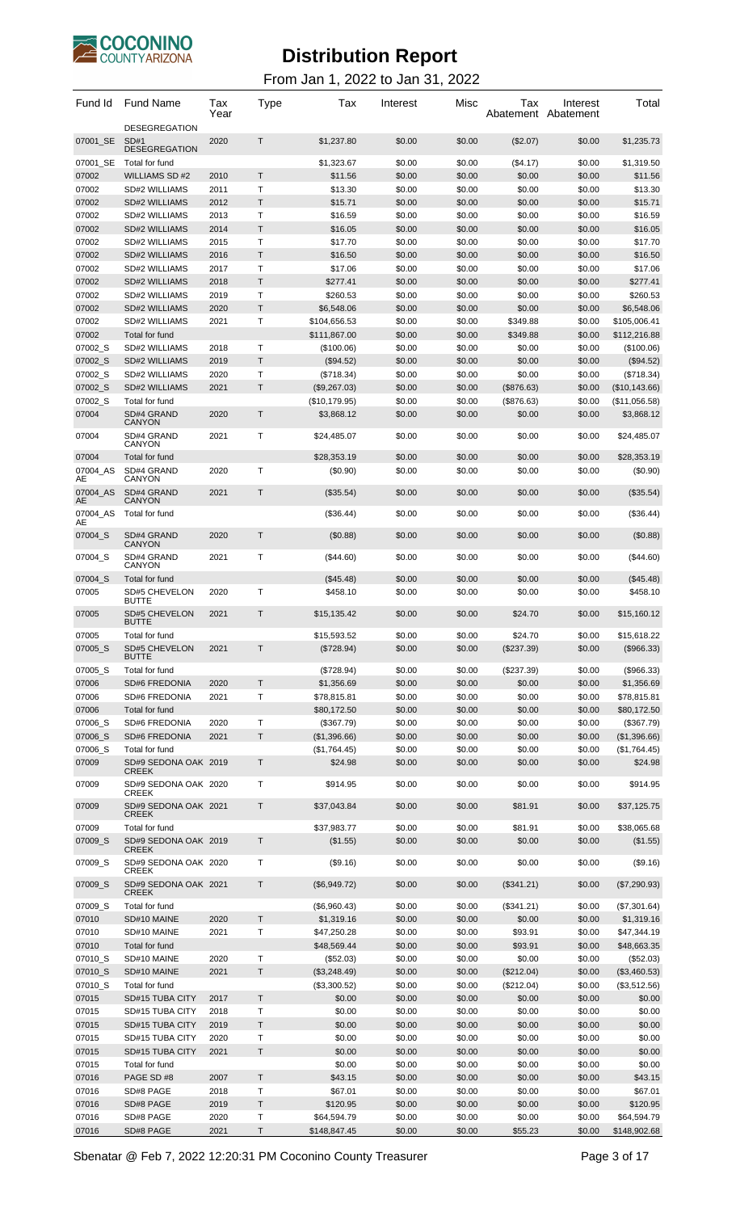# Distribution Report

From Jan 1, 2022 to Jan 31, 2022

| Fund Id | Fund Name | Tax Year | Type | Tax | Interest | Misc | Tax Abatement | Interest Abatement | Total |
|---|---|---|---|---|---|---|---|---|---|
| | DESEGREGATION | | | | | | | | |
| 07001_SE | SD#1 DESEGREGATION | 2020 | T | $1,237.80 | $0.00 | $0.00 | ($2.07) | $0.00 | $1,235.73 |
| 07001_SE | Total for fund | | | $1,323.67 | $0.00 | $0.00 | ($4.17) | $0.00 | $1,319.50 |
| 07002 | WILLIAMS SD #2 | 2010 | T | $11.56 | $0.00 | $0.00 | $0.00 | $0.00 | $11.56 |
| 07002 | SD#2 WILLIAMS | 2011 | T | $13.30 | $0.00 | $0.00 | $0.00 | $0.00 | $13.30 |
| 07002 | SD#2 WILLIAMS | 2012 | T | $15.71 | $0.00 | $0.00 | $0.00 | $0.00 | $15.71 |
| 07002 | SD#2 WILLIAMS | 2013 | T | $16.59 | $0.00 | $0.00 | $0.00 | $0.00 | $16.59 |
| 07002 | SD#2 WILLIAMS | 2014 | T | $16.05 | $0.00 | $0.00 | $0.00 | $0.00 | $16.05 |
| 07002 | SD#2 WILLIAMS | 2015 | T | $17.70 | $0.00 | $0.00 | $0.00 | $0.00 | $17.70 |
| 07002 | SD#2 WILLIAMS | 2016 | T | $16.50 | $0.00 | $0.00 | $0.00 | $0.00 | $16.50 |
| 07002 | SD#2 WILLIAMS | 2017 | T | $17.06 | $0.00 | $0.00 | $0.00 | $0.00 | $17.06 |
| 07002 | SD#2 WILLIAMS | 2018 | T | $277.41 | $0.00 | $0.00 | $0.00 | $0.00 | $277.41 |
| 07002 | SD#2 WILLIAMS | 2019 | T | $260.53 | $0.00 | $0.00 | $0.00 | $0.00 | $260.53 |
| 07002 | SD#2 WILLIAMS | 2020 | T | $6,548.06 | $0.00 | $0.00 | $0.00 | $0.00 | $6,548.06 |
| 07002 | SD#2 WILLIAMS | 2021 | T | $104,656.53 | $0.00 | $0.00 | $349.88 | $0.00 | $105,006.41 |
| 07002 | Total for fund | | | $111,867.00 | $0.00 | $0.00 | $349.88 | $0.00 | $112,216.88 |
| 07002_S | SD#2 WILLIAMS | 2018 | T | ($100.06) | $0.00 | $0.00 | $0.00 | $0.00 | ($100.06) |
| 07002_S | SD#2 WILLIAMS | 2019 | T | ($94.52) | $0.00 | $0.00 | $0.00 | $0.00 | ($94.52) |
| 07002_S | SD#2 WILLIAMS | 2020 | T | ($718.34) | $0.00 | $0.00 | $0.00 | $0.00 | ($718.34) |
| 07002_S | SD#2 WILLIAMS | 2021 | T | ($9,267.03) | $0.00 | $0.00 | ($876.63) | $0.00 | ($10,143.66) |
| 07002_S | Total for fund | | | ($10,179.95) | $0.00 | $0.00 | ($876.63) | $0.00 | ($11,056.58) |
| 07004 | SD#4 GRAND CANYON | 2020 | T | $3,868.12 | $0.00 | $0.00 | $0.00 | $0.00 | $3,868.12 |
| 07004 | SD#4 GRAND CANYON | 2021 | T | $24,485.07 | $0.00 | $0.00 | $0.00 | $0.00 | $24,485.07 |
| 07004 | Total for fund | | | $28,353.19 | $0.00 | $0.00 | $0.00 | $0.00 | $28,353.19 |
| 07004_ASAE | SD#4 GRAND CANYON | 2020 | T | ($0.90) | $0.00 | $0.00 | $0.00 | $0.00 | ($0.90) |
| 07004_ASAE | SD#4 GRAND CANYON | 2021 | T | ($35.54) | $0.00 | $0.00 | $0.00 | $0.00 | ($35.54) |
| 07004_ASAE | Total for fund | | | ($36.44) | $0.00 | $0.00 | $0.00 | $0.00 | ($36.44) |
| 07004_S | SD#4 GRAND CANYON | 2020 | T | ($0.88) | $0.00 | $0.00 | $0.00 | $0.00 | ($0.88) |
| 07004_S | SD#4 GRAND CANYON | 2021 | T | ($44.60) | $0.00 | $0.00 | $0.00 | $0.00 | ($44.60) |
| 07004_S | Total for fund | | | ($45.48) | $0.00 | $0.00 | $0.00 | $0.00 | ($45.48) |
| 07005 | SD#5 CHEVELON BUTTE | 2020 | T | $458.10 | $0.00 | $0.00 | $0.00 | $0.00 | $458.10 |
| 07005 | SD#5 CHEVELON BUTTE | 2021 | T | $15,135.42 | $0.00 | $0.00 | $24.70 | $0.00 | $15,160.12 |
| 07005 | Total for fund | | | $15,593.52 | $0.00 | $0.00 | $24.70 | $0.00 | $15,618.22 |
| 07005_S | SD#5 CHEVELON BUTTE | 2021 | T | ($728.94) | $0.00 | $0.00 | ($237.39) | $0.00 | ($966.33) |
| 07005_S | Total for fund | | | ($728.94) | $0.00 | $0.00 | ($237.39) | $0.00 | ($966.33) |
| 07006 | SD#6 FREDONIA | 2020 | T | $1,356.69 | $0.00 | $0.00 | $0.00 | $0.00 | $1,356.69 |
| 07006 | SD#6 FREDONIA | 2021 | T | $78,815.81 | $0.00 | $0.00 | $0.00 | $0.00 | $78,815.81 |
| 07006 | Total for fund | | | $80,172.50 | $0.00 | $0.00 | $0.00 | $0.00 | $80,172.50 |
| 07006_S | SD#6 FREDONIA | 2020 | T | ($367.79) | $0.00 | $0.00 | $0.00 | $0.00 | ($367.79) |
| 07006_S | SD#6 FREDONIA | 2021 | T | ($1,396.66) | $0.00 | $0.00 | $0.00 | $0.00 | ($1,396.66) |
| 07006_S | Total for fund | | | ($1,764.45) | $0.00 | $0.00 | $0.00 | $0.00 | ($1,764.45) |
| 07009 | SD#9 SEDONA OAK CREEK | 2019 | T | $24.98 | $0.00 | $0.00 | $0.00 | $0.00 | $24.98 |
| 07009 | SD#9 SEDONA OAK CREEK | 2020 | T | $914.95 | $0.00 | $0.00 | $0.00 | $0.00 | $914.95 |
| 07009 | SD#9 SEDONA OAK CREEK | 2021 | T | $37,043.84 | $0.00 | $0.00 | $81.91 | $0.00 | $37,125.75 |
| 07009 | Total for fund | | | $37,983.77 | $0.00 | $0.00 | $81.91 | $0.00 | $38,065.68 |
| 07009_S | SD#9 SEDONA OAK CREEK | 2019 | T | ($1.55) | $0.00 | $0.00 | $0.00 | $0.00 | ($1.55) |
| 07009_S | SD#9 SEDONA OAK CREEK | 2020 | T | ($9.16) | $0.00 | $0.00 | $0.00 | $0.00 | ($9.16) |
| 07009_S | SD#9 SEDONA OAK CREEK | 2021 | T | ($6,949.72) | $0.00 | $0.00 | ($341.21) | $0.00 | ($7,290.93) |
| 07009_S | Total for fund | | | ($6,960.43) | $0.00 | $0.00 | ($341.21) | $0.00 | ($7,301.64) |
| 07010 | SD#10 MAINE | 2020 | T | $1,319.16 | $0.00 | $0.00 | $0.00 | $0.00 | $1,319.16 |
| 07010 | SD#10 MAINE | 2021 | T | $47,250.28 | $0.00 | $0.00 | $93.91 | $0.00 | $47,344.19 |
| 07010 | Total for fund | | | $48,569.44 | $0.00 | $0.00 | $93.91 | $0.00 | $48,663.35 |
| 07010_S | SD#10 MAINE | 2020 | T | ($52.03) | $0.00 | $0.00 | $0.00 | $0.00 | ($52.03) |
| 07010_S | SD#10 MAINE | 2021 | T | ($3,248.49) | $0.00 | $0.00 | ($212.04) | $0.00 | ($3,460.53) |
| 07010_S | Total for fund | | | ($3,300.52) | $0.00 | $0.00 | ($212.04) | $0.00 | ($3,512.56) |
| 07015 | SD#15 TUBA CITY | 2017 | T | $0.00 | $0.00 | $0.00 | $0.00 | $0.00 | $0.00 |
| 07015 | SD#15 TUBA CITY | 2018 | T | $0.00 | $0.00 | $0.00 | $0.00 | $0.00 | $0.00 |
| 07015 | SD#15 TUBA CITY | 2019 | T | $0.00 | $0.00 | $0.00 | $0.00 | $0.00 | $0.00 |
| 07015 | SD#15 TUBA CITY | 2020 | T | $0.00 | $0.00 | $0.00 | $0.00 | $0.00 | $0.00 |
| 07015 | SD#15 TUBA CITY | 2021 | T | $0.00 | $0.00 | $0.00 | $0.00 | $0.00 | $0.00 |
| 07015 | Total for fund | | | $0.00 | $0.00 | $0.00 | $0.00 | $0.00 | $0.00 |
| 07016 | PAGE SD #8 | 2007 | T | $43.15 | $0.00 | $0.00 | $0.00 | $0.00 | $43.15 |
| 07016 | SD#8 PAGE | 2018 | T | $67.01 | $0.00 | $0.00 | $0.00 | $0.00 | $67.01 |
| 07016 | SD#8 PAGE | 2019 | T | $120.95 | $0.00 | $0.00 | $0.00 | $0.00 | $120.95 |
| 07016 | SD#8 PAGE | 2020 | T | $64,594.79 | $0.00 | $0.00 | $0.00 | $0.00 | $64,594.79 |
| 07016 | SD#8 PAGE | 2021 | T | $148,847.45 | $0.00 | $0.00 | $55.23 | $0.00 | $148,902.68 |

Sbenatar @ Feb 7, 2022 12:20:31 PM Coconino County Treasurer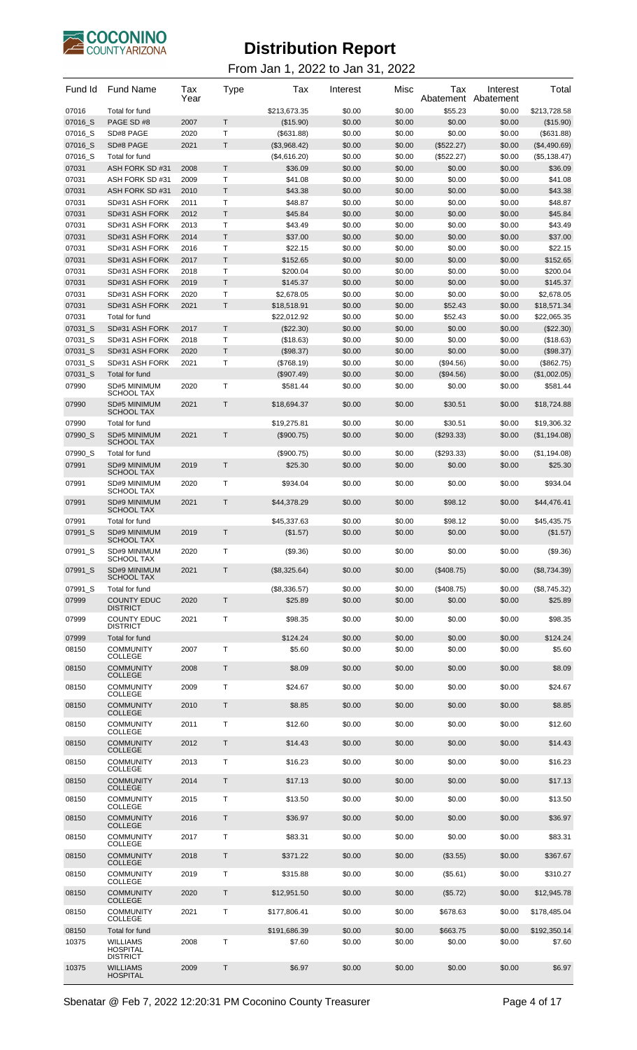# Distribution Report

From Jan 1, 2022 to Jan 31, 2022

| Fund Id | Fund Name | Tax Year | Type | Tax | Interest | Misc | Tax Abatement | Interest Abatement | Total |
|---|---|---|---|---|---|---|---|---|---|
| 07016 | Total for fund | | | $213,673.35 | $0.00 | $0.00 | $55.23 | $0.00 | $213,728.58 |
| 07016_S | PAGE SD #8 | 2007 | T | ($15.90) | $0.00 | $0.00 | $0.00 | $0.00 | ($15.90) |
| 07016_S | SD#8 PAGE | 2020 | T | ($631.88) | $0.00 | $0.00 | $0.00 | $0.00 | ($631.88) |
| 07016_S | SD#8 PAGE | 2021 | T | ($3,968.42) | $0.00 | $0.00 | ($522.27) | $0.00 | ($4,490.69) |
| 07016_S | Total for fund | | | ($4,616.20) | $0.00 | $0.00 | ($522.27) | $0.00 | ($5,138.47) |
| 07031 | ASH FORK SD #31 | 2008 | T | $36.09 | $0.00 | $0.00 | $0.00 | $0.00 | $36.09 |
| 07031 | ASH FORK SD #31 | 2009 | T | $41.08 | $0.00 | $0.00 | $0.00 | $0.00 | $41.08 |
| 07031 | ASH FORK SD #31 | 2010 | T | $43.38 | $0.00 | $0.00 | $0.00 | $0.00 | $43.38 |
| 07031 | SD#31 ASH FORK | 2011 | T | $48.87 | $0.00 | $0.00 | $0.00 | $0.00 | $48.87 |
| 07031 | SD#31 ASH FORK | 2012 | T | $45.84 | $0.00 | $0.00 | $0.00 | $0.00 | $45.84 |
| 07031 | SD#31 ASH FORK | 2013 | T | $43.49 | $0.00 | $0.00 | $0.00 | $0.00 | $43.49 |
| 07031 | SD#31 ASH FORK | 2014 | T | $37.00 | $0.00 | $0.00 | $0.00 | $0.00 | $37.00 |
| 07031 | SD#31 ASH FORK | 2016 | T | $22.15 | $0.00 | $0.00 | $0.00 | $0.00 | $22.15 |
| 07031 | SD#31 ASH FORK | 2017 | T | $152.65 | $0.00 | $0.00 | $0.00 | $0.00 | $152.65 |
| 07031 | SD#31 ASH FORK | 2018 | T | $200.04 | $0.00 | $0.00 | $0.00 | $0.00 | $200.04 |
| 07031 | SD#31 ASH FORK | 2019 | T | $145.37 | $0.00 | $0.00 | $0.00 | $0.00 | $145.37 |
| 07031 | SD#31 ASH FORK | 2020 | T | $2,678.05 | $0.00 | $0.00 | $0.00 | $0.00 | $2,678.05 |
| 07031 | SD#31 ASH FORK | 2021 | T | $18,518.91 | $0.00 | $0.00 | $52.43 | $0.00 | $18,571.34 |
| 07031 | Total for fund | | | $22,012.92 | $0.00 | $0.00 | $52.43 | $0.00 | $22,065.35 |
| 07031_S | SD#31 ASH FORK | 2017 | T | ($22.30) | $0.00 | $0.00 | $0.00 | $0.00 | ($22.30) |
| 07031_S | SD#31 ASH FORK | 2018 | T | ($18.63) | $0.00 | $0.00 | $0.00 | $0.00 | ($18.63) |
| 07031_S | SD#31 ASH FORK | 2020 | T | ($98.37) | $0.00 | $0.00 | $0.00 | $0.00 | ($98.37) |
| 07031_S | SD#31 ASH FORK | 2021 | T | ($768.19) | $0.00 | $0.00 | ($94.56) | $0.00 | ($862.75) |
| 07031_S | Total for fund | | | ($907.49) | $0.00 | $0.00 | ($94.56) | $0.00 | ($1,002.05) |
| 07990 | SD#5 MINIMUM SCHOOL TAX | 2020 | T | $581.44 | $0.00 | $0.00 | $0.00 | $0.00 | $581.44 |
| 07990 | SD#5 MINIMUM SCHOOL TAX | 2021 | T | $18,694.37 | $0.00 | $0.00 | $30.51 | $0.00 | $18,724.88 |
| 07990 | Total for fund | | | $19,275.81 | $0.00 | $0.00 | $30.51 | $0.00 | $19,306.32 |
| 07990_S | SD#5 MINIMUM SCHOOL TAX | 2021 | T | ($900.75) | $0.00 | $0.00 | ($293.33) | $0.00 | ($1,194.08) |
| 07990_S | Total for fund | | | ($900.75) | $0.00 | $0.00 | ($293.33) | $0.00 | ($1,194.08) |
| 07991 | SD#9 MINIMUM SCHOOL TAX | 2019 | T | $25.30 | $0.00 | $0.00 | $0.00 | $0.00 | $25.30 |
| 07991 | SD#9 MINIMUM SCHOOL TAX | 2020 | T | $934.04 | $0.00 | $0.00 | $0.00 | $0.00 | $934.04 |
| 07991 | SD#9 MINIMUM SCHOOL TAX | 2021 | T | $44,378.29 | $0.00 | $0.00 | $98.12 | $0.00 | $44,476.41 |
| 07991 | Total for fund | | | $45,337.63 | $0.00 | $0.00 | $98.12 | $0.00 | $45,435.75 |
| 07991_S | SD#9 MINIMUM SCHOOL TAX | 2019 | T | ($1.57) | $0.00 | $0.00 | $0.00 | $0.00 | ($1.57) |
| 07991_S | SD#9 MINIMUM SCHOOL TAX | 2020 | T | ($9.36) | $0.00 | $0.00 | $0.00 | $0.00 | ($9.36) |
| 07991_S | SD#9 MINIMUM SCHOOL TAX | 2021 | T | ($8,325.64) | $0.00 | $0.00 | ($408.75) | $0.00 | ($8,734.39) |
| 07991_S | Total for fund | | | ($8,336.57) | $0.00 | $0.00 | ($408.75) | $0.00 | ($8,745.32) |
| 07999 | COUNTY EDUC DISTRICT | 2020 | T | $25.89 | $0.00 | $0.00 | $0.00 | $0.00 | $25.89 |
| 07999 | COUNTY EDUC DISTRICT | 2021 | T | $98.35 | $0.00 | $0.00 | $0.00 | $0.00 | $98.35 |
| 07999 | Total for fund | | | $124.24 | $0.00 | $0.00 | $0.00 | $0.00 | $124.24 |
| 08150 | COMMUNITY COLLEGE | 2007 | T | $5.60 | $0.00 | $0.00 | $0.00 | $0.00 | $5.60 |
| 08150 | COMMUNITY COLLEGE | 2008 | T | $8.09 | $0.00 | $0.00 | $0.00 | $0.00 | $8.09 |
| 08150 | COMMUNITY COLLEGE | 2009 | T | $24.67 | $0.00 | $0.00 | $0.00 | $0.00 | $24.67 |
| 08150 | COMMUNITY COLLEGE | 2010 | T | $8.85 | $0.00 | $0.00 | $0.00 | $0.00 | $8.85 |
| 08150 | COMMUNITY COLLEGE | 2011 | T | $12.60 | $0.00 | $0.00 | $0.00 | $0.00 | $12.60 |
| 08150 | COMMUNITY COLLEGE | 2012 | T | $14.43 | $0.00 | $0.00 | $0.00 | $0.00 | $14.43 |
| 08150 | COMMUNITY COLLEGE | 2013 | T | $16.23 | $0.00 | $0.00 | $0.00 | $0.00 | $16.23 |
| 08150 | COMMUNITY COLLEGE | 2014 | T | $17.13 | $0.00 | $0.00 | $0.00 | $0.00 | $17.13 |
| 08150 | COMMUNITY COLLEGE | 2015 | T | $13.50 | $0.00 | $0.00 | $0.00 | $0.00 | $13.50 |
| 08150 | COMMUNITY COLLEGE | 2016 | T | $36.97 | $0.00 | $0.00 | $0.00 | $0.00 | $36.97 |
| 08150 | COMMUNITY COLLEGE | 2017 | T | $83.31 | $0.00 | $0.00 | $0.00 | $0.00 | $83.31 |
| 08150 | COMMUNITY COLLEGE | 2018 | T | $371.22 | $0.00 | $0.00 | ($3.55) | $0.00 | $367.67 |
| 08150 | COMMUNITY COLLEGE | 2019 | T | $315.88 | $0.00 | $0.00 | ($5.61) | $0.00 | $310.27 |
| 08150 | COMMUNITY COLLEGE | 2020 | T | $12,951.50 | $0.00 | $0.00 | ($5.72) | $0.00 | $12,945.78 |
| 08150 | COMMUNITY COLLEGE | 2021 | T | $177,806.41 | $0.00 | $0.00 | $678.63 | $0.00 | $178,485.04 |
| 08150 | Total for fund | | | $191,686.39 | $0.00 | $0.00 | $663.75 | $0.00 | $192,350.14 |
| 10375 | WILLIAMS HOSPITAL DISTRICT | 2008 | T | $7.60 | $0.00 | $0.00 | $0.00 | $0.00 | $7.60 |
| 10375 | WILLIAMS HOSPITAL | 2009 | T | $6.97 | $0.00 | $0.00 | $0.00 | $0.00 | $6.97 |

Sbenatar @ Feb 7, 2022 12:20:31 PM Coconino County Treasurer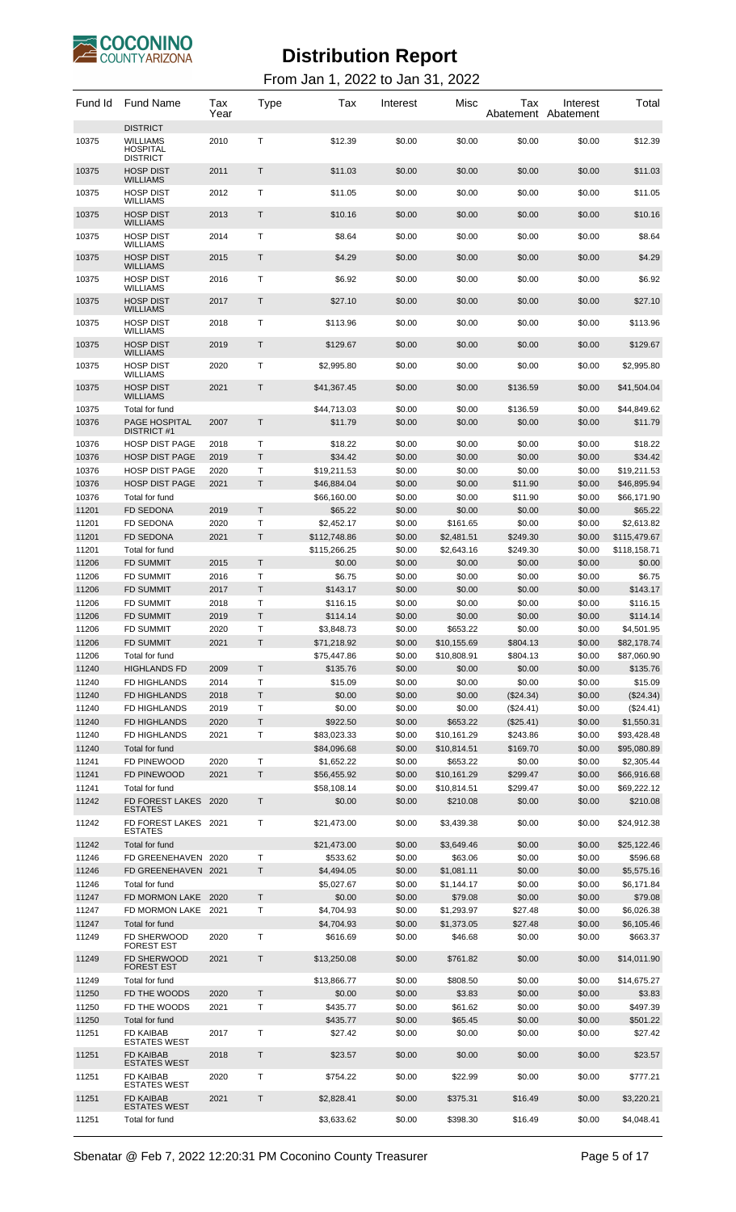# Distribution Report

From Jan 1, 2022 to Jan 31, 2022

| Fund Id | Fund Name | Tax Year | Type | Tax | Interest | Misc | Tax Abatement | Interest Abatement | Total |
|---|---|---|---|---|---|---|---|---|---|
| | DISTRICT | | | | | | | | |
| 10375 | WILLIAMS HOSPITAL DISTRICT | 2010 | T | $12.39 | $0.00 | $0.00 | $0.00 | $0.00 | $12.39 |
| 10375 | HOSP DIST WILLIAMS | 2011 | T | $11.03 | $0.00 | $0.00 | $0.00 | $0.00 | $11.03 |
| 10375 | HOSP DIST WILLIAMS | 2012 | T | $11.05 | $0.00 | $0.00 | $0.00 | $0.00 | $11.05 |
| 10375 | HOSP DIST WILLIAMS | 2013 | T | $10.16 | $0.00 | $0.00 | $0.00 | $0.00 | $10.16 |
| 10375 | HOSP DIST WILLIAMS | 2014 | T | $8.64 | $0.00 | $0.00 | $0.00 | $0.00 | $8.64 |
| 10375 | HOSP DIST WILLIAMS | 2015 | T | $4.29 | $0.00 | $0.00 | $0.00 | $0.00 | $4.29 |
| 10375 | HOSP DIST WILLIAMS | 2016 | T | $6.92 | $0.00 | $0.00 | $0.00 | $0.00 | $6.92 |
| 10375 | HOSP DIST WILLIAMS | 2017 | T | $27.10 | $0.00 | $0.00 | $0.00 | $0.00 | $27.10 |
| 10375 | HOSP DIST WILLIAMS | 2018 | T | $113.96 | $0.00 | $0.00 | $0.00 | $0.00 | $113.96 |
| 10375 | HOSP DIST WILLIAMS | 2019 | T | $129.67 | $0.00 | $0.00 | $0.00 | $0.00 | $129.67 |
| 10375 | HOSP DIST WILLIAMS | 2020 | T | $2,995.80 | $0.00 | $0.00 | $0.00 | $0.00 | $2,995.80 |
| 10375 | HOSP DIST WILLIAMS | 2021 | T | $41,367.45 | $0.00 | $0.00 | $136.59 | $0.00 | $41,504.04 |
| 10375 | Total for fund | | | $44,713.03 | $0.00 | $0.00 | $136.59 | $0.00 | $44,849.62 |
| 10376 | PAGE HOSPITAL DISTRICT #1 | 2007 | T | $11.79 | $0.00 | $0.00 | $0.00 | $0.00 | $11.79 |
| 10376 | HOSP DIST PAGE | 2018 | T | $18.22 | $0.00 | $0.00 | $0.00 | $0.00 | $18.22 |
| 10376 | HOSP DIST PAGE | 2019 | T | $34.42 | $0.00 | $0.00 | $0.00 | $0.00 | $34.42 |
| 10376 | HOSP DIST PAGE | 2020 | T | $19,211.53 | $0.00 | $0.00 | $0.00 | $0.00 | $19,211.53 |
| 10376 | HOSP DIST PAGE | 2021 | T | $46,884.04 | $0.00 | $0.00 | $11.90 | $0.00 | $46,895.94 |
| 10376 | Total for fund | | | $66,160.00 | $0.00 | $0.00 | $11.90 | $0.00 | $66,171.90 |
| 11201 | FD SEDONA | 2019 | T | $65.22 | $0.00 | $0.00 | $0.00 | $0.00 | $65.22 |
| 11201 | FD SEDONA | 2020 | T | $2,452.17 | $0.00 | $161.65 | $0.00 | $0.00 | $2,613.82 |
| 11201 | FD SEDONA | 2021 | T | $112,748.86 | $0.00 | $2,481.51 | $249.30 | $0.00 | $115,479.67 |
| 11201 | Total for fund | | | $115,266.25 | $0.00 | $2,643.16 | $249.30 | $0.00 | $118,158.71 |
| 11206 | FD SUMMIT | 2015 | T | $0.00 | $0.00 | $0.00 | $0.00 | $0.00 | $0.00 |
| 11206 | FD SUMMIT | 2016 | T | $6.75 | $0.00 | $0.00 | $0.00 | $0.00 | $6.75 |
| 11206 | FD SUMMIT | 2017 | T | $143.17 | $0.00 | $0.00 | $0.00 | $0.00 | $143.17 |
| 11206 | FD SUMMIT | 2018 | T | $116.15 | $0.00 | $0.00 | $0.00 | $0.00 | $116.15 |
| 11206 | FD SUMMIT | 2019 | T | $114.14 | $0.00 | $0.00 | $0.00 | $0.00 | $114.14 |
| 11206 | FD SUMMIT | 2020 | T | $3,848.73 | $0.00 | $653.22 | $0.00 | $0.00 | $4,501.95 |
| 11206 | FD SUMMIT | 2021 | T | $71,218.92 | $0.00 | $10,155.69 | $804.13 | $0.00 | $82,178.74 |
| 11206 | Total for fund | | | $75,447.86 | $0.00 | $10,808.91 | $804.13 | $0.00 | $87,060.90 |
| 11240 | HIGHLANDS FD | 2009 | T | $135.76 | $0.00 | $0.00 | $0.00 | $0.00 | $135.76 |
| 11240 | FD HIGHLANDS | 2014 | T | $15.09 | $0.00 | $0.00 | $0.00 | $0.00 | $15.09 |
| 11240 | FD HIGHLANDS | 2018 | T | $0.00 | $0.00 | $0.00 | ($24.34) | $0.00 | ($24.34) |
| 11240 | FD HIGHLANDS | 2019 | T | $0.00 | $0.00 | $0.00 | ($24.41) | $0.00 | ($24.41) |
| 11240 | FD HIGHLANDS | 2020 | T | $922.50 | $0.00 | $653.22 | ($25.41) | $0.00 | $1,550.31 |
| 11240 | FD HIGHLANDS | 2021 | T | $83,023.33 | $0.00 | $10,161.29 | $243.86 | $0.00 | $93,428.48 |
| 11240 | Total for fund | | | $84,096.68 | $0.00 | $10,814.51 | $169.70 | $0.00 | $95,080.89 |
| 11241 | FD PINEWOOD | 2020 | T | $1,652.22 | $0.00 | $653.22 | $0.00 | $0.00 | $2,305.44 |
| 11241 | FD PINEWOOD | 2021 | T | $56,455.92 | $0.00 | $10,161.29 | $299.47 | $0.00 | $66,916.68 |
| 11241 | Total for fund | | | $58,108.14 | $0.00 | $10,814.51 | $299.47 | $0.00 | $69,222.12 |
| 11242 | FD FOREST LAKES ESTATES | 2020 | T | $0.00 | $0.00 | $210.08 | $0.00 | $0.00 | $210.08 |
| 11242 | FD FOREST LAKES ESTATES | 2021 | T | $21,473.00 | $0.00 | $3,439.38 | $0.00 | $0.00 | $24,912.38 |
| 11242 | Total for fund | | | $21,473.00 | $0.00 | $3,649.46 | $0.00 | $0.00 | $25,122.46 |
| 11246 | FD GREENEHAVEN | 2020 | T | $533.62 | $0.00 | $63.06 | $0.00 | $0.00 | $596.68 |
| 11246 | FD GREENEHAVEN | 2021 | T | $4,494.05 | $0.00 | $1,081.11 | $0.00 | $0.00 | $5,575.16 |
| 11246 | Total for fund | | | $5,027.67 | $0.00 | $1,144.17 | $0.00 | $0.00 | $6,171.84 |
| 11247 | FD MORMON LAKE | 2020 | T | $0.00 | $0.00 | $79.08 | $0.00 | $0.00 | $79.08 |
| 11247 | FD MORMON LAKE | 2021 | T | $4,704.93 | $0.00 | $1,293.97 | $27.48 | $0.00 | $6,026.38 |
| 11247 | Total for fund | | | $4,704.93 | $0.00 | $1,373.05 | $27.48 | $0.00 | $6,105.46 |
| 11249 | FD SHERWOOD FOREST EST | 2020 | T | $616.69 | $0.00 | $46.68 | $0.00 | $0.00 | $663.37 |
| 11249 | FD SHERWOOD FOREST EST | 2021 | T | $13,250.08 | $0.00 | $761.82 | $0.00 | $0.00 | $14,011.90 |
| 11249 | Total for fund | | | $13,866.77 | $0.00 | $808.50 | $0.00 | $0.00 | $14,675.27 |
| 11250 | FD THE WOODS | 2020 | T | $0.00 | $0.00 | $3.83 | $0.00 | $0.00 | $3.83 |
| 11250 | FD THE WOODS | 2021 | T | $435.77 | $0.00 | $61.62 | $0.00 | $0.00 | $497.39 |
| 11250 | Total for fund | | | $435.77 | $0.00 | $65.45 | $0.00 | $0.00 | $501.22 |
| 11251 | FD KAIBAB ESTATES WEST | 2017 | T | $27.42 | $0.00 | $0.00 | $0.00 | $0.00 | $27.42 |
| 11251 | FD KAIBAB ESTATES WEST | 2018 | T | $23.57 | $0.00 | $0.00 | $0.00 | $0.00 | $23.57 |
| 11251 | FD KAIBAB ESTATES WEST | 2020 | T | $754.22 | $0.00 | $22.99 | $0.00 | $0.00 | $777.21 |
| 11251 | FD KAIBAB ESTATES WEST | 2021 | T | $2,828.41 | $0.00 | $375.31 | $16.49 | $0.00 | $3,220.21 |
| 11251 | Total for fund | | | $3,633.62 | $0.00 | $398.30 | $16.49 | $0.00 | $4,048.41 |

Sbenatar @ Feb 7, 2022 12:20:31 PM Coconino County Treasurer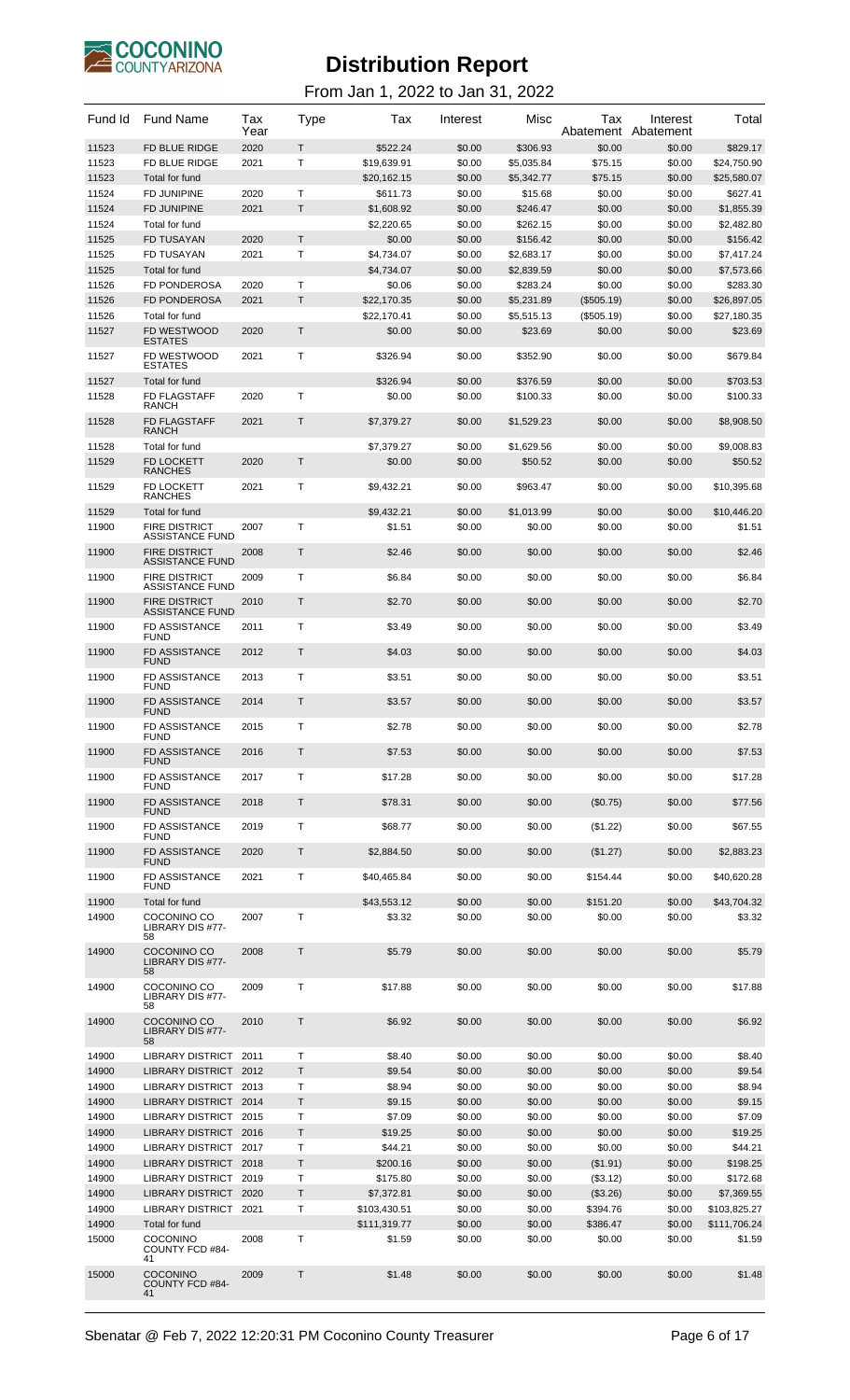# Distribution Report

From Jan 1, 2022 to Jan 31, 2022

| Fund Id | Fund Name | Tax Year | Type | Tax | Interest | Misc | Tax Abatement | Interest Abatement | Total |
|---|---|---|---|---|---|---|---|---|---|
| 11523 | FD BLUE RIDGE | 2020 | T | $522.24 | $0.00 | $306.93 | $0.00 | $0.00 | $829.17 |
| 11523 | FD BLUE RIDGE | 2021 | T | $19,639.91 | $0.00 | $5,035.84 | $75.15 | $0.00 | $24,750.90 |
| 11523 | Total for fund | | | $20,162.15 | $0.00 | $5,342.77 | $75.15 | $0.00 | $25,580.07 |
| 11524 | FD JUNIPINE | 2020 | T | $611.73 | $0.00 | $15.68 | $0.00 | $0.00 | $627.41 |
| 11524 | FD JUNIPINE | 2021 | T | $1,608.92 | $0.00 | $246.47 | $0.00 | $0.00 | $1,855.39 |
| 11524 | Total for fund | | | $2,220.65 | $0.00 | $262.15 | $0.00 | $0.00 | $2,482.80 |
| 11525 | FD TUSAYAN | 2020 | T | $0.00 | $0.00 | $156.42 | $0.00 | $0.00 | $156.42 |
| 11525 | FD TUSAYAN | 2021 | T | $4,734.07 | $0.00 | $2,683.17 | $0.00 | $0.00 | $7,417.24 |
| 11525 | Total for fund | | | $4,734.07 | $0.00 | $2,839.59 | $0.00 | $0.00 | $7,573.66 |
| 11526 | FD PONDEROSA | 2020 | T | $0.06 | $0.00 | $283.24 | $0.00 | $0.00 | $283.30 |
| 11526 | FD PONDEROSA | 2021 | T | $22,170.35 | $0.00 | $5,231.89 | ($505.19) | $0.00 | $26,897.05 |
| 11526 | Total for fund | | | $22,170.41 | $0.00 | $5,515.13 | ($505.19) | $0.00 | $27,180.35 |
| 11527 | FD WESTWOOD ESTATES | 2020 | T | $0.00 | $0.00 | $23.69 | $0.00 | $0.00 | $23.69 |
| 11527 | FD WESTWOOD ESTATES | 2021 | T | $326.94 | $0.00 | $352.90 | $0.00 | $0.00 | $679.84 |
| 11527 | Total for fund | | | $326.94 | $0.00 | $376.59 | $0.00 | $0.00 | $703.53 |
| 11528 | FD FLAGSTAFF RANCH | 2020 | T | $0.00 | $0.00 | $100.33 | $0.00 | $0.00 | $100.33 |
| 11528 | FD FLAGSTAFF RANCH | 2021 | T | $7,379.27 | $0.00 | $1,529.23 | $0.00 | $0.00 | $8,908.50 |
| 11528 | Total for fund | | | $7,379.27 | $0.00 | $1,629.56 | $0.00 | $0.00 | $9,008.83 |
| 11529 | FD LOCKETT RANCHES | 2020 | T | $0.00 | $0.00 | $50.52 | $0.00 | $0.00 | $50.52 |
| 11529 | FD LOCKETT RANCHES | 2021 | T | $9,432.21 | $0.00 | $963.47 | $0.00 | $0.00 | $10,395.68 |
| 11529 | Total for fund | | | $9,432.21 | $0.00 | $1,013.99 | $0.00 | $0.00 | $10,446.20 |
| 11900 | FIRE DISTRICT ASSISTANCE FUND | 2007 | T | $1.51 | $0.00 | $0.00 | $0.00 | $0.00 | $1.51 |
| 11900 | FIRE DISTRICT ASSISTANCE FUND | 2008 | T | $2.46 | $0.00 | $0.00 | $0.00 | $0.00 | $2.46 |
| 11900 | FIRE DISTRICT ASSISTANCE FUND | 2009 | T | $6.84 | $0.00 | $0.00 | $0.00 | $0.00 | $6.84 |
| 11900 | FIRE DISTRICT ASSISTANCE FUND | 2010 | T | $2.70 | $0.00 | $0.00 | $0.00 | $0.00 | $2.70 |
| 11900 | FD ASSISTANCE FUND | 2011 | T | $3.49 | $0.00 | $0.00 | $0.00 | $0.00 | $3.49 |
| 11900 | FD ASSISTANCE FUND | 2012 | T | $4.03 | $0.00 | $0.00 | $0.00 | $0.00 | $4.03 |
| 11900 | FD ASSISTANCE FUND | 2013 | T | $3.51 | $0.00 | $0.00 | $0.00 | $0.00 | $3.51 |
| 11900 | FD ASSISTANCE FUND | 2014 | T | $3.57 | $0.00 | $0.00 | $0.00 | $0.00 | $3.57 |
| 11900 | FD ASSISTANCE FUND | 2015 | T | $2.78 | $0.00 | $0.00 | $0.00 | $0.00 | $2.78 |
| 11900 | FD ASSISTANCE FUND | 2016 | T | $7.53 | $0.00 | $0.00 | $0.00 | $0.00 | $7.53 |
| 11900 | FD ASSISTANCE FUND | 2017 | T | $17.28 | $0.00 | $0.00 | $0.00 | $0.00 | $17.28 |
| 11900 | FD ASSISTANCE FUND | 2018 | T | $78.31 | $0.00 | $0.00 | ($0.75) | $0.00 | $77.56 |
| 11900 | FD ASSISTANCE FUND | 2019 | T | $68.77 | $0.00 | $0.00 | ($1.22) | $0.00 | $67.55 |
| 11900 | FD ASSISTANCE FUND | 2020 | T | $2,884.50 | $0.00 | $0.00 | ($1.27) | $0.00 | $2,883.23 |
| 11900 | FD ASSISTANCE FUND | 2021 | T | $40,465.84 | $0.00 | $0.00 | $154.44 | $0.00 | $40,620.28 |
| 11900 | Total for fund | | | $43,553.12 | $0.00 | $0.00 | $151.20 | $0.00 | $43,704.32 |
| 14900 | COCONINO CO LIBRARY DIS #77-58 | 2007 | T | $3.32 | $0.00 | $0.00 | $0.00 | $0.00 | $3.32 |
| 14900 | COCONINO CO LIBRARY DIS #77-58 | 2008 | T | $5.79 | $0.00 | $0.00 | $0.00 | $0.00 | $5.79 |
| 14900 | COCONINO CO LIBRARY DIS #77-58 | 2009 | T | $17.88 | $0.00 | $0.00 | $0.00 | $0.00 | $17.88 |
| 14900 | COCONINO CO LIBRARY DIS #77-58 | 2010 | T | $6.92 | $0.00 | $0.00 | $0.00 | $0.00 | $6.92 |
| 14900 | LIBRARY DISTRICT | 2011 | T | $8.40 | $0.00 | $0.00 | $0.00 | $0.00 | $8.40 |
| 14900 | LIBRARY DISTRICT | 2012 | T | $9.54 | $0.00 | $0.00 | $0.00 | $0.00 | $9.54 |
| 14900 | LIBRARY DISTRICT | 2013 | T | $8.94 | $0.00 | $0.00 | $0.00 | $0.00 | $8.94 |
| 14900 | LIBRARY DISTRICT | 2014 | T | $9.15 | $0.00 | $0.00 | $0.00 | $0.00 | $9.15 |
| 14900 | LIBRARY DISTRICT | 2015 | T | $7.09 | $0.00 | $0.00 | $0.00 | $0.00 | $7.09 |
| 14900 | LIBRARY DISTRICT | 2016 | T | $19.25 | $0.00 | $0.00 | $0.00 | $0.00 | $19.25 |
| 14900 | LIBRARY DISTRICT | 2017 | T | $44.21 | $0.00 | $0.00 | $0.00 | $0.00 | $44.21 |
| 14900 | LIBRARY DISTRICT | 2018 | T | $200.16 | $0.00 | $0.00 | ($1.91) | $0.00 | $198.25 |
| 14900 | LIBRARY DISTRICT | 2019 | T | $175.80 | $0.00 | $0.00 | ($3.12) | $0.00 | $172.68 |
| 14900 | LIBRARY DISTRICT | 2020 | T | $7,372.81 | $0.00 | $0.00 | ($3.26) | $0.00 | $7,369.55 |
| 14900 | LIBRARY DISTRICT | 2021 | T | $103,430.51 | $0.00 | $0.00 | $394.76 | $0.00 | $103,825.27 |
| 14900 | Total for fund | | | $111,319.77 | $0.00 | $0.00 | $386.47 | $0.00 | $111,706.24 |
| 15000 | COCONINO COUNTY FCD #84-41 | 2008 | T | $1.59 | $0.00 | $0.00 | $0.00 | $0.00 | $1.59 |
| 15000 | COCONINO COUNTY FCD #84-41 | 2009 | T | $1.48 | $0.00 | $0.00 | $0.00 | $0.00 | $1.48 |

Sbenatar @ Feb 7, 2022 12:20:31 PM Coconino County Treasurer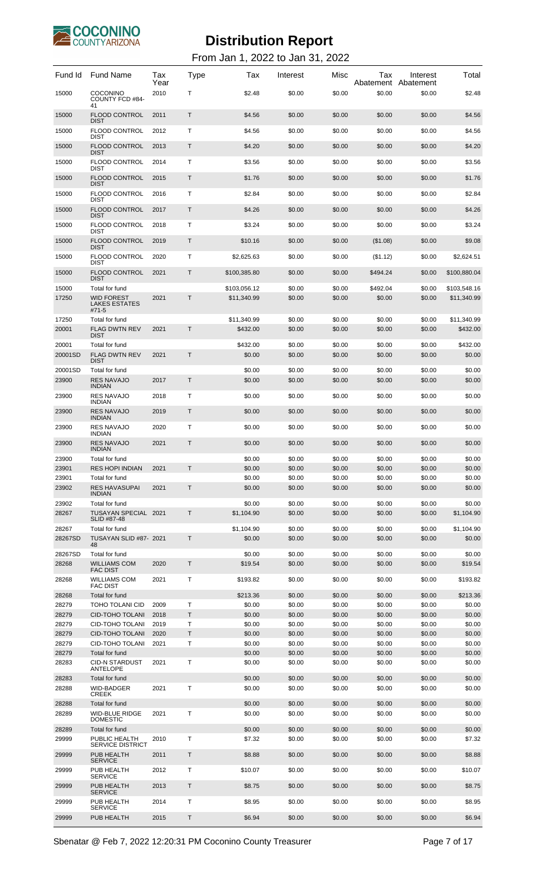# Distribution Report

From Jan 1, 2022 to Jan 31, 2022

| Fund Id | Fund Name | Tax Year | Type | Tax | Interest | Misc | Tax Abatement | Interest Abatement | Total |
|---|---|---|---|---|---|---|---|---|---|
| 15000 | COCONINO COUNTY FCD #84-41 | 2010 | T | $2.48 | $0.00 | $0.00 | $0.00 | $0.00 | $2.48 |
| 15000 | FLOOD CONTROL DIST | 2011 | T | $4.56 | $0.00 | $0.00 | $0.00 | $0.00 | $4.56 |
| 15000 | FLOOD CONTROL DIST | 2012 | T | $4.56 | $0.00 | $0.00 | $0.00 | $0.00 | $4.56 |
| 15000 | FLOOD CONTROL DIST | 2013 | T | $4.20 | $0.00 | $0.00 | $0.00 | $0.00 | $4.20 |
| 15000 | FLOOD CONTROL DIST | 2014 | T | $3.56 | $0.00 | $0.00 | $0.00 | $0.00 | $3.56 |
| 15000 | FLOOD CONTROL DIST | 2015 | T | $1.76 | $0.00 | $0.00 | $0.00 | $0.00 | $1.76 |
| 15000 | FLOOD CONTROL DIST | 2016 | T | $2.84 | $0.00 | $0.00 | $0.00 | $0.00 | $2.84 |
| 15000 | FLOOD CONTROL DIST | 2017 | T | $4.26 | $0.00 | $0.00 | $0.00 | $0.00 | $4.26 |
| 15000 | FLOOD CONTROL DIST | 2018 | T | $3.24 | $0.00 | $0.00 | $0.00 | $0.00 | $3.24 |
| 15000 | FLOOD CONTROL DIST | 2019 | T | $10.16 | $0.00 | $0.00 | ($1.08) | $0.00 | $9.08 |
| 15000 | FLOOD CONTROL DIST | 2020 | T | $2,625.63 | $0.00 | $0.00 | ($1.12) | $0.00 | $2,624.51 |
| 15000 | FLOOD CONTROL DIST | 2021 | T | $100,385.80 | $0.00 | $0.00 | $494.24 | $0.00 | $100,880.04 |
| 15000 | Total for fund | | | $103,056.12 | $0.00 | $0.00 | $492.04 | $0.00 | $103,548.16 |
| 17250 | WID FOREST LAKES ESTATES #71-5 | 2021 | T | $11,340.99 | $0.00 | $0.00 | $0.00 | $0.00 | $11,340.99 |
| 17250 | Total for fund | | | $11,340.99 | $0.00 | $0.00 | $0.00 | $0.00 | $11,340.99 |
| 20001 | FLAG DWTN REV DIST | 2021 | T | $432.00 | $0.00 | $0.00 | $0.00 | $0.00 | $432.00 |
| 20001 | Total for fund | | | $432.00 | $0.00 | $0.00 | $0.00 | $0.00 | $432.00 |
| 20001SD | FLAG DWTN REV DIST | 2021 | T | $0.00 | $0.00 | $0.00 | $0.00 | $0.00 | $0.00 |
| 20001SD | Total for fund | | | $0.00 | $0.00 | $0.00 | $0.00 | $0.00 | $0.00 |
| 23900 | RES NAVAJO INDIAN | 2017 | T | $0.00 | $0.00 | $0.00 | $0.00 | $0.00 | $0.00 |
| 23900 | RES NAVAJO INDIAN | 2018 | T | $0.00 | $0.00 | $0.00 | $0.00 | $0.00 | $0.00 |
| 23900 | RES NAVAJO INDIAN | 2019 | T | $0.00 | $0.00 | $0.00 | $0.00 | $0.00 | $0.00 |
| 23900 | RES NAVAJO INDIAN | 2020 | T | $0.00 | $0.00 | $0.00 | $0.00 | $0.00 | $0.00 |
| 23900 | RES NAVAJO INDIAN | 2021 | T | $0.00 | $0.00 | $0.00 | $0.00 | $0.00 | $0.00 |
| 23900 | Total for fund | | | $0.00 | $0.00 | $0.00 | $0.00 | $0.00 | $0.00 |
| 23901 | RES HOPI INDIAN | 2021 | T | $0.00 | $0.00 | $0.00 | $0.00 | $0.00 | $0.00 |
| 23901 | Total for fund | | | $0.00 | $0.00 | $0.00 | $0.00 | $0.00 | $0.00 |
| 23902 | RES HAVASUPAI INDIAN | 2021 | T | $0.00 | $0.00 | $0.00 | $0.00 | $0.00 | $0.00 |
| 23902 | Total for fund | | | $0.00 | $0.00 | $0.00 | $0.00 | $0.00 | $0.00 |
| 28267 | TUSAYAN SPECIAL SLID #87-48 | 2021 | T | $1,104.90 | $0.00 | $0.00 | $0.00 | $0.00 | $1,104.90 |
| 28267 | Total for fund | | | $1,104.90 | $0.00 | $0.00 | $0.00 | $0.00 | $1,104.90 |
| 28267SD | TUSAYAN SLID #87-48 | 2021 | T | $0.00 | $0.00 | $0.00 | $0.00 | $0.00 | $0.00 |
| 28267SD | Total for fund | | | $0.00 | $0.00 | $0.00 | $0.00 | $0.00 | $0.00 |
| 28268 | WILLIAMS COM FAC DIST | 2020 | T | $19.54 | $0.00 | $0.00 | $0.00 | $0.00 | $19.54 |
| 28268 | WILLIAMS COM FAC DIST | 2021 | T | $193.82 | $0.00 | $0.00 | $0.00 | $0.00 | $193.82 |
| 28268 | Total for fund | | | $213.36 | $0.00 | $0.00 | $0.00 | $0.00 | $213.36 |
| 28279 | TOHO TOLANI CID | 2009 | T | $0.00 | $0.00 | $0.00 | $0.00 | $0.00 | $0.00 |
| 28279 | CID-TOHO TOLANI | 2018 | T | $0.00 | $0.00 | $0.00 | $0.00 | $0.00 | $0.00 |
| 28279 | CID-TOHO TOLANI | 2019 | T | $0.00 | $0.00 | $0.00 | $0.00 | $0.00 | $0.00 |
| 28279 | CID-TOHO TOLANI | 2020 | T | $0.00 | $0.00 | $0.00 | $0.00 | $0.00 | $0.00 |
| 28279 | CID-TOHO TOLANI | 2021 | T | $0.00 | $0.00 | $0.00 | $0.00 | $0.00 | $0.00 |
| 28279 | Total for fund | | | $0.00 | $0.00 | $0.00 | $0.00 | $0.00 | $0.00 |
| 28283 | CID-N STARDUST ANTELOPE | 2021 | T | $0.00 | $0.00 | $0.00 | $0.00 | $0.00 | $0.00 |
| 28283 | Total for fund | | | $0.00 | $0.00 | $0.00 | $0.00 | $0.00 | $0.00 |
| 28288 | WID-BADGER CREEK | 2021 | T | $0.00 | $0.00 | $0.00 | $0.00 | $0.00 | $0.00 |
| 28288 | Total for fund | | | $0.00 | $0.00 | $0.00 | $0.00 | $0.00 | $0.00 |
| 28289 | WID-BLUE RIDGE DOMESTIC | 2021 | T | $0.00 | $0.00 | $0.00 | $0.00 | $0.00 | $0.00 |
| 28289 | Total for fund | | | $0.00 | $0.00 | $0.00 | $0.00 | $0.00 | $0.00 |
| 29999 | PUBLIC HEALTH SERVICE DISTRICT | 2010 | T | $7.32 | $0.00 | $0.00 | $0.00 | $0.00 | $7.32 |
| 29999 | PUB HEALTH SERVICE | 2011 | T | $8.88 | $0.00 | $0.00 | $0.00 | $0.00 | $8.88 |
| 29999 | PUB HEALTH SERVICE | 2012 | T | $10.07 | $0.00 | $0.00 | $0.00 | $0.00 | $10.07 |
| 29999 | PUB HEALTH SERVICE | 2013 | T | $8.75 | $0.00 | $0.00 | $0.00 | $0.00 | $8.75 |
| 29999 | PUB HEALTH SERVICE | 2014 | T | $8.95 | $0.00 | $0.00 | $0.00 | $0.00 | $8.95 |
| 29999 | PUB HEALTH | 2015 | T | $6.94 | $0.00 | $0.00 | $0.00 | $0.00 | $6.94 |

Sbenatar @ Feb 7, 2022 12:20:31 PM Coconino County Treasurer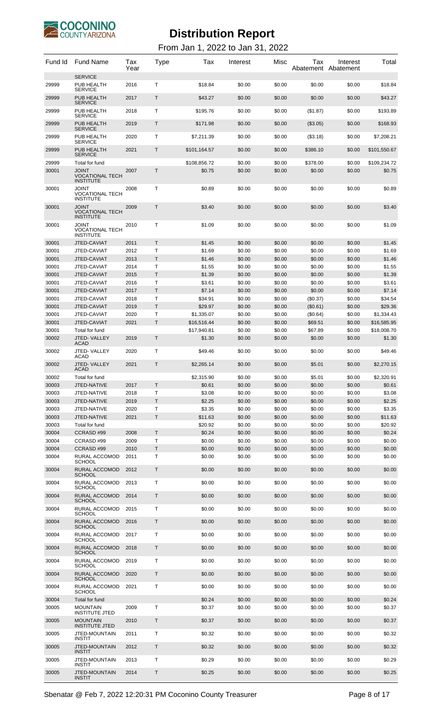# Distribution Report

From Jan 1, 2022 to Jan 31, 2022

| Fund Id | Fund Name | Tax Year | Type | Tax | Interest | Misc | Tax Abatement | Interest Abatement | Total |
|---|---|---|---|---|---|---|---|---|---|
| | SERVICE | | | | | | | | |
| 29999 | PUB HEALTH SERVICE | 2016 | T | $18.84 | $0.00 | $0.00 | $0.00 | $0.00 | $18.84 |
| 29999 | PUB HEALTH SERVICE | 2017 | T | $43.27 | $0.00 | $0.00 | $0.00 | $0.00 | $43.27 |
| 29999 | PUB HEALTH SERVICE | 2018 | T | $195.76 | $0.00 | $0.00 | ($1.87) | $0.00 | $193.89 |
| 29999 | PUB HEALTH SERVICE | 2019 | T | $171.98 | $0.00 | $0.00 | ($3.05) | $0.00 | $168.93 |
| 29999 | PUB HEALTH SERVICE | 2020 | T | $7,211.39 | $0.00 | $0.00 | ($3.18) | $0.00 | $7,208.21 |
| 29999 | PUB HEALTH SERVICE | 2021 | T | $101,164.57 | $0.00 | $0.00 | $386.10 | $0.00 | $101,550.67 |
| 29999 | Total for fund | | | $108,856.72 | $0.00 | $0.00 | $378.00 | $0.00 | $109,234.72 |
| 30001 | JOINT VOCATIONAL TECH INSTITUTE | 2007 | T | $0.75 | $0.00 | $0.00 | $0.00 | $0.00 | $0.75 |
| 30001 | JOINT VOCATIONAL TECH INSTITUTE | 2008 | T | $0.89 | $0.00 | $0.00 | $0.00 | $0.00 | $0.89 |
| 30001 | JOINT VOCATIONAL TECH INSTITUTE | 2009 | T | $3.40 | $0.00 | $0.00 | $0.00 | $0.00 | $3.40 |
| 30001 | JOINT VOCATIONAL TECH INSTITUTE | 2010 | T | $1.09 | $0.00 | $0.00 | $0.00 | $0.00 | $1.09 |
| 30001 | JTED-CAVIAT | 2011 | T | $1.45 | $0.00 | $0.00 | $0.00 | $0.00 | $1.45 |
| 30001 | JTED-CAVIAT | 2012 | T | $1.69 | $0.00 | $0.00 | $0.00 | $0.00 | $1.69 |
| 30001 | JTED-CAVIAT | 2013 | T | $1.46 | $0.00 | $0.00 | $0.00 | $0.00 | $1.46 |
| 30001 | JTED-CAVIAT | 2014 | T | $1.55 | $0.00 | $0.00 | $0.00 | $0.00 | $1.55 |
| 30001 | JTED-CAVIAT | 2015 | T | $1.39 | $0.00 | $0.00 | $0.00 | $0.00 | $1.39 |
| 30001 | JTED-CAVIAT | 2016 | T | $3.61 | $0.00 | $0.00 | $0.00 | $0.00 | $3.61 |
| 30001 | JTED-CAVIAT | 2017 | T | $7.14 | $0.00 | $0.00 | $0.00 | $0.00 | $7.14 |
| 30001 | JTED-CAVIAT | 2018 | T | $34.91 | $0.00 | $0.00 | ($0.37) | $0.00 | $34.54 |
| 30001 | JTED-CAVIAT | 2019 | T | $29.97 | $0.00 | $0.00 | ($0.61) | $0.00 | $29.36 |
| 30001 | JTED-CAVIAT | 2020 | T | $1,335.07 | $0.00 | $0.00 | ($0.64) | $0.00 | $1,334.43 |
| 30001 | JTED-CAVIAT | 2021 | T | $16,516.44 | $0.00 | $0.00 | $69.51 | $0.00 | $16,585.95 |
| 30001 | Total for fund | | | $17,940.81 | $0.00 | $0.00 | $67.89 | $0.00 | $18,008.70 |
| 30002 | JTED- VALLEY ACAD | 2019 | T | $1.30 | $0.00 | $0.00 | $0.00 | $0.00 | $1.30 |
| 30002 | JTED- VALLEY ACAD | 2020 | T | $49.46 | $0.00 | $0.00 | $0.00 | $0.00 | $49.46 |
| 30002 | JTED- VALLEY ACAD | 2021 | T | $2,265.14 | $0.00 | $0.00 | $5.01 | $0.00 | $2,270.15 |
| 30002 | Total for fund | | | $2,315.90 | $0.00 | $0.00 | $5.01 | $0.00 | $2,320.91 |
| 30003 | JTED-NATIVE | 2017 | T | $0.61 | $0.00 | $0.00 | $0.00 | $0.00 | $0.61 |
| 30003 | JTED-NATIVE | 2018 | T | $3.08 | $0.00 | $0.00 | $0.00 | $0.00 | $3.08 |
| 30003 | JTED-NATIVE | 2019 | T | $2.25 | $0.00 | $0.00 | $0.00 | $0.00 | $2.25 |
| 30003 | JTED-NATIVE | 2020 | T | $3.35 | $0.00 | $0.00 | $0.00 | $0.00 | $3.35 |
| 30003 | JTED-NATIVE | 2021 | T | $11.63 | $0.00 | $0.00 | $0.00 | $0.00 | $11.63 |
| 30003 | Total for fund | | | $20.92 | $0.00 | $0.00 | $0.00 | $0.00 | $20.92 |
| 30004 | CCRASD #99 | 2008 | T | $0.24 | $0.00 | $0.00 | $0.00 | $0.00 | $0.24 |
| 30004 | CCRASD #99 | 2009 | T | $0.00 | $0.00 | $0.00 | $0.00 | $0.00 | $0.00 |
| 30004 | CCRASD #99 | 2010 | T | $0.00 | $0.00 | $0.00 | $0.00 | $0.00 | $0.00 |
| 30004 | RURAL ACCOMOD SCHOOL | 2011 | T | $0.00 | $0.00 | $0.00 | $0.00 | $0.00 | $0.00 |
| 30004 | RURAL ACCOMOD SCHOOL | 2012 | T | $0.00 | $0.00 | $0.00 | $0.00 | $0.00 | $0.00 |
| 30004 | RURAL ACCOMOD SCHOOL | 2013 | T | $0.00 | $0.00 | $0.00 | $0.00 | $0.00 | $0.00 |
| 30004 | RURAL ACCOMOD SCHOOL | 2014 | T | $0.00 | $0.00 | $0.00 | $0.00 | $0.00 | $0.00 |
| 30004 | RURAL ACCOMOD SCHOOL | 2015 | T | $0.00 | $0.00 | $0.00 | $0.00 | $0.00 | $0.00 |
| 30004 | RURAL ACCOMOD SCHOOL | 2016 | T | $0.00 | $0.00 | $0.00 | $0.00 | $0.00 | $0.00 |
| 30004 | RURAL ACCOMOD SCHOOL | 2017 | T | $0.00 | $0.00 | $0.00 | $0.00 | $0.00 | $0.00 |
| 30004 | RURAL ACCOMOD SCHOOL | 2018 | T | $0.00 | $0.00 | $0.00 | $0.00 | $0.00 | $0.00 |
| 30004 | RURAL ACCOMOD SCHOOL | 2019 | T | $0.00 | $0.00 | $0.00 | $0.00 | $0.00 | $0.00 |
| 30004 | RURAL ACCOMOD SCHOOL | 2020 | T | $0.00 | $0.00 | $0.00 | $0.00 | $0.00 | $0.00 |
| 30004 | RURAL ACCOMOD SCHOOL | 2021 | T | $0.00 | $0.00 | $0.00 | $0.00 | $0.00 | $0.00 |
| 30004 | Total for fund | | | $0.24 | $0.00 | $0.00 | $0.00 | $0.00 | $0.24 |
| 30005 | MOUNTAIN INSTITUTE JTED | 2009 | T | $0.37 | $0.00 | $0.00 | $0.00 | $0.00 | $0.37 |
| 30005 | MOUNTAIN INSTITUTE JTED | 2010 | T | $0.37 | $0.00 | $0.00 | $0.00 | $0.00 | $0.37 |
| 30005 | JTED-MOUNTAIN INSTIT | 2011 | T | $0.32 | $0.00 | $0.00 | $0.00 | $0.00 | $0.32 |
| 30005 | JTED-MOUNTAIN INSTIT | 2012 | T | $0.32 | $0.00 | $0.00 | $0.00 | $0.00 | $0.32 |
| 30005 | JTED-MOUNTAIN INSTIT | 2013 | T | $0.29 | $0.00 | $0.00 | $0.00 | $0.00 | $0.29 |
| 30005 | JTED-MOUNTAIN INSTIT | 2014 | T | $0.25 | $0.00 | $0.00 | $0.00 | $0.00 | $0.25 |

Sbenatar @ Feb 7, 2022 12:20:31 PM Coconino County Treasurer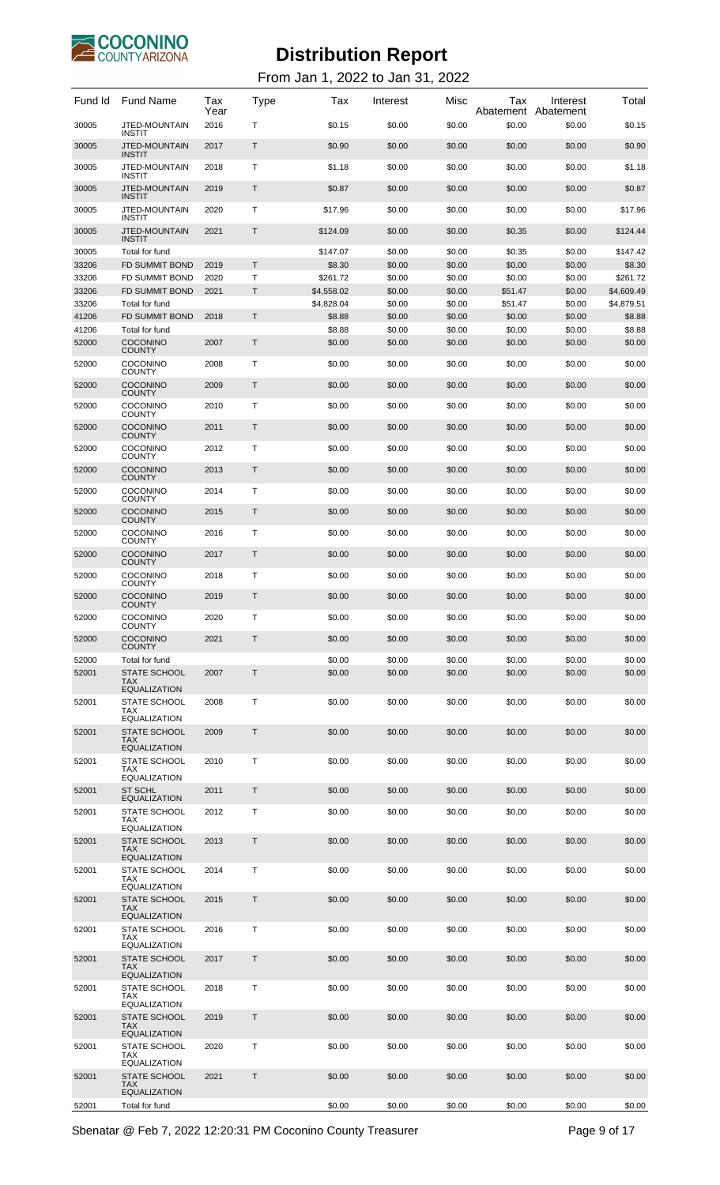# Distribution Report

From Jan 1, 2022 to Jan 31, 2022

| Fund Id | Fund Name | Tax Year | Type | Tax | Interest | Misc | Tax Abatement | Interest Abatement | Total |
|---|---|---|---|---|---|---|---|---|---|
| 30005 | JTED-MOUNTAIN INSTIT | 2016 | T | $0.15 | $0.00 | $0.00 | $0.00 | $0.00 | $0.15 |
| 30005 | JTED-MOUNTAIN INSTIT | 2017 | T | $0.90 | $0.00 | $0.00 | $0.00 | $0.00 | $0.90 |
| 30005 | JTED-MOUNTAIN INSTIT | 2018 | T | $1.18 | $0.00 | $0.00 | $0.00 | $0.00 | $1.18 |
| 30005 | JTED-MOUNTAIN INSTIT | 2019 | T | $0.87 | $0.00 | $0.00 | $0.00 | $0.00 | $0.87 |
| 30005 | JTED-MOUNTAIN INSTIT | 2020 | T | $17.96 | $0.00 | $0.00 | $0.00 | $0.00 | $17.96 |
| 30005 | JTED-MOUNTAIN INSTIT | 2021 | T | $124.09 | $0.00 | $0.00 | $0.35 | $0.00 | $124.44 |
| 30005 | Total for fund | | | $147.07 | $0.00 | $0.00 | $0.35 | $0.00 | $147.42 |
| 33206 | FD SUMMIT BOND | 2019 | T | $8.30 | $0.00 | $0.00 | $0.00 | $0.00 | $8.30 |
| 33206 | FD SUMMIT BOND | 2020 | T | $261.72 | $0.00 | $0.00 | $0.00 | $0.00 | $261.72 |
| 33206 | FD SUMMIT BOND | 2021 | T | $4,558.02 | $0.00 | $0.00 | $51.47 | $0.00 | $4,609.49 |
| 33206 | Total for fund | | | $4,828.04 | $0.00 | $0.00 | $51.47 | $0.00 | $4,879.51 |
| 41206 | FD SUMMIT BOND | 2018 | T | $8.88 | $0.00 | $0.00 | $0.00 | $0.00 | $8.88 |
| 41206 | Total for fund | | | $8.88 | $0.00 | $0.00 | $0.00 | $0.00 | $8.88 |
| 52000 | COCONINO COUNTY | 2007 | T | $0.00 | $0.00 | $0.00 | $0.00 | $0.00 | $0.00 |
| 52000 | COCONINO COUNTY | 2008 | T | $0.00 | $0.00 | $0.00 | $0.00 | $0.00 | $0.00 |
| 52000 | COCONINO COUNTY | 2009 | T | $0.00 | $0.00 | $0.00 | $0.00 | $0.00 | $0.00 |
| 52000 | COCONINO COUNTY | 2010 | T | $0.00 | $0.00 | $0.00 | $0.00 | $0.00 | $0.00 |
| 52000 | COCONINO COUNTY | 2011 | T | $0.00 | $0.00 | $0.00 | $0.00 | $0.00 | $0.00 |
| 52000 | COCONINO COUNTY | 2012 | T | $0.00 | $0.00 | $0.00 | $0.00 | $0.00 | $0.00 |
| 52000 | COCONINO COUNTY | 2013 | T | $0.00 | $0.00 | $0.00 | $0.00 | $0.00 | $0.00 |
| 52000 | COCONINO COUNTY | 2014 | T | $0.00 | $0.00 | $0.00 | $0.00 | $0.00 | $0.00 |
| 52000 | COCONINO COUNTY | 2015 | T | $0.00 | $0.00 | $0.00 | $0.00 | $0.00 | $0.00 |
| 52000 | COCONINO COUNTY | 2016 | T | $0.00 | $0.00 | $0.00 | $0.00 | $0.00 | $0.00 |
| 52000 | COCONINO COUNTY | 2017 | T | $0.00 | $0.00 | $0.00 | $0.00 | $0.00 | $0.00 |
| 52000 | COCONINO COUNTY | 2018 | T | $0.00 | $0.00 | $0.00 | $0.00 | $0.00 | $0.00 |
| 52000 | COCONINO COUNTY | 2019 | T | $0.00 | $0.00 | $0.00 | $0.00 | $0.00 | $0.00 |
| 52000 | COCONINO COUNTY | 2020 | T | $0.00 | $0.00 | $0.00 | $0.00 | $0.00 | $0.00 |
| 52000 | COCONINO COUNTY | 2021 | T | $0.00 | $0.00 | $0.00 | $0.00 | $0.00 | $0.00 |
| 52000 | Total for fund | | | $0.00 | $0.00 | $0.00 | $0.00 | $0.00 | $0.00 |
| 52001 | STATE SCHOOL TAX EQUALIZATION | 2007 | T | $0.00 | $0.00 | $0.00 | $0.00 | $0.00 | $0.00 |
| 52001 | STATE SCHOOL TAX EQUALIZATION | 2008 | T | $0.00 | $0.00 | $0.00 | $0.00 | $0.00 | $0.00 |
| 52001 | STATE SCHOOL TAX EQUALIZATION | 2009 | T | $0.00 | $0.00 | $0.00 | $0.00 | $0.00 | $0.00 |
| 52001 | STATE SCHOOL TAX EQUALIZATION | 2010 | T | $0.00 | $0.00 | $0.00 | $0.00 | $0.00 | $0.00 |
| 52001 | ST SCHL EQUALIZATION | 2011 | T | $0.00 | $0.00 | $0.00 | $0.00 | $0.00 | $0.00 |
| 52001 | STATE SCHOOL TAX EQUALIZATION | 2012 | T | $0.00 | $0.00 | $0.00 | $0.00 | $0.00 | $0.00 |
| 52001 | STATE SCHOOL TAX EQUALIZATION | 2013 | T | $0.00 | $0.00 | $0.00 | $0.00 | $0.00 | $0.00 |
| 52001 | STATE SCHOOL TAX EQUALIZATION | 2014 | T | $0.00 | $0.00 | $0.00 | $0.00 | $0.00 | $0.00 |
| 52001 | STATE SCHOOL TAX EQUALIZATION | 2015 | T | $0.00 | $0.00 | $0.00 | $0.00 | $0.00 | $0.00 |
| 52001 | STATE SCHOOL TAX EQUALIZATION | 2016 | T | $0.00 | $0.00 | $0.00 | $0.00 | $0.00 | $0.00 |
| 52001 | STATE SCHOOL TAX EQUALIZATION | 2017 | T | $0.00 | $0.00 | $0.00 | $0.00 | $0.00 | $0.00 |
| 52001 | STATE SCHOOL TAX EQUALIZATION | 2018 | T | $0.00 | $0.00 | $0.00 | $0.00 | $0.00 | $0.00 |
| 52001 | STATE SCHOOL TAX EQUALIZATION | 2019 | T | $0.00 | $0.00 | $0.00 | $0.00 | $0.00 | $0.00 |
| 52001 | STATE SCHOOL TAX EQUALIZATION | 2020 | T | $0.00 | $0.00 | $0.00 | $0.00 | $0.00 | $0.00 |
| 52001 | STATE SCHOOL TAX EQUALIZATION | 2021 | T | $0.00 | $0.00 | $0.00 | $0.00 | $0.00 | $0.00 |
| 52001 | Total for fund | | | $0.00 | $0.00 | $0.00 | $0.00 | $0.00 | $0.00 |

Sbenatar @ Feb 7, 2022 12:20:31 PM Coconino County Treasurer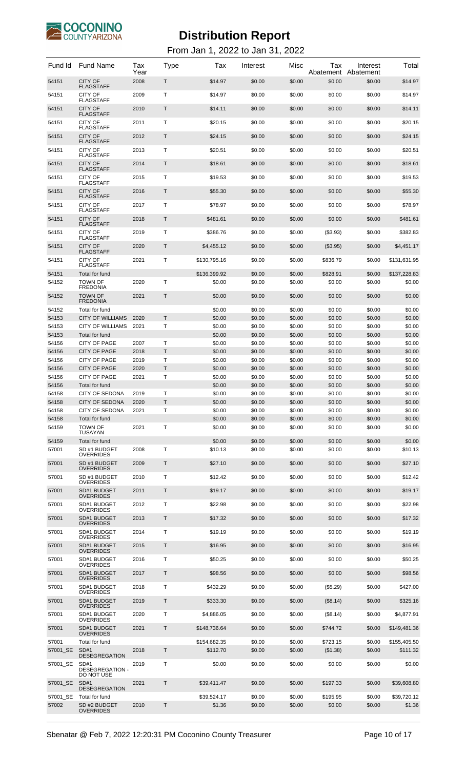# Distribution Report

From Jan 1, 2022 to Jan 31, 2022

| Fund Id | Fund Name | Tax Year | Type | Tax | Interest | Misc | Tax Abatement | Interest Abatement | Total |
|---|---|---|---|---|---|---|---|---|---|
| 54151 | CITY OF FLAGSTAFF | 2008 | T | $14.97 | $0.00 | $0.00 | $0.00 | $0.00 | $14.97 |
| 54151 | CITY OF FLAGSTAFF | 2009 | T | $14.97 | $0.00 | $0.00 | $0.00 | $0.00 | $14.97 |
| 54151 | CITY OF FLAGSTAFF | 2010 | T | $14.11 | $0.00 | $0.00 | $0.00 | $0.00 | $14.11 |
| 54151 | CITY OF FLAGSTAFF | 2011 | T | $20.15 | $0.00 | $0.00 | $0.00 | $0.00 | $20.15 |
| 54151 | CITY OF FLAGSTAFF | 2012 | T | $24.15 | $0.00 | $0.00 | $0.00 | $0.00 | $24.15 |
| 54151 | CITY OF FLAGSTAFF | 2013 | T | $20.51 | $0.00 | $0.00 | $0.00 | $0.00 | $20.51 |
| 54151 | CITY OF FLAGSTAFF | 2014 | T | $18.61 | $0.00 | $0.00 | $0.00 | $0.00 | $18.61 |
| 54151 | CITY OF FLAGSTAFF | 2015 | T | $19.53 | $0.00 | $0.00 | $0.00 | $0.00 | $19.53 |
| 54151 | CITY OF FLAGSTAFF | 2016 | T | $55.30 | $0.00 | $0.00 | $0.00 | $0.00 | $55.30 |
| 54151 | CITY OF FLAGSTAFF | 2017 | T | $78.97 | $0.00 | $0.00 | $0.00 | $0.00 | $78.97 |
| 54151 | CITY OF FLAGSTAFF | 2018 | T | $481.61 | $0.00 | $0.00 | $0.00 | $0.00 | $481.61 |
| 54151 | CITY OF FLAGSTAFF | 2019 | T | $386.76 | $0.00 | $0.00 | ($3.93) | $0.00 | $382.83 |
| 54151 | CITY OF FLAGSTAFF | 2020 | T | $4,455.12 | $0.00 | $0.00 | ($3.95) | $0.00 | $4,451.17 |
| 54151 | CITY OF FLAGSTAFF | 2021 | T | $130,795.16 | $0.00 | $0.00 | $836.79 | $0.00 | $131,631.95 |
| 54151 | Total for fund | | | $136,399.92 | $0.00 | $0.00 | $828.91 | $0.00 | $137,228.83 |
| 54152 | TOWN OF FREDONIA | 2020 | T | $0.00 | $0.00 | $0.00 | $0.00 | $0.00 | $0.00 |
| 54152 | TOWN OF FREDONIA | 2021 | T | $0.00 | $0.00 | $0.00 | $0.00 | $0.00 | $0.00 |
| 54152 | Total for fund | | | $0.00 | $0.00 | $0.00 | $0.00 | $0.00 | $0.00 |
| 54153 | CITY OF WILLIAMS | 2020 | T | $0.00 | $0.00 | $0.00 | $0.00 | $0.00 | $0.00 |
| 54153 | CITY OF WILLIAMS | 2021 | T | $0.00 | $0.00 | $0.00 | $0.00 | $0.00 | $0.00 |
| 54153 | Total for fund | | | $0.00 | $0.00 | $0.00 | $0.00 | $0.00 | $0.00 |
| 54156 | CITY OF PAGE | 2007 | T | $0.00 | $0.00 | $0.00 | $0.00 | $0.00 | $0.00 |
| 54156 | CITY OF PAGE | 2018 | T | $0.00 | $0.00 | $0.00 | $0.00 | $0.00 | $0.00 |
| 54156 | CITY OF PAGE | 2019 | T | $0.00 | $0.00 | $0.00 | $0.00 | $0.00 | $0.00 |
| 54156 | CITY OF PAGE | 2020 | T | $0.00 | $0.00 | $0.00 | $0.00 | $0.00 | $0.00 |
| 54156 | CITY OF PAGE | 2021 | T | $0.00 | $0.00 | $0.00 | $0.00 | $0.00 | $0.00 |
| 54156 | Total for fund | | | $0.00 | $0.00 | $0.00 | $0.00 | $0.00 | $0.00 |
| 54158 | CITY OF SEDONA | 2019 | T | $0.00 | $0.00 | $0.00 | $0.00 | $0.00 | $0.00 |
| 54158 | CITY OF SEDONA | 2020 | T | $0.00 | $0.00 | $0.00 | $0.00 | $0.00 | $0.00 |
| 54158 | CITY OF SEDONA | 2021 | T | $0.00 | $0.00 | $0.00 | $0.00 | $0.00 | $0.00 |
| 54158 | Total for fund | | | $0.00 | $0.00 | $0.00 | $0.00 | $0.00 | $0.00 |
| 54159 | TOWN OF TUSAYAN | 2021 | T | $0.00 | $0.00 | $0.00 | $0.00 | $0.00 | $0.00 |
| 54159 | Total for fund | | | $0.00 | $0.00 | $0.00 | $0.00 | $0.00 | $0.00 |
| 57001 | SD #1 BUDGET OVERRIDES | 2008 | T | $10.13 | $0.00 | $0.00 | $0.00 | $0.00 | $10.13 |
| 57001 | SD #1 BUDGET OVERRIDES | 2009 | T | $27.10 | $0.00 | $0.00 | $0.00 | $0.00 | $27.10 |
| 57001 | SD #1 BUDGET OVERRIDES | 2010 | T | $12.42 | $0.00 | $0.00 | $0.00 | $0.00 | $12.42 |
| 57001 | SD#1 BUDGET OVERRIDES | 2011 | T | $19.17 | $0.00 | $0.00 | $0.00 | $0.00 | $19.17 |
| 57001 | SD#1 BUDGET OVERRIDES | 2012 | T | $22.98 | $0.00 | $0.00 | $0.00 | $0.00 | $22.98 |
| 57001 | SD#1 BUDGET OVERRIDES | 2013 | T | $17.32 | $0.00 | $0.00 | $0.00 | $0.00 | $17.32 |
| 57001 | SD#1 BUDGET OVERRIDES | 2014 | T | $19.19 | $0.00 | $0.00 | $0.00 | $0.00 | $19.19 |
| 57001 | SD#1 BUDGET OVERRIDES | 2015 | T | $16.95 | $0.00 | $0.00 | $0.00 | $0.00 | $16.95 |
| 57001 | SD#1 BUDGET OVERRIDES | 2016 | T | $50.25 | $0.00 | $0.00 | $0.00 | $0.00 | $50.25 |
| 57001 | SD#1 BUDGET OVERRIDES | 2017 | T | $98.56 | $0.00 | $0.00 | $0.00 | $0.00 | $98.56 |
| 57001 | SD#1 BUDGET OVERRIDES | 2018 | T | $432.29 | $0.00 | $0.00 | ($5.29) | $0.00 | $427.00 |
| 57001 | SD#1 BUDGET OVERRIDES | 2019 | T | $333.30 | $0.00 | $0.00 | ($8.14) | $0.00 | $325.16 |
| 57001 | SD#1 BUDGET OVERRIDES | 2020 | T | $4,886.05 | $0.00 | $0.00 | ($8.14) | $0.00 | $4,877.91 |
| 57001 | SD#1 BUDGET OVERRIDES | 2021 | T | $148,736.64 | $0.00 | $0.00 | $744.72 | $0.00 | $149,481.36 |
| 57001 | Total for fund | | | $154,682.35 | $0.00 | $0.00 | $723.15 | $0.00 | $155,405.50 |
| 57001_SE | SD#1 DESEGREGATION | 2018 | T | $112.70 | $0.00 | $0.00 | ($1.38) | $0.00 | $111.32 |
| 57001_SE | SD#1 DESEGREGATION - DO NOT USE | 2019 | T | $0.00 | $0.00 | $0.00 | $0.00 | $0.00 | $0.00 |
| 57001_SE | SD#1 DESEGREGATION | 2021 | T | $39,411.47 | $0.00 | $0.00 | $197.33 | $0.00 | $39,608.80 |
| 57001_SE | Total for fund | | | $39,524.17 | $0.00 | $0.00 | $195.95 | $0.00 | $39,720.12 |
| 57002 | SD #2 BUDGET OVERRIDES | 2010 | T | $1.36 | $0.00 | $0.00 | $0.00 | $0.00 | $1.36 |

Sbenatar @ Feb 7, 2022 12:20:31 PM Coconino County Treasurer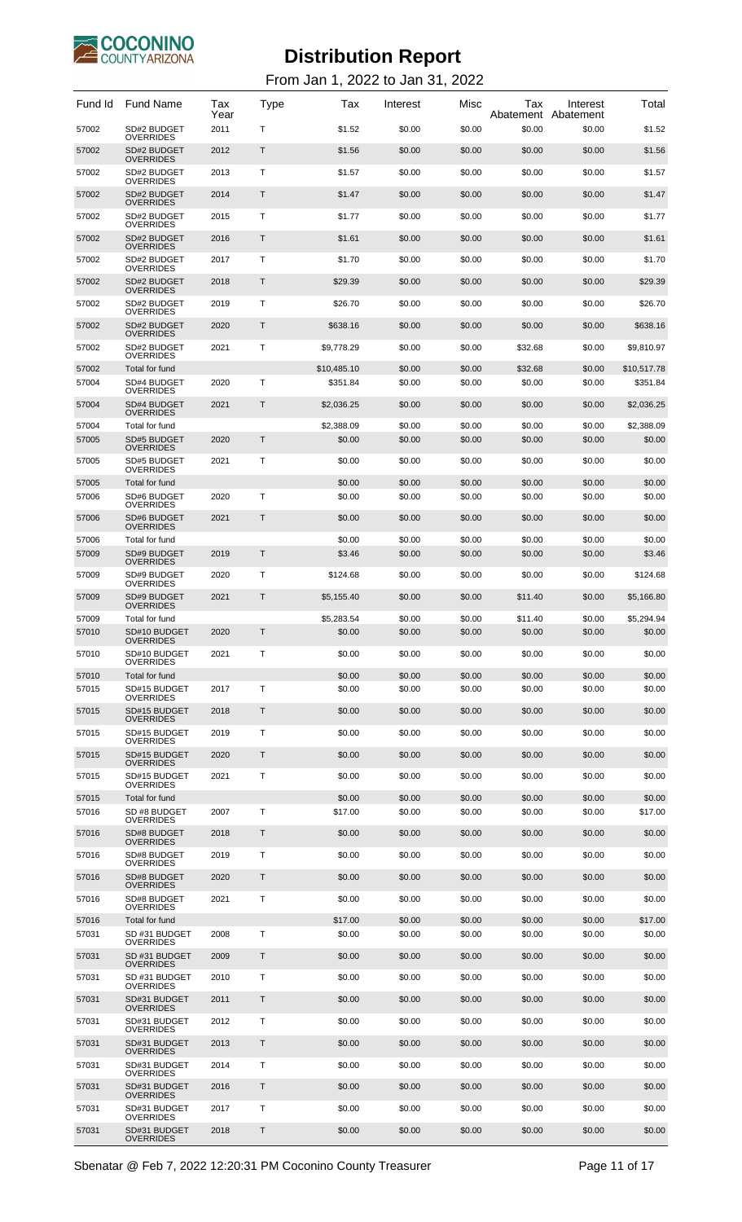# Distribution Report

From Jan 1, 2022 to Jan 31, 2022

| Fund Id | Fund Name | Tax Year | Type | Tax | Interest | Misc | Tax Abatement | Interest Abatement | Total |
|---|---|---|---|---|---|---|---|---|---|
| 57002 | SD#2 BUDGET OVERRIDES | 2011 | T | $1.52 | $0.00 | $0.00 | $0.00 | $0.00 | $1.52 |
| 57002 | SD#2 BUDGET OVERRIDES | 2012 | T | $1.56 | $0.00 | $0.00 | $0.00 | $0.00 | $1.56 |
| 57002 | SD#2 BUDGET OVERRIDES | 2013 | T | $1.57 | $0.00 | $0.00 | $0.00 | $0.00 | $1.57 |
| 57002 | SD#2 BUDGET OVERRIDES | 2014 | T | $1.47 | $0.00 | $0.00 | $0.00 | $0.00 | $1.47 |
| 57002 | SD#2 BUDGET OVERRIDES | 2015 | T | $1.77 | $0.00 | $0.00 | $0.00 | $0.00 | $1.77 |
| 57002 | SD#2 BUDGET OVERRIDES | 2016 | T | $1.61 | $0.00 | $0.00 | $0.00 | $0.00 | $1.61 |
| 57002 | SD#2 BUDGET OVERRIDES | 2017 | T | $1.70 | $0.00 | $0.00 | $0.00 | $0.00 | $1.70 |
| 57002 | SD#2 BUDGET OVERRIDES | 2018 | T | $29.39 | $0.00 | $0.00 | $0.00 | $0.00 | $29.39 |
| 57002 | SD#2 BUDGET OVERRIDES | 2019 | T | $26.70 | $0.00 | $0.00 | $0.00 | $0.00 | $26.70 |
| 57002 | SD#2 BUDGET OVERRIDES | 2020 | T | $638.16 | $0.00 | $0.00 | $0.00 | $0.00 | $638.16 |
| 57002 | SD#2 BUDGET OVERRIDES | 2021 | T | $9,778.29 | $0.00 | $0.00 | $32.68 | $0.00 | $9,810.97 |
| 57002 | Total for fund | | | $10,485.10 | $0.00 | $0.00 | $32.68 | $0.00 | $10,517.78 |
| 57004 | SD#4 BUDGET OVERRIDES | 2020 | T | $351.84 | $0.00 | $0.00 | $0.00 | $0.00 | $351.84 |
| 57004 | SD#4 BUDGET OVERRIDES | 2021 | T | $2,036.25 | $0.00 | $0.00 | $0.00 | $0.00 | $2,036.25 |
| 57004 | Total for fund | | | $2,388.09 | $0.00 | $0.00 | $0.00 | $0.00 | $2,388.09 |
| 57005 | SD#5 BUDGET OVERRIDES | 2020 | T | $0.00 | $0.00 | $0.00 | $0.00 | $0.00 | $0.00 |
| 57005 | SD#5 BUDGET OVERRIDES | 2021 | T | $0.00 | $0.00 | $0.00 | $0.00 | $0.00 | $0.00 |
| 57005 | Total for fund | | | $0.00 | $0.00 | $0.00 | $0.00 | $0.00 | $0.00 |
| 57006 | SD#6 BUDGET OVERRIDES | 2020 | T | $0.00 | $0.00 | $0.00 | $0.00 | $0.00 | $0.00 |
| 57006 | SD#6 BUDGET OVERRIDES | 2021 | T | $0.00 | $0.00 | $0.00 | $0.00 | $0.00 | $0.00 |
| 57006 | Total for fund | | | $0.00 | $0.00 | $0.00 | $0.00 | $0.00 | $0.00 |
| 57009 | SD#9 BUDGET OVERRIDES | 2019 | T | $3.46 | $0.00 | $0.00 | $0.00 | $0.00 | $3.46 |
| 57009 | SD#9 BUDGET OVERRIDES | 2020 | T | $124.68 | $0.00 | $0.00 | $0.00 | $0.00 | $124.68 |
| 57009 | SD#9 BUDGET OVERRIDES | 2021 | T | $5,155.40 | $0.00 | $0.00 | $11.40 | $0.00 | $5,166.80 |
| 57009 | Total for fund | | | $5,283.54 | $0.00 | $0.00 | $11.40 | $0.00 | $5,294.94 |
| 57010 | SD#10 BUDGET OVERRIDES | 2020 | T | $0.00 | $0.00 | $0.00 | $0.00 | $0.00 | $0.00 |
| 57010 | SD#10 BUDGET OVERRIDES | 2021 | T | $0.00 | $0.00 | $0.00 | $0.00 | $0.00 | $0.00 |
| 57010 | Total for fund | | | $0.00 | $0.00 | $0.00 | $0.00 | $0.00 | $0.00 |
| 57015 | SD#15 BUDGET OVERRIDES | 2017 | T | $0.00 | $0.00 | $0.00 | $0.00 | $0.00 | $0.00 |
| 57015 | SD#15 BUDGET OVERRIDES | 2018 | T | $0.00 | $0.00 | $0.00 | $0.00 | $0.00 | $0.00 |
| 57015 | SD#15 BUDGET OVERRIDES | 2019 | T | $0.00 | $0.00 | $0.00 | $0.00 | $0.00 | $0.00 |
| 57015 | SD#15 BUDGET OVERRIDES | 2020 | T | $0.00 | $0.00 | $0.00 | $0.00 | $0.00 | $0.00 |
| 57015 | SD#15 BUDGET OVERRIDES | 2021 | T | $0.00 | $0.00 | $0.00 | $0.00 | $0.00 | $0.00 |
| 57015 | Total for fund | | | $0.00 | $0.00 | $0.00 | $0.00 | $0.00 | $0.00 |
| 57016 | SD #8 BUDGET OVERRIDES | 2007 | T | $17.00 | $0.00 | $0.00 | $0.00 | $0.00 | $17.00 |
| 57016 | SD#8 BUDGET OVERRIDES | 2018 | T | $0.00 | $0.00 | $0.00 | $0.00 | $0.00 | $0.00 |
| 57016 | SD#8 BUDGET OVERRIDES | 2019 | T | $0.00 | $0.00 | $0.00 | $0.00 | $0.00 | $0.00 |
| 57016 | SD#8 BUDGET OVERRIDES | 2020 | T | $0.00 | $0.00 | $0.00 | $0.00 | $0.00 | $0.00 |
| 57016 | SD#8 BUDGET OVERRIDES | 2021 | T | $0.00 | $0.00 | $0.00 | $0.00 | $0.00 | $0.00 |
| 57016 | Total for fund | | | $17.00 | $0.00 | $0.00 | $0.00 | $0.00 | $17.00 |
| 57031 | SD #31 BUDGET OVERRIDES | 2008 | T | $0.00 | $0.00 | $0.00 | $0.00 | $0.00 | $0.00 |
| 57031 | SD #31 BUDGET OVERRIDES | 2009 | T | $0.00 | $0.00 | $0.00 | $0.00 | $0.00 | $0.00 |
| 57031 | SD #31 BUDGET OVERRIDES | 2010 | T | $0.00 | $0.00 | $0.00 | $0.00 | $0.00 | $0.00 |
| 57031 | SD#31 BUDGET OVERRIDES | 2011 | T | $0.00 | $0.00 | $0.00 | $0.00 | $0.00 | $0.00 |
| 57031 | SD#31 BUDGET OVERRIDES | 2012 | T | $0.00 | $0.00 | $0.00 | $0.00 | $0.00 | $0.00 |
| 57031 | SD#31 BUDGET OVERRIDES | 2013 | T | $0.00 | $0.00 | $0.00 | $0.00 | $0.00 | $0.00 |
| 57031 | SD#31 BUDGET OVERRIDES | 2014 | T | $0.00 | $0.00 | $0.00 | $0.00 | $0.00 | $0.00 |
| 57031 | SD#31 BUDGET OVERRIDES | 2016 | T | $0.00 | $0.00 | $0.00 | $0.00 | $0.00 | $0.00 |
| 57031 | SD#31 BUDGET OVERRIDES | 2017 | T | $0.00 | $0.00 | $0.00 | $0.00 | $0.00 | $0.00 |
| 57031 | SD#31 BUDGET OVERRIDES | 2018 | T | $0.00 | $0.00 | $0.00 | $0.00 | $0.00 | $0.00 |

Sbenatar @ Feb 7, 2022 12:20:31 PM Coconino County Treasurer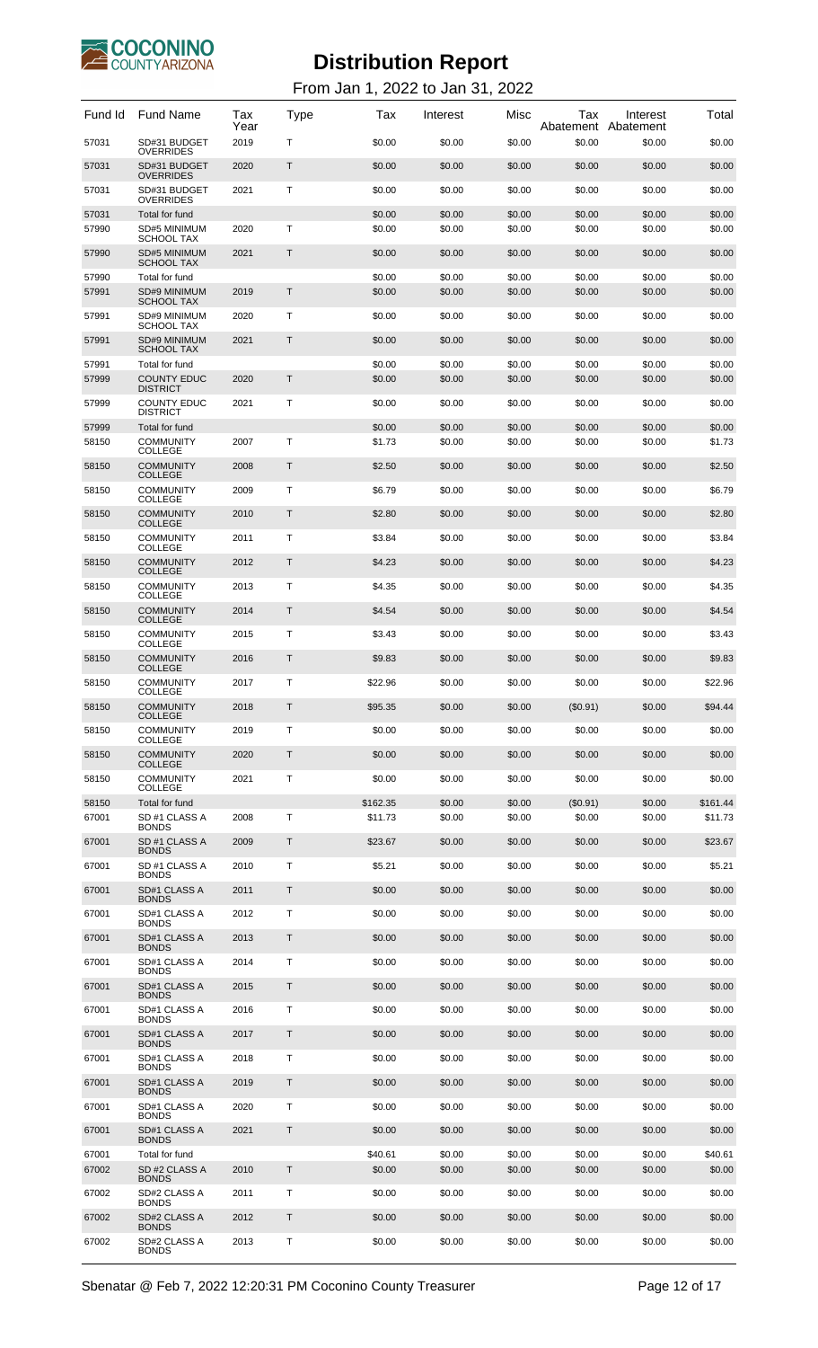# Distribution Report

From Jan 1, 2022 to Jan 31, 2022

| Fund Id | Fund Name | Tax Year | Type | Tax | Interest | Misc | Tax Abatement | Interest Abatement | Total |
|---|---|---|---|---|---|---|---|---|---|
| 57031 | SD#31 BUDGET OVERRIDES | 2019 | T | $0.00 | $0.00 | $0.00 | $0.00 | $0.00 | $0.00 |
| 57031 | SD#31 BUDGET OVERRIDES | 2020 | T | $0.00 | $0.00 | $0.00 | $0.00 | $0.00 | $0.00 |
| 57031 | SD#31 BUDGET OVERRIDES | 2021 | T | $0.00 | $0.00 | $0.00 | $0.00 | $0.00 | $0.00 |
| 57031 | Total for fund | | | $0.00 | $0.00 | $0.00 | $0.00 | $0.00 | $0.00 |
| 57990 | SD#5 MINIMUM SCHOOL TAX | 2020 | T | $0.00 | $0.00 | $0.00 | $0.00 | $0.00 | $0.00 |
| 57990 | SD#5 MINIMUM SCHOOL TAX | 2021 | T | $0.00 | $0.00 | $0.00 | $0.00 | $0.00 | $0.00 |
| 57990 | Total for fund | | | $0.00 | $0.00 | $0.00 | $0.00 | $0.00 | $0.00 |
| 57991 | SD#9 MINIMUM SCHOOL TAX | 2019 | T | $0.00 | $0.00 | $0.00 | $0.00 | $0.00 | $0.00 |
| 57991 | SD#9 MINIMUM SCHOOL TAX | 2020 | T | $0.00 | $0.00 | $0.00 | $0.00 | $0.00 | $0.00 |
| 57991 | SD#9 MINIMUM SCHOOL TAX | 2021 | T | $0.00 | $0.00 | $0.00 | $0.00 | $0.00 | $0.00 |
| 57991 | Total for fund | | | $0.00 | $0.00 | $0.00 | $0.00 | $0.00 | $0.00 |
| 57999 | COUNTY EDUC DISTRICT | 2020 | T | $0.00 | $0.00 | $0.00 | $0.00 | $0.00 | $0.00 |
| 57999 | COUNTY EDUC DISTRICT | 2021 | T | $0.00 | $0.00 | $0.00 | $0.00 | $0.00 | $0.00 |
| 57999 | Total for fund | | | $0.00 | $0.00 | $0.00 | $0.00 | $0.00 | $0.00 |
| 58150 | COMMUNITY COLLEGE | 2007 | T | $1.73 | $0.00 | $0.00 | $0.00 | $0.00 | $1.73 |
| 58150 | COMMUNITY COLLEGE | 2008 | T | $2.50 | $0.00 | $0.00 | $0.00 | $0.00 | $2.50 |
| 58150 | COMMUNITY COLLEGE | 2009 | T | $6.79 | $0.00 | $0.00 | $0.00 | $0.00 | $6.79 |
| 58150 | COMMUNITY COLLEGE | 2010 | T | $2.80 | $0.00 | $0.00 | $0.00 | $0.00 | $2.80 |
| 58150 | COMMUNITY COLLEGE | 2011 | T | $3.84 | $0.00 | $0.00 | $0.00 | $0.00 | $3.84 |
| 58150 | COMMUNITY COLLEGE | 2012 | T | $4.23 | $0.00 | $0.00 | $0.00 | $0.00 | $4.23 |
| 58150 | COMMUNITY COLLEGE | 2013 | T | $4.35 | $0.00 | $0.00 | $0.00 | $0.00 | $4.35 |
| 58150 | COMMUNITY COLLEGE | 2014 | T | $4.54 | $0.00 | $0.00 | $0.00 | $0.00 | $4.54 |
| 58150 | COMMUNITY COLLEGE | 2015 | T | $3.43 | $0.00 | $0.00 | $0.00 | $0.00 | $3.43 |
| 58150 | COMMUNITY COLLEGE | 2016 | T | $9.83 | $0.00 | $0.00 | $0.00 | $0.00 | $9.83 |
| 58150 | COMMUNITY COLLEGE | 2017 | T | $22.96 | $0.00 | $0.00 | $0.00 | $0.00 | $22.96 |
| 58150 | COMMUNITY COLLEGE | 2018 | T | $95.35 | $0.00 | $0.00 | ($0.91) | $0.00 | $94.44 |
| 58150 | COMMUNITY COLLEGE | 2019 | T | $0.00 | $0.00 | $0.00 | $0.00 | $0.00 | $0.00 |
| 58150 | COMMUNITY COLLEGE | 2020 | T | $0.00 | $0.00 | $0.00 | $0.00 | $0.00 | $0.00 |
| 58150 | COMMUNITY COLLEGE | 2021 | T | $0.00 | $0.00 | $0.00 | $0.00 | $0.00 | $0.00 |
| 58150 | Total for fund | | | $162.35 | $0.00 | $0.00 | ($0.91) | $0.00 | $161.44 |
| 67001 | SD #1 CLASS A BONDS | 2008 | T | $11.73 | $0.00 | $0.00 | $0.00 | $0.00 | $11.73 |
| 67001 | SD #1 CLASS A BONDS | 2009 | T | $23.67 | $0.00 | $0.00 | $0.00 | $0.00 | $23.67 |
| 67001 | SD #1 CLASS A BONDS | 2010 | T | $5.21 | $0.00 | $0.00 | $0.00 | $0.00 | $5.21 |
| 67001 | SD#1 CLASS A BONDS | 2011 | T | $0.00 | $0.00 | $0.00 | $0.00 | $0.00 | $0.00 |
| 67001 | SD#1 CLASS A BONDS | 2012 | T | $0.00 | $0.00 | $0.00 | $0.00 | $0.00 | $0.00 |
| 67001 | SD#1 CLASS A BONDS | 2013 | T | $0.00 | $0.00 | $0.00 | $0.00 | $0.00 | $0.00 |
| 67001 | SD#1 CLASS A BONDS | 2014 | T | $0.00 | $0.00 | $0.00 | $0.00 | $0.00 | $0.00 |
| 67001 | SD#1 CLASS A BONDS | 2015 | T | $0.00 | $0.00 | $0.00 | $0.00 | $0.00 | $0.00 |
| 67001 | SD#1 CLASS A BONDS | 2016 | T | $0.00 | $0.00 | $0.00 | $0.00 | $0.00 | $0.00 |
| 67001 | SD#1 CLASS A BONDS | 2017 | T | $0.00 | $0.00 | $0.00 | $0.00 | $0.00 | $0.00 |
| 67001 | SD#1 CLASS A BONDS | 2018 | T | $0.00 | $0.00 | $0.00 | $0.00 | $0.00 | $0.00 |
| 67001 | SD#1 CLASS A BONDS | 2019 | T | $0.00 | $0.00 | $0.00 | $0.00 | $0.00 | $0.00 |
| 67001 | SD#1 CLASS A BONDS | 2020 | T | $0.00 | $0.00 | $0.00 | $0.00 | $0.00 | $0.00 |
| 67001 | SD#1 CLASS A BONDS | 2021 | T | $0.00 | $0.00 | $0.00 | $0.00 | $0.00 | $0.00 |
| 67001 | Total for fund | | | $40.61 | $0.00 | $0.00 | $0.00 | $0.00 | $40.61 |
| 67002 | SD #2 CLASS A BONDS | 2010 | T | $0.00 | $0.00 | $0.00 | $0.00 | $0.00 | $0.00 |
| 67002 | SD#2 CLASS A BONDS | 2011 | T | $0.00 | $0.00 | $0.00 | $0.00 | $0.00 | $0.00 |
| 67002 | SD#2 CLASS A BONDS | 2012 | T | $0.00 | $0.00 | $0.00 | $0.00 | $0.00 | $0.00 |
| 67002 | SD#2 CLASS A BONDS | 2013 | T | $0.00 | $0.00 | $0.00 | $0.00 | $0.00 | $0.00 |

Sbenatar @ Feb 7, 2022 12:20:31 PM Coconino County Treasurer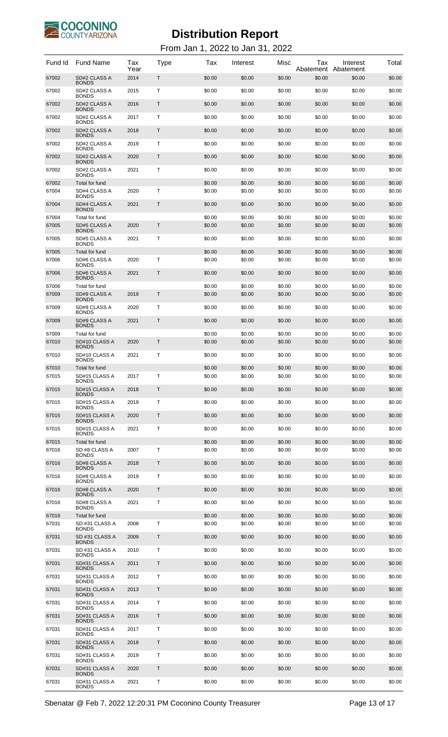# Distribution Report

From Jan 1, 2022 to Jan 31, 2022

| Fund Id | Fund Name | Tax Year | Type | Tax | Interest | Misc | Tax Abatement | Interest Abatement | Total |
|---|---|---|---|---|---|---|---|---|---|
| 67002 | SD#2 CLASS A BONDS | 2014 | T | $0.00 | $0.00 | $0.00 | $0.00 | $0.00 | $0.00 |
| 67002 | SD#2 CLASS A BONDS | 2015 | T | $0.00 | $0.00 | $0.00 | $0.00 | $0.00 | $0.00 |
| 67002 | SD#2 CLASS A BONDS | 2016 | T | $0.00 | $0.00 | $0.00 | $0.00 | $0.00 | $0.00 |
| 67002 | SD#2 CLASS A BONDS | 2017 | T | $0.00 | $0.00 | $0.00 | $0.00 | $0.00 | $0.00 |
| 67002 | SD#2 CLASS A BONDS | 2018 | T | $0.00 | $0.00 | $0.00 | $0.00 | $0.00 | $0.00 |
| 67002 | SD#2 CLASS A BONDS | 2019 | T | $0.00 | $0.00 | $0.00 | $0.00 | $0.00 | $0.00 |
| 67002 | SD#2 CLASS A BONDS | 2020 | T | $0.00 | $0.00 | $0.00 | $0.00 | $0.00 | $0.00 |
| 67002 | SD#2 CLASS A BONDS | 2021 | T | $0.00 | $0.00 | $0.00 | $0.00 | $0.00 | $0.00 |
| 67002 | Total for fund | | | $0.00 | $0.00 | $0.00 | $0.00 | $0.00 | $0.00 |
| 67004 | SD#4 CLASS A BONDS | 2020 | T | $0.00 | $0.00 | $0.00 | $0.00 | $0.00 | $0.00 |
| 67004 | SD#4 CLASS A BONDS | 2021 | T | $0.00 | $0.00 | $0.00 | $0.00 | $0.00 | $0.00 |
| 67004 | Total for fund | | | $0.00 | $0.00 | $0.00 | $0.00 | $0.00 | $0.00 |
| 67005 | SD#5 CLASS A BONDS | 2020 | T | $0.00 | $0.00 | $0.00 | $0.00 | $0.00 | $0.00 |
| 67005 | SD#5 CLASS A BONDS | 2021 | T | $0.00 | $0.00 | $0.00 | $0.00 | $0.00 | $0.00 |
| 67005 | Total for fund | | | $0.00 | $0.00 | $0.00 | $0.00 | $0.00 | $0.00 |
| 67006 | SD#6 CLASS A BONDS | 2020 | T | $0.00 | $0.00 | $0.00 | $0.00 | $0.00 | $0.00 |
| 67006 | SD#6 CLASS A BONDS | 2021 | T | $0.00 | $0.00 | $0.00 | $0.00 | $0.00 | $0.00 |
| 67006 | Total for fund | | | $0.00 | $0.00 | $0.00 | $0.00 | $0.00 | $0.00 |
| 67009 | SD#9 CLASS A BONDS | 2019 | T | $0.00 | $0.00 | $0.00 | $0.00 | $0.00 | $0.00 |
| 67009 | SD#9 CLASS A BONDS | 2020 | T | $0.00 | $0.00 | $0.00 | $0.00 | $0.00 | $0.00 |
| 67009 | SD#9 CLASS A BONDS | 2021 | T | $0.00 | $0.00 | $0.00 | $0.00 | $0.00 | $0.00 |
| 67009 | Total for fund | | | $0.00 | $0.00 | $0.00 | $0.00 | $0.00 | $0.00 |
| 67010 | SD#10 CLASS A BONDS | 2020 | T | $0.00 | $0.00 | $0.00 | $0.00 | $0.00 | $0.00 |
| 67010 | SD#10 CLASS A BONDS | 2021 | T | $0.00 | $0.00 | $0.00 | $0.00 | $0.00 | $0.00 |
| 67010 | Total for fund | | | $0.00 | $0.00 | $0.00 | $0.00 | $0.00 | $0.00 |
| 67015 | SD#15 CLASS A BONDS | 2017 | T | $0.00 | $0.00 | $0.00 | $0.00 | $0.00 | $0.00 |
| 67015 | SD#15 CLASS A BONDS | 2018 | T | $0.00 | $0.00 | $0.00 | $0.00 | $0.00 | $0.00 |
| 67015 | SD#15 CLASS A BONDS | 2019 | T | $0.00 | $0.00 | $0.00 | $0.00 | $0.00 | $0.00 |
| 67015 | SD#15 CLASS A BONDS | 2020 | T | $0.00 | $0.00 | $0.00 | $0.00 | $0.00 | $0.00 |
| 67015 | SD#15 CLASS A BONDS | 2021 | T | $0.00 | $0.00 | $0.00 | $0.00 | $0.00 | $0.00 |
| 67015 | Total for fund | | | $0.00 | $0.00 | $0.00 | $0.00 | $0.00 | $0.00 |
| 67016 | SD #8 CLASS A BONDS | 2007 | T | $0.00 | $0.00 | $0.00 | $0.00 | $0.00 | $0.00 |
| 67016 | SD#8 CLASS A BONDS | 2018 | T | $0.00 | $0.00 | $0.00 | $0.00 | $0.00 | $0.00 |
| 67016 | SD#8 CLASS A BONDS | 2019 | T | $0.00 | $0.00 | $0.00 | $0.00 | $0.00 | $0.00 |
| 67016 | SD#8 CLASS A BONDS | 2020 | T | $0.00 | $0.00 | $0.00 | $0.00 | $0.00 | $0.00 |
| 67016 | SD#8 CLASS A BONDS | 2021 | T | $0.00 | $0.00 | $0.00 | $0.00 | $0.00 | $0.00 |
| 67016 | Total for fund | | | $0.00 | $0.00 | $0.00 | $0.00 | $0.00 | $0.00 |
| 67031 | SD #31 CLASS A BONDS | 2008 | T | $0.00 | $0.00 | $0.00 | $0.00 | $0.00 | $0.00 |
| 67031 | SD #31 CLASS A BONDS | 2009 | T | $0.00 | $0.00 | $0.00 | $0.00 | $0.00 | $0.00 |
| 67031 | SD #31 CLASS A BONDS | 2010 | T | $0.00 | $0.00 | $0.00 | $0.00 | $0.00 | $0.00 |
| 67031 | SD#31 CLASS A BONDS | 2011 | T | $0.00 | $0.00 | $0.00 | $0.00 | $0.00 | $0.00 |
| 67031 | SD#31 CLASS A BONDS | 2012 | T | $0.00 | $0.00 | $0.00 | $0.00 | $0.00 | $0.00 |
| 67031 | SD#31 CLASS A BONDS | 2013 | T | $0.00 | $0.00 | $0.00 | $0.00 | $0.00 | $0.00 |
| 67031 | SD#31 CLASS A BONDS | 2014 | T | $0.00 | $0.00 | $0.00 | $0.00 | $0.00 | $0.00 |
| 67031 | SD#31 CLASS A BONDS | 2016 | T | $0.00 | $0.00 | $0.00 | $0.00 | $0.00 | $0.00 |
| 67031 | SD#31 CLASS A BONDS | 2017 | T | $0.00 | $0.00 | $0.00 | $0.00 | $0.00 | $0.00 |
| 67031 | SD#31 CLASS A BONDS | 2018 | T | $0.00 | $0.00 | $0.00 | $0.00 | $0.00 | $0.00 |
| 67031 | SD#31 CLASS A BONDS | 2019 | T | $0.00 | $0.00 | $0.00 | $0.00 | $0.00 | $0.00 |
| 67031 | SD#31 CLASS A BONDS | 2020 | T | $0.00 | $0.00 | $0.00 | $0.00 | $0.00 | $0.00 |
| 67031 | SD#31 CLASS A BONDS | 2021 | T | $0.00 | $0.00 | $0.00 | $0.00 | $0.00 | $0.00 |

Sbenatar @ Feb 7, 2022 12:20:31 PM Coconino County Treasurer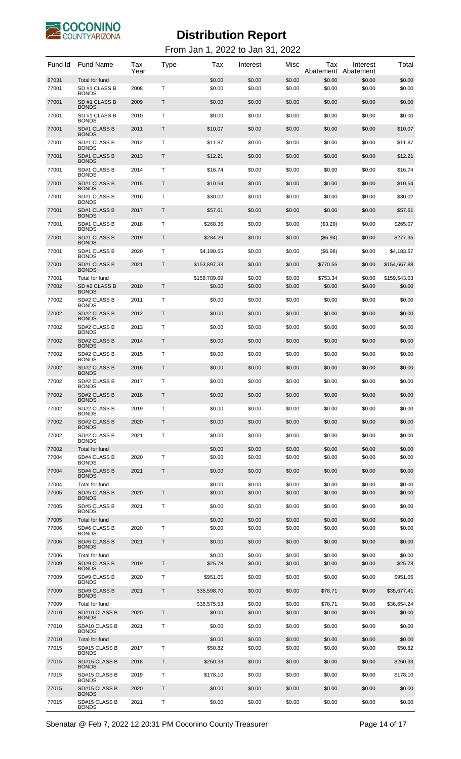COCONINO COUNTY ARIZONA

# Distribution Report

From Jan 1, 2022 to Jan 31, 2022

| Fund Id | Fund Name | Tax Year | Type | Tax | Interest | Misc | Tax Abatement | Interest Abatement | Total |
|---|---|---|---|---|---|---|---|---|---|
| 67031 | Total for fund | | | $0.00 | $0.00 | $0.00 | $0.00 | $0.00 | $0.00 |
| 77001 | SD #1 CLASS B BONDS | 2008 | T | $0.00 | $0.00 | $0.00 | $0.00 | $0.00 | $0.00 |
| 77001 | SD #1 CLASS B BONDS | 2009 | T | $0.00 | $0.00 | $0.00 | $0.00 | $0.00 | $0.00 |
| 77001 | SD #1 CLASS B BONDS | 2010 | T | $0.00 | $0.00 | $0.00 | $0.00 | $0.00 | $0.00 |
| 77001 | SD#1 CLASS B BONDS | 2011 | T | $10.07 | $0.00 | $0.00 | $0.00 | $0.00 | $10.07 |
| 77001 | SD#1 CLASS B BONDS | 2012 | T | $11.87 | $0.00 | $0.00 | $0.00 | $0.00 | $11.87 |
| 77001 | SD#1 CLASS B BONDS | 2013 | T | $12.21 | $0.00 | $0.00 | $0.00 | $0.00 | $12.21 |
| 77001 | SD#1 CLASS B BONDS | 2014 | T | $16.74 | $0.00 | $0.00 | $0.00 | $0.00 | $16.74 |
| 77001 | SD#1 CLASS B BONDS | 2015 | T | $10.54 | $0.00 | $0.00 | $0.00 | $0.00 | $10.54 |
| 77001 | SD#1 CLASS B BONDS | 2016 | T | $30.02 | $0.00 | $0.00 | $0.00 | $0.00 | $30.02 |
| 77001 | SD#1 CLASS B BONDS | 2017 | T | $57.61 | $0.00 | $0.00 | $0.00 | $0.00 | $57.61 |
| 77001 | SD#1 CLASS B BONDS | 2018 | T | $268.36 | $0.00 | $0.00 | ($3.29) | $0.00 | $265.07 |
| 77001 | SD#1 CLASS B BONDS | 2019 | T | $284.29 | $0.00 | $0.00 | ($6.94) | $0.00 | $277.35 |
| 77001 | SD#1 CLASS B BONDS | 2020 | T | $4,190.65 | $0.00 | $0.00 | ($6.98) | $0.00 | $4,183.67 |
| 77001 | SD#1 CLASS B BONDS | 2021 | T | $153,897.33 | $0.00 | $0.00 | $770.55 | $0.00 | $154,667.88 |
| 77001 | Total for fund | | | $158,789.69 | $0.00 | $0.00 | $753.34 | $0.00 | $159,543.03 |
| 77002 | SD #2 CLASS B BONDS | 2010 | T | $0.00 | $0.00 | $0.00 | $0.00 | $0.00 | $0.00 |
| 77002 | SD#2 CLASS B BONDS | 2011 | T | $0.00 | $0.00 | $0.00 | $0.00 | $0.00 | $0.00 |
| 77002 | SD#2 CLASS B BONDS | 2012 | T | $0.00 | $0.00 | $0.00 | $0.00 | $0.00 | $0.00 |
| 77002 | SD#2 CLASS B BONDS | 2013 | T | $0.00 | $0.00 | $0.00 | $0.00 | $0.00 | $0.00 |
| 77002 | SD#2 CLASS B BONDS | 2014 | T | $0.00 | $0.00 | $0.00 | $0.00 | $0.00 | $0.00 |
| 77002 | SD#2 CLASS B BONDS | 2015 | T | $0.00 | $0.00 | $0.00 | $0.00 | $0.00 | $0.00 |
| 77002 | SD#2 CLASS B BONDS | 2016 | T | $0.00 | $0.00 | $0.00 | $0.00 | $0.00 | $0.00 |
| 77002 | SD#2 CLASS B BONDS | 2017 | T | $0.00 | $0.00 | $0.00 | $0.00 | $0.00 | $0.00 |
| 77002 | SD#2 CLASS B BONDS | 2018 | T | $0.00 | $0.00 | $0.00 | $0.00 | $0.00 | $0.00 |
| 77002 | SD#2 CLASS B BONDS | 2019 | T | $0.00 | $0.00 | $0.00 | $0.00 | $0.00 | $0.00 |
| 77002 | SD#2 CLASS B BONDS | 2020 | T | $0.00 | $0.00 | $0.00 | $0.00 | $0.00 | $0.00 |
| 77002 | SD#2 CLASS B BONDS | 2021 | T | $0.00 | $0.00 | $0.00 | $0.00 | $0.00 | $0.00 |
| 77002 | Total for fund | | | $0.00 | $0.00 | $0.00 | $0.00 | $0.00 | $0.00 |
| 77004 | SD#4 CLASS B BONDS | 2020 | T | $0.00 | $0.00 | $0.00 | $0.00 | $0.00 | $0.00 |
| 77004 | SD#4 CLASS B BONDS | 2021 | T | $0.00 | $0.00 | $0.00 | $0.00 | $0.00 | $0.00 |
| 77004 | Total for fund | | | $0.00 | $0.00 | $0.00 | $0.00 | $0.00 | $0.00 |
| 77005 | SD#5 CLASS B BONDS | 2020 | T | $0.00 | $0.00 | $0.00 | $0.00 | $0.00 | $0.00 |
| 77005 | SD#5 CLASS B BONDS | 2021 | T | $0.00 | $0.00 | $0.00 | $0.00 | $0.00 | $0.00 |
| 77005 | Total for fund | | | $0.00 | $0.00 | $0.00 | $0.00 | $0.00 | $0.00 |
| 77006 | SD#6 CLASS B BONDS | 2020 | T | $0.00 | $0.00 | $0.00 | $0.00 | $0.00 | $0.00 |
| 77006 | SD#6 CLASS B BONDS | 2021 | T | $0.00 | $0.00 | $0.00 | $0.00 | $0.00 | $0.00 |
| 77006 | Total for fund | | | $0.00 | $0.00 | $0.00 | $0.00 | $0.00 | $0.00 |
| 77009 | SD#9 CLASS B BONDS | 2019 | T | $25.78 | $0.00 | $0.00 | $0.00 | $0.00 | $25.78 |
| 77009 | SD#9 CLASS B BONDS | 2020 | T | $951.05 | $0.00 | $0.00 | $0.00 | $0.00 | $951.05 |
| 77009 | SD#9 CLASS B BONDS | 2021 | T | $35,598.70 | $0.00 | $0.00 | $78.71 | $0.00 | $35,677.41 |
| 77009 | Total for fund | | | $36,575.53 | $0.00 | $0.00 | $78.71 | $0.00 | $36,654.24 |
| 77010 | SD#10 CLASS B BONDS | 2020 | T | $0.00 | $0.00 | $0.00 | $0.00 | $0.00 | $0.00 |
| 77010 | SD#10 CLASS B BONDS | 2021 | T | $0.00 | $0.00 | $0.00 | $0.00 | $0.00 | $0.00 |
| 77010 | Total for fund | | | $0.00 | $0.00 | $0.00 | $0.00 | $0.00 | $0.00 |
| 77015 | SD#15 CLASS B BONDS | 2017 | T | $50.82 | $0.00 | $0.00 | $0.00 | $0.00 | $50.82 |
| 77015 | SD#15 CLASS B BONDS | 2018 | T | $260.33 | $0.00 | $0.00 | $0.00 | $0.00 | $260.33 |
| 77015 | SD#15 CLASS B BONDS | 2019 | T | $178.10 | $0.00 | $0.00 | $0.00 | $0.00 | $178.10 |
| 77015 | SD#15 CLASS B BONDS | 2020 | T | $0.00 | $0.00 | $0.00 | $0.00 | $0.00 | $0.00 |
| 77015 | SD#15 CLASS B BONDS | 2021 | T | $0.00 | $0.00 | $0.00 | $0.00 | $0.00 | $0.00 |

Sbenatar @ Feb 7, 2022 12:20:31 PM Coconino County Treasurer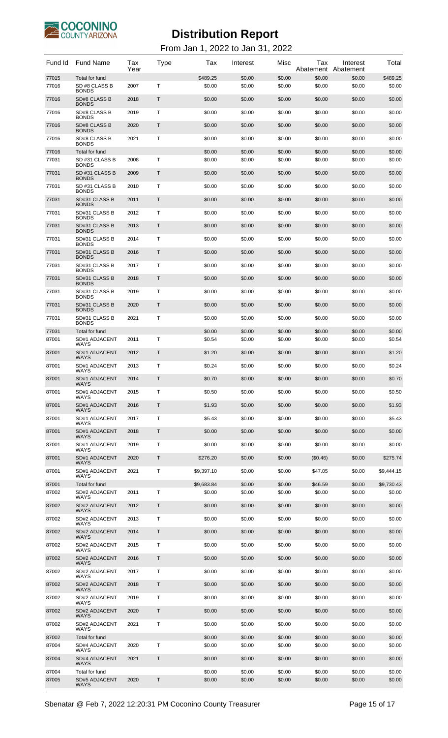# Distribution Report

From Jan 1, 2022 to Jan 31, 2022

| Fund Id | Fund Name | Tax Year | Type | Tax | Interest | Misc | Tax Abatement | Interest Abatement | Total |
|---|---|---|---|---|---|---|---|---|---|
| 77015 | Total for fund | | | $489.25 | $0.00 | $0.00 | $0.00 | $0.00 | $489.25 |
| 77016 | SD #8 CLASS B BONDS | 2007 | T | $0.00 | $0.00 | $0.00 | $0.00 | $0.00 | $0.00 |
| 77016 | SD#8 CLASS B BONDS | 2018 | T | $0.00 | $0.00 | $0.00 | $0.00 | $0.00 | $0.00 |
| 77016 | SD#8 CLASS B BONDS | 2019 | T | $0.00 | $0.00 | $0.00 | $0.00 | $0.00 | $0.00 |
| 77016 | SD#8 CLASS B BONDS | 2020 | T | $0.00 | $0.00 | $0.00 | $0.00 | $0.00 | $0.00 |
| 77016 | SD#8 CLASS B BONDS | 2021 | T | $0.00 | $0.00 | $0.00 | $0.00 | $0.00 | $0.00 |
| 77016 | Total for fund | | | $0.00 | $0.00 | $0.00 | $0.00 | $0.00 | $0.00 |
| 77031 | SD #31 CLASS B BONDS | 2008 | T | $0.00 | $0.00 | $0.00 | $0.00 | $0.00 | $0.00 |
| 77031 | SD #31 CLASS B BONDS | 2009 | T | $0.00 | $0.00 | $0.00 | $0.00 | $0.00 | $0.00 |
| 77031 | SD #31 CLASS B BONDS | 2010 | T | $0.00 | $0.00 | $0.00 | $0.00 | $0.00 | $0.00 |
| 77031 | SD#31 CLASS B BONDS | 2011 | T | $0.00 | $0.00 | $0.00 | $0.00 | $0.00 | $0.00 |
| 77031 | SD#31 CLASS B BONDS | 2012 | T | $0.00 | $0.00 | $0.00 | $0.00 | $0.00 | $0.00 |
| 77031 | SD#31 CLASS B BONDS | 2013 | T | $0.00 | $0.00 | $0.00 | $0.00 | $0.00 | $0.00 |
| 77031 | SD#31 CLASS B BONDS | 2014 | T | $0.00 | $0.00 | $0.00 | $0.00 | $0.00 | $0.00 |
| 77031 | SD#31 CLASS B BONDS | 2016 | T | $0.00 | $0.00 | $0.00 | $0.00 | $0.00 | $0.00 |
| 77031 | SD#31 CLASS B BONDS | 2017 | T | $0.00 | $0.00 | $0.00 | $0.00 | $0.00 | $0.00 |
| 77031 | SD#31 CLASS B BONDS | 2018 | T | $0.00 | $0.00 | $0.00 | $0.00 | $0.00 | $0.00 |
| 77031 | SD#31 CLASS B BONDS | 2019 | T | $0.00 | $0.00 | $0.00 | $0.00 | $0.00 | $0.00 |
| 77031 | SD#31 CLASS B BONDS | 2020 | T | $0.00 | $0.00 | $0.00 | $0.00 | $0.00 | $0.00 |
| 77031 | SD#31 CLASS B BONDS | 2021 | T | $0.00 | $0.00 | $0.00 | $0.00 | $0.00 | $0.00 |
| 77031 | Total for fund | | | $0.00 | $0.00 | $0.00 | $0.00 | $0.00 | $0.00 |
| 87001 | SD#1 ADJACENT WAYS | 2011 | T | $0.54 | $0.00 | $0.00 | $0.00 | $0.00 | $0.54 |
| 87001 | SD#1 ADJACENT WAYS | 2012 | T | $1.20 | $0.00 | $0.00 | $0.00 | $0.00 | $1.20 |
| 87001 | SD#1 ADJACENT WAYS | 2013 | T | $0.24 | $0.00 | $0.00 | $0.00 | $0.00 | $0.24 |
| 87001 | SD#1 ADJACENT WAYS | 2014 | T | $0.70 | $0.00 | $0.00 | $0.00 | $0.00 | $0.70 |
| 87001 | SD#1 ADJACENT WAYS | 2015 | T | $0.50 | $0.00 | $0.00 | $0.00 | $0.00 | $0.50 |
| 87001 | SD#1 ADJACENT WAYS | 2016 | T | $1.93 | $0.00 | $0.00 | $0.00 | $0.00 | $1.93 |
| 87001 | SD#1 ADJACENT WAYS | 2017 | T | $5.43 | $0.00 | $0.00 | $0.00 | $0.00 | $5.43 |
| 87001 | SD#1 ADJACENT WAYS | 2018 | T | $0.00 | $0.00 | $0.00 | $0.00 | $0.00 | $0.00 |
| 87001 | SD#1 ADJACENT WAYS | 2019 | T | $0.00 | $0.00 | $0.00 | $0.00 | $0.00 | $0.00 |
| 87001 | SD#1 ADJACENT WAYS | 2020 | T | $276.20 | $0.00 | $0.00 | ($0.46) | $0.00 | $275.74 |
| 87001 | SD#1 ADJACENT WAYS | 2021 | T | $9,397.10 | $0.00 | $0.00 | $47.05 | $0.00 | $9,444.15 |
| 87001 | Total for fund | | | $9,683.84 | $0.00 | $0.00 | $46.59 | $0.00 | $9,730.43 |
| 87002 | SD#2 ADJACENT WAYS | 2011 | T | $0.00 | $0.00 | $0.00 | $0.00 | $0.00 | $0.00 |
| 87002 | SD#2 ADJACENT WAYS | 2012 | T | $0.00 | $0.00 | $0.00 | $0.00 | $0.00 | $0.00 |
| 87002 | SD#2 ADJACENT WAYS | 2013 | T | $0.00 | $0.00 | $0.00 | $0.00 | $0.00 | $0.00 |
| 87002 | SD#2 ADJACENT WAYS | 2014 | T | $0.00 | $0.00 | $0.00 | $0.00 | $0.00 | $0.00 |
| 87002 | SD#2 ADJACENT WAYS | 2015 | T | $0.00 | $0.00 | $0.00 | $0.00 | $0.00 | $0.00 |
| 87002 | SD#2 ADJACENT WAYS | 2016 | T | $0.00 | $0.00 | $0.00 | $0.00 | $0.00 | $0.00 |
| 87002 | SD#2 ADJACENT WAYS | 2017 | T | $0.00 | $0.00 | $0.00 | $0.00 | $0.00 | $0.00 |
| 87002 | SD#2 ADJACENT WAYS | 2018 | T | $0.00 | $0.00 | $0.00 | $0.00 | $0.00 | $0.00 |
| 87002 | SD#2 ADJACENT WAYS | 2019 | T | $0.00 | $0.00 | $0.00 | $0.00 | $0.00 | $0.00 |
| 87002 | SD#2 ADJACENT WAYS | 2020 | T | $0.00 | $0.00 | $0.00 | $0.00 | $0.00 | $0.00 |
| 87002 | SD#2 ADJACENT WAYS | 2021 | T | $0.00 | $0.00 | $0.00 | $0.00 | $0.00 | $0.00 |
| 87002 | Total for fund | | | $0.00 | $0.00 | $0.00 | $0.00 | $0.00 | $0.00 |
| 87004 | SD#4 ADJACENT WAYS | 2020 | T | $0.00 | $0.00 | $0.00 | $0.00 | $0.00 | $0.00 |
| 87004 | SD#4 ADJACENT WAYS | 2021 | T | $0.00 | $0.00 | $0.00 | $0.00 | $0.00 | $0.00 |
| 87004 | Total for fund | | | $0.00 | $0.00 | $0.00 | $0.00 | $0.00 | $0.00 |
| 87005 | SD#5 ADJACENT WAYS | 2020 | T | $0.00 | $0.00 | $0.00 | $0.00 | $0.00 | $0.00 |

Sbenatar @ Feb 7, 2022 12:20:31 PM Coconino County Treasurer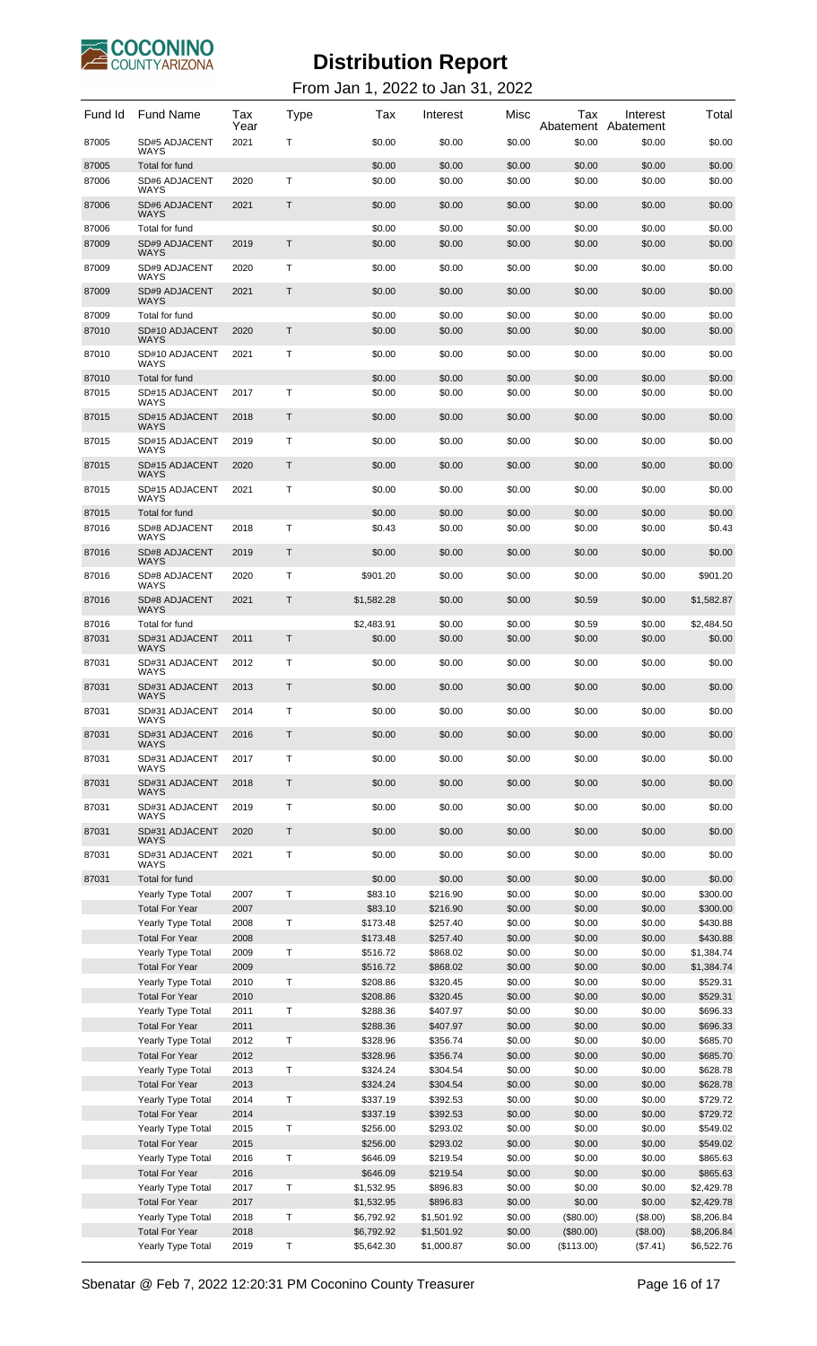# Distribution Report

From Jan 1, 2022 to Jan 31, 2022

| Fund Id | Fund Name | Tax Year | Type | Tax | Interest | Misc | Tax Abatement | Interest Abatement | Total |
|---|---|---|---|---|---|---|---|---|---|
| 87005 | SD#5 ADJACENT WAYS | 2021 | T | $0.00 | $0.00 | $0.00 | $0.00 | $0.00 | $0.00 |
| 87005 | Total for fund | | | $0.00 | $0.00 | $0.00 | $0.00 | $0.00 | $0.00 |
| 87006 | SD#6 ADJACENT WAYS | 2020 | T | $0.00 | $0.00 | $0.00 | $0.00 | $0.00 | $0.00 |
| 87006 | SD#6 ADJACENT WAYS | 2021 | T | $0.00 | $0.00 | $0.00 | $0.00 | $0.00 | $0.00 |
| 87006 | Total for fund | | | $0.00 | $0.00 | $0.00 | $0.00 | $0.00 | $0.00 |
| 87009 | SD#9 ADJACENT WAYS | 2019 | T | $0.00 | $0.00 | $0.00 | $0.00 | $0.00 | $0.00 |
| 87009 | SD#9 ADJACENT WAYS | 2020 | T | $0.00 | $0.00 | $0.00 | $0.00 | $0.00 | $0.00 |
| 87009 | SD#9 ADJACENT WAYS | 2021 | T | $0.00 | $0.00 | $0.00 | $0.00 | $0.00 | $0.00 |
| 87009 | Total for fund | | | $0.00 | $0.00 | $0.00 | $0.00 | $0.00 | $0.00 |
| 87010 | SD#10 ADJACENT WAYS | 2020 | T | $0.00 | $0.00 | $0.00 | $0.00 | $0.00 | $0.00 |
| 87010 | SD#10 ADJACENT WAYS | 2021 | T | $0.00 | $0.00 | $0.00 | $0.00 | $0.00 | $0.00 |
| 87010 | Total for fund | | | $0.00 | $0.00 | $0.00 | $0.00 | $0.00 | $0.00 |
| 87015 | SD#15 ADJACENT WAYS | 2017 | T | $0.00 | $0.00 | $0.00 | $0.00 | $0.00 | $0.00 |
| 87015 | SD#15 ADJACENT WAYS | 2018 | T | $0.00 | $0.00 | $0.00 | $0.00 | $0.00 | $0.00 |
| 87015 | SD#15 ADJACENT WAYS | 2019 | T | $0.00 | $0.00 | $0.00 | $0.00 | $0.00 | $0.00 |
| 87015 | SD#15 ADJACENT WAYS | 2020 | T | $0.00 | $0.00 | $0.00 | $0.00 | $0.00 | $0.00 |
| 87015 | SD#15 ADJACENT WAYS | 2021 | T | $0.00 | $0.00 | $0.00 | $0.00 | $0.00 | $0.00 |
| 87015 | Total for fund | | | $0.00 | $0.00 | $0.00 | $0.00 | $0.00 | $0.00 |
| 87016 | SD#8 ADJACENT WAYS | 2018 | T | $0.43 | $0.00 | $0.00 | $0.00 | $0.00 | $0.43 |
| 87016 | SD#8 ADJACENT WAYS | 2019 | T | $0.00 | $0.00 | $0.00 | $0.00 | $0.00 | $0.00 |
| 87016 | SD#8 ADJACENT WAYS | 2020 | T | $901.20 | $0.00 | $0.00 | $0.00 | $0.00 | $901.20 |
| 87016 | SD#8 ADJACENT WAYS | 2021 | T | $1,582.28 | $0.00 | $0.00 | $0.59 | $0.00 | $1,582.87 |
| 87016 | Total for fund | | | $2,483.91 | $0.00 | $0.00 | $0.59 | $0.00 | $2,484.50 |
| 87031 | SD#31 ADJACENT WAYS | 2011 | T | $0.00 | $0.00 | $0.00 | $0.00 | $0.00 | $0.00 |
| 87031 | SD#31 ADJACENT WAYS | 2012 | T | $0.00 | $0.00 | $0.00 | $0.00 | $0.00 | $0.00 |
| 87031 | SD#31 ADJACENT WAYS | 2013 | T | $0.00 | $0.00 | $0.00 | $0.00 | $0.00 | $0.00 |
| 87031 | SD#31 ADJACENT WAYS | 2014 | T | $0.00 | $0.00 | $0.00 | $0.00 | $0.00 | $0.00 |
| 87031 | SD#31 ADJACENT WAYS | 2016 | T | $0.00 | $0.00 | $0.00 | $0.00 | $0.00 | $0.00 |
| 87031 | SD#31 ADJACENT WAYS | 2017 | T | $0.00 | $0.00 | $0.00 | $0.00 | $0.00 | $0.00 |
| 87031 | SD#31 ADJACENT WAYS | 2018 | T | $0.00 | $0.00 | $0.00 | $0.00 | $0.00 | $0.00 |
| 87031 | SD#31 ADJACENT WAYS | 2019 | T | $0.00 | $0.00 | $0.00 | $0.00 | $0.00 | $0.00 |
| 87031 | SD#31 ADJACENT WAYS | 2020 | T | $0.00 | $0.00 | $0.00 | $0.00 | $0.00 | $0.00 |
| 87031 | SD#31 ADJACENT WAYS | 2021 | T | $0.00 | $0.00 | $0.00 | $0.00 | $0.00 | $0.00 |
| 87031 | Total for fund | | | $0.00 | $0.00 | $0.00 | $0.00 | $0.00 | $0.00 |
| | Yearly Type Total | 2007 | T | $83.10 | $216.90 | $0.00 | $0.00 | $0.00 | $300.00 |
| | Total For Year | 2007 | | $83.10 | $216.90 | $0.00 | $0.00 | $0.00 | $300.00 |
| | Yearly Type Total | 2008 | T | $173.48 | $257.40 | $0.00 | $0.00 | $0.00 | $430.88 |
| | Total For Year | 2008 | | $173.48 | $257.40 | $0.00 | $0.00 | $0.00 | $430.88 |
| | Yearly Type Total | 2009 | T | $516.72 | $868.02 | $0.00 | $0.00 | $0.00 | $1,384.74 |
| | Total For Year | 2009 | | $516.72 | $868.02 | $0.00 | $0.00 | $0.00 | $1,384.74 |
| | Yearly Type Total | 2010 | T | $208.86 | $320.45 | $0.00 | $0.00 | $0.00 | $529.31 |
| | Total For Year | 2010 | | $208.86 | $320.45 | $0.00 | $0.00 | $0.00 | $529.31 |
| | Yearly Type Total | 2011 | T | $288.36 | $407.97 | $0.00 | $0.00 | $0.00 | $696.33 |
| | Total For Year | 2011 | | $288.36 | $407.97 | $0.00 | $0.00 | $0.00 | $696.33 |
| | Yearly Type Total | 2012 | T | $328.96 | $356.74 | $0.00 | $0.00 | $0.00 | $685.70 |
| | Total For Year | 2012 | | $328.96 | $356.74 | $0.00 | $0.00 | $0.00 | $685.70 |
| | Yearly Type Total | 2013 | T | $324.24 | $304.54 | $0.00 | $0.00 | $0.00 | $628.78 |
| | Total For Year | 2013 | | $324.24 | $304.54 | $0.00 | $0.00 | $0.00 | $628.78 |
| | Yearly Type Total | 2014 | T | $337.19 | $392.53 | $0.00 | $0.00 | $0.00 | $729.72 |
| | Total For Year | 2014 | | $337.19 | $392.53 | $0.00 | $0.00 | $0.00 | $729.72 |
| | Yearly Type Total | 2015 | T | $256.00 | $293.02 | $0.00 | $0.00 | $0.00 | $549.02 |
| | Total For Year | 2015 | | $256.00 | $293.02 | $0.00 | $0.00 | $0.00 | $549.02 |
| | Yearly Type Total | 2016 | T | $646.09 | $219.54 | $0.00 | $0.00 | $0.00 | $865.63 |
| | Total For Year | 2016 | | $646.09 | $219.54 | $0.00 | $0.00 | $0.00 | $865.63 |
| | Yearly Type Total | 2017 | T | $1,532.95 | $896.83 | $0.00 | $0.00 | $0.00 | $2,429.78 |
| | Total For Year | 2017 | | $1,532.95 | $896.83 | $0.00 | $0.00 | $0.00 | $2,429.78 |
| | Yearly Type Total | 2018 | T | $6,792.92 | $1,501.92 | $0.00 | ($80.00) | ($8.00) | $8,206.84 |
| | Total For Year | 2018 | | $6,792.92 | $1,501.92 | $0.00 | ($80.00) | ($8.00) | $8,206.84 |
| | Yearly Type Total | 2019 | T | $5,642.30 | $1,000.87 | $0.00 | ($113.00) | ($7.41) | $6,522.76 |

Sbenatar @ Feb 7, 2022 12:20:31 PM Coconino County Treasurer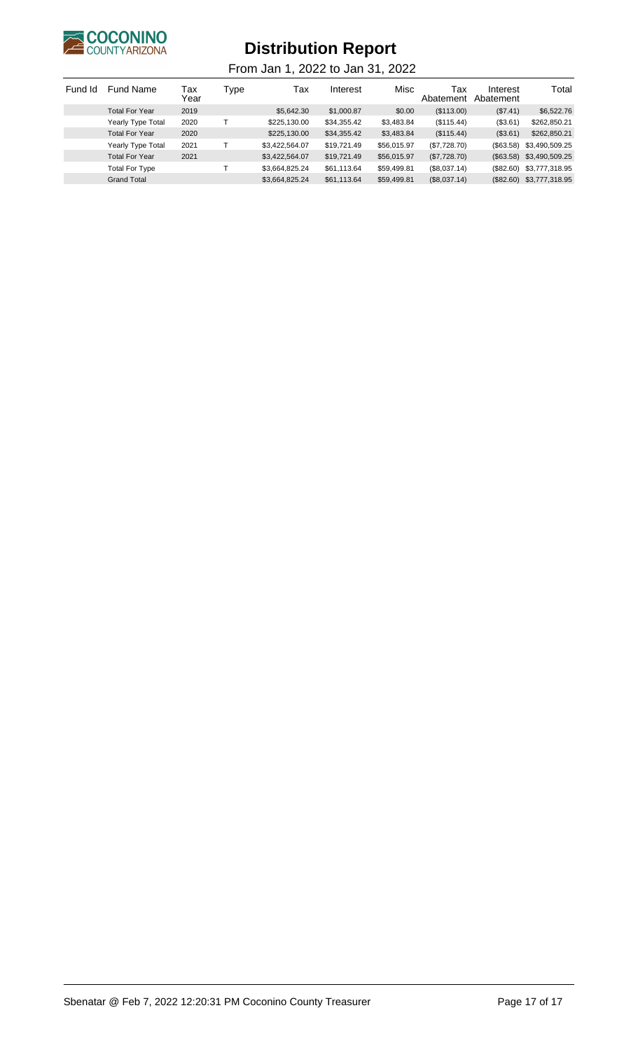# Distribution Report

From Jan 1, 2022 to Jan 31, 2022

| Fund Id | Fund Name | Tax Year | Type | Tax | Interest | Misc | Tax Abatement | Interest Abatement | Total |
|---|---|---|---|---|---|---|---|---|---|
| | Total For Year | 2019 | | $5,642.30 | $1,000.87 | $0.00 | ($113.00) | ($7.41) | $6,522.76 |
| | Yearly Type Total | 2020 | T | $225,130.00 | $34,355.42 | $3,483.84 | ($115.44) | ($3.61) | $262,850.21 |
| | Total For Year | 2020 | | $225,130.00 | $34,355.42 | $3,483.84 | ($115.44) | ($3.61) | $262,850.21 |
| | Yearly Type Total | 2021 | T | $3,422,564.07 | $19,721.49 | $56,015.97 | ($7,728.70) | ($63.58) | $3,490,509.25 |
| | Total For Year | 2021 | | $3,422,564.07 | $19,721.49 | $56,015.97 | ($7,728.70) | ($63.58) | $3,490,509.25 |
| | Total For Type | | T | $3,664,825.24 | $61,113.64 | $59,499.81 | ($8,037.14) | ($82.60) | $3,777,318.95 |
| | Grand Total | | | $3,664,825.24 | $61,113.64 | $59,499.81 | ($8,037.14) | ($82.60) | $3,777,318.95 |

Sbenatar @ Feb 7, 2022 12:20:31 PM Coconino County Treasurer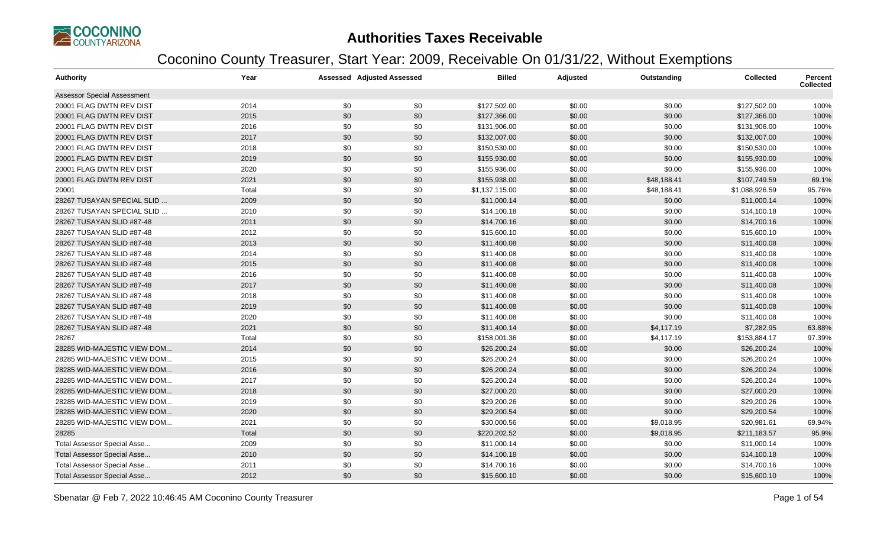# Authorities Taxes Receivable

## Coconino County Treasurer, Start Year: 2009, Receivable On 01/31/22, Without Exemptions

| Authority | Year | Assessed | Adjusted Assessed | Billed | Adjusted | Outstanding | Collected | Percent Collected |
|---|---|---|---|---|---|---|---|---|
| Assessor Special Assessment | | | | | | | | |
| 20001 FLAG DWTN REV DIST | 2014 | $0 | $0 | $127,502.00 | $0.00 | $0.00 | $127,502.00 | 100% |
| 20001 FLAG DWTN REV DIST | 2015 | $0 | $0 | $127,366.00 | $0.00 | $0.00 | $127,366.00 | 100% |
| 20001 FLAG DWTN REV DIST | 2016 | $0 | $0 | $131,906.00 | $0.00 | $0.00 | $131,906.00 | 100% |
| 20001 FLAG DWTN REV DIST | 2017 | $0 | $0 | $132,007.00 | $0.00 | $0.00 | $132,007.00 | 100% |
| 20001 FLAG DWTN REV DIST | 2018 | $0 | $0 | $150,530.00 | $0.00 | $0.00 | $150,530.00 | 100% |
| 20001 FLAG DWTN REV DIST | 2019 | $0 | $0 | $155,930.00 | $0.00 | $0.00 | $155,930.00 | 100% |
| 20001 FLAG DWTN REV DIST | 2020 | $0 | $0 | $155,936.00 | $0.00 | $0.00 | $155,936.00 | 100% |
| 20001 FLAG DWTN REV DIST | 2021 | $0 | $0 | $155,938.00 | $0.00 | $48,188.41 | $107,749.59 | 69.1% |
| 20001 | Total | $0 | $0 | $1,137,115.00 | $0.00 | $48,188.41 | $1,088,926.59 | 95.76% |
| 28267 TUSAYAN SPECIAL SLID ... | 2009 | $0 | $0 | $11,000.14 | $0.00 | $0.00 | $11,000.14 | 100% |
| 28267 TUSAYAN SPECIAL SLID ... | 2010 | $0 | $0 | $14,100.18 | $0.00 | $0.00 | $14,100.18 | 100% |
| 28267 TUSAYAN SLID #87-48 | 2011 | $0 | $0 | $14,700.16 | $0.00 | $0.00 | $14,700.16 | 100% |
| 28267 TUSAYAN SLID #87-48 | 2012 | $0 | $0 | $15,600.10 | $0.00 | $0.00 | $15,600.10 | 100% |
| 28267 TUSAYAN SLID #87-48 | 2013 | $0 | $0 | $11,400.08 | $0.00 | $0.00 | $11,400.08 | 100% |
| 28267 TUSAYAN SLID #87-48 | 2014 | $0 | $0 | $11,400.08 | $0.00 | $0.00 | $11,400.08 | 100% |
| 28267 TUSAYAN SLID #87-48 | 2015 | $0 | $0 | $11,400.08 | $0.00 | $0.00 | $11,400.08 | 100% |
| 28267 TUSAYAN SLID #87-48 | 2016 | $0 | $0 | $11,400.08 | $0.00 | $0.00 | $11,400.08 | 100% |
| 28267 TUSAYAN SLID #87-48 | 2017 | $0 | $0 | $11,400.08 | $0.00 | $0.00 | $11,400.08 | 100% |
| 28267 TUSAYAN SLID #87-48 | 2018 | $0 | $0 | $11,400.08 | $0.00 | $0.00 | $11,400.08 | 100% |
| 28267 TUSAYAN SLID #87-48 | 2019 | $0 | $0 | $11,400.08 | $0.00 | $0.00 | $11,400.08 | 100% |
| 28267 TUSAYAN SLID #87-48 | 2020 | $0 | $0 | $11,400.08 | $0.00 | $0.00 | $11,400.08 | 100% |
| 28267 TUSAYAN SLID #87-48 | 2021 | $0 | $0 | $11,400.14 | $0.00 | $4,117.19 | $7,282.95 | 63.88% |
| 28267 | Total | $0 | $0 | $158,001.36 | $0.00 | $4,117.19 | $153,884.17 | 97.39% |
| 28285 WID-MAJESTIC VIEW DOM... | 2014 | $0 | $0 | $26,200.24 | $0.00 | $0.00 | $26,200.24 | 100% |
| 28285 WID-MAJESTIC VIEW DOM... | 2015 | $0 | $0 | $26,200.24 | $0.00 | $0.00 | $26,200.24 | 100% |
| 28285 WID-MAJESTIC VIEW DOM... | 2016 | $0 | $0 | $26,200.24 | $0.00 | $0.00 | $26,200.24 | 100% |
| 28285 WID-MAJESTIC VIEW DOM... | 2017 | $0 | $0 | $26,200.24 | $0.00 | $0.00 | $26,200.24 | 100% |
| 28285 WID-MAJESTIC VIEW DOM... | 2018 | $0 | $0 | $27,000.20 | $0.00 | $0.00 | $27,000.20 | 100% |
| 28285 WID-MAJESTIC VIEW DOM... | 2019 | $0 | $0 | $29,200.26 | $0.00 | $0.00 | $29,200.26 | 100% |
| 28285 WID-MAJESTIC VIEW DOM... | 2020 | $0 | $0 | $29,200.54 | $0.00 | $0.00 | $29,200.54 | 100% |
| 28285 WID-MAJESTIC VIEW DOM... | 2021 | $0 | $0 | $30,000.56 | $0.00 | $9,018.95 | $20,981.61 | 69.94% |
| 28285 | Total | $0 | $0 | $220,202.52 | $0.00 | $9,018.95 | $211,183.57 | 95.9% |
| Total Assessor Special Asse... | 2009 | $0 | $0 | $11,000.14 | $0.00 | $0.00 | $11,000.14 | 100% |
| Total Assessor Special Asse... | 2010 | $0 | $0 | $14,100.18 | $0.00 | $0.00 | $14,100.18 | 100% |
| Total Assessor Special Asse... | 2011 | $0 | $0 | $14,700.16 | $0.00 | $0.00 | $14,700.16 | 100% |
| Total Assessor Special Asse... | 2012 | $0 | $0 | $15,600.10 | $0.00 | $0.00 | $15,600.10 | 100% |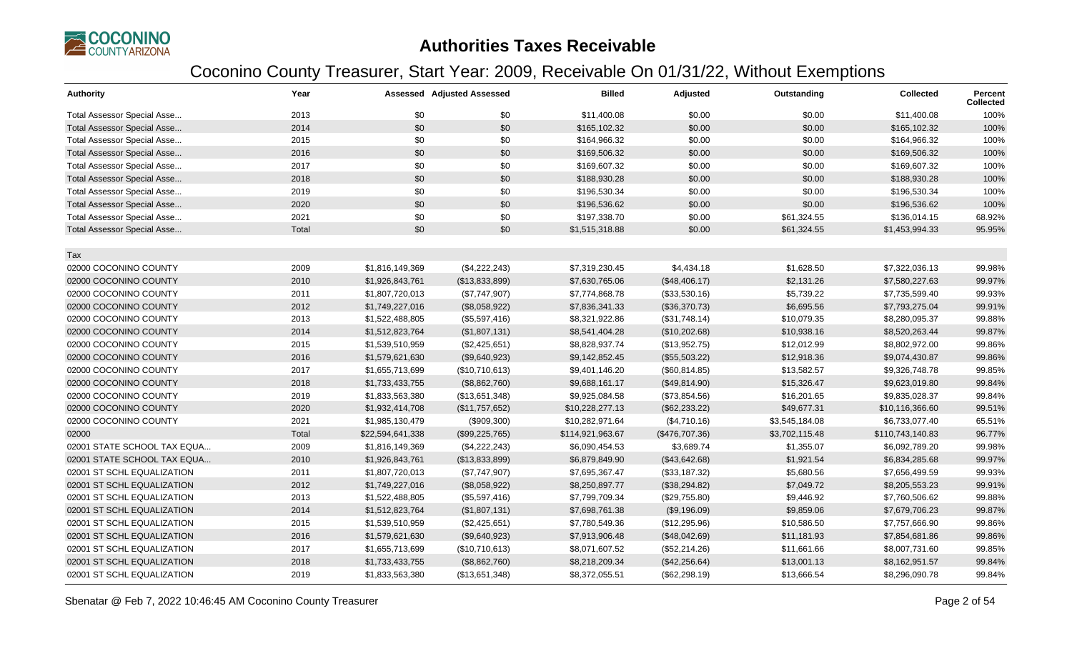# Authorities Taxes Receivable

## Coconino County Treasurer, Start Year: 2009, Receivable On 01/31/22, Without Exemptions

| Authority | Year | Assessed | Adjusted Assessed | Billed | Adjusted | Outstanding | Collected | Percent Collected |
|---|---|---|---|---|---|---|---|---|
| Total Assessor Special Asse... | 2013 | $0 | $0 | $11,400.08 | $0.00 | $0.00 | $11,400.08 | 100% |
| Total Assessor Special Asse... | 2014 | $0 | $0 | $165,102.32 | $0.00 | $0.00 | $165,102.32 | 100% |
| Total Assessor Special Asse... | 2015 | $0 | $0 | $164,966.32 | $0.00 | $0.00 | $164,966.32 | 100% |
| Total Assessor Special Asse... | 2016 | $0 | $0 | $169,506.32 | $0.00 | $0.00 | $169,506.32 | 100% |
| Total Assessor Special Asse... | 2017 | $0 | $0 | $169,607.32 | $0.00 | $0.00 | $169,607.32 | 100% |
| Total Assessor Special Asse... | 2018 | $0 | $0 | $188,930.28 | $0.00 | $0.00 | $188,930.28 | 100% |
| Total Assessor Special Asse... | 2019 | $0 | $0 | $196,530.34 | $0.00 | $0.00 | $196,530.34 | 100% |
| Total Assessor Special Asse... | 2020 | $0 | $0 | $196,536.62 | $0.00 | $0.00 | $196,536.62 | 100% |
| Total Assessor Special Asse... | 2021 | $0 | $0 | $197,338.70 | $0.00 | $61,324.55 | $136,014.15 | 68.92% |
| Total Assessor Special Asse... | Total | $0 | $0 | $1,515,318.88 | $0.00 | $61,324.55 | $1,453,994.33 | 95.95% |
| Tax | | | | | | | | |
| 02000 COCONINO COUNTY | 2009 | $1,816,149,369 | ($4,222,243) | $7,319,230.45 | $4,434.18 | $1,628.50 | $7,322,036.13 | 99.98% |
| 02000 COCONINO COUNTY | 2010 | $1,926,843,761 | ($13,833,899) | $7,630,765.06 | ($48,406.17) | $2,131.26 | $7,580,227.63 | 99.97% |
| 02000 COCONINO COUNTY | 2011 | $1,807,720,013 | ($7,747,907) | $7,774,868.78 | ($33,530.16) | $5,739.22 | $7,735,599.40 | 99.93% |
| 02000 COCONINO COUNTY | 2012 | $1,749,227,016 | ($8,058,922) | $7,836,341.33 | ($36,370.73) | $6,695.56 | $7,793,275.04 | 99.91% |
| 02000 COCONINO COUNTY | 2013 | $1,522,488,805 | ($5,597,416) | $8,321,922.86 | ($31,748.14) | $10,079.35 | $8,280,095.37 | 99.88% |
| 02000 COCONINO COUNTY | 2014 | $1,512,823,764 | ($1,807,131) | $8,541,404.28 | ($10,202.68) | $10,938.16 | $8,520,263.44 | 99.87% |
| 02000 COCONINO COUNTY | 2015 | $1,539,510,959 | ($2,425,651) | $8,828,937.74 | ($13,952.75) | $12,012.99 | $8,802,972.00 | 99.86% |
| 02000 COCONINO COUNTY | 2016 | $1,579,621,630 | ($9,640,923) | $9,142,852.45 | ($55,503.22) | $12,918.36 | $9,074,430.87 | 99.86% |
| 02000 COCONINO COUNTY | 2017 | $1,655,713,699 | ($10,710,613) | $9,401,146.20 | ($60,814.85) | $13,582.57 | $9,326,748.78 | 99.85% |
| 02000 COCONINO COUNTY | 2018 | $1,733,433,755 | ($8,862,760) | $9,688,161.17 | ($49,814.90) | $15,326.47 | $9,623,019.80 | 99.84% |
| 02000 COCONINO COUNTY | 2019 | $1,833,563,380 | ($13,651,348) | $9,925,084.58 | ($73,854.56) | $16,201.65 | $9,835,028.37 | 99.84% |
| 02000 COCONINO COUNTY | 2020 | $1,932,414,708 | ($11,757,652) | $10,228,277.13 | ($62,233.22) | $49,677.31 | $10,116,366.60 | 99.51% |
| 02000 COCONINO COUNTY | 2021 | $1,985,130,479 | ($909,300) | $10,282,971.64 | ($4,710.16) | $3,545,184.08 | $6,733,077.40 | 65.51% |
| 02000 | Total | $22,594,641,338 | ($99,225,765) | $114,921,963.67 | ($476,707.36) | $3,702,115.48 | $110,743,140.83 | 96.77% |
| 02001 STATE SCHOOL TAX EQUA... | 2009 | $1,816,149,369 | ($4,222,243) | $6,090,454.53 | $3,689.74 | $1,355.07 | $6,092,789.20 | 99.98% |
| 02001 STATE SCHOOL TAX EQUA... | 2010 | $1,926,843,761 | ($13,833,899) | $6,879,849.90 | ($43,642.68) | $1,921.54 | $6,834,285.68 | 99.97% |
| 02001 ST SCHL EQUALIZATION | 2011 | $1,807,720,013 | ($7,747,907) | $7,695,367.47 | ($33,187.32) | $5,680.56 | $7,656,499.59 | 99.93% |
| 02001 ST SCHL EQUALIZATION | 2012 | $1,749,227,016 | ($8,058,922) | $8,250,897.77 | ($38,294.82) | $7,049.72 | $8,205,553.23 | 99.91% |
| 02001 ST SCHL EQUALIZATION | 2013 | $1,522,488,805 | ($5,597,416) | $7,799,709.34 | ($29,755.80) | $9,446.92 | $7,760,506.62 | 99.88% |
| 02001 ST SCHL EQUALIZATION | 2014 | $1,512,823,764 | ($1,807,131) | $7,698,761.38 | ($9,196.09) | $9,859.06 | $7,679,706.23 | 99.87% |
| 02001 ST SCHL EQUALIZATION | 2015 | $1,539,510,959 | ($2,425,651) | $7,780,549.36 | ($12,295.96) | $10,586.50 | $7,757,666.90 | 99.86% |
| 02001 ST SCHL EQUALIZATION | 2016 | $1,579,621,630 | ($9,640,923) | $7,913,906.48 | ($48,042.69) | $11,181.93 | $7,854,681.86 | 99.86% |
| 02001 ST SCHL EQUALIZATION | 2017 | $1,655,713,699 | ($10,710,613) | $8,071,607.52 | ($52,214.26) | $11,661.66 | $8,007,731.60 | 99.85% |
| 02001 ST SCHL EQUALIZATION | 2018 | $1,733,433,755 | ($8,862,760) | $8,218,209.34 | ($42,256.64) | $13,001.13 | $8,162,951.57 | 99.84% |
| 02001 ST SCHL EQUALIZATION | 2019 | $1,833,563,380 | ($13,651,348) | $8,372,055.51 | ($62,298.19) | $13,666.54 | $8,296,090.78 | 99.84% |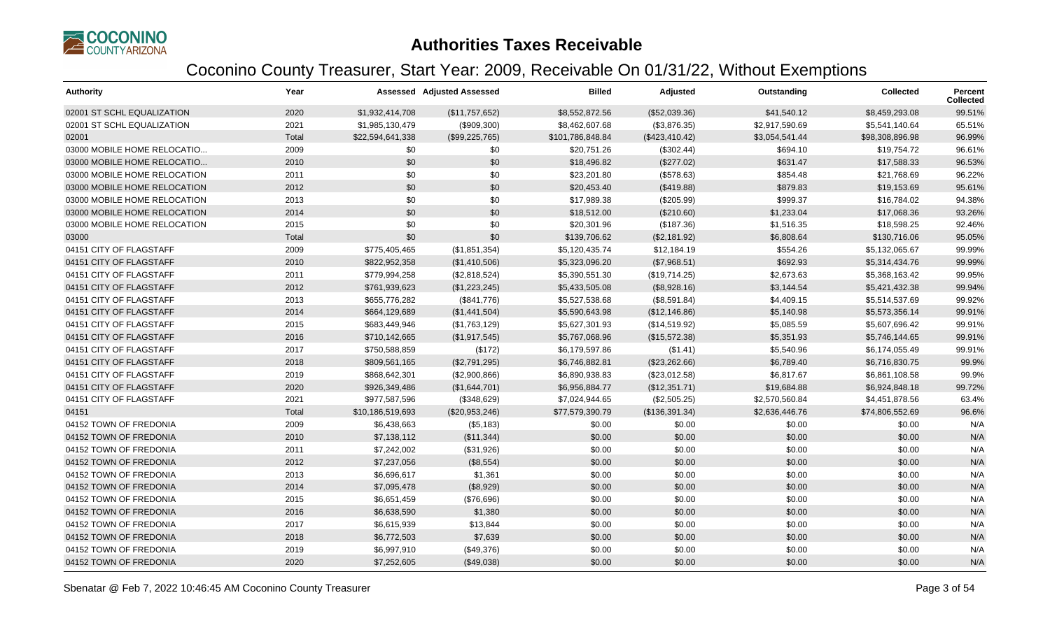# Authorities Taxes Receivable

## Coconino County Treasurer, Start Year: 2009, Receivable On 01/31/22, Without Exemptions

| Authority | Year | Assessed | Adjusted Assessed | Billed | Adjusted | Outstanding | Collected | Percent Collected |
|---|---|---|---|---|---|---|---|---|
| 02001 ST SCHL EQUALIZATION | 2020 | $1,932,414,708 | ($11,757,652) | $8,552,872.56 | ($52,039.36) | $41,540.12 | $8,459,293.08 | 99.51% |
| 02001 ST SCHL EQUALIZATION | 2021 | $1,985,130,479 | ($909,300) | $8,462,607.68 | ($3,876.35) | $2,917,590.69 | $5,541,140.64 | 65.51% |
| 02001 | Total | $22,594,641,338 | ($99,225,765) | $101,786,848.84 | ($423,410.42) | $3,054,541.44 | $98,308,896.98 | 96.99% |
| 03000 MOBILE HOME RELOCATIO... | 2009 | $0 | $0 | $20,751.26 | ($302.44) | $694.10 | $19,754.72 | 96.61% |
| 03000 MOBILE HOME RELOCATIO... | 2010 | $0 | $0 | $18,496.82 | ($277.02) | $631.47 | $17,588.33 | 96.53% |
| 03000 MOBILE HOME RELOCATION | 2011 | $0 | $0 | $23,201.80 | ($578.63) | $854.48 | $21,768.69 | 96.22% |
| 03000 MOBILE HOME RELOCATION | 2012 | $0 | $0 | $20,453.40 | ($419.88) | $879.83 | $19,153.69 | 95.61% |
| 03000 MOBILE HOME RELOCATION | 2013 | $0 | $0 | $17,989.38 | ($205.99) | $999.37 | $16,784.02 | 94.38% |
| 03000 MOBILE HOME RELOCATION | 2014 | $0 | $0 | $18,512.00 | ($210.60) | $1,233.04 | $17,068.36 | 93.26% |
| 03000 MOBILE HOME RELOCATION | 2015 | $0 | $0 | $20,301.96 | ($187.36) | $1,516.35 | $18,598.25 | 92.46% |
| 03000 | Total | $0 | $0 | $139,706.62 | ($2,181.92) | $6,808.64 | $130,716.06 | 95.05% |
| 04151 CITY OF FLAGSTAFF | 2009 | $775,405,465 | ($1,851,354) | $5,120,435.74 | $12,184.19 | $554.26 | $5,132,065.67 | 99.99% |
| 04151 CITY OF FLAGSTAFF | 2010 | $822,952,358 | ($1,410,506) | $5,323,096.20 | ($7,968.51) | $692.93 | $5,314,434.76 | 99.99% |
| 04151 CITY OF FLAGSTAFF | 2011 | $779,994,258 | ($2,818,524) | $5,390,551.30 | ($19,714.25) | $2,673.63 | $5,368,163.42 | 99.95% |
| 04151 CITY OF FLAGSTAFF | 2012 | $761,939,623 | ($1,223,245) | $5,433,505.08 | ($8,928.16) | $3,144.54 | $5,421,432.38 | 99.94% |
| 04151 CITY OF FLAGSTAFF | 2013 | $655,776,282 | ($841,776) | $5,527,538.68 | ($8,591.84) | $4,409.15 | $5,514,537.69 | 99.92% |
| 04151 CITY OF FLAGSTAFF | 2014 | $664,129,689 | ($1,441,504) | $5,590,643.98 | ($12,146.86) | $5,140.98 | $5,573,356.14 | 99.91% |
| 04151 CITY OF FLAGSTAFF | 2015 | $683,449,946 | ($1,763,129) | $5,627,301.93 | ($14,519.92) | $5,085.59 | $5,607,696.42 | 99.91% |
| 04151 CITY OF FLAGSTAFF | 2016 | $710,142,665 | ($1,917,545) | $5,767,068.96 | ($15,572.38) | $5,351.93 | $5,746,144.65 | 99.91% |
| 04151 CITY OF FLAGSTAFF | 2017 | $750,588,859 | ($172) | $6,179,597.86 | ($1.41) | $5,540.96 | $6,174,055.49 | 99.91% |
| 04151 CITY OF FLAGSTAFF | 2018 | $809,561,165 | ($2,791,295) | $6,746,882.81 | ($23,262.66) | $6,789.40 | $6,716,830.75 | 99.9% |
| 04151 CITY OF FLAGSTAFF | 2019 | $868,642,301 | ($2,900,866) | $6,890,938.83 | ($23,012.58) | $6,817.67 | $6,861,108.58 | 99.9% |
| 04151 CITY OF FLAGSTAFF | 2020 | $926,349,486 | ($1,644,701) | $6,956,884.77 | ($12,351.71) | $19,684.88 | $6,924,848.18 | 99.72% |
| 04151 CITY OF FLAGSTAFF | 2021 | $977,587,596 | ($348,629) | $7,024,944.65 | ($2,505.25) | $2,570,560.84 | $4,451,878.56 | 63.4% |
| 04151 | Total | $10,186,519,693 | ($20,953,246) | $77,579,390.79 | ($136,391.34) | $2,636,446.76 | $74,806,552.69 | 96.6% |
| 04152 TOWN OF FREDONIA | 2009 | $6,438,663 | ($5,183) | $0.00 | $0.00 | $0.00 | $0.00 | N/A |
| 04152 TOWN OF FREDONIA | 2010 | $7,138,112 | ($11,344) | $0.00 | $0.00 | $0.00 | $0.00 | N/A |
| 04152 TOWN OF FREDONIA | 2011 | $7,242,002 | ($31,926) | $0.00 | $0.00 | $0.00 | $0.00 | N/A |
| 04152 TOWN OF FREDONIA | 2012 | $7,237,056 | ($8,554) | $0.00 | $0.00 | $0.00 | $0.00 | N/A |
| 04152 TOWN OF FREDONIA | 2013 | $6,696,617 | $1,361 | $0.00 | $0.00 | $0.00 | $0.00 | N/A |
| 04152 TOWN OF FREDONIA | 2014 | $7,095,478 | ($8,929) | $0.00 | $0.00 | $0.00 | $0.00 | N/A |
| 04152 TOWN OF FREDONIA | 2015 | $6,651,459 | ($76,696) | $0.00 | $0.00 | $0.00 | $0.00 | N/A |
| 04152 TOWN OF FREDONIA | 2016 | $6,638,590 | $1,380 | $0.00 | $0.00 | $0.00 | $0.00 | N/A |
| 04152 TOWN OF FREDONIA | 2017 | $6,615,939 | $13,844 | $0.00 | $0.00 | $0.00 | $0.00 | N/A |
| 04152 TOWN OF FREDONIA | 2018 | $6,772,503 | $7,639 | $0.00 | $0.00 | $0.00 | $0.00 | N/A |
| 04152 TOWN OF FREDONIA | 2019 | $6,997,910 | ($49,376) | $0.00 | $0.00 | $0.00 | $0.00 | N/A |
| 04152 TOWN OF FREDONIA | 2020 | $7,252,605 | ($49,038) | $0.00 | $0.00 | $0.00 | $0.00 | N/A |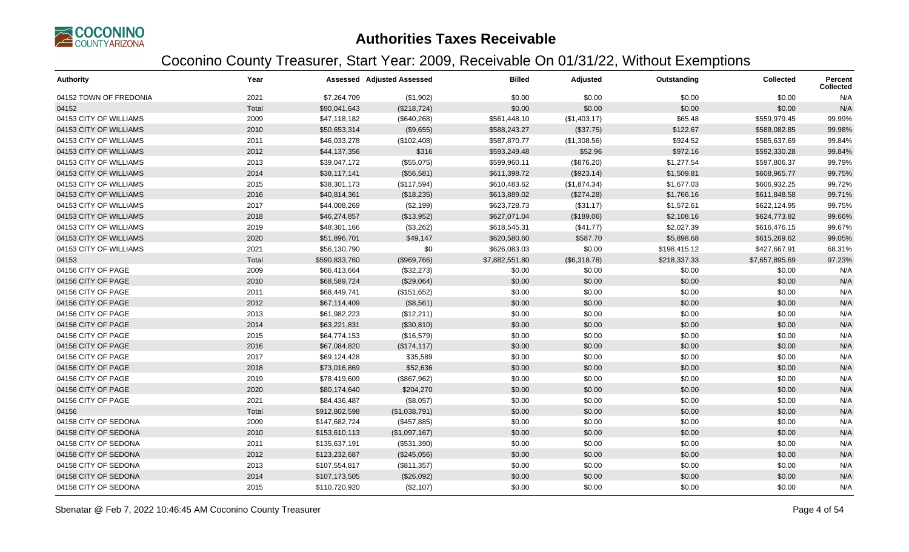# Authorities Taxes Receivable

## Coconino County Treasurer, Start Year: 2009, Receivable On 01/31/22, Without Exemptions

| Authority | Year | Assessed | Adjusted Assessed | Billed | Adjusted | Outstanding | Collected | Percent Collected |
|---|---|---|---|---|---|---|---|---|
| 04152 TOWN OF FREDONIA | 2021 | $7,264,709 | ($1,902) | $0.00 | $0.00 | $0.00 | $0.00 | N/A |
| 04152 | Total | $90,041,643 | ($218,724) | $0.00 | $0.00 | $0.00 | $0.00 | N/A |
| 04153 CITY OF WILLIAMS | 2009 | $47,118,182 | ($640,268) | $561,448.10 | ($1,403.17) | $65.48 | $559,979.45 | 99.99% |
| 04153 CITY OF WILLIAMS | 2010 | $50,653,314 | ($9,655) | $588,243.27 | ($37.75) | $122.67 | $588,082.85 | 99.98% |
| 04153 CITY OF WILLIAMS | 2011 | $46,033,278 | ($102,408) | $587,870.77 | ($1,308.56) | $924.52 | $585,637.69 | 99.84% |
| 04153 CITY OF WILLIAMS | 2012 | $44,137,356 | $316 | $593,249.48 | $52.96 | $972.16 | $592,330.28 | 99.84% |
| 04153 CITY OF WILLIAMS | 2013 | $39,047,172 | ($55,075) | $599,960.11 | ($876.20) | $1,277.54 | $597,806.37 | 99.79% |
| 04153 CITY OF WILLIAMS | 2014 | $38,117,141 | ($56,581) | $611,398.72 | ($923.14) | $1,509.81 | $608,965.77 | 99.75% |
| 04153 CITY OF WILLIAMS | 2015 | $38,301,173 | ($117,594) | $610,483.62 | ($1,874.34) | $1,677.03 | $606,932.25 | 99.72% |
| 04153 CITY OF WILLIAMS | 2016 | $40,814,361 | ($18,235) | $613,889.02 | ($274.28) | $1,766.16 | $611,848.58 | 99.71% |
| 04153 CITY OF WILLIAMS | 2017 | $44,008,269 | ($2,199) | $623,728.73 | ($31.17) | $1,572.61 | $622,124.95 | 99.75% |
| 04153 CITY OF WILLIAMS | 2018 | $46,274,857 | ($13,952) | $627,071.04 | ($189.06) | $2,108.16 | $624,773.82 | 99.66% |
| 04153 CITY OF WILLIAMS | 2019 | $48,301,166 | ($3,262) | $618,545.31 | ($41.77) | $2,027.39 | $616,476.15 | 99.67% |
| 04153 CITY OF WILLIAMS | 2020 | $51,896,701 | $49,147 | $620,580.60 | $587.70 | $5,898.68 | $615,269.62 | 99.05% |
| 04153 CITY OF WILLIAMS | 2021 | $56,130,790 | $0 | $626,083.03 | $0.00 | $198,415.12 | $427,667.91 | 68.31% |
| 04153 | Total | $590,833,760 | ($969,766) | $7,882,551.80 | ($6,318.78) | $218,337.33 | $7,657,895.69 | 97.23% |
| 04156 CITY OF PAGE | 2009 | $66,413,664 | ($32,273) | $0.00 | $0.00 | $0.00 | $0.00 | N/A |
| 04156 CITY OF PAGE | 2010 | $68,589,724 | ($29,064) | $0.00 | $0.00 | $0.00 | $0.00 | N/A |
| 04156 CITY OF PAGE | 2011 | $68,449,741 | ($151,652) | $0.00 | $0.00 | $0.00 | $0.00 | N/A |
| 04156 CITY OF PAGE | 2012 | $67,114,409 | ($8,561) | $0.00 | $0.00 | $0.00 | $0.00 | N/A |
| 04156 CITY OF PAGE | 2013 | $61,982,223 | ($12,211) | $0.00 | $0.00 | $0.00 | $0.00 | N/A |
| 04156 CITY OF PAGE | 2014 | $63,221,831 | ($30,810) | $0.00 | $0.00 | $0.00 | $0.00 | N/A |
| 04156 CITY OF PAGE | 2015 | $64,774,153 | ($16,579) | $0.00 | $0.00 | $0.00 | $0.00 | N/A |
| 04156 CITY OF PAGE | 2016 | $67,084,820 | ($174,117) | $0.00 | $0.00 | $0.00 | $0.00 | N/A |
| 04156 CITY OF PAGE | 2017 | $69,124,428 | $35,589 | $0.00 | $0.00 | $0.00 | $0.00 | N/A |
| 04156 CITY OF PAGE | 2018 | $73,016,869 | $52,636 | $0.00 | $0.00 | $0.00 | $0.00 | N/A |
| 04156 CITY OF PAGE | 2019 | $78,419,609 | ($867,962) | $0.00 | $0.00 | $0.00 | $0.00 | N/A |
| 04156 CITY OF PAGE | 2020 | $80,174,640 | $204,270 | $0.00 | $0.00 | $0.00 | $0.00 | N/A |
| 04156 CITY OF PAGE | 2021 | $84,436,487 | ($8,057) | $0.00 | $0.00 | $0.00 | $0.00 | N/A |
| 04156 | Total | $912,802,598 | ($1,038,791) | $0.00 | $0.00 | $0.00 | $0.00 | N/A |
| 04158 CITY OF SEDONA | 2009 | $147,682,724 | ($457,885) | $0.00 | $0.00 | $0.00 | $0.00 | N/A |
| 04158 CITY OF SEDONA | 2010 | $153,610,113 | ($1,097,167) | $0.00 | $0.00 | $0.00 | $0.00 | N/A |
| 04158 CITY OF SEDONA | 2011 | $135,637,191 | ($531,390) | $0.00 | $0.00 | $0.00 | $0.00 | N/A |
| 04158 CITY OF SEDONA | 2012 | $123,232,687 | ($245,056) | $0.00 | $0.00 | $0.00 | $0.00 | N/A |
| 04158 CITY OF SEDONA | 2013 | $107,554,817 | ($811,357) | $0.00 | $0.00 | $0.00 | $0.00 | N/A |
| 04158 CITY OF SEDONA | 2014 | $107,173,505 | ($26,092) | $0.00 | $0.00 | $0.00 | $0.00 | N/A |
| 04158 CITY OF SEDONA | 2015 | $110,720,920 | ($2,107) | $0.00 | $0.00 | $0.00 | $0.00 | N/A |

Sbenatar @ Feb 7, 2022 10:46:45 AM Coconino County Treasurer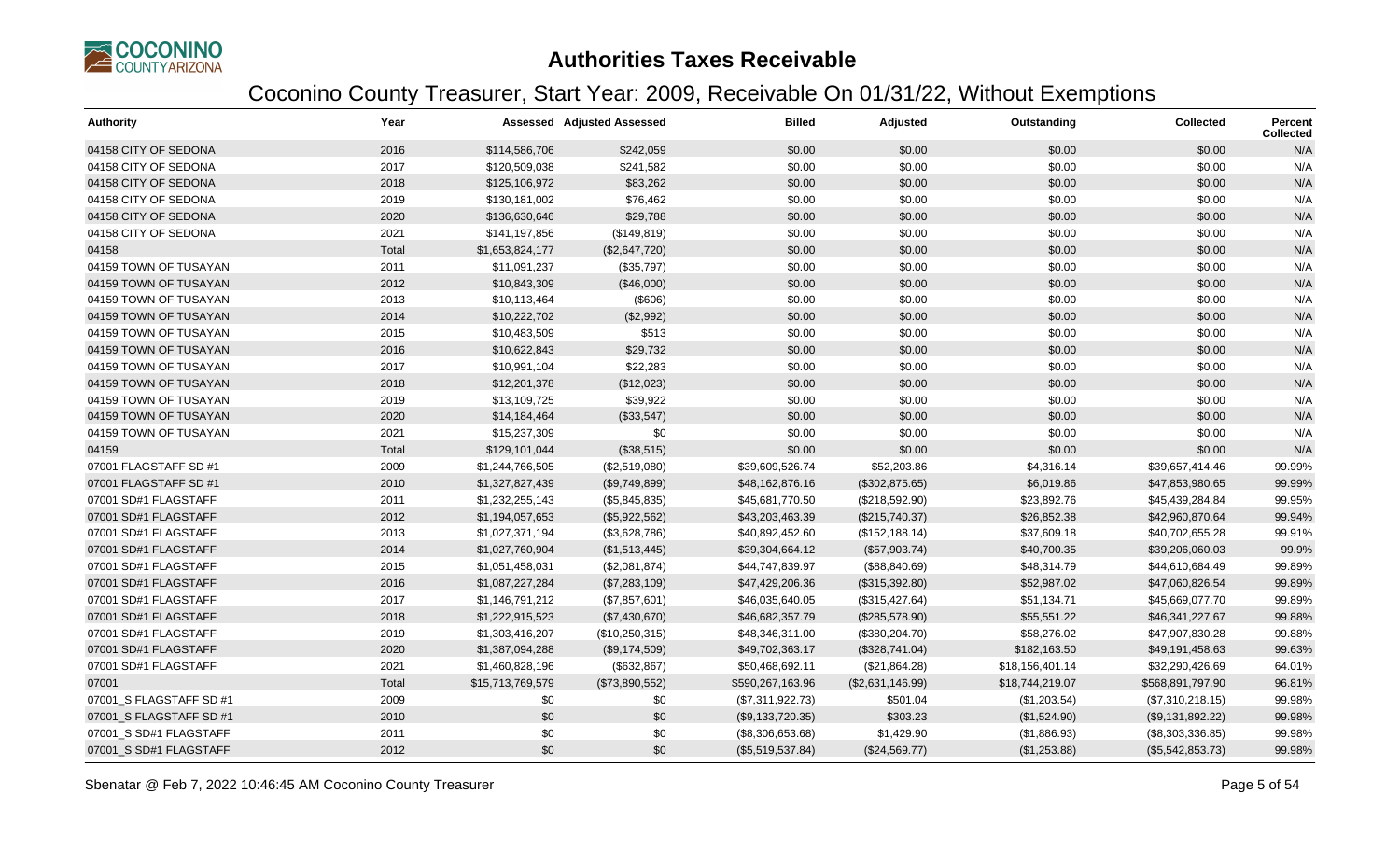# Authorities Taxes Receivable

## Coconino County Treasurer, Start Year: 2009, Receivable On 01/31/22, Without Exemptions

| Authority | Year | Assessed | Adjusted Assessed | Billed | Adjusted | Outstanding | Collected | Percent Collected |
|---|---|---|---|---|---|---|---|---|
| 04158 CITY OF SEDONA | 2016 | $114,586,706 | $242,059 | $0.00 | $0.00 | $0.00 | $0.00 | N/A |
| 04158 CITY OF SEDONA | 2017 | $120,509,038 | $241,582 | $0.00 | $0.00 | $0.00 | $0.00 | N/A |
| 04158 CITY OF SEDONA | 2018 | $125,106,972 | $83,262 | $0.00 | $0.00 | $0.00 | $0.00 | N/A |
| 04158 CITY OF SEDONA | 2019 | $130,181,002 | $76,462 | $0.00 | $0.00 | $0.00 | $0.00 | N/A |
| 04158 CITY OF SEDONA | 2020 | $136,630,646 | $29,788 | $0.00 | $0.00 | $0.00 | $0.00 | N/A |
| 04158 CITY OF SEDONA | 2021 | $141,197,856 | ($149,819) | $0.00 | $0.00 | $0.00 | $0.00 | N/A |
| 04158 | Total | $1,653,824,177 | ($2,647,720) | $0.00 | $0.00 | $0.00 | $0.00 | N/A |
| 04159 TOWN OF TUSAYAN | 2011 | $11,091,237 | ($35,797) | $0.00 | $0.00 | $0.00 | $0.00 | N/A |
| 04159 TOWN OF TUSAYAN | 2012 | $10,843,309 | ($46,000) | $0.00 | $0.00 | $0.00 | $0.00 | N/A |
| 04159 TOWN OF TUSAYAN | 2013 | $10,113,464 | ($606) | $0.00 | $0.00 | $0.00 | $0.00 | N/A |
| 04159 TOWN OF TUSAYAN | 2014 | $10,222,702 | ($2,992) | $0.00 | $0.00 | $0.00 | $0.00 | N/A |
| 04159 TOWN OF TUSAYAN | 2015 | $10,483,509 | $513 | $0.00 | $0.00 | $0.00 | $0.00 | N/A |
| 04159 TOWN OF TUSAYAN | 2016 | $10,622,843 | $29,732 | $0.00 | $0.00 | $0.00 | $0.00 | N/A |
| 04159 TOWN OF TUSAYAN | 2017 | $10,991,104 | $22,283 | $0.00 | $0.00 | $0.00 | $0.00 | N/A |
| 04159 TOWN OF TUSAYAN | 2018 | $12,201,378 | ($12,023) | $0.00 | $0.00 | $0.00 | $0.00 | N/A |
| 04159 TOWN OF TUSAYAN | 2019 | $13,109,725 | $39,922 | $0.00 | $0.00 | $0.00 | $0.00 | N/A |
| 04159 TOWN OF TUSAYAN | 2020 | $14,184,464 | ($33,547) | $0.00 | $0.00 | $0.00 | $0.00 | N/A |
| 04159 TOWN OF TUSAYAN | 2021 | $15,237,309 | $0 | $0.00 | $0.00 | $0.00 | $0.00 | N/A |
| 04159 | Total | $129,101,044 | ($38,515) | $0.00 | $0.00 | $0.00 | $0.00 | N/A |
| 07001 FLAGSTAFF SD #1 | 2009 | $1,244,766,505 | ($2,519,080) | $39,609,526.74 | $52,203.86 | $4,316.14 | $39,657,414.46 | 99.99% |
| 07001 FLAGSTAFF SD #1 | 2010 | $1,327,827,439 | ($9,749,899) | $48,162,876.16 | ($302,875.65) | $6,019.86 | $47,853,980.65 | 99.99% |
| 07001 SD#1 FLAGSTAFF | 2011 | $1,232,255,143 | ($5,845,835) | $45,681,770.50 | ($218,592.90) | $23,892.76 | $45,439,284.84 | 99.95% |
| 07001 SD#1 FLAGSTAFF | 2012 | $1,194,057,653 | ($5,922,562) | $43,203,463.39 | ($215,740.37) | $26,852.38 | $42,960,870.64 | 99.94% |
| 07001 SD#1 FLAGSTAFF | 2013 | $1,027,371,194 | ($3,628,786) | $40,892,452.60 | ($152,188.14) | $37,609.18 | $40,702,655.28 | 99.91% |
| 07001 SD#1 FLAGSTAFF | 2014 | $1,027,760,904 | ($1,513,445) | $39,304,664.12 | ($57,903.74) | $40,700.35 | $39,206,060.03 | 99.9% |
| 07001 SD#1 FLAGSTAFF | 2015 | $1,051,458,031 | ($2,081,874) | $44,747,839.97 | ($88,840.69) | $48,314.79 | $44,610,684.49 | 99.89% |
| 07001 SD#1 FLAGSTAFF | 2016 | $1,087,227,284 | ($7,283,109) | $47,429,206.36 | ($315,392.80) | $52,987.02 | $47,060,826.54 | 99.89% |
| 07001 SD#1 FLAGSTAFF | 2017 | $1,146,791,212 | ($7,857,601) | $46,035,640.05 | ($315,427.64) | $51,134.71 | $45,669,077.70 | 99.89% |
| 07001 SD#1 FLAGSTAFF | 2018 | $1,222,915,523 | ($7,430,670) | $46,682,357.79 | ($285,578.90) | $55,551.22 | $46,341,227.67 | 99.88% |
| 07001 SD#1 FLAGSTAFF | 2019 | $1,303,416,207 | ($10,250,315) | $48,346,311.00 | ($380,204.70) | $58,276.02 | $47,907,830.28 | 99.88% |
| 07001 SD#1 FLAGSTAFF | 2020 | $1,387,094,288 | ($9,174,509) | $49,702,363.17 | ($328,741.04) | $182,163.50 | $49,191,458.63 | 99.63% |
| 07001 SD#1 FLAGSTAFF | 2021 | $1,460,828,196 | ($632,867) | $50,468,692.11 | ($21,864.28) | $18,156,401.14 | $32,290,426.69 | 64.01% |
| 07001 | Total | $15,713,769,579 | ($73,890,552) | $590,267,163.96 | ($2,631,146.99) | $18,744,219.07 | $568,891,797.90 | 96.81% |
| 07001_S FLAGSTAFF SD #1 | 2009 | $0 | $0 | ($7,311,922.73) | $501.04 | ($1,203.54) | ($7,310,218.15) | 99.98% |
| 07001_S FLAGSTAFF SD #1 | 2010 | $0 | $0 | ($9,133,720.35) | $303.23 | ($1,524.90) | ($9,131,892.22) | 99.98% |
| 07001_S SD#1 FLAGSTAFF | 2011 | $0 | $0 | ($8,306,653.68) | $1,429.90 | ($1,886.93) | ($8,303,336.85) | 99.98% |
| 07001_S SD#1 FLAGSTAFF | 2012 | $0 | $0 | ($5,519,537.84) | ($24,569.77) | ($1,253.88) | ($5,542,853.73) | 99.98% |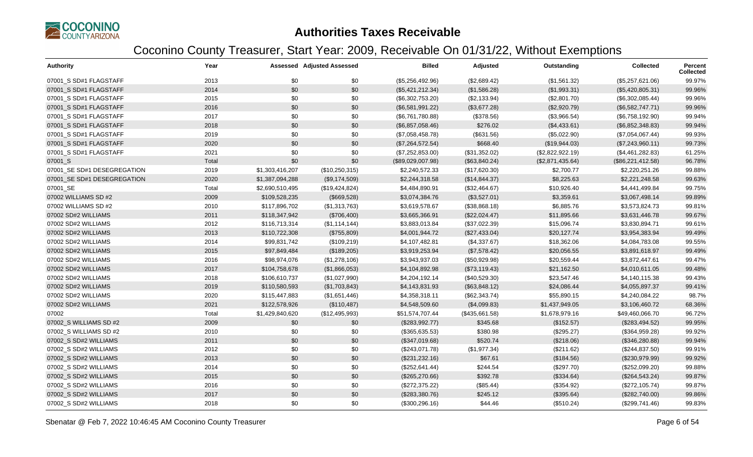# Authorities Taxes Receivable

## Coconino County Treasurer, Start Year: 2009, Receivable On 01/31/22, Without Exemptions

| Authority | Year | Assessed | Adjusted Assessed | Billed | Adjusted | Outstanding | Collected | Percent Collected |
|---|---|---|---|---|---|---|---|---|
| 07001_S SD#1 FLAGSTAFF | 2013 | $0 | $0 | ($5,256,492.96) | ($2,689.42) | ($1,561.32) | ($5,257,621.06) | 99.97% |
| 07001_S SD#1 FLAGSTAFF | 2014 | $0 | $0 | ($5,421,212.34) | ($1,586.28) | ($1,993.31) | ($5,420,805.31) | 99.96% |
| 07001_S SD#1 FLAGSTAFF | 2015 | $0 | $0 | ($6,302,753.20) | ($2,133.94) | ($2,801.70) | ($6,302,085.44) | 99.96% |
| 07001_S SD#1 FLAGSTAFF | 2016 | $0 | $0 | ($6,581,991.22) | ($3,677.28) | ($2,920.79) | ($6,582,747.71) | 99.96% |
| 07001_S SD#1 FLAGSTAFF | 2017 | $0 | $0 | ($6,761,780.88) | ($378.56) | ($3,966.54) | ($6,758,192.90) | 99.94% |
| 07001_S SD#1 FLAGSTAFF | 2018 | $0 | $0 | ($6,857,058.46) | $276.02 | ($4,433.61) | ($6,852,348.83) | 99.94% |
| 07001_S SD#1 FLAGSTAFF | 2019 | $0 | $0 | ($7,058,458.78) | ($631.56) | ($5,022.90) | ($7,054,067.44) | 99.93% |
| 07001_S SD#1 FLAGSTAFF | 2020 | $0 | $0 | ($7,264,572.54) | $668.40 | ($19,944.03) | ($7,243,960.11) | 99.73% |
| 07001_S SD#1 FLAGSTAFF | 2021 | $0 | $0 | ($7,252,853.00) | ($31,352.02) | ($2,822,922.19) | ($4,461,282.83) | 61.25% |
| 07001_S | Total | $0 | $0 | ($89,029,007.98) | ($63,840.24) | ($2,871,435.64) | ($86,221,412.58) | 96.78% |
| 07001_SE SD#1 DESEGREGATION | 2019 | $1,303,416,207 | ($10,250,315) | $2,240,572.33 | ($17,620.30) | $2,700.77 | $2,220,251.26 | 99.88% |
| 07001_SE SD#1 DESEGREGATION | 2020 | $1,387,094,288 | ($9,174,509) | $2,244,318.58 | ($14,844.37) | $8,225.63 | $2,221,248.58 | 99.63% |
| 07001_SE | Total | $2,690,510,495 | ($19,424,824) | $4,484,890.91 | ($32,464.67) | $10,926.40 | $4,441,499.84 | 99.75% |
| 07002 WILLIAMS SD #2 | 2009 | $109,528,235 | ($669,528) | $3,074,384.76 | ($3,527.01) | $3,359.61 | $3,067,498.14 | 99.89% |
| 07002 WILLIAMS SD #2 | 2010 | $117,896,702 | ($1,313,763) | $3,619,578.67 | ($38,868.18) | $6,885.76 | $3,573,824.73 | 99.81% |
| 07002 SD#2 WILLIAMS | 2011 | $118,347,942 | ($706,400) | $3,665,366.91 | ($22,024.47) | $11,895.66 | $3,631,446.78 | 99.67% |
| 07002 SD#2 WILLIAMS | 2012 | $116,713,314 | ($1,114,144) | $3,883,013.84 | ($37,022.39) | $15,096.74 | $3,830,894.71 | 99.61% |
| 07002 SD#2 WILLIAMS | 2013 | $110,722,308 | ($755,809) | $4,001,944.72 | ($27,433.04) | $20,127.74 | $3,954,383.94 | 99.49% |
| 07002 SD#2 WILLIAMS | 2014 | $99,831,742 | ($109,219) | $4,107,482.81 | ($4,337.67) | $18,362.06 | $4,084,783.08 | 99.55% |
| 07002 SD#2 WILLIAMS | 2015 | $97,849,484 | ($189,205) | $3,919,253.94 | ($7,578.42) | $20,056.55 | $3,891,618.97 | 99.49% |
| 07002 SD#2 WILLIAMS | 2016 | $98,974,076 | ($1,278,106) | $3,943,937.03 | ($50,929.98) | $20,559.44 | $3,872,447.61 | 99.47% |
| 07002 SD#2 WILLIAMS | 2017 | $104,758,678 | ($1,866,053) | $4,104,892.98 | ($73,119.43) | $21,162.50 | $4,010,611.05 | 99.48% |
| 07002 SD#2 WILLIAMS | 2018 | $106,610,737 | ($1,027,990) | $4,204,192.14 | ($40,529.30) | $23,547.46 | $4,140,115.38 | 99.43% |
| 07002 SD#2 WILLIAMS | 2019 | $110,580,593 | ($1,703,843) | $4,143,831.93 | ($63,848.12) | $24,086.44 | $4,055,897.37 | 99.41% |
| 07002 SD#2 WILLIAMS | 2020 | $115,447,883 | ($1,651,446) | $4,358,318.11 | ($62,343.74) | $55,890.15 | $4,240,084.22 | 98.7% |
| 07002 SD#2 WILLIAMS | 2021 | $122,578,926 | ($110,487) | $4,548,509.60 | ($4,099.83) | $1,437,949.05 | $3,106,460.72 | 68.36% |
| 07002 | Total | $1,429,840,620 | ($12,495,993) | $51,574,707.44 | ($435,661.58) | $1,678,979.16 | $49,460,066.70 | 96.72% |
| 07002_S WILLIAMS SD #2 | 2009 | $0 | $0 | ($283,992.77) | $345.68 | ($152.57) | ($283,494.52) | 99.95% |
| 07002_S WILLIAMS SD #2 | 2010 | $0 | $0 | ($365,635.53) | $380.98 | ($295.27) | ($364,959.28) | 99.92% |
| 07002_S SD#2 WILLIAMS | 2011 | $0 | $0 | ($347,019.68) | $520.74 | ($218.06) | ($346,280.88) | 99.94% |
| 07002_S SD#2 WILLIAMS | 2012 | $0 | $0 | ($243,071.78) | ($1,977.34) | ($211.62) | ($244,837.50) | 99.91% |
| 07002_S SD#2 WILLIAMS | 2013 | $0 | $0 | ($231,232.16) | $67.61 | ($184.56) | ($230,979.99) | 99.92% |
| 07002_S SD#2 WILLIAMS | 2014 | $0 | $0 | ($252,641.44) | $244.54 | ($297.70) | ($252,099.20) | 99.88% |
| 07002_S SD#2 WILLIAMS | 2015 | $0 | $0 | ($265,270.66) | $392.78 | ($334.64) | ($264,543.24) | 99.87% |
| 07002_S SD#2 WILLIAMS | 2016 | $0 | $0 | ($272,375.22) | ($85.44) | ($354.92) | ($272,105.74) | 99.87% |
| 07002_S SD#2 WILLIAMS | 2017 | $0 | $0 | ($283,380.76) | $245.12 | ($395.64) | ($282,740.00) | 99.86% |
| 07002_S SD#2 WILLIAMS | 2018 | $0 | $0 | ($300,296.16) | $44.46 | ($510.24) | ($299,741.46) | 99.83% |

Sbenatar @ Feb 7, 2022 10:46:45 AM Coconino County Treasurer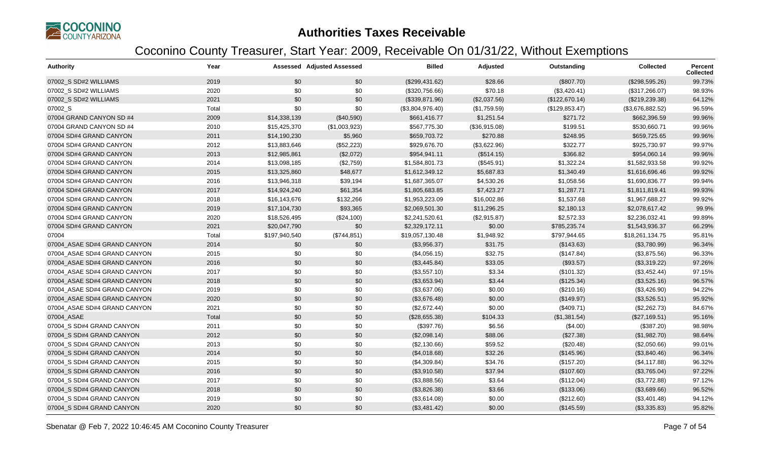# Authorities Taxes Receivable

## Coconino County Treasurer, Start Year: 2009, Receivable On 01/31/22, Without Exemptions

| Authority | Year | Assessed | Adjusted Assessed | Billed | Adjusted | Outstanding | Collected | Percent Collected |
|---|---|---|---|---|---|---|---|---|
| 07002_S SD#2 WILLIAMS | 2019 | $0 | $0 | ($299,431.62) | $28.66 | ($807.70) | ($298,595.26) | 99.73% |
| 07002_S SD#2 WILLIAMS | 2020 | $0 | $0 | ($320,756.66) | $70.18 | ($3,420.41) | ($317,266.07) | 98.93% |
| 07002_S SD#2 WILLIAMS | 2021 | $0 | $0 | ($339,871.96) | ($2,037.56) | ($122,670.14) | ($219,239.38) | 64.12% |
| 07002_S | Total | $0 | $0 | ($3,804,976.40) | ($1,759.59) | ($129,853.47) | ($3,676,882.52) | 96.59% |
| 07004 GRAND CANYON SD #4 | 2009 | $14,338,139 | ($40,590) | $661,416.77 | $1,251.54 | $271.72 | $662,396.59 | 99.96% |
| 07004 GRAND CANYON SD #4 | 2010 | $15,425,370 | ($1,003,923) | $567,775.30 | ($36,915.08) | $199.51 | $530,660.71 | 99.96% |
| 07004 SD#4 GRAND CANYON | 2011 | $14,190,230 | $5,960 | $659,703.72 | $270.88 | $248.95 | $659,725.65 | 99.96% |
| 07004 SD#4 GRAND CANYON | 2012 | $13,883,646 | ($52,223) | $929,676.70 | ($3,622.96) | $322.77 | $925,730.97 | 99.97% |
| 07004 SD#4 GRAND CANYON | 2013 | $12,985,861 | ($2,072) | $954,941.11 | ($514.15) | $366.82 | $954,060.14 | 99.96% |
| 07004 SD#4 GRAND CANYON | 2014 | $13,098,185 | ($2,759) | $1,584,801.73 | ($545.91) | $1,322.24 | $1,582,933.58 | 99.92% |
| 07004 SD#4 GRAND CANYON | 2015 | $13,325,860 | $48,677 | $1,612,349.12 | $5,687.83 | $1,340.49 | $1,616,696.46 | 99.92% |
| 07004 SD#4 GRAND CANYON | 2016 | $13,946,318 | $39,194 | $1,687,365.07 | $4,530.26 | $1,058.56 | $1,690,836.77 | 99.94% |
| 07004 SD#4 GRAND CANYON | 2017 | $14,924,240 | $61,354 | $1,805,683.85 | $7,423.27 | $1,287.71 | $1,811,819.41 | 99.93% |
| 07004 SD#4 GRAND CANYON | 2018 | $16,143,676 | $132,266 | $1,953,223.09 | $16,002.86 | $1,537.68 | $1,967,688.27 | 99.92% |
| 07004 SD#4 GRAND CANYON | 2019 | $17,104,730 | $93,365 | $2,069,501.30 | $11,296.25 | $2,180.13 | $2,078,617.42 | 99.9% |
| 07004 SD#4 GRAND CANYON | 2020 | $18,526,495 | ($24,100) | $2,241,520.61 | ($2,915.87) | $2,572.33 | $2,236,032.41 | 99.89% |
| 07004 SD#4 GRAND CANYON | 2021 | $20,047,790 | $0 | $2,329,172.11 | $0.00 | $785,235.74 | $1,543,936.37 | 66.29% |
| 07004 | Total | $197,940,540 | ($744,851) | $19,057,130.48 | $1,948.92 | $797,944.65 | $18,261,134.75 | 95.81% |
| 07004_ASAE SD#4 GRAND CANYON | 2014 | $0 | $0 | ($3,956.37) | $31.75 | ($143.63) | ($3,780.99) | 96.34% |
| 07004_ASAE SD#4 GRAND CANYON | 2015 | $0 | $0 | ($4,056.15) | $32.75 | ($147.84) | ($3,875.56) | 96.33% |
| 07004_ASAE SD#4 GRAND CANYON | 2016 | $0 | $0 | ($3,445.84) | $33.05 | ($93.57) | ($3,319.22) | 97.26% |
| 07004_ASAE SD#4 GRAND CANYON | 2017 | $0 | $0 | ($3,557.10) | $3.34 | ($101.32) | ($3,452.44) | 97.15% |
| 07004_ASAE SD#4 GRAND CANYON | 2018 | $0 | $0 | ($3,653.94) | $3.44 | ($125.34) | ($3,525.16) | 96.57% |
| 07004_ASAE SD#4 GRAND CANYON | 2019 | $0 | $0 | ($3,637.06) | $0.00 | ($210.16) | ($3,426.90) | 94.22% |
| 07004_ASAE SD#4 GRAND CANYON | 2020 | $0 | $0 | ($3,676.48) | $0.00 | ($149.97) | ($3,526.51) | 95.92% |
| 07004_ASAE SD#4 GRAND CANYON | 2021 | $0 | $0 | ($2,672.44) | $0.00 | ($409.71) | ($2,262.73) | 84.67% |
| 07004_ASAE | Total | $0 | $0 | ($28,655.38) | $104.33 | ($1,381.54) | ($27,169.51) | 95.16% |
| 07004_S SD#4 GRAND CANYON | 2011 | $0 | $0 | ($397.76) | $6.56 | ($4.00) | ($387.20) | 98.98% |
| 07004_S SD#4 GRAND CANYON | 2012 | $0 | $0 | ($2,098.14) | $88.06 | ($27.38) | ($1,982.70) | 98.64% |
| 07004_S SD#4 GRAND CANYON | 2013 | $0 | $0 | ($2,130.66) | $59.52 | ($20.48) | ($2,050.66) | 99.01% |
| 07004_S SD#4 GRAND CANYON | 2014 | $0 | $0 | ($4,018.68) | $32.26 | ($145.96) | ($3,840.46) | 96.34% |
| 07004_S SD#4 GRAND CANYON | 2015 | $0 | $0 | ($4,309.84) | $34.76 | ($157.20) | ($4,117.88) | 96.32% |
| 07004_S SD#4 GRAND CANYON | 2016 | $0 | $0 | ($3,910.58) | $37.94 | ($107.60) | ($3,765.04) | 97.22% |
| 07004_S SD#4 GRAND CANYON | 2017 | $0 | $0 | ($3,888.56) | $3.64 | ($112.04) | ($3,772.88) | 97.12% |
| 07004_S SD#4 GRAND CANYON | 2018 | $0 | $0 | ($3,826.38) | $3.66 | ($133.06) | ($3,689.66) | 96.52% |
| 07004_S SD#4 GRAND CANYON | 2019 | $0 | $0 | ($3,614.08) | $0.00 | ($212.60) | ($3,401.48) | 94.12% |
| 07004_S SD#4 GRAND CANYON | 2020 | $0 | $0 | ($3,481.42) | $0.00 | ($145.59) | ($3,335.83) | 95.82% |

Sbenatar @ Feb 7, 2022 10:46:45 AM Coconino County Treasurer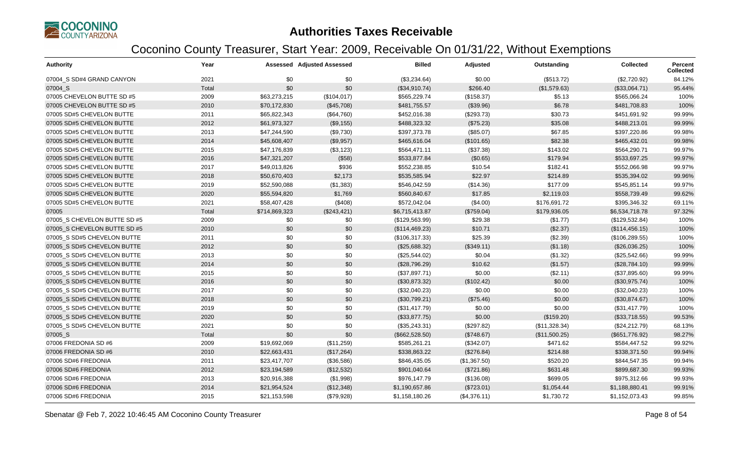# Authorities Taxes Receivable

## Coconino County Treasurer, Start Year: 2009, Receivable On 01/31/22, Without Exemptions

| Authority | Year | Assessed | Adjusted Assessed | Billed | Adjusted | Outstanding | Collected | Percent Collected |
|---|---|---|---|---|---|---|---|---|
| 07004_S SD#4 GRAND CANYON | 2021 | $0 | $0 | ($3,234.64) | $0.00 | ($513.72) | ($2,720.92) | 84.12% |
| 07004_S | Total | $0 | $0 | ($34,910.74) | $266.40 | ($1,579.63) | ($33,064.71) | 95.44% |
| 07005 CHEVELON BUTTE SD #5 | 2009 | $63,273,215 | ($104,017) | $565,229.74 | ($158.37) | $5.13 | $565,066.24 | 100% |
| 07005 CHEVELON BUTTE SD #5 | 2010 | $70,172,830 | ($45,708) | $481,755.57 | ($39.96) | $6.78 | $481,708.83 | 100% |
| 07005 SD#5 CHEVELON BUTTE | 2011 | $65,822,343 | ($64,760) | $452,016.38 | ($293.73) | $30.73 | $451,691.92 | 99.99% |
| 07005 SD#5 CHEVELON BUTTE | 2012 | $61,973,327 | ($9,155) | $488,323.32 | ($75.23) | $35.08 | $488,213.01 | 99.99% |
| 07005 SD#5 CHEVELON BUTTE | 2013 | $47,244,590 | ($9,730) | $397,373.78 | ($85.07) | $67.85 | $397,220.86 | 99.98% |
| 07005 SD#5 CHEVELON BUTTE | 2014 | $45,608,407 | ($9,957) | $465,616.04 | ($101.65) | $82.38 | $465,432.01 | 99.98% |
| 07005 SD#5 CHEVELON BUTTE | 2015 | $47,176,839 | ($3,123) | $564,471.11 | ($37.38) | $143.02 | $564,290.71 | 99.97% |
| 07005 SD#5 CHEVELON BUTTE | 2016 | $47,321,207 | ($58) | $533,877.84 | ($0.65) | $179.94 | $533,697.25 | 99.97% |
| 07005 SD#5 CHEVELON BUTTE | 2017 | $49,013,826 | $936 | $552,238.85 | $10.54 | $182.41 | $552,066.98 | 99.97% |
| 07005 SD#5 CHEVELON BUTTE | 2018 | $50,670,403 | $2,173 | $535,585.94 | $22.97 | $214.89 | $535,394.02 | 99.96% |
| 07005 SD#5 CHEVELON BUTTE | 2019 | $52,590,088 | ($1,383) | $546,042.59 | ($14.36) | $177.09 | $545,851.14 | 99.97% |
| 07005 SD#5 CHEVELON BUTTE | 2020 | $55,594,820 | $1,769 | $560,840.67 | $17.85 | $2,119.03 | $558,739.49 | 99.62% |
| 07005 SD#5 CHEVELON BUTTE | 2021 | $58,407,428 | ($408) | $572,042.04 | ($4.00) | $176,691.72 | $395,346.32 | 69.11% |
| 07005 | Total | $714,869,323 | ($243,421) | $6,715,413.87 | ($759.04) | $179,936.05 | $6,534,718.78 | 97.32% |
| 07005_S CHEVELON BUTTE SD #5 | 2009 | $0 | $0 | ($129,563.99) | $29.38 | ($1.77) | ($129,532.84) | 100% |
| 07005_S CHEVELON BUTTE SD #5 | 2010 | $0 | $0 | ($114,469.23) | $10.71 | ($2.37) | ($114,456.15) | 100% |
| 07005_S SD#5 CHEVELON BUTTE | 2011 | $0 | $0 | ($106,317.33) | $25.39 | ($2.39) | ($106,289.55) | 100% |
| 07005_S SD#5 CHEVELON BUTTE | 2012 | $0 | $0 | ($25,688.32) | ($349.11) | ($1.18) | ($26,036.25) | 100% |
| 07005_S SD#5 CHEVELON BUTTE | 2013 | $0 | $0 | ($25,544.02) | $0.04 | ($1.32) | ($25,542.66) | 99.99% |
| 07005_S SD#5 CHEVELON BUTTE | 2014 | $0 | $0 | ($28,796.29) | $10.62 | ($1.57) | ($28,784.10) | 99.99% |
| 07005_S SD#5 CHEVELON BUTTE | 2015 | $0 | $0 | ($37,897.71) | $0.00 | ($2.11) | ($37,895.60) | 99.99% |
| 07005_S SD#5 CHEVELON BUTTE | 2016 | $0 | $0 | ($30,873.32) | ($102.42) | $0.00 | ($30,975.74) | 100% |
| 07005_S SD#5 CHEVELON BUTTE | 2017 | $0 | $0 | ($32,040.23) | $0.00 | $0.00 | ($32,040.23) | 100% |
| 07005_S SD#5 CHEVELON BUTTE | 2018 | $0 | $0 | ($30,799.21) | ($75.46) | $0.00 | ($30,874.67) | 100% |
| 07005_S SD#5 CHEVELON BUTTE | 2019 | $0 | $0 | ($31,417.79) | $0.00 | $0.00 | ($31,417.79) | 100% |
| 07005_S SD#5 CHEVELON BUTTE | 2020 | $0 | $0 | ($33,877.75) | $0.00 | ($159.20) | ($33,718.55) | 99.53% |
| 07005_S SD#5 CHEVELON BUTTE | 2021 | $0 | $0 | ($35,243.31) | ($297.82) | ($11,328.34) | ($24,212.79) | 68.13% |
| 07005_S | Total | $0 | $0 | ($662,528.50) | ($748.67) | ($11,500.25) | ($651,776.92) | 98.27% |
| 07006 FREDONIA SD #6 | 2009 | $19,692,069 | ($11,259) | $585,261.21 | ($342.07) | $471.62 | $584,447.52 | 99.92% |
| 07006 FREDONIA SD #6 | 2010 | $22,663,431 | ($17,264) | $338,863.22 | ($276.84) | $214.88 | $338,371.50 | 99.94% |
| 07006 SD#6 FREDONIA | 2011 | $23,417,707 | ($36,586) | $846,435.05 | ($1,367.50) | $520.20 | $844,547.35 | 99.94% |
| 07006 SD#6 FREDONIA | 2012 | $23,194,589 | ($12,532) | $901,040.64 | ($721.86) | $631.48 | $899,687.30 | 99.93% |
| 07006 SD#6 FREDONIA | 2013 | $20,916,388 | ($1,998) | $976,147.79 | ($136.08) | $699.05 | $975,312.66 | 99.93% |
| 07006 SD#6 FREDONIA | 2014 | $21,954,524 | ($12,348) | $1,190,657.86 | ($723.01) | $1,054.44 | $1,188,880.41 | 99.91% |
| 07006 SD#6 FREDONIA | 2015 | $21,153,598 | ($79,928) | $1,158,180.26 | ($4,376.11) | $1,730.72 | $1,152,073.43 | 99.85% |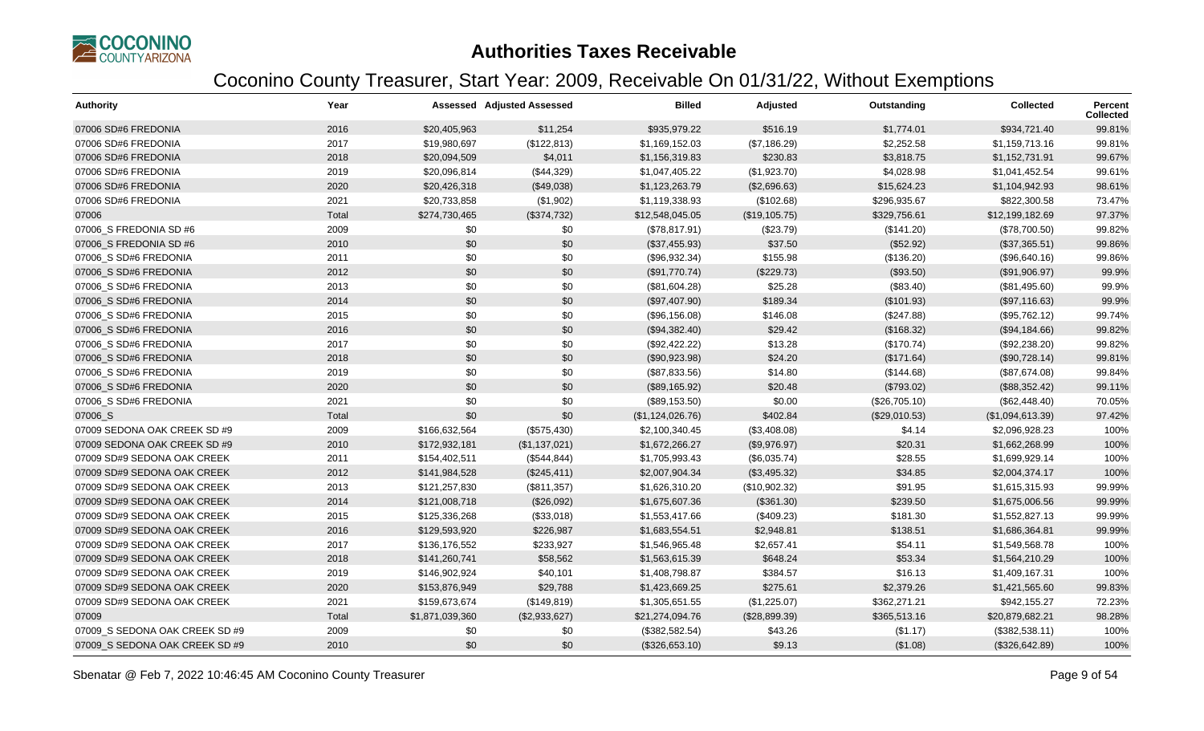# Authorities Taxes Receivable

## Coconino County Treasurer, Start Year: 2009, Receivable On 01/31/22, Without Exemptions

| Authority | Year | Assessed | Adjusted Assessed | Billed | Adjusted | Outstanding | Collected | Percent Collected |
|---|---|---|---|---|---|---|---|---|
| 07006 SD#6 FREDONIA | 2016 | $20,405,963 | $11,254 | $935,979.22 | $516.19 | $1,774.01 | $934,721.40 | 99.81% |
| 07006 SD#6 FREDONIA | 2017 | $19,980,697 | ($122,813) | $1,169,152.03 | ($7,186.29) | $2,252.58 | $1,159,713.16 | 99.81% |
| 07006 SD#6 FREDONIA | 2018 | $20,094,509 | $4,011 | $1,156,319.83 | $230.83 | $3,818.75 | $1,152,731.91 | 99.67% |
| 07006 SD#6 FREDONIA | 2019 | $20,096,814 | ($44,329) | $1,047,405.22 | ($1,923.70) | $4,028.98 | $1,041,452.54 | 99.61% |
| 07006 SD#6 FREDONIA | 2020 | $20,426,318 | ($49,038) | $1,123,263.79 | ($2,696.63) | $15,624.23 | $1,104,942.93 | 98.61% |
| 07006 SD#6 FREDONIA | 2021 | $20,733,858 | ($1,902) | $1,119,338.93 | ($102.68) | $296,935.67 | $822,300.58 | 73.47% |
| 07006 | Total | $274,730,465 | ($374,732) | $12,548,045.05 | ($19,105.75) | $329,756.61 | $12,199,182.69 | 97.37% |
| 07006_S FREDONIA SD #6 | 2009 | $0 | $0 | ($78,817.91) | ($23.79) | ($141.20) | ($78,700.50) | 99.82% |
| 07006_S FREDONIA SD #6 | 2010 | $0 | $0 | ($37,455.93) | $37.50 | ($52.92) | ($37,365.51) | 99.86% |
| 07006_S SD#6 FREDONIA | 2011 | $0 | $0 | ($96,932.34) | $155.98 | ($136.20) | ($96,640.16) | 99.86% |
| 07006_S SD#6 FREDONIA | 2012 | $0 | $0 | ($91,770.74) | ($229.73) | ($93.50) | ($91,906.97) | 99.9% |
| 07006_S SD#6 FREDONIA | 2013 | $0 | $0 | ($81,604.28) | $25.28 | ($83.40) | ($81,495.60) | 99.9% |
| 07006_S SD#6 FREDONIA | 2014 | $0 | $0 | ($97,407.90) | $189.34 | ($101.93) | ($97,116.63) | 99.9% |
| 07006_S SD#6 FREDONIA | 2015 | $0 | $0 | ($96,156.08) | $146.08 | ($247.88) | ($95,762.12) | 99.74% |
| 07006_S SD#6 FREDONIA | 2016 | $0 | $0 | ($94,382.40) | $29.42 | ($168.32) | ($94,184.66) | 99.82% |
| 07006_S SD#6 FREDONIA | 2017 | $0 | $0 | ($92,422.22) | $13.28 | ($170.74) | ($92,238.20) | 99.82% |
| 07006_S SD#6 FREDONIA | 2018 | $0 | $0 | ($90,923.98) | $24.20 | ($171.64) | ($90,728.14) | 99.81% |
| 07006_S SD#6 FREDONIA | 2019 | $0 | $0 | ($87,833.56) | $14.80 | ($144.68) | ($87,674.08) | 99.84% |
| 07006_S SD#6 FREDONIA | 2020 | $0 | $0 | ($89,165.92) | $20.48 | ($793.02) | ($88,352.42) | 99.11% |
| 07006_S SD#6 FREDONIA | 2021 | $0 | $0 | ($89,153.50) | $0.00 | ($26,705.10) | ($62,448.40) | 70.05% |
| 07006_S | Total | $0 | $0 | ($1,124,026.76) | $402.84 | ($29,010.53) | ($1,094,613.39) | 97.42% |
| 07009 SEDONA OAK CREEK SD #9 | 2009 | $166,632,564 | ($575,430) | $2,100,340.45 | ($3,408.08) | $4.14 | $2,096,928.23 | 100% |
| 07009 SEDONA OAK CREEK SD #9 | 2010 | $172,932,181 | ($1,137,021) | $1,672,266.27 | ($9,976.97) | $20.31 | $1,662,268.99 | 100% |
| 07009 SD#9 SEDONA OAK CREEK | 2011 | $154,402,511 | ($544,844) | $1,705,993.43 | ($6,035.74) | $28.55 | $1,699,929.14 | 100% |
| 07009 SD#9 SEDONA OAK CREEK | 2012 | $141,984,528 | ($245,411) | $2,007,904.34 | ($3,495.32) | $34.85 | $2,004,374.17 | 100% |
| 07009 SD#9 SEDONA OAK CREEK | 2013 | $121,257,830 | ($811,357) | $1,626,310.20 | ($10,902.32) | $91.95 | $1,615,315.93 | 99.99% |
| 07009 SD#9 SEDONA OAK CREEK | 2014 | $121,008,718 | ($26,092) | $1,675,607.36 | ($361.30) | $239.50 | $1,675,006.56 | 99.99% |
| 07009 SD#9 SEDONA OAK CREEK | 2015 | $125,336,268 | ($33,018) | $1,553,417.66 | ($409.23) | $181.30 | $1,552,827.13 | 99.99% |
| 07009 SD#9 SEDONA OAK CREEK | 2016 | $129,593,920 | $226,987 | $1,683,554.51 | $2,948.81 | $138.51 | $1,686,364.81 | 99.99% |
| 07009 SD#9 SEDONA OAK CREEK | 2017 | $136,176,552 | $233,927 | $1,546,965.48 | $2,657.41 | $54.11 | $1,549,568.78 | 100% |
| 07009 SD#9 SEDONA OAK CREEK | 2018 | $141,260,741 | $58,562 | $1,563,615.39 | $648.24 | $53.34 | $1,564,210.29 | 100% |
| 07009 SD#9 SEDONA OAK CREEK | 2019 | $146,902,924 | $40,101 | $1,408,798.87 | $384.57 | $16.13 | $1,409,167.31 | 100% |
| 07009 SD#9 SEDONA OAK CREEK | 2020 | $153,876,949 | $29,788 | $1,423,669.25 | $275.61 | $2,379.26 | $1,421,565.60 | 99.83% |
| 07009 SD#9 SEDONA OAK CREEK | 2021 | $159,673,674 | ($149,819) | $1,305,651.55 | ($1,225.07) | $362,271.21 | $942,155.27 | 72.23% |
| 07009 | Total | $1,871,039,360 | ($2,933,627) | $21,274,094.76 | ($28,899.39) | $365,513.16 | $20,879,682.21 | 98.28% |
| 07009_S SEDONA OAK CREEK SD #9 | 2009 | $0 | $0 | ($382,582.54) | $43.26 | ($1.17) | ($382,538.11) | 100% |
| 07009_S SEDONA OAK CREEK SD #9 | 2010 | $0 | $0 | ($326,653.10) | $9.13 | ($1.08) | ($326,642.89) | 100% |

Sbenatar @ Feb 7, 2022 10:46:45 AM Coconino County Treasurer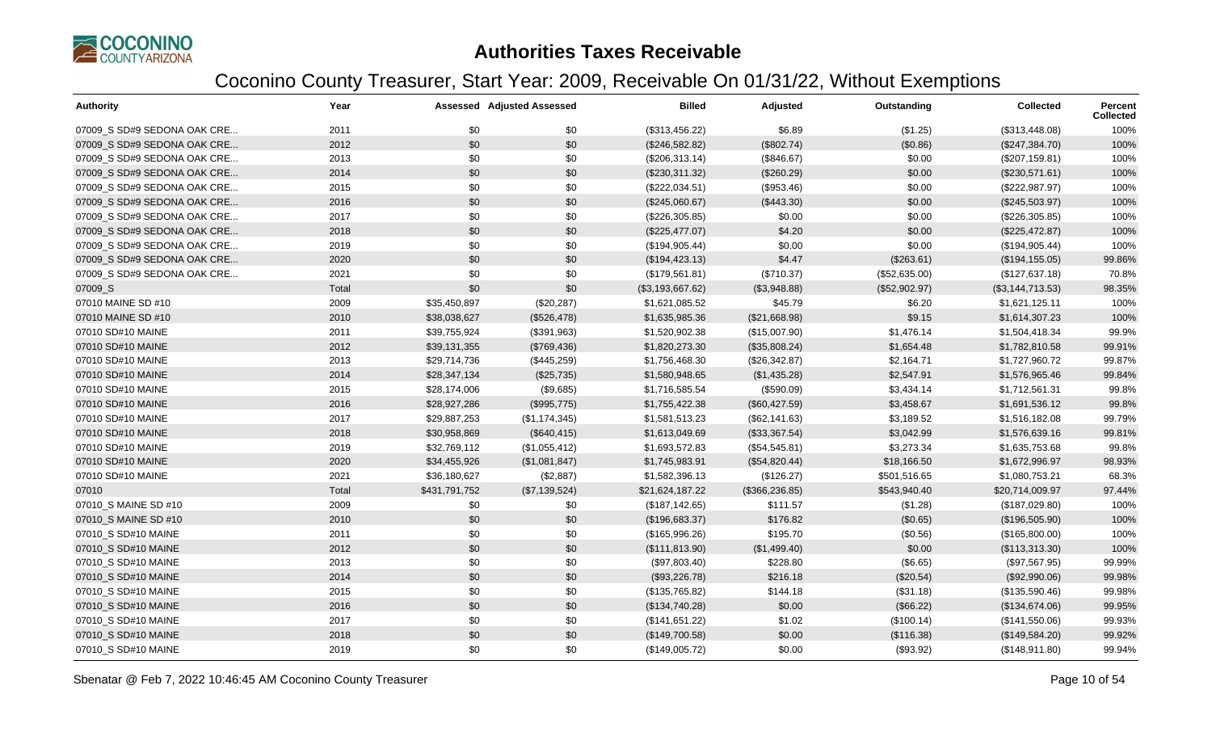# Authorities Taxes Receivable

## Coconino County Treasurer, Start Year: 2009, Receivable On 01/31/22, Without Exemptions

| Authority | Year | Assessed | Adjusted Assessed | Billed | Adjusted | Outstanding | Collected | Percent Collected |
|---|---|---|---|---|---|---|---|---|
| 07009_S SD#9 SEDONA OAK CRE... | 2011 | $0 | $0 | ($313,456.22) | $6.89 | ($1.25) | ($313,448.08) | 100% |
| 07009_S SD#9 SEDONA OAK CRE... | 2012 | $0 | $0 | ($246,582.82) | ($802.74) | ($0.86) | ($247,384.70) | 100% |
| 07009_S SD#9 SEDONA OAK CRE... | 2013 | $0 | $0 | ($206,313.14) | ($846.67) | $0.00 | ($207,159.81) | 100% |
| 07009_S SD#9 SEDONA OAK CRE... | 2014 | $0 | $0 | ($230,311.32) | ($260.29) | $0.00 | ($230,571.61) | 100% |
| 07009_S SD#9 SEDONA OAK CRE... | 2015 | $0 | $0 | ($222,034.51) | ($953.46) | $0.00 | ($222,987.97) | 100% |
| 07009_S SD#9 SEDONA OAK CRE... | 2016 | $0 | $0 | ($245,060.67) | ($443.30) | $0.00 | ($245,503.97) | 100% |
| 07009_S SD#9 SEDONA OAK CRE... | 2017 | $0 | $0 | ($226,305.85) | $0.00 | $0.00 | ($226,305.85) | 100% |
| 07009_S SD#9 SEDONA OAK CRE... | 2018 | $0 | $0 | ($225,477.07) | $4.20 | $0.00 | ($225,472.87) | 100% |
| 07009_S SD#9 SEDONA OAK CRE... | 2019 | $0 | $0 | ($194,905.44) | $0.00 | $0.00 | ($194,905.44) | 100% |
| 07009_S SD#9 SEDONA OAK CRE... | 2020 | $0 | $0 | ($194,423.13) | $4.47 | ($263.61) | ($194,155.05) | 99.86% |
| 07009_S SD#9 SEDONA OAK CRE... | 2021 | $0 | $0 | ($179,561.81) | ($710.37) | ($52,635.00) | ($127,637.18) | 70.8% |
| 07009_S | Total | $0 | $0 | ($3,193,667.62) | ($3,948.88) | ($52,902.97) | ($3,144,713.53) | 98.35% |
| 07010 MAINE SD #10 | 2009 | $35,450,897 | ($20,287) | $1,621,085.52 | $45.79 | $6.20 | $1,621,125.11 | 100% |
| 07010 MAINE SD #10 | 2010 | $38,038,627 | ($526,478) | $1,635,985.36 | ($21,668.98) | $9.15 | $1,614,307.23 | 100% |
| 07010 SD#10 MAINE | 2011 | $39,755,924 | ($391,963) | $1,520,902.38 | ($15,007.90) | $1,476.14 | $1,504,418.34 | 99.9% |
| 07010 SD#10 MAINE | 2012 | $39,131,355 | ($769,436) | $1,820,273.30 | ($35,808.24) | $1,654.48 | $1,782,810.58 | 99.91% |
| 07010 SD#10 MAINE | 2013 | $29,714,736 | ($445,259) | $1,756,468.30 | ($26,342.87) | $2,164.71 | $1,727,960.72 | 99.87% |
| 07010 SD#10 MAINE | 2014 | $28,347,134 | ($25,735) | $1,580,948.65 | ($1,435.28) | $2,547.91 | $1,576,965.46 | 99.84% |
| 07010 SD#10 MAINE | 2015 | $28,174,006 | ($9,685) | $1,716,585.54 | ($590.09) | $3,434.14 | $1,712,561.31 | 99.8% |
| 07010 SD#10 MAINE | 2016 | $28,927,286 | ($995,775) | $1,755,422.38 | ($60,427.59) | $3,458.67 | $1,691,536.12 | 99.8% |
| 07010 SD#10 MAINE | 2017 | $29,887,253 | ($1,174,345) | $1,581,513.23 | ($62,141.63) | $3,189.52 | $1,516,182.08 | 99.79% |
| 07010 SD#10 MAINE | 2018 | $30,958,869 | ($640,415) | $1,613,049.69 | ($33,367.54) | $3,042.99 | $1,576,639.16 | 99.81% |
| 07010 SD#10 MAINE | 2019 | $32,769,112 | ($1,055,412) | $1,693,572.83 | ($54,545.81) | $3,273.34 | $1,635,753.68 | 99.8% |
| 07010 SD#10 MAINE | 2020 | $34,455,926 | ($1,081,847) | $1,745,983.91 | ($54,820.44) | $18,166.50 | $1,672,996.97 | 98.93% |
| 07010 SD#10 MAINE | 2021 | $36,180,627 | ($2,887) | $1,582,396.13 | ($126.27) | $501,516.65 | $1,080,753.21 | 68.3% |
| 07010 | Total | $431,791,752 | ($7,139,524) | $21,624,187.22 | ($366,236.85) | $543,940.40 | $20,714,009.97 | 97.44% |
| 07010_S MAINE SD #10 | 2009 | $0 | $0 | ($187,142.65) | $111.57 | ($1.28) | ($187,029.80) | 100% |
| 07010_S MAINE SD #10 | 2010 | $0 | $0 | ($196,683.37) | $176.82 | ($0.65) | ($196,505.90) | 100% |
| 07010_S SD#10 MAINE | 2011 | $0 | $0 | ($165,996.26) | $195.70 | ($0.56) | ($165,800.00) | 100% |
| 07010_S SD#10 MAINE | 2012 | $0 | $0 | ($111,813.90) | ($1,499.40) | $0.00 | ($113,313.30) | 100% |
| 07010_S SD#10 MAINE | 2013 | $0 | $0 | ($97,803.40) | $228.80 | ($6.65) | ($97,567.95) | 99.99% |
| 07010_S SD#10 MAINE | 2014 | $0 | $0 | ($93,226.78) | $216.18 | ($20.54) | ($92,990.06) | 99.98% |
| 07010_S SD#10 MAINE | 2015 | $0 | $0 | ($135,765.82) | $144.18 | ($31.18) | ($135,590.46) | 99.98% |
| 07010_S SD#10 MAINE | 2016 | $0 | $0 | ($134,740.28) | $0.00 | ($66.22) | ($134,674.06) | 99.95% |
| 07010_S SD#10 MAINE | 2017 | $0 | $0 | ($141,651.22) | $1.02 | ($100.14) | ($141,550.06) | 99.93% |
| 07010_S SD#10 MAINE | 2018 | $0 | $0 | ($149,700.58) | $0.00 | ($116.38) | ($149,584.20) | 99.92% |
| 07010_S SD#10 MAINE | 2019 | $0 | $0 | ($149,005.72) | $0.00 | ($93.92) | ($148,911.80) | 99.94% |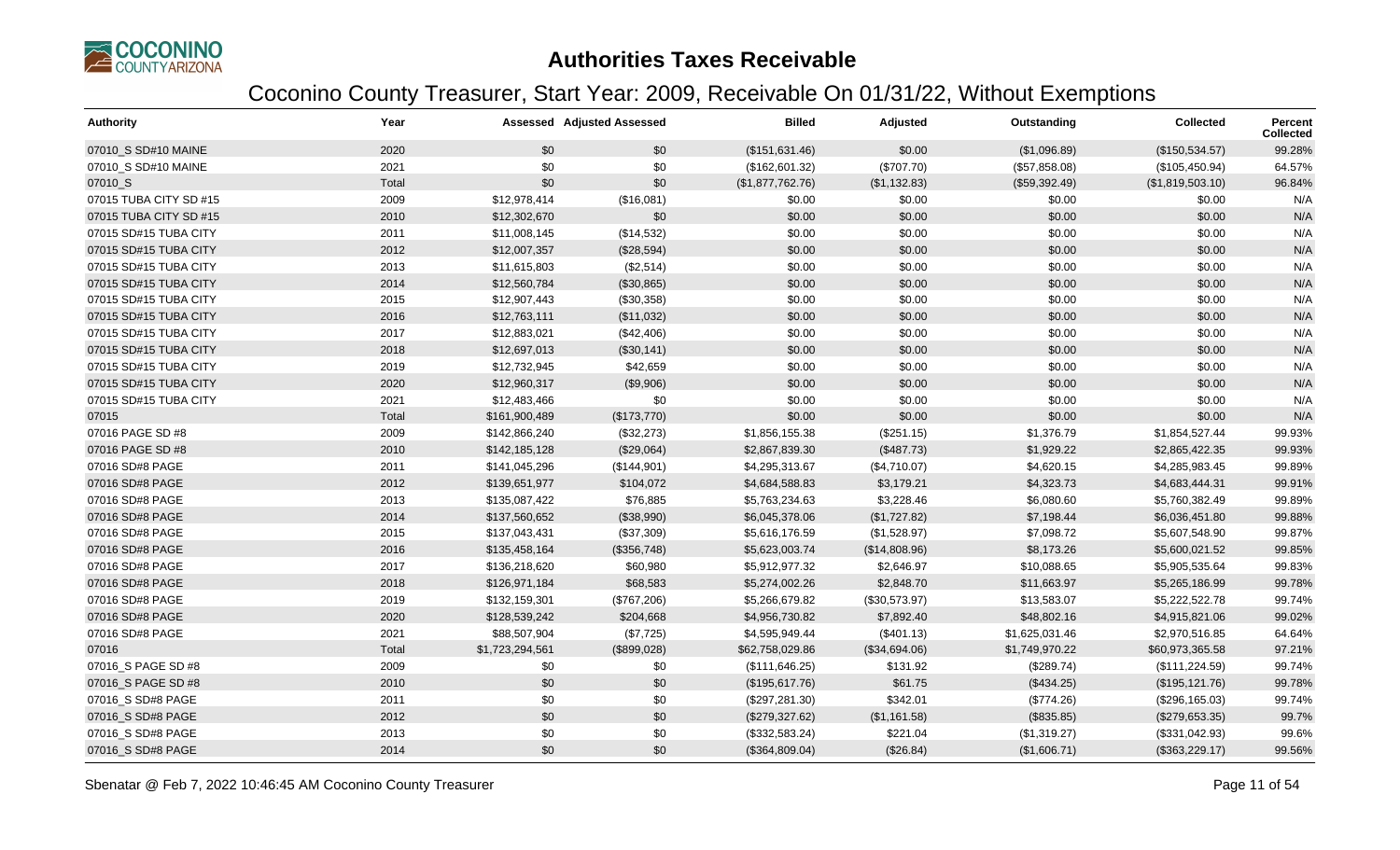# Authorities Taxes Receivable

## Coconino County Treasurer, Start Year: 2009, Receivable On 01/31/22, Without Exemptions

| Authority | Year | Assessed | Adjusted Assessed | Billed | Adjusted | Outstanding | Collected | Percent Collected |
|---|---|---|---|---|---|---|---|---|
| 07010_S SD#10 MAINE | 2020 | $0 | $0 | ($151,631.46) | $0.00 | ($1,096.89) | ($150,534.57) | 99.28% |
| 07010_S SD#10 MAINE | 2021 | $0 | $0 | ($162,601.32) | ($707.70) | ($57,858.08) | ($105,450.94) | 64.57% |
| 07010_S | Total | $0 | $0 | ($1,877,762.76) | ($1,132.83) | ($59,392.49) | ($1,819,503.10) | 96.84% |
| 07015 TUBA CITY SD #15 | 2009 | $12,978,414 | ($16,081) | $0.00 | $0.00 | $0.00 | $0.00 | N/A |
| 07015 TUBA CITY SD #15 | 2010 | $12,302,670 | $0 | $0.00 | $0.00 | $0.00 | $0.00 | N/A |
| 07015 SD#15 TUBA CITY | 2011 | $11,008,145 | ($14,532) | $0.00 | $0.00 | $0.00 | $0.00 | N/A |
| 07015 SD#15 TUBA CITY | 2012 | $12,007,357 | ($28,594) | $0.00 | $0.00 | $0.00 | $0.00 | N/A |
| 07015 SD#15 TUBA CITY | 2013 | $11,615,803 | ($2,514) | $0.00 | $0.00 | $0.00 | $0.00 | N/A |
| 07015 SD#15 TUBA CITY | 2014 | $12,560,784 | ($30,865) | $0.00 | $0.00 | $0.00 | $0.00 | N/A |
| 07015 SD#15 TUBA CITY | 2015 | $12,907,443 | ($30,358) | $0.00 | $0.00 | $0.00 | $0.00 | N/A |
| 07015 SD#15 TUBA CITY | 2016 | $12,763,111 | ($11,032) | $0.00 | $0.00 | $0.00 | $0.00 | N/A |
| 07015 SD#15 TUBA CITY | 2017 | $12,883,021 | ($42,406) | $0.00 | $0.00 | $0.00 | $0.00 | N/A |
| 07015 SD#15 TUBA CITY | 2018 | $12,697,013 | ($30,141) | $0.00 | $0.00 | $0.00 | $0.00 | N/A |
| 07015 SD#15 TUBA CITY | 2019 | $12,732,945 | $42,659 | $0.00 | $0.00 | $0.00 | $0.00 | N/A |
| 07015 SD#15 TUBA CITY | 2020 | $12,960,317 | ($9,906) | $0.00 | $0.00 | $0.00 | $0.00 | N/A |
| 07015 SD#15 TUBA CITY | 2021 | $12,483,466 | $0 | $0.00 | $0.00 | $0.00 | $0.00 | N/A |
| 07015 | Total | $161,900,489 | ($173,770) | $0.00 | $0.00 | $0.00 | $0.00 | N/A |
| 07016 PAGE SD #8 | 2009 | $142,866,240 | ($32,273) | $1,856,155.38 | ($251.15) | $1,376.79 | $1,854,527.44 | 99.93% |
| 07016 PAGE SD #8 | 2010 | $142,185,128 | ($29,064) | $2,867,839.30 | ($487.73) | $1,929.22 | $2,865,422.35 | 99.93% |
| 07016 SD#8 PAGE | 2011 | $141,045,296 | ($144,901) | $4,295,313.67 | ($4,710.07) | $4,620.15 | $4,285,983.45 | 99.89% |
| 07016 SD#8 PAGE | 2012 | $139,651,977 | $104,072 | $4,684,588.83 | $3,179.21 | $4,323.73 | $4,683,444.31 | 99.91% |
| 07016 SD#8 PAGE | 2013 | $135,087,422 | $76,885 | $5,763,234.63 | $3,228.46 | $6,080.60 | $5,760,382.49 | 99.89% |
| 07016 SD#8 PAGE | 2014 | $137,560,652 | ($38,990) | $6,045,378.06 | ($1,727.82) | $7,198.44 | $6,036,451.80 | 99.88% |
| 07016 SD#8 PAGE | 2015 | $137,043,431 | ($37,309) | $5,616,176.59 | ($1,528.97) | $7,098.72 | $5,607,548.90 | 99.87% |
| 07016 SD#8 PAGE | 2016 | $135,458,164 | ($356,748) | $5,623,003.74 | ($14,808.96) | $8,173.26 | $5,600,021.52 | 99.85% |
| 07016 SD#8 PAGE | 2017 | $136,218,620 | $60,980 | $5,912,977.32 | $2,646.97 | $10,088.65 | $5,905,535.64 | 99.83% |
| 07016 SD#8 PAGE | 2018 | $126,971,184 | $68,583 | $5,274,002.26 | $2,848.70 | $11,663.97 | $5,265,186.99 | 99.78% |
| 07016 SD#8 PAGE | 2019 | $132,159,301 | ($767,206) | $5,266,679.82 | ($30,573.97) | $13,583.07 | $5,222,522.78 | 99.74% |
| 07016 SD#8 PAGE | 2020 | $128,539,242 | $204,668 | $4,956,730.82 | $7,892.40 | $48,802.16 | $4,915,821.06 | 99.02% |
| 07016 SD#8 PAGE | 2021 | $88,507,904 | ($7,725) | $4,595,949.44 | ($401.13) | $1,625,031.46 | $2,970,516.85 | 64.64% |
| 07016 | Total | $1,723,294,561 | ($899,028) | $62,758,029.86 | ($34,694.06) | $1,749,970.22 | $60,973,365.58 | 97.21% |
| 07016_S PAGE SD #8 | 2009 | $0 | $0 | ($111,646.25) | $131.92 | ($289.74) | ($111,224.59) | 99.74% |
| 07016_S PAGE SD #8 | 2010 | $0 | $0 | ($195,617.76) | $61.75 | ($434.25) | ($195,121.76) | 99.78% |
| 07016_S SD#8 PAGE | 2011 | $0 | $0 | ($297,281.30) | $342.01 | ($774.26) | ($296,165.03) | 99.74% |
| 07016_S SD#8 PAGE | 2012 | $0 | $0 | ($279,327.62) | ($1,161.58) | ($835.85) | ($279,653.35) | 99.7% |
| 07016_S SD#8 PAGE | 2013 | $0 | $0 | ($332,583.24) | $221.04 | ($1,319.27) | ($331,042.93) | 99.6% |
| 07016_S SD#8 PAGE | 2014 | $0 | $0 | ($364,809.04) | ($26.84) | ($1,606.71) | ($363,229.17) | 99.56% |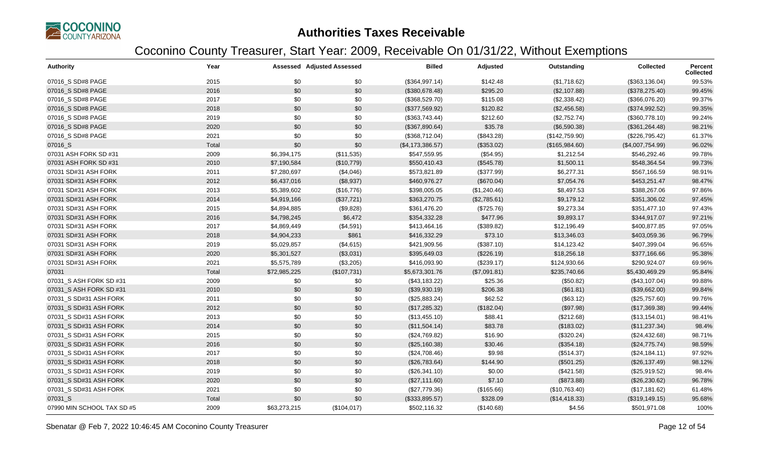# Authorities Taxes Receivable

## Coconino County Treasurer, Start Year: 2009, Receivable On 01/31/22, Without Exemptions

| Authority | Year | Assessed | Adjusted Assessed | Billed | Adjusted | Outstanding | Collected | Percent Collected |
|---|---|---|---|---|---|---|---|---|
| 07016_S SD#8 PAGE | 2015 | $0 | $0 | ($364,997.14) | $142.48 | ($1,718.62) | ($363,136.04) | 99.53% |
| 07016_S SD#8 PAGE | 2016 | $0 | $0 | ($380,678.48) | $295.20 | ($2,107.88) | ($378,275.40) | 99.45% |
| 07016_S SD#8 PAGE | 2017 | $0 | $0 | ($368,529.70) | $115.08 | ($2,338.42) | ($366,076.20) | 99.37% |
| 07016_S SD#8 PAGE | 2018 | $0 | $0 | ($377,569.92) | $120.82 | ($2,456.58) | ($374,992.52) | 99.35% |
| 07016_S SD#8 PAGE | 2019 | $0 | $0 | ($363,743.44) | $212.60 | ($2,752.74) | ($360,778.10) | 99.24% |
| 07016_S SD#8 PAGE | 2020 | $0 | $0 | ($367,890.64) | $35.78 | ($6,590.38) | ($361,264.48) | 98.21% |
| 07016_S SD#8 PAGE | 2021 | $0 | $0 | ($368,712.04) | ($843.28) | ($142,759.90) | ($226,795.42) | 61.37% |
| 07016_S | Total | $0 | $0 | ($4,173,386.57) | ($353.02) | ($165,984.60) | ($4,007,754.99) | 96.02% |
| 07031 ASH FORK SD #31 | 2009 | $6,394,175 | ($11,535) | $547,559.95 | ($54.95) | $1,212.54 | $546,292.46 | 99.78% |
| 07031 ASH FORK SD #31 | 2010 | $7,190,584 | ($10,779) | $550,410.43 | ($545.78) | $1,500.11 | $548,364.54 | 99.73% |
| 07031 SD#31 ASH FORK | 2011 | $7,280,697 | ($4,046) | $573,821.89 | ($377.99) | $6,277.31 | $567,166.59 | 98.91% |
| 07031 SD#31 ASH FORK | 2012 | $6,437,016 | ($8,937) | $460,976.27 | ($670.04) | $7,054.76 | $453,251.47 | 98.47% |
| 07031 SD#31 ASH FORK | 2013 | $5,389,602 | ($16,776) | $398,005.05 | ($1,240.46) | $8,497.53 | $388,267.06 | 97.86% |
| 07031 SD#31 ASH FORK | 2014 | $4,919,166 | ($37,721) | $363,270.75 | ($2,785.61) | $9,179.12 | $351,306.02 | 97.45% |
| 07031 SD#31 ASH FORK | 2015 | $4,894,885 | ($9,828) | $361,476.20 | ($725.76) | $9,273.34 | $351,477.10 | 97.43% |
| 07031 SD#31 ASH FORK | 2016 | $4,798,245 | $6,472 | $354,332.28 | $477.96 | $9,893.17 | $344,917.07 | 97.21% |
| 07031 SD#31 ASH FORK | 2017 | $4,869,449 | ($4,591) | $413,464.16 | ($389.82) | $12,196.49 | $400,877.85 | 97.05% |
| 07031 SD#31 ASH FORK | 2018 | $4,904,233 | $861 | $416,332.29 | $73.10 | $13,346.03 | $403,059.36 | 96.79% |
| 07031 SD#31 ASH FORK | 2019 | $5,029,857 | ($4,615) | $421,909.56 | ($387.10) | $14,123.42 | $407,399.04 | 96.65% |
| 07031 SD#31 ASH FORK | 2020 | $5,301,527 | ($3,031) | $395,649.03 | ($226.19) | $18,256.18 | $377,166.66 | 95.38% |
| 07031 SD#31 ASH FORK | 2021 | $5,575,789 | ($3,205) | $416,093.90 | ($239.17) | $124,930.66 | $290,924.07 | 69.96% |
| 07031 | Total | $72,985,225 | ($107,731) | $5,673,301.76 | ($7,091.81) | $235,740.66 | $5,430,469.29 | 95.84% |
| 07031_S ASH FORK SD #31 | 2009 | $0 | $0 | ($43,183.22) | $25.36 | ($50.82) | ($43,107.04) | 99.88% |
| 07031_S ASH FORK SD #31 | 2010 | $0 | $0 | ($39,930.19) | $206.38 | ($61.81) | ($39,662.00) | 99.84% |
| 07031_S SD#31 ASH FORK | 2011 | $0 | $0 | ($25,883.24) | $62.52 | ($63.12) | ($25,757.60) | 99.76% |
| 07031_S SD#31 ASH FORK | 2012 | $0 | $0 | ($17,285.32) | ($182.04) | ($97.98) | ($17,369.38) | 99.44% |
| 07031_S SD#31 ASH FORK | 2013 | $0 | $0 | ($13,455.10) | $88.41 | ($212.68) | ($13,154.01) | 98.41% |
| 07031_S SD#31 ASH FORK | 2014 | $0 | $0 | ($11,504.14) | $83.78 | ($183.02) | ($11,237.34) | 98.4% |
| 07031_S SD#31 ASH FORK | 2015 | $0 | $0 | ($24,769.82) | $16.90 | ($320.24) | ($24,432.68) | 98.71% |
| 07031_S SD#31 ASH FORK | 2016 | $0 | $0 | ($25,160.38) | $30.46 | ($354.18) | ($24,775.74) | 98.59% |
| 07031_S SD#31 ASH FORK | 2017 | $0 | $0 | ($24,708.46) | $9.98 | ($514.37) | ($24,184.11) | 97.92% |
| 07031_S SD#31 ASH FORK | 2018 | $0 | $0 | ($26,783.64) | $144.90 | ($501.25) | ($26,137.49) | 98.12% |
| 07031_S SD#31 ASH FORK | 2019 | $0 | $0 | ($26,341.10) | $0.00 | ($421.58) | ($25,919.52) | 98.4% |
| 07031_S SD#31 ASH FORK | 2020 | $0 | $0 | ($27,111.60) | $7.10 | ($873.88) | ($26,230.62) | 96.78% |
| 07031_S SD#31 ASH FORK | 2021 | $0 | $0 | ($27,779.36) | ($165.66) | ($10,763.40) | ($17,181.62) | 61.48% |
| 07031_S | Total | $0 | $0 | ($333,895.57) | $328.09 | ($14,418.33) | ($319,149.15) | 95.68% |
| 07990 MIN SCHOOL TAX SD #5 | 2009 | $63,273,215 | ($104,017) | $502,116.32 | ($140.68) | $4.56 | $501,971.08 | 100% |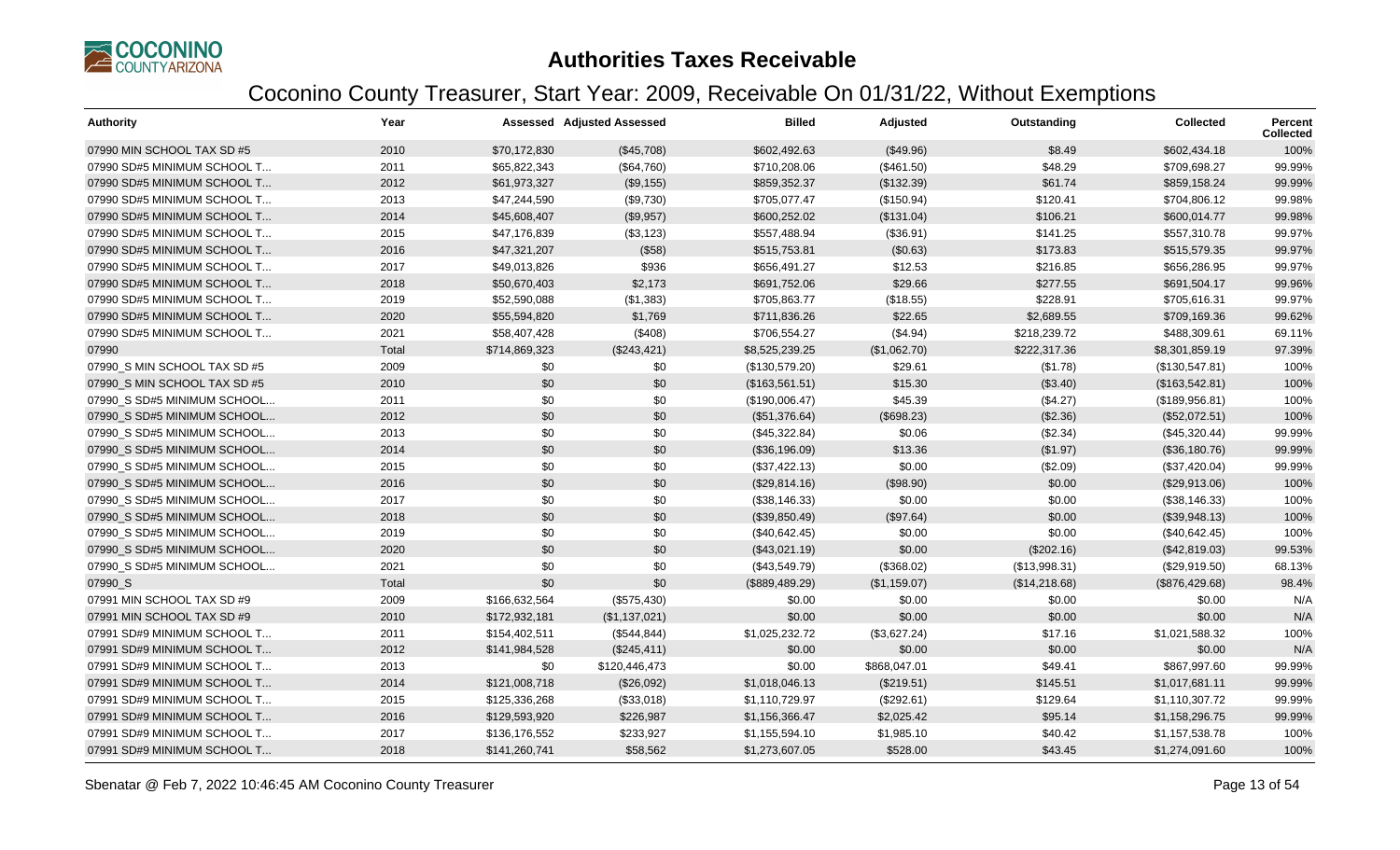# Authorities Taxes Receivable

## Coconino County Treasurer, Start Year: 2009, Receivable On 01/31/22, Without Exemptions

| Authority | Year | Assessed | Adjusted Assessed | Billed | Adjusted | Outstanding | Collected | Percent Collected |
|---|---|---|---|---|---|---|---|---|
| 07990 MIN SCHOOL TAX SD #5 | 2010 | $70,172,830 | ($45,708) | $602,492.63 | ($49.96) | $8.49 | $602,434.18 | 100% |
| 07990 SD#5 MINIMUM SCHOOL T... | 2011 | $65,822,343 | ($64,760) | $710,208.06 | ($461.50) | $48.29 | $709,698.27 | 99.99% |
| 07990 SD#5 MINIMUM SCHOOL T... | 2012 | $61,973,327 | ($9,155) | $859,352.37 | ($132.39) | $61.74 | $859,158.24 | 99.99% |
| 07990 SD#5 MINIMUM SCHOOL T... | 2013 | $47,244,590 | ($9,730) | $705,077.47 | ($150.94) | $120.41 | $704,806.12 | 99.98% |
| 07990 SD#5 MINIMUM SCHOOL T... | 2014 | $45,608,407 | ($9,957) | $600,252.02 | ($131.04) | $106.21 | $600,014.77 | 99.98% |
| 07990 SD#5 MINIMUM SCHOOL T... | 2015 | $47,176,839 | ($3,123) | $557,488.94 | ($36.91) | $141.25 | $557,310.78 | 99.97% |
| 07990 SD#5 MINIMUM SCHOOL T... | 2016 | $47,321,207 | ($58) | $515,753.81 | ($0.63) | $173.83 | $515,579.35 | 99.97% |
| 07990 SD#5 MINIMUM SCHOOL T... | 2017 | $49,013,826 | $936 | $656,491.27 | $12.53 | $216.85 | $656,286.95 | 99.97% |
| 07990 SD#5 MINIMUM SCHOOL T... | 2018 | $50,670,403 | $2,173 | $691,752.06 | $29.66 | $277.55 | $691,504.17 | 99.96% |
| 07990 SD#5 MINIMUM SCHOOL T... | 2019 | $52,590,088 | ($1,383) | $705,863.77 | ($18.55) | $228.91 | $705,616.31 | 99.97% |
| 07990 SD#5 MINIMUM SCHOOL T... | 2020 | $55,594,820 | $1,769 | $711,836.26 | $22.65 | $2,689.55 | $709,169.36 | 99.62% |
| 07990 SD#5 MINIMUM SCHOOL T... | 2021 | $58,407,428 | ($408) | $706,554.27 | ($4.94) | $218,239.72 | $488,309.61 | 69.11% |
| 07990 | Total | $714,869,323 | ($243,421) | $8,525,239.25 | ($1,062.70) | $222,317.36 | $8,301,859.19 | 97.39% |
| 07990_S MIN SCHOOL TAX SD #5 | 2009 | $0 | $0 | ($130,579.20) | $29.61 | ($1.78) | ($130,547.81) | 100% |
| 07990_S MIN SCHOOL TAX SD #5 | 2010 | $0 | $0 | ($163,561.51) | $15.30 | ($3.40) | ($163,542.81) | 100% |
| 07990_S SD#5 MINIMUM SCHOOL... | 2011 | $0 | $0 | ($190,006.47) | $45.39 | ($4.27) | ($189,956.81) | 100% |
| 07990_S SD#5 MINIMUM SCHOOL... | 2012 | $0 | $0 | ($51,376.64) | ($698.23) | ($2.36) | ($52,072.51) | 100% |
| 07990_S SD#5 MINIMUM SCHOOL... | 2013 | $0 | $0 | ($45,322.84) | $0.06 | ($2.34) | ($45,320.44) | 99.99% |
| 07990_S SD#5 MINIMUM SCHOOL... | 2014 | $0 | $0 | ($36,196.09) | $13.36 | ($1.97) | ($36,180.76) | 99.99% |
| 07990_S SD#5 MINIMUM SCHOOL... | 2015 | $0 | $0 | ($37,422.13) | $0.00 | ($2.09) | ($37,420.04) | 99.99% |
| 07990_S SD#5 MINIMUM SCHOOL... | 2016 | $0 | $0 | ($29,814.16) | ($98.90) | $0.00 | ($29,913.06) | 100% |
| 07990_S SD#5 MINIMUM SCHOOL... | 2017 | $0 | $0 | ($38,146.33) | $0.00 | $0.00 | ($38,146.33) | 100% |
| 07990_S SD#5 MINIMUM SCHOOL... | 2018 | $0 | $0 | ($39,850.49) | ($97.64) | $0.00 | ($39,948.13) | 100% |
| 07990_S SD#5 MINIMUM SCHOOL... | 2019 | $0 | $0 | ($40,642.45) | $0.00 | $0.00 | ($40,642.45) | 100% |
| 07990_S SD#5 MINIMUM SCHOOL... | 2020 | $0 | $0 | ($43,021.19) | $0.00 | ($202.16) | ($42,819.03) | 99.53% |
| 07990_S SD#5 MINIMUM SCHOOL... | 2021 | $0 | $0 | ($43,549.79) | ($368.02) | ($13,998.31) | ($29,919.50) | 68.13% |
| 07990_S | Total | $0 | $0 | ($889,489.29) | ($1,159.07) | ($14,218.68) | ($876,429.68) | 98.4% |
| 07991 MIN SCHOOL TAX SD #9 | 2009 | $166,632,564 | ($575,430) | $0.00 | $0.00 | $0.00 | $0.00 | N/A |
| 07991 MIN SCHOOL TAX SD #9 | 2010 | $172,932,181 | ($1,137,021) | $0.00 | $0.00 | $0.00 | $0.00 | N/A |
| 07991 SD#9 MINIMUM SCHOOL T... | 2011 | $154,402,511 | ($544,844) | $1,025,232.72 | ($3,627.24) | $17.16 | $1,021,588.32 | 100% |
| 07991 SD#9 MINIMUM SCHOOL T... | 2012 | $141,984,528 | ($245,411) | $0.00 | $0.00 | $0.00 | $0.00 | N/A |
| 07991 SD#9 MINIMUM SCHOOL T... | 2013 | $0 | $120,446,473 | $0.00 | $868,047.01 | $49.41 | $867,997.60 | 99.99% |
| 07991 SD#9 MINIMUM SCHOOL T... | 2014 | $121,008,718 | ($26,092) | $1,018,046.13 | ($219.51) | $145.51 | $1,017,681.11 | 99.99% |
| 07991 SD#9 MINIMUM SCHOOL T... | 2015 | $125,336,268 | ($33,018) | $1,110,729.97 | ($292.61) | $129.64 | $1,110,307.72 | 99.99% |
| 07991 SD#9 MINIMUM SCHOOL T... | 2016 | $129,593,920 | $226,987 | $1,156,366.47 | $2,025.42 | $95.14 | $1,158,296.75 | 99.99% |
| 07991 SD#9 MINIMUM SCHOOL T... | 2017 | $136,176,552 | $233,927 | $1,155,594.10 | $1,985.10 | $40.42 | $1,157,538.78 | 100% |
| 07991 SD#9 MINIMUM SCHOOL T... | 2018 | $141,260,741 | $58,562 | $1,273,607.05 | $528.00 | $43.45 | $1,274,091.60 | 100% |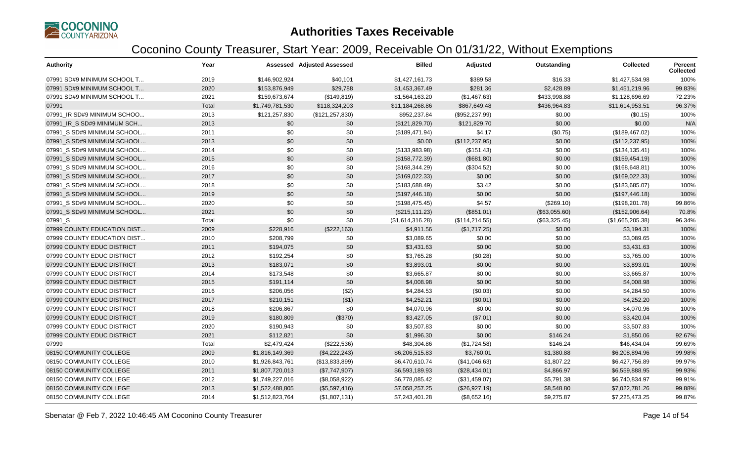# Authorities Taxes Receivable

## Coconino County Treasurer, Start Year: 2009, Receivable On 01/31/22, Without Exemptions

| Authority | Year | Assessed | Adjusted Assessed | Billed | Adjusted | Outstanding | Collected | Percent Collected |
|---|---|---|---|---|---|---|---|---|
| 07991 SD#9 MINIMUM SCHOOL T... | 2019 | $146,902,924 | $40,101 | $1,427,161.73 | $389.58 | $16.33 | $1,427,534.98 | 100% |
| 07991 SD#9 MINIMUM SCHOOL T... | 2020 | $153,876,949 | $29,788 | $1,453,367.49 | $281.36 | $2,428.89 | $1,451,219.96 | 99.83% |
| 07991 SD#9 MINIMUM SCHOOL T... | 2021 | $159,673,674 | ($149,819) | $1,564,163.20 | ($1,467.63) | $433,998.88 | $1,128,696.69 | 72.23% |
| 07991 | Total | $1,749,781,530 | $118,324,203 | $11,184,268.86 | $867,649.48 | $436,964.83 | $11,614,953.51 | 96.37% |
| 07991_IR SD#9 MINIMUM SCHOO... | 2013 | $121,257,830 | ($121,257,830) | $952,237.84 | ($952,237.99) | $0.00 | ($0.15) | 100% |
| 07991_IR_S SD#9 MINIMUM SCH... | 2013 | $0 | $0 | ($121,829.70) | $121,829.70 | $0.00 | $0.00 | N/A |
| 07991_S SD#9 MINIMUM SCHOOL... | 2011 | $0 | $0 | ($189,471.94) | $4.17 | ($0.75) | ($189,467.02) | 100% |
| 07991_S SD#9 MINIMUM SCHOOL... | 2013 | $0 | $0 | $0.00 | ($112,237.95) | $0.00 | ($112,237.95) | 100% |
| 07991_S SD#9 MINIMUM SCHOOL... | 2014 | $0 | $0 | ($133,983.98) | ($151.43) | $0.00 | ($134,135.41) | 100% |
| 07991_S SD#9 MINIMUM SCHOOL... | 2015 | $0 | $0 | ($158,772.39) | ($681.80) | $0.00 | ($159,454.19) | 100% |
| 07991_S SD#9 MINIMUM SCHOOL... | 2016 | $0 | $0 | ($168,344.29) | ($304.52) | $0.00 | ($168,648.81) | 100% |
| 07991_S SD#9 MINIMUM SCHOOL... | 2017 | $0 | $0 | ($169,022.33) | $0.00 | $0.00 | ($169,022.33) | 100% |
| 07991_S SD#9 MINIMUM SCHOOL... | 2018 | $0 | $0 | ($183,688.49) | $3.42 | $0.00 | ($183,685.07) | 100% |
| 07991_S SD#9 MINIMUM SCHOOL... | 2019 | $0 | $0 | ($197,446.18) | $0.00 | $0.00 | ($197,446.18) | 100% |
| 07991_S SD#9 MINIMUM SCHOOL... | 2020 | $0 | $0 | ($198,475.45) | $4.57 | ($269.10) | ($198,201.78) | 99.86% |
| 07991_S SD#9 MINIMUM SCHOOL... | 2021 | $0 | $0 | ($215,111.23) | ($851.01) | ($63,055.60) | ($152,906.64) | 70.8% |
| 07991_S | Total | $0 | $0 | ($1,614,316.28) | ($114,214.55) | ($63,325.45) | ($1,665,205.38) | 96.34% |
| 07999 COUNTY EDUCATION DIST... | 2009 | $228,916 | ($222,163) | $4,911.56 | ($1,717.25) | $0.00 | $3,194.31 | 100% |
| 07999 COUNTY EDUCATION DIST... | 2010 | $208,799 | $0 | $3,089.65 | $0.00 | $0.00 | $3,089.65 | 100% |
| 07999 COUNTY EDUC DISTRICT | 2011 | $194,075 | $0 | $3,431.63 | $0.00 | $0.00 | $3,431.63 | 100% |
| 07999 COUNTY EDUC DISTRICT | 2012 | $192,254 | $0 | $3,765.28 | ($0.28) | $0.00 | $3,765.00 | 100% |
| 07999 COUNTY EDUC DISTRICT | 2013 | $183,071 | $0 | $3,893.01 | $0.00 | $0.00 | $3,893.01 | 100% |
| 07999 COUNTY EDUC DISTRICT | 2014 | $173,548 | $0 | $3,665.87 | $0.00 | $0.00 | $3,665.87 | 100% |
| 07999 COUNTY EDUC DISTRICT | 2015 | $191,114 | $0 | $4,008.98 | $0.00 | $0.00 | $4,008.98 | 100% |
| 07999 COUNTY EDUC DISTRICT | 2016 | $206,056 | ($2) | $4,284.53 | ($0.03) | $0.00 | $4,284.50 | 100% |
| 07999 COUNTY EDUC DISTRICT | 2017 | $210,151 | ($1) | $4,252.21 | ($0.01) | $0.00 | $4,252.20 | 100% |
| 07999 COUNTY EDUC DISTRICT | 2018 | $206,867 | $0 | $4,070.96 | $0.00 | $0.00 | $4,070.96 | 100% |
| 07999 COUNTY EDUC DISTRICT | 2019 | $180,809 | ($370) | $3,427.05 | ($7.01) | $0.00 | $3,420.04 | 100% |
| 07999 COUNTY EDUC DISTRICT | 2020 | $190,943 | $0 | $3,507.83 | $0.00 | $0.00 | $3,507.83 | 100% |
| 07999 COUNTY EDUC DISTRICT | 2021 | $112,821 | $0 | $1,996.30 | $0.00 | $146.24 | $1,850.06 | 92.67% |
| 07999 | Total | $2,479,424 | ($222,536) | $48,304.86 | ($1,724.58) | $146.24 | $46,434.04 | 99.69% |
| 08150 COMMUNITY COLLEGE | 2009 | $1,816,149,369 | ($4,222,243) | $6,206,515.83 | $3,760.01 | $1,380.88 | $6,208,894.96 | 99.98% |
| 08150 COMMUNITY COLLEGE | 2010 | $1,926,843,761 | ($13,833,899) | $6,470,610.74 | ($41,046.63) | $1,807.22 | $6,427,756.89 | 99.97% |
| 08150 COMMUNITY COLLEGE | 2011 | $1,807,720,013 | ($7,747,907) | $6,593,189.93 | ($28,434.01) | $4,866.97 | $6,559,888.95 | 99.93% |
| 08150 COMMUNITY COLLEGE | 2012 | $1,749,227,016 | ($8,058,922) | $6,778,085.42 | ($31,459.07) | $5,791.38 | $6,740,834.97 | 99.91% |
| 08150 COMMUNITY COLLEGE | 2013 | $1,522,488,805 | ($5,597,416) | $7,058,257.25 | ($26,927.19) | $8,548.80 | $7,022,781.26 | 99.88% |
| 08150 COMMUNITY COLLEGE | 2014 | $1,512,823,764 | ($1,807,131) | $7,243,401.28 | ($8,652.16) | $9,275.87 | $7,225,473.25 | 99.87% |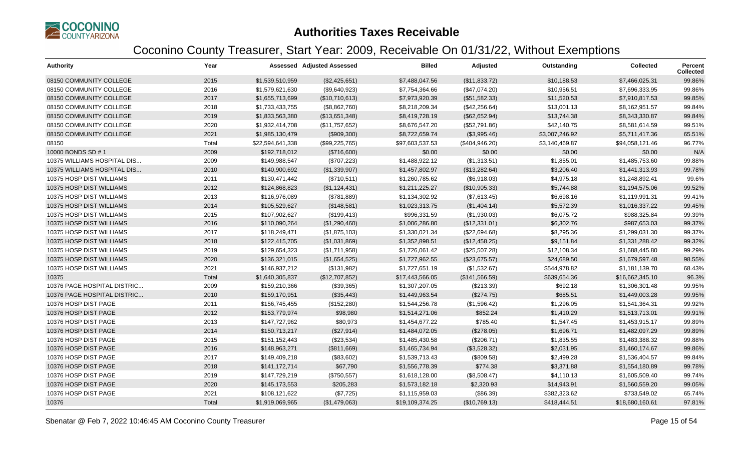# Authorities Taxes Receivable

## Coconino County Treasurer, Start Year: 2009, Receivable On 01/31/22, Without Exemptions

| Authority | Year | Assessed | Adjusted Assessed | Billed | Adjusted | Outstanding | Collected | Percent Collected |
|---|---|---|---|---|---|---|---|---|
| 08150 COMMUNITY COLLEGE | 2015 | $1,539,510,959 | ($2,425,651) | $7,488,047.56 | ($11,833.72) | $10,188.53 | $7,466,025.31 | 99.86% |
| 08150 COMMUNITY COLLEGE | 2016 | $1,579,621,630 | ($9,640,923) | $7,754,364.66 | ($47,074.20) | $10,956.51 | $7,696,333.95 | 99.86% |
| 08150 COMMUNITY COLLEGE | 2017 | $1,655,713,699 | ($10,710,613) | $7,973,920.39 | ($51,582.33) | $11,520.53 | $7,910,817.53 | 99.85% |
| 08150 COMMUNITY COLLEGE | 2018 | $1,733,433,755 | ($8,862,760) | $8,218,209.34 | ($42,256.64) | $13,001.13 | $8,162,951.57 | 99.84% |
| 08150 COMMUNITY COLLEGE | 2019 | $1,833,563,380 | ($13,651,348) | $8,419,728.19 | ($62,652.94) | $13,744.38 | $8,343,330.87 | 99.84% |
| 08150 COMMUNITY COLLEGE | 2020 | $1,932,414,708 | ($11,757,652) | $8,676,547.20 | ($52,791.86) | $42,140.75 | $8,581,614.59 | 99.51% |
| 08150 COMMUNITY COLLEGE | 2021 | $1,985,130,479 | ($909,300) | $8,722,659.74 | ($3,995.46) | $3,007,246.92 | $5,711,417.36 | 65.51% |
| 08150 | Total | $22,594,641,338 | ($99,225,765) | $97,603,537.53 | ($404,946.20) | $3,140,469.87 | $94,058,121.46 | 96.77% |
| 10000 BONDS SD # 1 | 2009 | $192,718,012 | ($716,600) | $0.00 | $0.00 | $0.00 | $0.00 | N/A |
| 10375 WILLIAMS HOSPITAL DIS... | 2009 | $149,988,547 | ($707,223) | $1,488,922.12 | ($1,313.51) | $1,855.01 | $1,485,753.60 | 99.88% |
| 10375 WILLIAMS HOSPITAL DIS... | 2010 | $140,900,692 | ($1,339,907) | $1,457,802.97 | ($13,282.64) | $3,206.40 | $1,441,313.93 | 99.78% |
| 10375 HOSP DIST WILLIAMS | 2011 | $130,471,442 | ($710,511) | $1,260,785.62 | ($6,918.03) | $4,975.18 | $1,248,892.41 | 99.6% |
| 10375 HOSP DIST WILLIAMS | 2012 | $124,868,823 | ($1,124,431) | $1,211,225.27 | ($10,905.33) | $5,744.88 | $1,194,575.06 | 99.52% |
| 10375 HOSP DIST WILLIAMS | 2013 | $116,976,089 | ($781,889) | $1,134,302.92 | ($7,613.45) | $6,698.16 | $1,119,991.31 | 99.41% |
| 10375 HOSP DIST WILLIAMS | 2014 | $105,529,627 | ($148,581) | $1,023,313.75 | ($1,404.14) | $5,572.39 | $1,016,337.22 | 99.45% |
| 10375 HOSP DIST WILLIAMS | 2015 | $107,902,627 | ($199,413) | $996,331.59 | ($1,930.03) | $6,075.72 | $988,325.84 | 99.39% |
| 10375 HOSP DIST WILLIAMS | 2016 | $110,090,264 | ($1,290,460) | $1,006,286.80 | ($12,331.01) | $6,302.76 | $987,653.03 | 99.37% |
| 10375 HOSP DIST WILLIAMS | 2017 | $118,249,471 | ($1,875,103) | $1,330,021.34 | ($22,694.68) | $8,295.36 | $1,299,031.30 | 99.37% |
| 10375 HOSP DIST WILLIAMS | 2018 | $122,415,705 | ($1,031,869) | $1,352,898.51 | ($12,458.25) | $9,151.84 | $1,331,288.42 | 99.32% |
| 10375 HOSP DIST WILLIAMS | 2019 | $129,654,323 | ($1,711,958) | $1,726,061.42 | ($25,507.28) | $12,108.34 | $1,688,445.80 | 99.29% |
| 10375 HOSP DIST WILLIAMS | 2020 | $136,321,015 | ($1,654,525) | $1,727,962.55 | ($23,675.57) | $24,689.50 | $1,679,597.48 | 98.55% |
| 10375 HOSP DIST WILLIAMS | 2021 | $146,937,212 | ($131,982) | $1,727,651.19 | ($1,532.67) | $544,978.82 | $1,181,139.70 | 68.43% |
| 10375 | Total | $1,640,305,837 | ($12,707,852) | $17,443,566.05 | ($141,566.59) | $639,654.36 | $16,662,345.10 | 96.3% |
| 10376 PAGE HOSPITAL DISTRIC... | 2009 | $159,210,366 | ($39,365) | $1,307,207.05 | ($213.39) | $692.18 | $1,306,301.48 | 99.95% |
| 10376 PAGE HOSPITAL DISTRIC... | 2010 | $159,170,951 | ($35,443) | $1,449,963.54 | ($274.75) | $685.51 | $1,449,003.28 | 99.95% |
| 10376 HOSP DIST PAGE | 2011 | $156,745,455 | ($152,280) | $1,544,256.78 | ($1,596.42) | $1,296.05 | $1,541,364.31 | 99.92% |
| 10376 HOSP DIST PAGE | 2012 | $153,779,974 | $98,980 | $1,514,271.06 | $852.24 | $1,410.29 | $1,513,713.01 | 99.91% |
| 10376 HOSP DIST PAGE | 2013 | $147,727,962 | $80,973 | $1,454,677.22 | $785.40 | $1,547.45 | $1,453,915.17 | 99.89% |
| 10376 HOSP DIST PAGE | 2014 | $150,713,217 | ($27,914) | $1,484,072.05 | ($278.05) | $1,696.71 | $1,482,097.29 | 99.89% |
| 10376 HOSP DIST PAGE | 2015 | $151,152,443 | ($23,534) | $1,485,430.58 | ($206.71) | $1,835.55 | $1,483,388.32 | 99.88% |
| 10376 HOSP DIST PAGE | 2016 | $148,963,271 | ($811,669) | $1,465,734.94 | ($3,528.32) | $2,031.95 | $1,460,174.67 | 99.86% |
| 10376 HOSP DIST PAGE | 2017 | $149,409,218 | ($83,602) | $1,539,713.43 | ($809.58) | $2,499.28 | $1,536,404.57 | 99.84% |
| 10376 HOSP DIST PAGE | 2018 | $141,172,714 | $67,790 | $1,556,778.39 | $774.38 | $3,371.88 | $1,554,180.89 | 99.78% |
| 10376 HOSP DIST PAGE | 2019 | $147,729,219 | ($750,557) | $1,618,128.00 | ($8,508.47) | $4,110.13 | $1,605,509.40 | 99.74% |
| 10376 HOSP DIST PAGE | 2020 | $145,173,553 | $205,283 | $1,573,182.18 | $2,320.93 | $14,943.91 | $1,560,559.20 | 99.05% |
| 10376 HOSP DIST PAGE | 2021 | $108,121,622 | ($7,725) | $1,115,959.03 | ($86.39) | $382,323.62 | $733,549.02 | 65.74% |
| 10376 | Total | $1,919,069,965 | ($1,479,063) | $19,109,374.25 | ($10,769.13) | $418,444.51 | $18,680,160.61 | 97.81% |

Sbenatar @ Feb 7, 2022 10:46:45 AM Coconino County Treasurer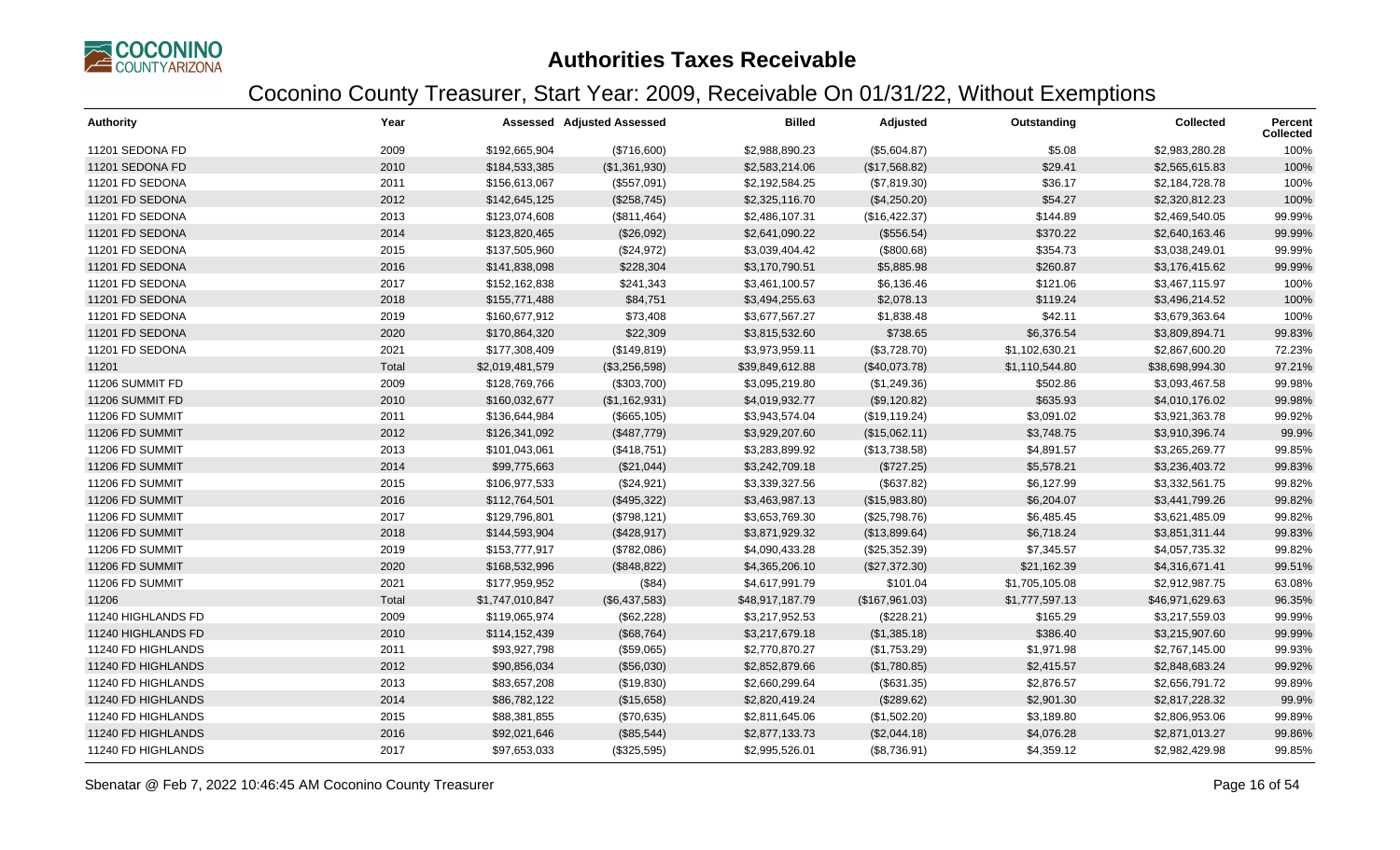# Authorities Taxes Receivable

## Coconino County Treasurer, Start Year: 2009, Receivable On 01/31/22, Without Exemptions

| Authority | Year | Assessed | Adjusted Assessed | Billed | Adjusted | Outstanding | Collected | Percent Collected |
|---|---|---|---|---|---|---|---|---|
| 11201 SEDONA FD | 2009 | $192,665,904 | ($716,600) | $2,988,890.23 | ($5,604.87) | $5.08 | $2,983,280.28 | 100% |
| 11201 SEDONA FD | 2010 | $184,533,385 | ($1,361,930) | $2,583,214.06 | ($17,568.82) | $29.41 | $2,565,615.83 | 100% |
| 11201 FD SEDONA | 2011 | $156,613,067 | ($557,091) | $2,192,584.25 | ($7,819.30) | $36.17 | $2,184,728.78 | 100% |
| 11201 FD SEDONA | 2012 | $142,645,125 | ($258,745) | $2,325,116.70 | ($4,250.20) | $54.27 | $2,320,812.23 | 100% |
| 11201 FD SEDONA | 2013 | $123,074,608 | ($811,464) | $2,486,107.31 | ($16,422.37) | $144.89 | $2,469,540.05 | 99.99% |
| 11201 FD SEDONA | 2014 | $123,820,465 | ($26,092) | $2,641,090.22 | ($556.54) | $370.22 | $2,640,163.46 | 99.99% |
| 11201 FD SEDONA | 2015 | $137,505,960 | ($24,972) | $3,039,404.42 | ($800.68) | $354.73 | $3,038,249.01 | 99.99% |
| 11201 FD SEDONA | 2016 | $141,838,098 | $228,304 | $3,170,790.51 | $5,885.98 | $260.87 | $3,176,415.62 | 99.99% |
| 11201 FD SEDONA | 2017 | $152,162,838 | $241,343 | $3,461,100.57 | $6,136.46 | $121.06 | $3,467,115.97 | 100% |
| 11201 FD SEDONA | 2018 | $155,771,488 | $84,751 | $3,494,255.63 | $2,078.13 | $119.24 | $3,496,214.52 | 100% |
| 11201 FD SEDONA | 2019 | $160,677,912 | $73,408 | $3,677,567.27 | $1,838.48 | $42.11 | $3,679,363.64 | 100% |
| 11201 FD SEDONA | 2020 | $170,864,320 | $22,309 | $3,815,532.60 | $738.65 | $6,376.54 | $3,809,894.71 | 99.83% |
| 11201 FD SEDONA | 2021 | $177,308,409 | ($149,819) | $3,973,959.11 | ($3,728.70) | $1,102,630.21 | $2,867,600.20 | 72.23% |
| 11201 | Total | $2,019,481,579 | ($3,256,598) | $39,849,612.88 | ($40,073.78) | $1,110,544.80 | $38,698,994.30 | 97.21% |
| 11206 SUMMIT FD | 2009 | $128,769,766 | ($303,700) | $3,095,219.80 | ($1,249.36) | $502.86 | $3,093,467.58 | 99.98% |
| 11206 SUMMIT FD | 2010 | $160,032,677 | ($1,162,931) | $4,019,932.77 | ($9,120.82) | $635.93 | $4,010,176.02 | 99.98% |
| 11206 FD SUMMIT | 2011 | $136,644,984 | ($665,105) | $3,943,574.04 | ($19,119.24) | $3,091.02 | $3,921,363.78 | 99.92% |
| 11206 FD SUMMIT | 2012 | $126,341,092 | ($487,779) | $3,929,207.60 | ($15,062.11) | $3,748.75 | $3,910,396.74 | 99.9% |
| 11206 FD SUMMIT | 2013 | $101,043,061 | ($418,751) | $3,283,899.92 | ($13,738.58) | $4,891.57 | $3,265,269.77 | 99.85% |
| 11206 FD SUMMIT | 2014 | $99,775,663 | ($21,044) | $3,242,709.18 | ($727.25) | $5,578.21 | $3,236,403.72 | 99.83% |
| 11206 FD SUMMIT | 2015 | $106,977,533 | ($24,921) | $3,339,327.56 | ($637.82) | $6,127.99 | $3,332,561.75 | 99.82% |
| 11206 FD SUMMIT | 2016 | $112,764,501 | ($495,322) | $3,463,987.13 | ($15,983.80) | $6,204.07 | $3,441,799.26 | 99.82% |
| 11206 FD SUMMIT | 2017 | $129,796,801 | ($798,121) | $3,653,769.30 | ($25,798.76) | $6,485.45 | $3,621,485.09 | 99.82% |
| 11206 FD SUMMIT | 2018 | $144,593,904 | ($428,917) | $3,871,929.32 | ($13,899.64) | $6,718.24 | $3,851,311.44 | 99.83% |
| 11206 FD SUMMIT | 2019 | $153,777,917 | ($782,086) | $4,090,433.28 | ($25,352.39) | $7,345.57 | $4,057,735.32 | 99.82% |
| 11206 FD SUMMIT | 2020 | $168,532,996 | ($848,822) | $4,365,206.10 | ($27,372.30) | $21,162.39 | $4,316,671.41 | 99.51% |
| 11206 FD SUMMIT | 2021 | $177,959,952 | ($84) | $4,617,991.79 | $101.04 | $1,705,105.08 | $2,912,987.75 | 63.08% |
| 11206 | Total | $1,747,010,847 | ($6,437,583) | $48,917,187.79 | ($167,961.03) | $1,777,597.13 | $46,971,629.63 | 96.35% |
| 11240 HIGHLANDS FD | 2009 | $119,065,974 | ($62,228) | $3,217,952.53 | ($228.21) | $165.29 | $3,217,559.03 | 99.99% |
| 11240 HIGHLANDS FD | 2010 | $114,152,439 | ($68,764) | $3,217,679.18 | ($1,385.18) | $386.40 | $3,215,907.60 | 99.99% |
| 11240 FD HIGHLANDS | 2011 | $93,927,798 | ($59,065) | $2,770,870.27 | ($1,753.29) | $1,971.98 | $2,767,145.00 | 99.93% |
| 11240 FD HIGHLANDS | 2012 | $90,856,034 | ($56,030) | $2,852,879.66 | ($1,780.85) | $2,415.57 | $2,848,683.24 | 99.92% |
| 11240 FD HIGHLANDS | 2013 | $83,657,208 | ($19,830) | $2,660,299.64 | ($631.35) | $2,876.57 | $2,656,791.72 | 99.89% |
| 11240 FD HIGHLANDS | 2014 | $86,782,122 | ($15,658) | $2,820,419.24 | ($289.62) | $2,901.30 | $2,817,228.32 | 99.9% |
| 11240 FD HIGHLANDS | 2015 | $88,381,855 | ($70,635) | $2,811,645.06 | ($1,502.20) | $3,189.80 | $2,806,953.06 | 99.89% |
| 11240 FD HIGHLANDS | 2016 | $92,021,646 | ($85,544) | $2,877,133.73 | ($2,044.18) | $4,076.28 | $2,871,013.27 | 99.86% |
| 11240 FD HIGHLANDS | 2017 | $97,653,033 | ($325,595) | $2,995,526.01 | ($8,736.91) | $4,359.12 | $2,982,429.98 | 99.85% |

Sbenatar @ Feb 7, 2022 10:46:45 AM Coconino County Treasurer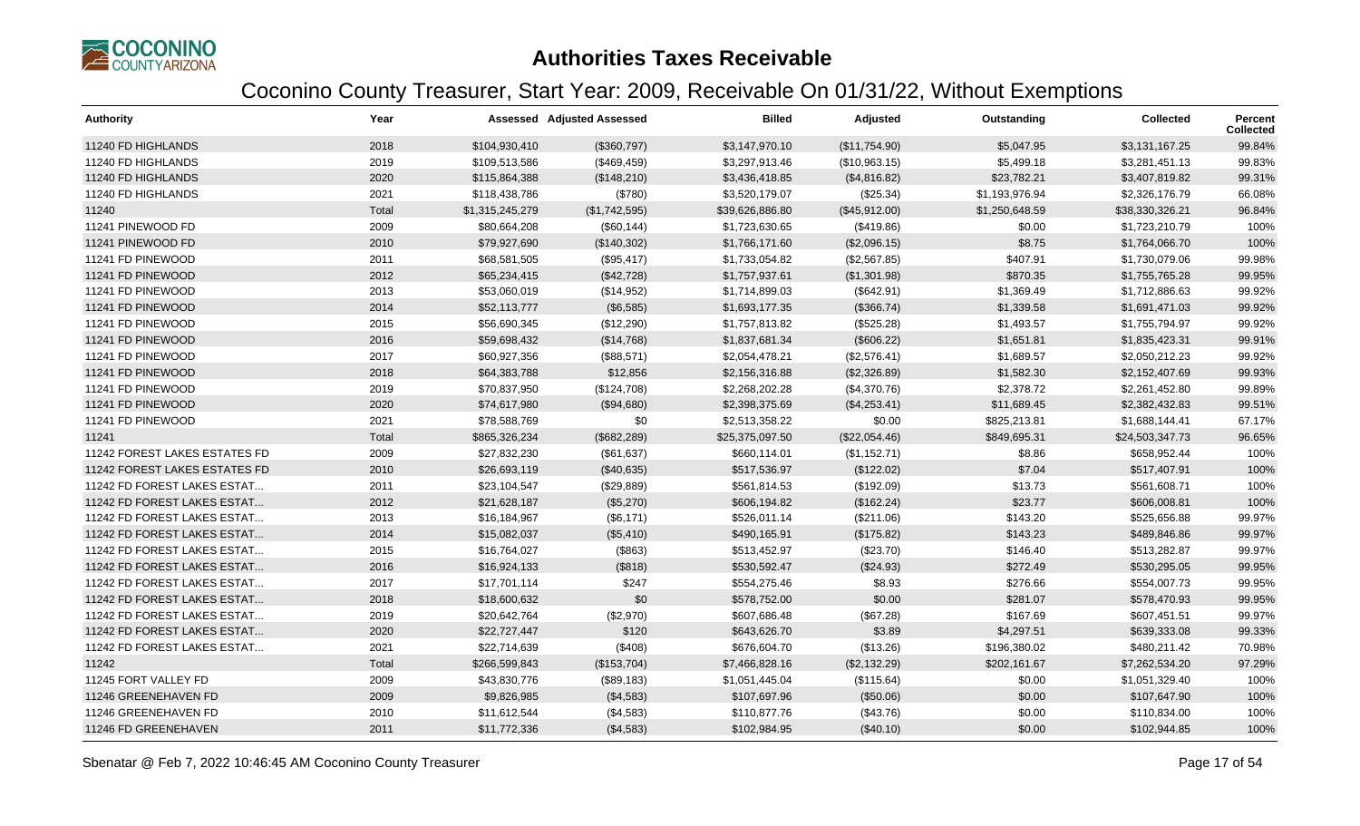# Authorities Taxes Receivable

## Coconino County Treasurer, Start Year: 2009, Receivable On 01/31/22, Without Exemptions

| Authority | Year | Assessed | Adjusted Assessed | Billed | Adjusted | Outstanding | Collected | Percent Collected |
|---|---|---|---|---|---|---|---|---|
| 11240 FD HIGHLANDS | 2018 | $104,930,410 | ($360,797) | $3,147,970.10 | ($11,754.90) | $5,047.95 | $3,131,167.25 | 99.84% |
| 11240 FD HIGHLANDS | 2019 | $109,513,586 | ($469,459) | $3,297,913.46 | ($10,963.15) | $5,499.18 | $3,281,451.13 | 99.83% |
| 11240 FD HIGHLANDS | 2020 | $115,864,388 | ($148,210) | $3,436,418.85 | ($4,816.82) | $23,782.21 | $3,407,819.82 | 99.31% |
| 11240 FD HIGHLANDS | 2021 | $118,438,786 | ($780) | $3,520,179.07 | ($25.34) | $1,193,976.94 | $2,326,176.79 | 66.08% |
| 11240 | Total | $1,315,245,279 | ($1,742,595) | $39,626,886.80 | ($45,912.00) | $1,250,648.59 | $38,330,326.21 | 96.84% |
| 11241 PINEWOOD FD | 2009 | $80,664,208 | ($60,144) | $1,723,630.65 | ($419.86) | $0.00 | $1,723,210.79 | 100% |
| 11241 PINEWOOD FD | 2010 | $79,927,690 | ($140,302) | $1,766,171.60 | ($2,096.15) | $8.75 | $1,764,066.70 | 100% |
| 11241 FD PINEWOOD | 2011 | $68,581,505 | ($95,417) | $1,733,054.82 | ($2,567.85) | $407.91 | $1,730,079.06 | 99.98% |
| 11241 FD PINEWOOD | 2012 | $65,234,415 | ($42,728) | $1,757,937.61 | ($1,301.98) | $870.35 | $1,755,765.28 | 99.95% |
| 11241 FD PINEWOOD | 2013 | $53,060,019 | ($14,952) | $1,714,899.03 | ($642.91) | $1,369.49 | $1,712,886.63 | 99.92% |
| 11241 FD PINEWOOD | 2014 | $52,113,777 | ($6,585) | $1,693,177.35 | ($366.74) | $1,339.58 | $1,691,471.03 | 99.92% |
| 11241 FD PINEWOOD | 2015 | $56,690,345 | ($12,290) | $1,757,813.82 | ($525.28) | $1,493.57 | $1,755,794.97 | 99.92% |
| 11241 FD PINEWOOD | 2016 | $59,698,432 | ($14,768) | $1,837,681.34 | ($606.22) | $1,651.81 | $1,835,423.31 | 99.91% |
| 11241 FD PINEWOOD | 2017 | $60,927,356 | ($88,571) | $2,054,478.21 | ($2,576.41) | $1,689.57 | $2,050,212.23 | 99.92% |
| 11241 FD PINEWOOD | 2018 | $64,383,788 | $12,856 | $2,156,316.88 | ($2,326.89) | $1,582.30 | $2,152,407.69 | 99.93% |
| 11241 FD PINEWOOD | 2019 | $70,837,950 | ($124,708) | $2,268,202.28 | ($4,370.76) | $2,378.72 | $2,261,452.80 | 99.89% |
| 11241 FD PINEWOOD | 2020 | $74,617,980 | ($94,680) | $2,398,375.69 | ($4,253.41) | $11,689.45 | $2,382,432.83 | 99.51% |
| 11241 FD PINEWOOD | 2021 | $78,588,769 | $0 | $2,513,358.22 | $0.00 | $825,213.81 | $1,688,144.41 | 67.17% |
| 11241 | Total | $865,326,234 | ($682,289) | $25,375,097.50 | ($22,054.46) | $849,695.31 | $24,503,347.73 | 96.65% |
| 11242 FOREST LAKES ESTATES FD | 2009 | $27,832,230 | ($61,637) | $660,114.01 | ($1,152.71) | $8.86 | $658,952.44 | 100% |
| 11242 FOREST LAKES ESTATES FD | 2010 | $26,693,119 | ($40,635) | $517,536.97 | ($122.02) | $7.04 | $517,407.91 | 100% |
| 11242 FD FOREST LAKES ESTAT... | 2011 | $23,104,547 | ($29,889) | $561,814.53 | ($192.09) | $13.73 | $561,608.71 | 100% |
| 11242 FD FOREST LAKES ESTAT... | 2012 | $21,628,187 | ($5,270) | $606,194.82 | ($162.24) | $23.77 | $606,008.81 | 100% |
| 11242 FD FOREST LAKES ESTAT... | 2013 | $16,184,967 | ($6,171) | $526,011.14 | ($211.06) | $143.20 | $525,656.88 | 99.97% |
| 11242 FD FOREST LAKES ESTAT... | 2014 | $15,082,037 | ($5,410) | $490,165.91 | ($175.82) | $143.23 | $489,846.86 | 99.97% |
| 11242 FD FOREST LAKES ESTAT... | 2015 | $16,764,027 | ($863) | $513,452.97 | ($23.70) | $146.40 | $513,282.87 | 99.97% |
| 11242 FD FOREST LAKES ESTAT... | 2016 | $16,924,133 | ($818) | $530,592.47 | ($24.93) | $272.49 | $530,295.05 | 99.95% |
| 11242 FD FOREST LAKES ESTAT... | 2017 | $17,701,114 | $247 | $554,275.46 | $8.93 | $276.66 | $554,007.73 | 99.95% |
| 11242 FD FOREST LAKES ESTAT... | 2018 | $18,600,632 | $0 | $578,752.00 | $0.00 | $281.07 | $578,470.93 | 99.95% |
| 11242 FD FOREST LAKES ESTAT... | 2019 | $20,642,764 | ($2,970) | $607,686.48 | ($67.28) | $167.69 | $607,451.51 | 99.97% |
| 11242 FD FOREST LAKES ESTAT... | 2020 | $22,727,447 | $120 | $643,626.70 | $3.89 | $4,297.51 | $639,333.08 | 99.33% |
| 11242 FD FOREST LAKES ESTAT... | 2021 | $22,714,639 | ($408) | $676,604.70 | ($13.26) | $196,380.02 | $480,211.42 | 70.98% |
| 11242 | Total | $266,599,843 | ($153,704) | $7,466,828.16 | ($2,132.29) | $202,161.67 | $7,262,534.20 | 97.29% |
| 11245 FORT VALLEY FD | 2009 | $43,830,776 | ($89,183) | $1,051,445.04 | ($115.64) | $0.00 | $1,051,329.40 | 100% |
| 11246 GREENEHAVEN FD | 2009 | $9,826,985 | ($4,583) | $107,697.96 | ($50.06) | $0.00 | $107,647.90 | 100% |
| 11246 GREENEHAVEN FD | 2010 | $11,612,544 | ($4,583) | $110,877.76 | ($43.76) | $0.00 | $110,834.00 | 100% |
| 11246 FD GREENEHAVEN | 2011 | $11,772,336 | ($4,583) | $102,984.95 | ($40.10) | $0.00 | $102,944.85 | 100% |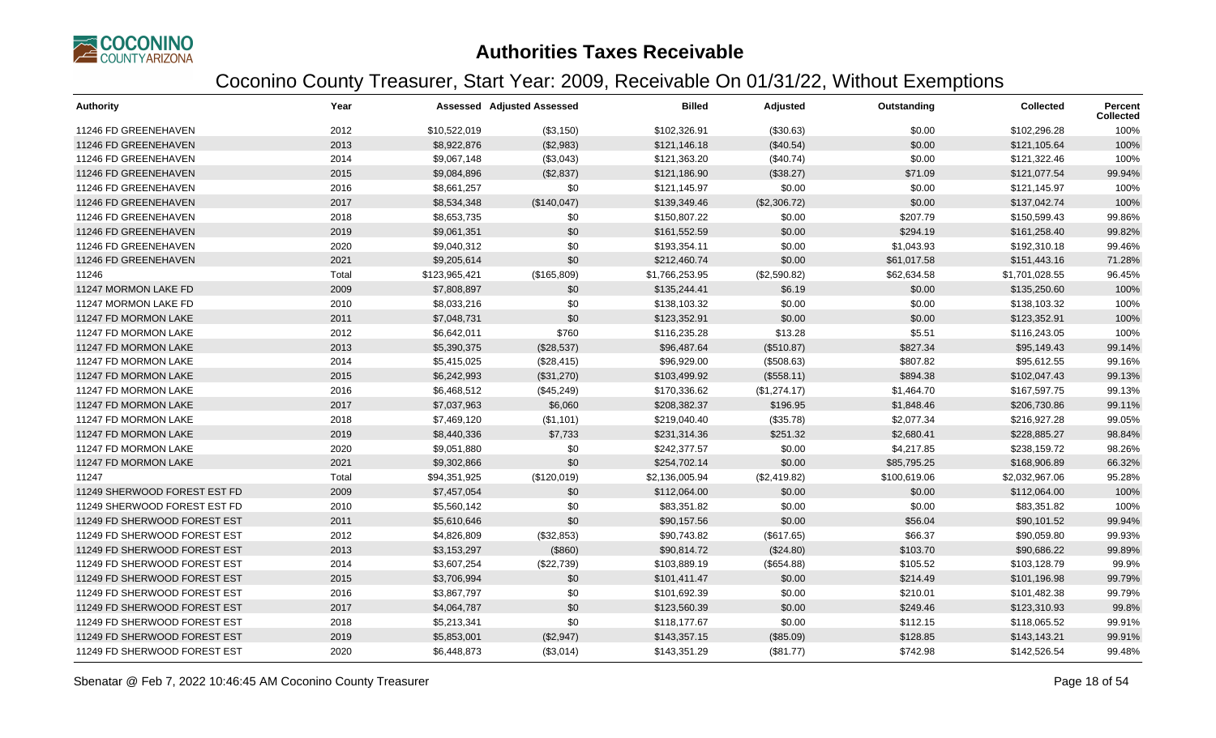# Authorities Taxes Receivable

## Coconino County Treasurer, Start Year: 2009, Receivable On 01/31/22, Without Exemptions

| Authority | Year | Assessed | Adjusted Assessed | Billed | Adjusted | Outstanding | Collected | Percent Collected |
|---|---|---|---|---|---|---|---|---|
| 11246 FD GREENEHAVEN | 2012 | $10,522,019 | ($3,150) | $102,326.91 | ($30.63) | $0.00 | $102,296.28 | 100% |
| 11246 FD GREENEHAVEN | 2013 | $8,922,876 | ($2,983) | $121,146.18 | ($40.54) | $0.00 | $121,105.64 | 100% |
| 11246 FD GREENEHAVEN | 2014 | $9,067,148 | ($3,043) | $121,363.20 | ($40.74) | $0.00 | $121,322.46 | 100% |
| 11246 FD GREENEHAVEN | 2015 | $9,084,896 | ($2,837) | $121,186.90 | ($38.27) | $71.09 | $121,077.54 | 99.94% |
| 11246 FD GREENEHAVEN | 2016 | $8,661,257 | $0 | $121,145.97 | $0.00 | $0.00 | $121,145.97 | 100% |
| 11246 FD GREENEHAVEN | 2017 | $8,534,348 | ($140,047) | $139,349.46 | ($2,306.72) | $0.00 | $137,042.74 | 100% |
| 11246 FD GREENEHAVEN | 2018 | $8,653,735 | $0 | $150,807.22 | $0.00 | $207.79 | $150,599.43 | 99.86% |
| 11246 FD GREENEHAVEN | 2019 | $9,061,351 | $0 | $161,552.59 | $0.00 | $294.19 | $161,258.40 | 99.82% |
| 11246 FD GREENEHAVEN | 2020 | $9,040,312 | $0 | $193,354.11 | $0.00 | $1,043.93 | $192,310.18 | 99.46% |
| 11246 FD GREENEHAVEN | 2021 | $9,205,614 | $0 | $212,460.74 | $0.00 | $61,017.58 | $151,443.16 | 71.28% |
| 11246 | Total | $123,965,421 | ($165,809) | $1,766,253.95 | ($2,590.82) | $62,634.58 | $1,701,028.55 | 96.45% |
| 11247 MORMON LAKE FD | 2009 | $7,808,897 | $0 | $135,244.41 | $6.19 | $0.00 | $135,250.60 | 100% |
| 11247 MORMON LAKE FD | 2010 | $8,033,216 | $0 | $138,103.32 | $0.00 | $0.00 | $138,103.32 | 100% |
| 11247 FD MORMON LAKE | 2011 | $7,048,731 | $0 | $123,352.91 | $0.00 | $0.00 | $123,352.91 | 100% |
| 11247 FD MORMON LAKE | 2012 | $6,642,011 | $760 | $116,235.28 | $13.28 | $5.51 | $116,243.05 | 100% |
| 11247 FD MORMON LAKE | 2013 | $5,390,375 | ($28,537) | $96,487.64 | ($510.87) | $827.34 | $95,149.43 | 99.14% |
| 11247 FD MORMON LAKE | 2014 | $5,415,025 | ($28,415) | $96,929.00 | ($508.63) | $807.82 | $95,612.55 | 99.16% |
| 11247 FD MORMON LAKE | 2015 | $6,242,993 | ($31,270) | $103,499.92 | ($558.11) | $894.38 | $102,047.43 | 99.13% |
| 11247 FD MORMON LAKE | 2016 | $6,468,512 | ($45,249) | $170,336.62 | ($1,274.17) | $1,464.70 | $167,597.75 | 99.13% |
| 11247 FD MORMON LAKE | 2017 | $7,037,963 | $6,060 | $208,382.37 | $196.95 | $1,848.46 | $206,730.86 | 99.11% |
| 11247 FD MORMON LAKE | 2018 | $7,469,120 | ($1,101) | $219,040.40 | ($35.78) | $2,077.34 | $216,927.28 | 99.05% |
| 11247 FD MORMON LAKE | 2019 | $8,440,336 | $7,733 | $231,314.36 | $251.32 | $2,680.41 | $228,885.27 | 98.84% |
| 11247 FD MORMON LAKE | 2020 | $9,051,880 | $0 | $242,377.57 | $0.00 | $4,217.85 | $238,159.72 | 98.26% |
| 11247 FD MORMON LAKE | 2021 | $9,302,866 | $0 | $254,702.14 | $0.00 | $85,795.25 | $168,906.89 | 66.32% |
| 11247 | Total | $94,351,925 | ($120,019) | $2,136,005.94 | ($2,419.82) | $100,619.06 | $2,032,967.06 | 95.28% |
| 11249 SHERWOOD FOREST EST FD | 2009 | $7,457,054 | $0 | $112,064.00 | $0.00 | $0.00 | $112,064.00 | 100% |
| 11249 SHERWOOD FOREST EST FD | 2010 | $5,560,142 | $0 | $83,351.82 | $0.00 | $0.00 | $83,351.82 | 100% |
| 11249 FD SHERWOOD FOREST EST | 2011 | $5,610,646 | $0 | $90,157.56 | $0.00 | $56.04 | $90,101.52 | 99.94% |
| 11249 FD SHERWOOD FOREST EST | 2012 | $4,826,809 | ($32,853) | $90,743.82 | ($617.65) | $66.37 | $90,059.80 | 99.93% |
| 11249 FD SHERWOOD FOREST EST | 2013 | $3,153,297 | ($860) | $90,814.72 | ($24.80) | $103.70 | $90,686.22 | 99.89% |
| 11249 FD SHERWOOD FOREST EST | 2014 | $3,607,254 | ($22,739) | $103,889.19 | ($654.88) | $105.52 | $103,128.79 | 99.9% |
| 11249 FD SHERWOOD FOREST EST | 2015 | $3,706,994 | $0 | $101,411.47 | $0.00 | $214.49 | $101,196.98 | 99.79% |
| 11249 FD SHERWOOD FOREST EST | 2016 | $3,867,797 | $0 | $101,692.39 | $0.00 | $210.01 | $101,482.38 | 99.79% |
| 11249 FD SHERWOOD FOREST EST | 2017 | $4,064,787 | $0 | $123,560.39 | $0.00 | $249.46 | $123,310.93 | 99.8% |
| 11249 FD SHERWOOD FOREST EST | 2018 | $5,213,341 | $0 | $118,177.67 | $0.00 | $112.15 | $118,065.52 | 99.91% |
| 11249 FD SHERWOOD FOREST EST | 2019 | $5,853,001 | ($2,947) | $143,357.15 | ($85.09) | $128.85 | $143,143.21 | 99.91% |
| 11249 FD SHERWOOD FOREST EST | 2020 | $6,448,873 | ($3,014) | $143,351.29 | ($81.77) | $742.98 | $142,526.54 | 99.48% |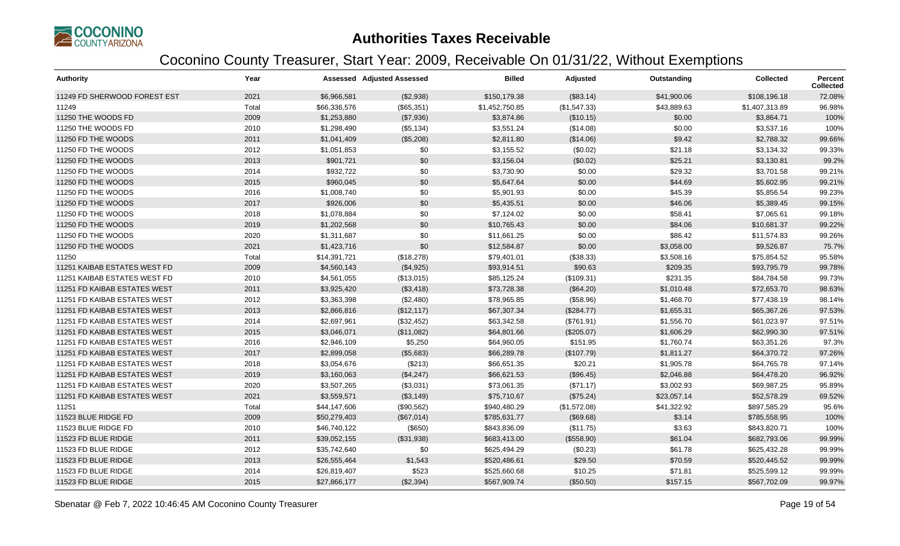# Authorities Taxes Receivable

## Coconino County Treasurer, Start Year: 2009, Receivable On 01/31/22, Without Exemptions

| Authority | Year | Assessed | Adjusted Assessed | Billed | Adjusted | Outstanding | Collected | Percent Collected |
|---|---|---|---|---|---|---|---|---|
| 11249 FD SHERWOOD FOREST EST | 2021 | $6,966,581 | ($2,938) | $150,179.38 | ($83.14) | $41,900.06 | $108,196.18 | 72.08% |
| 11249 | Total | $66,336,576 | ($65,351) | $1,452,750.85 | ($1,547.33) | $43,889.63 | $1,407,313.89 | 96.98% |
| 11250 THE WOODS FD | 2009 | $1,253,880 | ($7,936) | $3,874.86 | ($10.15) | $0.00 | $3,864.71 | 100% |
| 11250 THE WOODS FD | 2010 | $1,298,490 | ($5,134) | $3,551.24 | ($14.08) | $0.00 | $3,537.16 | 100% |
| 11250 FD THE WOODS | 2011 | $1,041,409 | ($5,208) | $2,811.80 | ($14.06) | $9.42 | $2,788.32 | 99.66% |
| 11250 FD THE WOODS | 2012 | $1,051,853 | $0 | $3,155.52 | ($0.02) | $21.18 | $3,134.32 | 99.33% |
| 11250 FD THE WOODS | 2013 | $901,721 | $0 | $3,156.04 | ($0.02) | $25.21 | $3,130.81 | 99.2% |
| 11250 FD THE WOODS | 2014 | $932,722 | $0 | $3,730.90 | $0.00 | $29.32 | $3,701.58 | 99.21% |
| 11250 FD THE WOODS | 2015 | $960,045 | $0 | $5,647.64 | $0.00 | $44.69 | $5,602.95 | 99.21% |
| 11250 FD THE WOODS | 2016 | $1,008,740 | $0 | $5,901.93 | $0.00 | $45.39 | $5,856.54 | 99.23% |
| 11250 FD THE WOODS | 2017 | $926,006 | $0 | $5,435.51 | $0.00 | $46.06 | $5,389.45 | 99.15% |
| 11250 FD THE WOODS | 2018 | $1,078,884 | $0 | $7,124.02 | $0.00 | $58.41 | $7,065.61 | 99.18% |
| 11250 FD THE WOODS | 2019 | $1,202,568 | $0 | $10,765.43 | $0.00 | $84.06 | $10,681.37 | 99.22% |
| 11250 FD THE WOODS | 2020 | $1,311,687 | $0 | $11,661.25 | $0.00 | $86.42 | $11,574.83 | 99.26% |
| 11250 FD THE WOODS | 2021 | $1,423,716 | $0 | $12,584.87 | $0.00 | $3,058.00 | $9,526.87 | 75.7% |
| 11250 | Total | $14,391,721 | ($18,278) | $79,401.01 | ($38.33) | $3,508.16 | $75,854.52 | 95.58% |
| 11251 KAIBAB ESTATES WEST FD | 2009 | $4,560,143 | ($4,925) | $93,914.51 | $90.63 | $209.35 | $93,795.79 | 99.78% |
| 11251 KAIBAB ESTATES WEST FD | 2010 | $4,561,055 | ($13,015) | $85,125.24 | ($109.31) | $231.35 | $84,784.58 | 99.73% |
| 11251 FD KAIBAB ESTATES WEST | 2011 | $3,925,420 | ($3,418) | $73,728.38 | ($64.20) | $1,010.48 | $72,653.70 | 98.63% |
| 11251 FD KAIBAB ESTATES WEST | 2012 | $3,363,398 | ($2,480) | $78,965.85 | ($58.96) | $1,468.70 | $77,438.19 | 98.14% |
| 11251 FD KAIBAB ESTATES WEST | 2013 | $2,866,816 | ($12,117) | $67,307.34 | ($284.77) | $1,655.31 | $65,367.26 | 97.53% |
| 11251 FD KAIBAB ESTATES WEST | 2014 | $2,697,961 | ($32,452) | $63,342.58 | ($761.91) | $1,556.70 | $61,023.97 | 97.51% |
| 11251 FD KAIBAB ESTATES WEST | 2015 | $3,046,071 | ($11,082) | $64,801.66 | ($205.07) | $1,606.29 | $62,990.30 | 97.51% |
| 11251 FD KAIBAB ESTATES WEST | 2016 | $2,946,109 | $5,250 | $64,960.05 | $151.95 | $1,760.74 | $63,351.26 | 97.3% |
| 11251 FD KAIBAB ESTATES WEST | 2017 | $2,899,058 | ($5,683) | $66,289.78 | ($107.79) | $1,811.27 | $64,370.72 | 97.26% |
| 11251 FD KAIBAB ESTATES WEST | 2018 | $3,054,676 | ($213) | $66,651.35 | $20.21 | $1,905.78 | $64,765.78 | 97.14% |
| 11251 FD KAIBAB ESTATES WEST | 2019 | $3,160,063 | ($4,247) | $66,621.53 | ($96.45) | $2,046.88 | $64,478.20 | 96.92% |
| 11251 FD KAIBAB ESTATES WEST | 2020 | $3,507,265 | ($3,031) | $73,061.35 | ($71.17) | $3,002.93 | $69,987.25 | 95.89% |
| 11251 FD KAIBAB ESTATES WEST | 2021 | $3,559,571 | ($3,149) | $75,710.67 | ($75.24) | $23,057.14 | $52,578.29 | 69.52% |
| 11251 | Total | $44,147,606 | ($90,562) | $940,480.29 | ($1,572.08) | $41,322.92 | $897,585.29 | 95.6% |
| 11523 BLUE RIDGE FD | 2009 | $50,279,403 | ($67,014) | $785,631.77 | ($69.68) | $3.14 | $785,558.95 | 100% |
| 11523 BLUE RIDGE FD | 2010 | $46,740,122 | ($650) | $843,836.09 | ($11.75) | $3.63 | $843,820.71 | 100% |
| 11523 FD BLUE RIDGE | 2011 | $39,052,155 | ($31,938) | $683,413.00 | ($558.90) | $61.04 | $682,793.06 | 99.99% |
| 11523 FD BLUE RIDGE | 2012 | $35,742,640 | $0 | $625,494.29 | ($0.23) | $61.78 | $625,432.28 | 99.99% |
| 11523 FD BLUE RIDGE | 2013 | $26,555,464 | $1,543 | $520,486.61 | $29.50 | $70.59 | $520,445.52 | 99.99% |
| 11523 FD BLUE RIDGE | 2014 | $26,819,407 | $523 | $525,660.68 | $10.25 | $71.81 | $525,599.12 | 99.99% |
| 11523 FD BLUE RIDGE | 2015 | $27,866,177 | ($2,394) | $567,909.74 | ($50.50) | $157.15 | $567,702.09 | 99.97% |

Sbenatar @ Feb 7, 2022 10:46:45 AM Coconino County Treasurer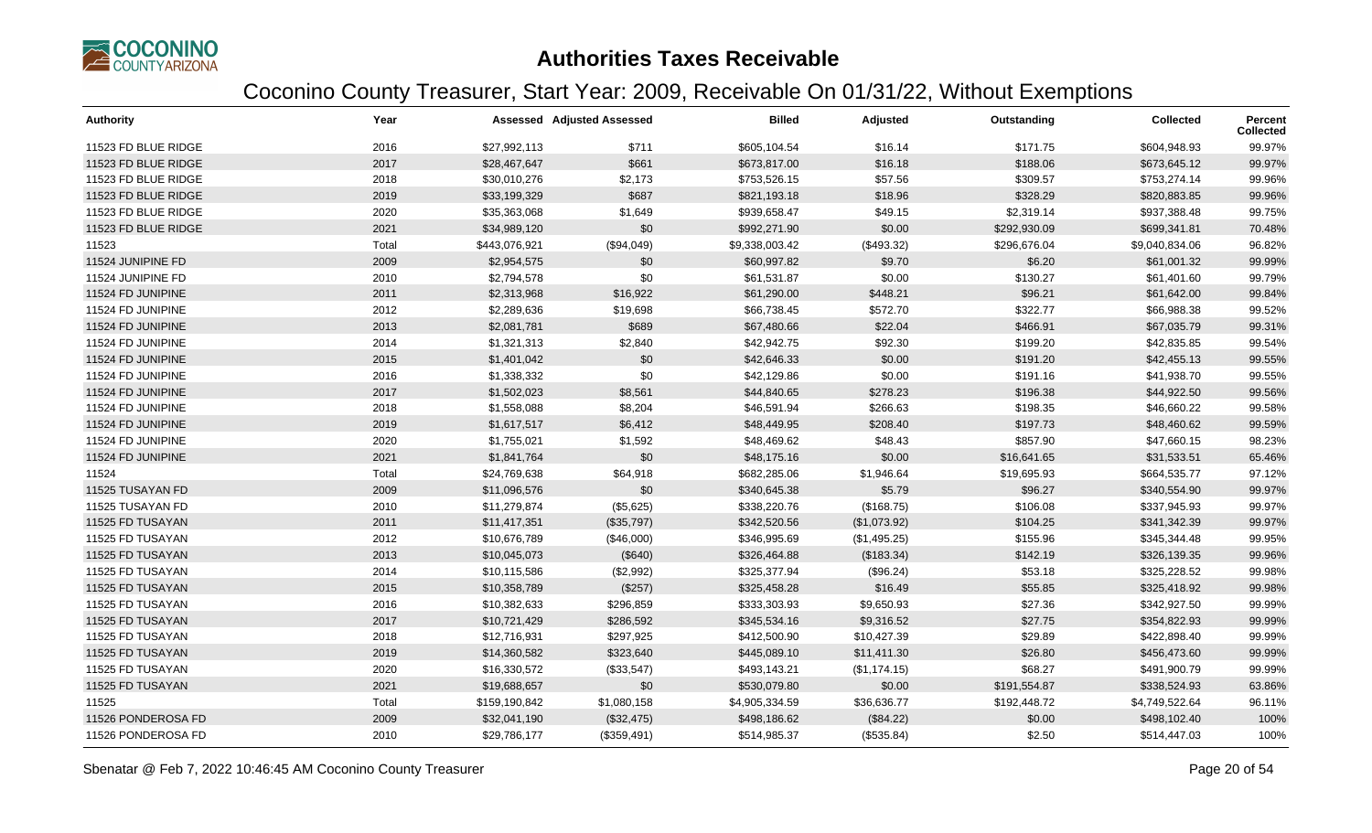# Authorities Taxes Receivable

## Coconino County Treasurer, Start Year: 2009, Receivable On 01/31/22, Without Exemptions

| Authority | Year | Assessed | Adjusted Assessed | Billed | Adjusted | Outstanding | Collected | Percent Collected |
|---|---|---|---|---|---|---|---|---|
| 11523 FD BLUE RIDGE | 2016 | $27,992,113 | $711 | $605,104.54 | $16.14 | $171.75 | $604,948.93 | 99.97% |
| 11523 FD BLUE RIDGE | 2017 | $28,467,647 | $661 | $673,817.00 | $16.18 | $188.06 | $673,645.12 | 99.97% |
| 11523 FD BLUE RIDGE | 2018 | $30,010,276 | $2,173 | $753,526.15 | $57.56 | $309.57 | $753,274.14 | 99.96% |
| 11523 FD BLUE RIDGE | 2019 | $33,199,329 | $687 | $821,193.18 | $18.96 | $328.29 | $820,883.85 | 99.96% |
| 11523 FD BLUE RIDGE | 2020 | $35,363,068 | $1,649 | $939,658.47 | $49.15 | $2,319.14 | $937,388.48 | 99.75% |
| 11523 FD BLUE RIDGE | 2021 | $34,989,120 | $0 | $992,271.90 | $0.00 | $292,930.09 | $699,341.81 | 70.48% |
| 11523 | Total | $443,076,921 | ($94,049) | $9,338,003.42 | ($493.32) | $296,676.04 | $9,040,834.06 | 96.82% |
| 11524 JUNIPINE FD | 2009 | $2,954,575 | $0 | $60,997.82 | $9.70 | $6.20 | $61,001.32 | 99.99% |
| 11524 JUNIPINE FD | 2010 | $2,794,578 | $0 | $61,531.87 | $0.00 | $130.27 | $61,401.60 | 99.79% |
| 11524 FD JUNIPINE | 2011 | $2,313,968 | $16,922 | $61,290.00 | $448.21 | $96.21 | $61,642.00 | 99.84% |
| 11524 FD JUNIPINE | 2012 | $2,289,636 | $19,698 | $66,738.45 | $572.70 | $322.77 | $66,988.38 | 99.52% |
| 11524 FD JUNIPINE | 2013 | $2,081,781 | $689 | $67,480.66 | $22.04 | $466.91 | $67,035.79 | 99.31% |
| 11524 FD JUNIPINE | 2014 | $1,321,313 | $2,840 | $42,942.75 | $92.30 | $199.20 | $42,835.85 | 99.54% |
| 11524 FD JUNIPINE | 2015 | $1,401,042 | $0 | $42,646.33 | $0.00 | $191.20 | $42,455.13 | 99.55% |
| 11524 FD JUNIPINE | 2016 | $1,338,332 | $0 | $42,129.86 | $0.00 | $191.16 | $41,938.70 | 99.55% |
| 11524 FD JUNIPINE | 2017 | $1,502,023 | $8,561 | $44,840.65 | $278.23 | $196.38 | $44,922.50 | 99.56% |
| 11524 FD JUNIPINE | 2018 | $1,558,088 | $8,204 | $46,591.94 | $266.63 | $198.35 | $46,660.22 | 99.58% |
| 11524 FD JUNIPINE | 2019 | $1,617,517 | $6,412 | $48,449.95 | $208.40 | $197.73 | $48,460.62 | 99.59% |
| 11524 FD JUNIPINE | 2020 | $1,755,021 | $1,592 | $48,469.62 | $48.43 | $857.90 | $47,660.15 | 98.23% |
| 11524 FD JUNIPINE | 2021 | $1,841,764 | $0 | $48,175.16 | $0.00 | $16,641.65 | $31,533.51 | 65.46% |
| 11524 | Total | $24,769,638 | $64,918 | $682,285.06 | $1,946.64 | $19,695.93 | $664,535.77 | 97.12% |
| 11525 TUSAYAN FD | 2009 | $11,096,576 | $0 | $340,645.38 | $5.79 | $96.27 | $340,554.90 | 99.97% |
| 11525 TUSAYAN FD | 2010 | $11,279,874 | ($5,625) | $338,220.76 | ($168.75) | $106.08 | $337,945.93 | 99.97% |
| 11525 FD TUSAYAN | 2011 | $11,417,351 | ($35,797) | $342,520.56 | ($1,073.92) | $104.25 | $341,342.39 | 99.97% |
| 11525 FD TUSAYAN | 2012 | $10,676,789 | ($46,000) | $346,995.69 | ($1,495.25) | $155.96 | $345,344.48 | 99.95% |
| 11525 FD TUSAYAN | 2013 | $10,045,073 | ($640) | $326,464.88 | ($183.34) | $142.19 | $326,139.35 | 99.96% |
| 11525 FD TUSAYAN | 2014 | $10,115,586 | ($2,992) | $325,377.94 | ($96.24) | $53.18 | $325,228.52 | 99.98% |
| 11525 FD TUSAYAN | 2015 | $10,358,789 | ($257) | $325,458.28 | $16.49 | $55.85 | $325,418.92 | 99.98% |
| 11525 FD TUSAYAN | 2016 | $10,382,633 | $296,859 | $333,303.93 | $9,650.93 | $27.36 | $342,927.50 | 99.99% |
| 11525 FD TUSAYAN | 2017 | $10,721,429 | $286,592 | $345,534.16 | $9,316.52 | $27.75 | $354,822.93 | 99.99% |
| 11525 FD TUSAYAN | 2018 | $12,716,931 | $297,925 | $412,500.90 | $10,427.39 | $29.89 | $422,898.40 | 99.99% |
| 11525 FD TUSAYAN | 2019 | $14,360,582 | $323,640 | $445,089.10 | $11,411.30 | $26.80 | $456,473.60 | 99.99% |
| 11525 FD TUSAYAN | 2020 | $16,330,572 | ($33,547) | $493,143.21 | ($1,174.15) | $68.27 | $491,900.79 | 99.99% |
| 11525 FD TUSAYAN | 2021 | $19,688,657 | $0 | $530,079.80 | $0.00 | $191,554.87 | $338,524.93 | 63.86% |
| 11525 | Total | $159,190,842 | $1,080,158 | $4,905,334.59 | $36,636.77 | $192,448.72 | $4,749,522.64 | 96.11% |
| 11526 PONDEROSA FD | 2009 | $32,041,190 | ($32,475) | $498,186.62 | ($84.22) | $0.00 | $498,102.40 | 100% |
| 11526 PONDEROSA FD | 2010 | $29,786,177 | ($359,491) | $514,985.37 | ($535.84) | $2.50 | $514,447.03 | 100% |

Sbenatar @ Feb 7, 2022 10:46:45 AM Coconino County Treasurer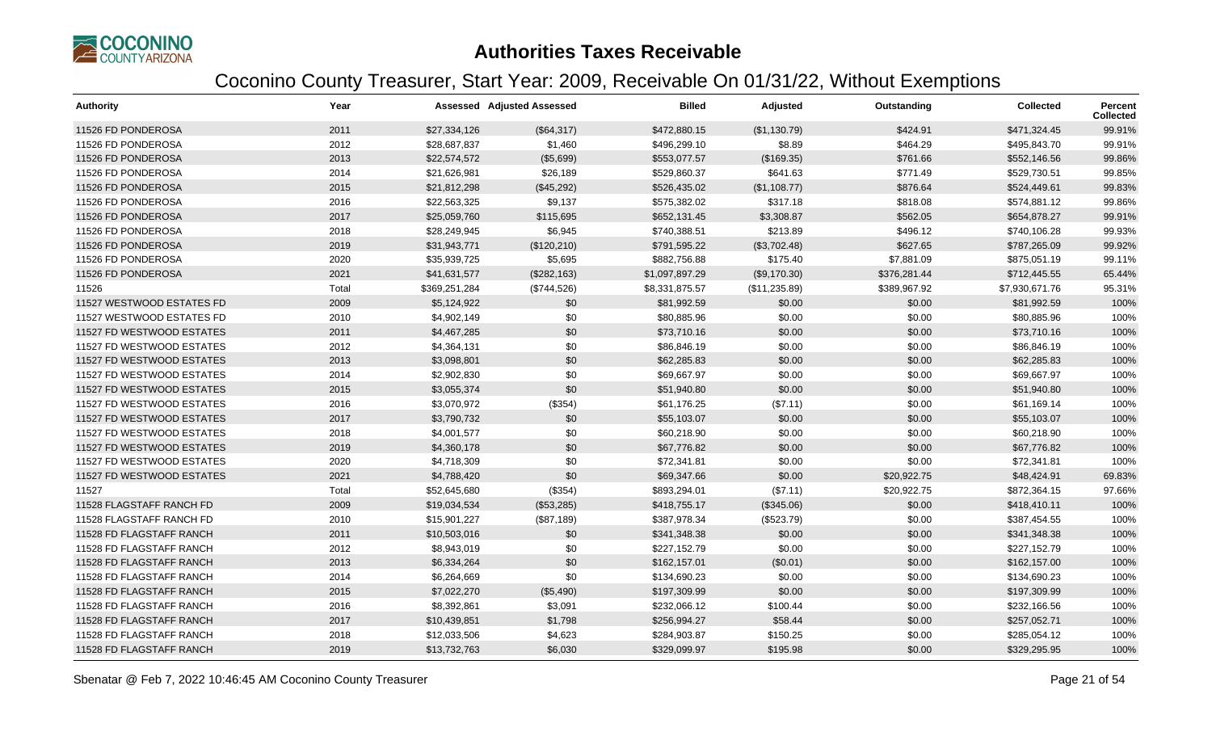# Authorities Taxes Receivable

## Coconino County Treasurer, Start Year: 2009, Receivable On 01/31/22, Without Exemptions

| Authority | Year | Assessed | Adjusted Assessed | Billed | Adjusted | Outstanding | Collected | Percent Collected |
|---|---|---|---|---|---|---|---|---|
| 11526 FD PONDEROSA | 2011 | $27,334,126 | ($64,317) | $472,880.15 | ($1,130.79) | $424.91 | $471,324.45 | 99.91% |
| 11526 FD PONDEROSA | 2012 | $28,687,837 | $1,460 | $496,299.10 | $8.89 | $464.29 | $495,843.70 | 99.91% |
| 11526 FD PONDEROSA | 2013 | $22,574,572 | ($5,699) | $553,077.57 | ($169.35) | $761.66 | $552,146.56 | 99.86% |
| 11526 FD PONDEROSA | 2014 | $21,626,981 | $26,189 | $529,860.37 | $641.63 | $771.49 | $529,730.51 | 99.85% |
| 11526 FD PONDEROSA | 2015 | $21,812,298 | ($45,292) | $526,435.02 | ($1,108.77) | $876.64 | $524,449.61 | 99.83% |
| 11526 FD PONDEROSA | 2016 | $22,563,325 | $9,137 | $575,382.02 | $317.18 | $818.08 | $574,881.12 | 99.86% |
| 11526 FD PONDEROSA | 2017 | $25,059,760 | $115,695 | $652,131.45 | $3,308.87 | $562.05 | $654,878.27 | 99.91% |
| 11526 FD PONDEROSA | 2018 | $28,249,945 | $6,945 | $740,388.51 | $213.89 | $496.12 | $740,106.28 | 99.93% |
| 11526 FD PONDEROSA | 2019 | $31,943,771 | ($120,210) | $791,595.22 | ($3,702.48) | $627.65 | $787,265.09 | 99.92% |
| 11526 FD PONDEROSA | 2020 | $35,939,725 | $5,695 | $882,756.88 | $175.40 | $7,881.09 | $875,051.19 | 99.11% |
| 11526 FD PONDEROSA | 2021 | $41,631,577 | ($282,163) | $1,097,897.29 | ($9,170.30) | $376,281.44 | $712,445.55 | 65.44% |
| 11526 | Total | $369,251,284 | ($744,526) | $8,331,875.57 | ($11,235.89) | $389,967.92 | $7,930,671.76 | 95.31% |
| 11527 WESTWOOD ESTATES FD | 2009 | $5,124,922 | $0 | $81,992.59 | $0.00 | $0.00 | $81,992.59 | 100% |
| 11527 WESTWOOD ESTATES FD | 2010 | $4,902,149 | $0 | $80,885.96 | $0.00 | $0.00 | $80,885.96 | 100% |
| 11527 FD WESTWOOD ESTATES | 2011 | $4,467,285 | $0 | $73,710.16 | $0.00 | $0.00 | $73,710.16 | 100% |
| 11527 FD WESTWOOD ESTATES | 2012 | $4,364,131 | $0 | $86,846.19 | $0.00 | $0.00 | $86,846.19 | 100% |
| 11527 FD WESTWOOD ESTATES | 2013 | $3,098,801 | $0 | $62,285.83 | $0.00 | $0.00 | $62,285.83 | 100% |
| 11527 FD WESTWOOD ESTATES | 2014 | $2,902,830 | $0 | $69,667.97 | $0.00 | $0.00 | $69,667.97 | 100% |
| 11527 FD WESTWOOD ESTATES | 2015 | $3,055,374 | $0 | $51,940.80 | $0.00 | $0.00 | $51,940.80 | 100% |
| 11527 FD WESTWOOD ESTATES | 2016 | $3,070,972 | ($354) | $61,176.25 | ($7.11) | $0.00 | $61,169.14 | 100% |
| 11527 FD WESTWOOD ESTATES | 2017 | $3,790,732 | $0 | $55,103.07 | $0.00 | $0.00 | $55,103.07 | 100% |
| 11527 FD WESTWOOD ESTATES | 2018 | $4,001,577 | $0 | $60,218.90 | $0.00 | $0.00 | $60,218.90 | 100% |
| 11527 FD WESTWOOD ESTATES | 2019 | $4,360,178 | $0 | $67,776.82 | $0.00 | $0.00 | $67,776.82 | 100% |
| 11527 FD WESTWOOD ESTATES | 2020 | $4,718,309 | $0 | $72,341.81 | $0.00 | $0.00 | $72,341.81 | 100% |
| 11527 FD WESTWOOD ESTATES | 2021 | $4,788,420 | $0 | $69,347.66 | $0.00 | $20,922.75 | $48,424.91 | 69.83% |
| 11527 | Total | $52,645,680 | ($354) | $893,294.01 | ($7.11) | $20,922.75 | $872,364.15 | 97.66% |
| 11528 FLAGSTAFF RANCH FD | 2009 | $19,034,534 | ($53,285) | $418,755.17 | ($345.06) | $0.00 | $418,410.11 | 100% |
| 11528 FLAGSTAFF RANCH FD | 2010 | $15,901,227 | ($87,189) | $387,978.34 | ($523.79) | $0.00 | $387,454.55 | 100% |
| 11528 FD FLAGSTAFF RANCH | 2011 | $10,503,016 | $0 | $341,348.38 | $0.00 | $0.00 | $341,348.38 | 100% |
| 11528 FD FLAGSTAFF RANCH | 2012 | $8,943,019 | $0 | $227,152.79 | $0.00 | $0.00 | $227,152.79 | 100% |
| 11528 FD FLAGSTAFF RANCH | 2013 | $6,334,264 | $0 | $162,157.01 | ($0.01) | $0.00 | $162,157.00 | 100% |
| 11528 FD FLAGSTAFF RANCH | 2014 | $6,264,669 | $0 | $134,690.23 | $0.00 | $0.00 | $134,690.23 | 100% |
| 11528 FD FLAGSTAFF RANCH | 2015 | $7,022,270 | ($5,490) | $197,309.99 | $0.00 | $0.00 | $197,309.99 | 100% |
| 11528 FD FLAGSTAFF RANCH | 2016 | $8,392,861 | $3,091 | $232,066.12 | $100.44 | $0.00 | $232,166.56 | 100% |
| 11528 FD FLAGSTAFF RANCH | 2017 | $10,439,851 | $1,798 | $256,994.27 | $58.44 | $0.00 | $257,052.71 | 100% |
| 11528 FD FLAGSTAFF RANCH | 2018 | $12,033,506 | $4,623 | $284,903.87 | $150.25 | $0.00 | $285,054.12 | 100% |
| 11528 FD FLAGSTAFF RANCH | 2019 | $13,732,763 | $6,030 | $329,099.97 | $195.98 | $0.00 | $329,295.95 | 100% |

Sbenatar @ Feb 7, 2022 10:46:45 AM Coconino County Treasurer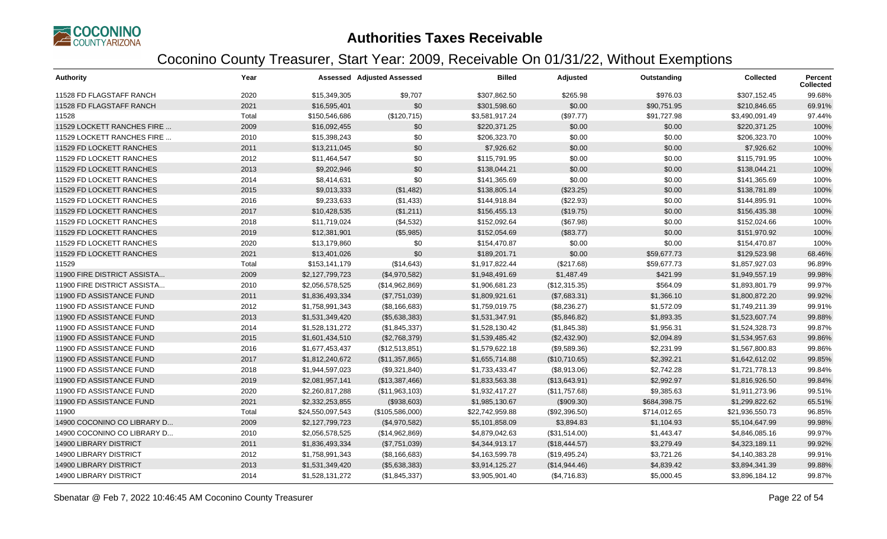# Authorities Taxes Receivable

## Coconino County Treasurer, Start Year: 2009, Receivable On 01/31/22, Without Exemptions

| Authority | Year | Assessed | Adjusted Assessed | Billed | Adjusted | Outstanding | Collected | Percent Collected |
|---|---|---|---|---|---|---|---|---|
| 11528 FD FLAGSTAFF RANCH | 2020 | $15,349,305 | $9,707 | $307,862.50 | $265.98 | $976.03 | $307,152.45 | 99.68% |
| 11528 FD FLAGSTAFF RANCH | 2021 | $16,595,401 | $0 | $301,598.60 | $0.00 | $90,751.95 | $210,846.65 | 69.91% |
| 11528 | Total | $150,546,686 | ($120,715) | $3,581,917.24 | ($97.77) | $91,727.98 | $3,490,091.49 | 97.44% |
| 11529 LOCKETT RANCHES FIRE ... | 2009 | $16,092,455 | $0 | $220,371.25 | $0.00 | $0.00 | $220,371.25 | 100% |
| 11529 LOCKETT RANCHES FIRE ... | 2010 | $15,398,243 | $0 | $206,323.70 | $0.00 | $0.00 | $206,323.70 | 100% |
| 11529 FD LOCKETT RANCHES | 2011 | $13,211,045 | $0 | $7,926.62 | $0.00 | $0.00 | $7,926.62 | 100% |
| 11529 FD LOCKETT RANCHES | 2012 | $11,464,547 | $0 | $115,791.95 | $0.00 | $0.00 | $115,791.95 | 100% |
| 11529 FD LOCKETT RANCHES | 2013 | $9,202,946 | $0 | $138,044.21 | $0.00 | $0.00 | $138,044.21 | 100% |
| 11529 FD LOCKETT RANCHES | 2014 | $8,414,631 | $0 | $141,365.69 | $0.00 | $0.00 | $141,365.69 | 100% |
| 11529 FD LOCKETT RANCHES | 2015 | $9,013,333 | ($1,482) | $138,805.14 | ($23.25) | $0.00 | $138,781.89 | 100% |
| 11529 FD LOCKETT RANCHES | 2016 | $9,233,633 | ($1,433) | $144,918.84 | ($22.93) | $0.00 | $144,895.91 | 100% |
| 11529 FD LOCKETT RANCHES | 2017 | $10,428,535 | ($1,211) | $156,455.13 | ($19.75) | $0.00 | $156,435.38 | 100% |
| 11529 FD LOCKETT RANCHES | 2018 | $11,719,024 | ($4,532) | $152,092.64 | ($67.98) | $0.00 | $152,024.66 | 100% |
| 11529 FD LOCKETT RANCHES | 2019 | $12,381,901 | ($5,985) | $152,054.69 | ($83.77) | $0.00 | $151,970.92 | 100% |
| 11529 FD LOCKETT RANCHES | 2020 | $13,179,860 | $0 | $154,470.87 | $0.00 | $0.00 | $154,470.87 | 100% |
| 11529 FD LOCKETT RANCHES | 2021 | $13,401,026 | $0 | $189,201.71 | $0.00 | $59,677.73 | $129,523.98 | 68.46% |
| 11529 | Total | $153,141,179 | ($14,643) | $1,917,822.44 | ($217.68) | $59,677.73 | $1,857,927.03 | 96.89% |
| 11900 FIRE DISTRICT ASSISTA... | 2009 | $2,127,799,723 | ($4,970,582) | $1,948,491.69 | $1,487.49 | $421.99 | $1,949,557.19 | 99.98% |
| 11900 FIRE DISTRICT ASSISTA... | 2010 | $2,056,578,525 | ($14,962,869) | $1,906,681.23 | ($12,315.35) | $564.09 | $1,893,801.79 | 99.97% |
| 11900 FD ASSISTANCE FUND | 2011 | $1,836,493,334 | ($7,751,039) | $1,809,921.61 | ($7,683.31) | $1,366.10 | $1,800,872.20 | 99.92% |
| 11900 FD ASSISTANCE FUND | 2012 | $1,758,991,343 | ($8,166,683) | $1,759,019.75 | ($8,236.27) | $1,572.09 | $1,749,211.39 | 99.91% |
| 11900 FD ASSISTANCE FUND | 2013 | $1,531,349,420 | ($5,638,383) | $1,531,347.91 | ($5,846.82) | $1,893.35 | $1,523,607.74 | 99.88% |
| 11900 FD ASSISTANCE FUND | 2014 | $1,528,131,272 | ($1,845,337) | $1,528,130.42 | ($1,845.38) | $1,956.31 | $1,524,328.73 | 99.87% |
| 11900 FD ASSISTANCE FUND | 2015 | $1,601,434,510 | ($2,768,379) | $1,539,485.42 | ($2,432.90) | $2,094.89 | $1,534,957.63 | 99.86% |
| 11900 FD ASSISTANCE FUND | 2016 | $1,677,453,437 | ($12,513,851) | $1,579,622.18 | ($9,589.36) | $2,231.99 | $1,567,800.83 | 99.86% |
| 11900 FD ASSISTANCE FUND | 2017 | $1,812,240,672 | ($11,357,865) | $1,655,714.88 | ($10,710.65) | $2,392.21 | $1,642,612.02 | 99.85% |
| 11900 FD ASSISTANCE FUND | 2018 | $1,944,597,023 | ($9,321,840) | $1,733,433.47 | ($8,913.06) | $2,742.28 | $1,721,778.13 | 99.84% |
| 11900 FD ASSISTANCE FUND | 2019 | $2,081,957,141 | ($13,387,466) | $1,833,563.38 | ($13,643.91) | $2,992.97 | $1,816,926.50 | 99.84% |
| 11900 FD ASSISTANCE FUND | 2020 | $2,260,817,288 | ($11,963,103) | $1,932,417.27 | ($11,757.68) | $9,385.63 | $1,911,273.96 | 99.51% |
| 11900 FD ASSISTANCE FUND | 2021 | $2,332,253,855 | ($938,603) | $1,985,130.67 | ($909.30) | $684,398.75 | $1,299,822.62 | 65.51% |
| 11900 | Total | $24,550,097,543 | ($105,586,000) | $22,742,959.88 | ($92,396.50) | $714,012.65 | $21,936,550.73 | 96.85% |
| 14900 COCONINO CO LIBRARY D... | 2009 | $2,127,799,723 | ($4,970,582) | $5,101,858.09 | $3,894.83 | $1,104.93 | $5,104,647.99 | 99.98% |
| 14900 COCONINO CO LIBRARY D... | 2010 | $2,056,578,525 | ($14,962,869) | $4,879,042.63 | ($31,514.00) | $1,443.47 | $4,846,085.16 | 99.97% |
| 14900 LIBRARY DISTRICT | 2011 | $1,836,493,334 | ($7,751,039) | $4,344,913.17 | ($18,444.57) | $3,279.49 | $4,323,189.11 | 99.92% |
| 14900 LIBRARY DISTRICT | 2012 | $1,758,991,343 | ($8,166,683) | $4,163,599.78 | ($19,495.24) | $3,721.26 | $4,140,383.28 | 99.91% |
| 14900 LIBRARY DISTRICT | 2013 | $1,531,349,420 | ($5,638,383) | $3,914,125.27 | ($14,944.46) | $4,839.42 | $3,894,341.39 | 99.88% |
| 14900 LIBRARY DISTRICT | 2014 | $1,528,131,272 | ($1,845,337) | $3,905,901.40 | ($4,716.83) | $5,000.45 | $3,896,184.12 | 99.87% |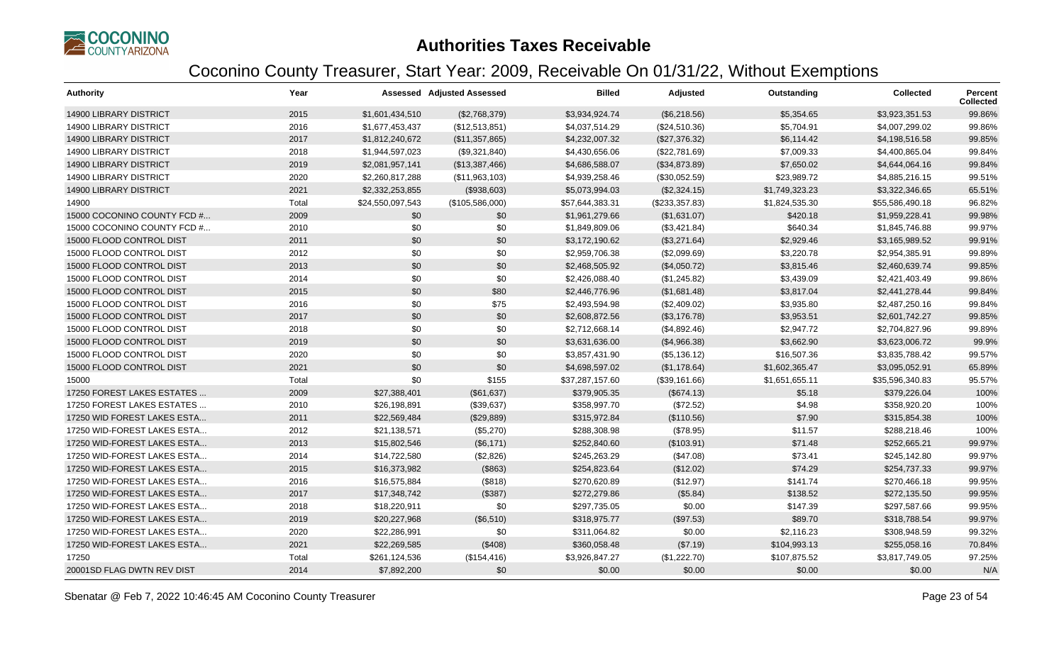# Authorities Taxes Receivable

## Coconino County Treasurer, Start Year: 2009, Receivable On 01/31/22, Without Exemptions

| Authority | Year | Assessed | Adjusted Assessed | Billed | Adjusted | Outstanding | Collected | Percent Collected |
|---|---|---|---|---|---|---|---|---|
| 14900 LIBRARY DISTRICT | 2015 | $1,601,434,510 | ($2,768,379) | $3,934,924.74 | ($6,218.56) | $5,354.65 | $3,923,351.53 | 99.86% |
| 14900 LIBRARY DISTRICT | 2016 | $1,677,453,437 | ($12,513,851) | $4,037,514.29 | ($24,510.36) | $5,704.91 | $4,007,299.02 | 99.86% |
| 14900 LIBRARY DISTRICT | 2017 | $1,812,240,672 | ($11,357,865) | $4,232,007.32 | ($27,376.32) | $6,114.42 | $4,198,516.58 | 99.85% |
| 14900 LIBRARY DISTRICT | 2018 | $1,944,597,023 | ($9,321,840) | $4,430,656.06 | ($22,781.69) | $7,009.33 | $4,400,865.04 | 99.84% |
| 14900 LIBRARY DISTRICT | 2019 | $2,081,957,141 | ($13,387,466) | $4,686,588.07 | ($34,873.89) | $7,650.02 | $4,644,064.16 | 99.84% |
| 14900 LIBRARY DISTRICT | 2020 | $2,260,817,288 | ($11,963,103) | $4,939,258.46 | ($30,052.59) | $23,989.72 | $4,885,216.15 | 99.51% |
| 14900 LIBRARY DISTRICT | 2021 | $2,332,253,855 | ($938,603) | $5,073,994.03 | ($2,324.15) | $1,749,323.23 | $3,322,346.65 | 65.51% |
| 14900 | Total | $24,550,097,543 | ($105,586,000) | $57,644,383.31 | ($233,357.83) | $1,824,535.30 | $55,586,490.18 | 96.82% |
| 15000 COCONINO COUNTY FCD #... | 2009 | $0 | $0 | $1,961,279.66 | ($1,631.07) | $420.18 | $1,959,228.41 | 99.98% |
| 15000 COCONINO COUNTY FCD #... | 2010 | $0 | $0 | $1,849,809.06 | ($3,421.84) | $640.34 | $1,845,746.88 | 99.97% |
| 15000 FLOOD CONTROL DIST | 2011 | $0 | $0 | $3,172,190.62 | ($3,271.64) | $2,929.46 | $3,165,989.52 | 99.91% |
| 15000 FLOOD CONTROL DIST | 2012 | $0 | $0 | $2,959,706.38 | ($2,099.69) | $3,220.78 | $2,954,385.91 | 99.89% |
| 15000 FLOOD CONTROL DIST | 2013 | $0 | $0 | $2,468,505.92 | ($4,050.72) | $3,815.46 | $2,460,639.74 | 99.85% |
| 15000 FLOOD CONTROL DIST | 2014 | $0 | $0 | $2,426,088.40 | ($1,245.82) | $3,439.09 | $2,421,403.49 | 99.86% |
| 15000 FLOOD CONTROL DIST | 2015 | $0 | $80 | $2,446,776.96 | ($1,681.48) | $3,817.04 | $2,441,278.44 | 99.84% |
| 15000 FLOOD CONTROL DIST | 2016 | $0 | $75 | $2,493,594.98 | ($2,409.02) | $3,935.80 | $2,487,250.16 | 99.84% |
| 15000 FLOOD CONTROL DIST | 2017 | $0 | $0 | $2,608,872.56 | ($3,176.78) | $3,953.51 | $2,601,742.27 | 99.85% |
| 15000 FLOOD CONTROL DIST | 2018 | $0 | $0 | $2,712,668.14 | ($4,892.46) | $2,947.72 | $2,704,827.96 | 99.89% |
| 15000 FLOOD CONTROL DIST | 2019 | $0 | $0 | $3,631,636.00 | ($4,966.38) | $3,662.90 | $3,623,006.72 | 99.9% |
| 15000 FLOOD CONTROL DIST | 2020 | $0 | $0 | $3,857,431.90 | ($5,136.12) | $16,507.36 | $3,835,788.42 | 99.57% |
| 15000 FLOOD CONTROL DIST | 2021 | $0 | $0 | $4,698,597.02 | ($1,178.64) | $1,602,365.47 | $3,095,052.91 | 65.89% |
| 15000 | Total | $0 | $155 | $37,287,157.60 | ($39,161.66) | $1,651,655.11 | $35,596,340.83 | 95.57% |
| 17250 FOREST LAKES ESTATES ... | 2009 | $27,388,401 | ($61,637) | $379,905.35 | ($674.13) | $5.18 | $379,226.04 | 100% |
| 17250 FOREST LAKES ESTATES ... | 2010 | $26,198,891 | ($39,637) | $358,997.70 | ($72.52) | $4.98 | $358,920.20 | 100% |
| 17250 WID FOREST LAKES ESTA... | 2011 | $22,569,484 | ($29,889) | $315,972.84 | ($110.56) | $7.90 | $315,854.38 | 100% |
| 17250 WID-FOREST LAKES ESTA... | 2012 | $21,138,571 | ($5,270) | $288,308.98 | ($78.95) | $11.57 | $288,218.46 | 100% |
| 17250 WID-FOREST LAKES ESTA... | 2013 | $15,802,546 | ($6,171) | $252,840.60 | ($103.91) | $71.48 | $252,665.21 | 99.97% |
| 17250 WID-FOREST LAKES ESTA... | 2014 | $14,722,580 | ($2,826) | $245,263.29 | ($47.08) | $73.41 | $245,142.80 | 99.97% |
| 17250 WID-FOREST LAKES ESTA... | 2015 | $16,373,982 | ($863) | $254,823.64 | ($12.02) | $74.29 | $254,737.33 | 99.97% |
| 17250 WID-FOREST LAKES ESTA... | 2016 | $16,575,884 | ($818) | $270,620.89 | ($12.97) | $141.74 | $270,466.18 | 99.95% |
| 17250 WID-FOREST LAKES ESTA... | 2017 | $17,348,742 | ($387) | $272,279.86 | ($5.84) | $138.52 | $272,135.50 | 99.95% |
| 17250 WID-FOREST LAKES ESTA... | 2018 | $18,220,911 | $0 | $297,735.05 | $0.00 | $147.39 | $297,587.66 | 99.95% |
| 17250 WID-FOREST LAKES ESTA... | 2019 | $20,227,968 | ($6,510) | $318,975.77 | ($97.53) | $89.70 | $318,788.54 | 99.97% |
| 17250 WID-FOREST LAKES ESTA... | 2020 | $22,286,991 | $0 | $311,064.82 | $0.00 | $2,116.23 | $308,948.59 | 99.32% |
| 17250 WID-FOREST LAKES ESTA... | 2021 | $22,269,585 | ($408) | $360,058.48 | ($7.19) | $104,993.13 | $255,058.16 | 70.84% |
| 17250 | Total | $261,124,536 | ($154,416) | $3,926,847.27 | ($1,222.70) | $107,875.52 | $3,817,749.05 | 97.25% |
| 20001SD FLAG DWTN REV DIST | 2014 | $7,892,200 | $0 | $0.00 | $0.00 | $0.00 | $0.00 | N/A |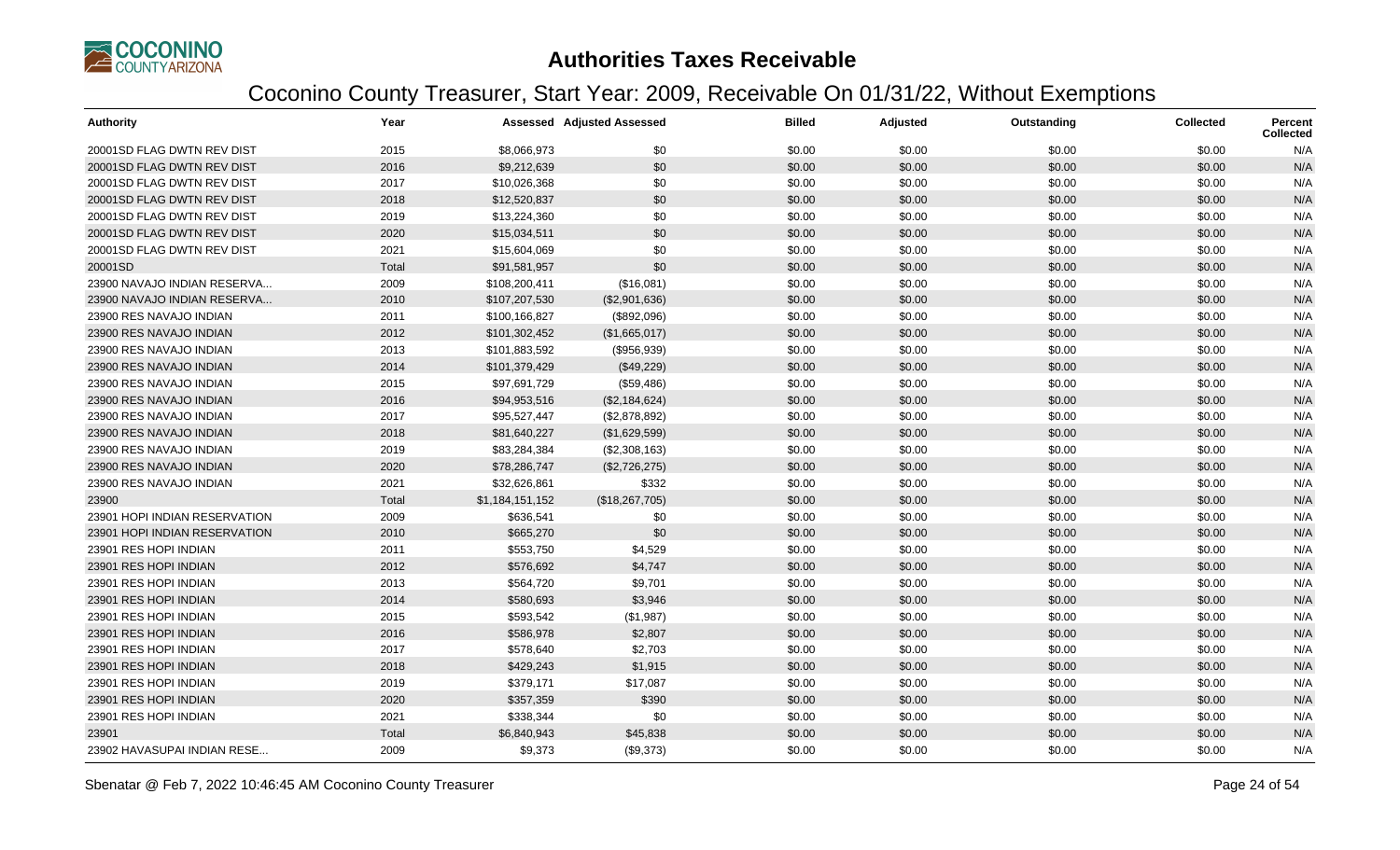# Authorities Taxes Receivable

## Coconino County Treasurer, Start Year: 2009, Receivable On 01/31/22, Without Exemptions

| Authority | Year | Assessed | Adjusted Assessed | Billed | Adjusted | Outstanding | Collected | Percent Collected |
|---|---|---|---|---|---|---|---|---|
| 20001SD FLAG DWTN REV DIST | 2015 | $8,066,973 | $0 | $0.00 | $0.00 | $0.00 | $0.00 | N/A |
| 20001SD FLAG DWTN REV DIST | 2016 | $9,212,639 | $0 | $0.00 | $0.00 | $0.00 | $0.00 | N/A |
| 20001SD FLAG DWTN REV DIST | 2017 | $10,026,368 | $0 | $0.00 | $0.00 | $0.00 | $0.00 | N/A |
| 20001SD FLAG DWTN REV DIST | 2018 | $12,520,837 | $0 | $0.00 | $0.00 | $0.00 | $0.00 | N/A |
| 20001SD FLAG DWTN REV DIST | 2019 | $13,224,360 | $0 | $0.00 | $0.00 | $0.00 | $0.00 | N/A |
| 20001SD FLAG DWTN REV DIST | 2020 | $15,034,511 | $0 | $0.00 | $0.00 | $0.00 | $0.00 | N/A |
| 20001SD FLAG DWTN REV DIST | 2021 | $15,604,069 | $0 | $0.00 | $0.00 | $0.00 | $0.00 | N/A |
| 20001SD | Total | $91,581,957 | $0 | $0.00 | $0.00 | $0.00 | $0.00 | N/A |
| 23900 NAVAJO INDIAN RESERVA... | 2009 | $108,200,411 | ($16,081) | $0.00 | $0.00 | $0.00 | $0.00 | N/A |
| 23900 NAVAJO INDIAN RESERVA... | 2010 | $107,207,530 | ($2,901,636) | $0.00 | $0.00 | $0.00 | $0.00 | N/A |
| 23900 RES NAVAJO INDIAN | 2011 | $100,166,827 | ($892,096) | $0.00 | $0.00 | $0.00 | $0.00 | N/A |
| 23900 RES NAVAJO INDIAN | 2012 | $101,302,452 | ($1,665,017) | $0.00 | $0.00 | $0.00 | $0.00 | N/A |
| 23900 RES NAVAJO INDIAN | 2013 | $101,883,592 | ($956,939) | $0.00 | $0.00 | $0.00 | $0.00 | N/A |
| 23900 RES NAVAJO INDIAN | 2014 | $101,379,429 | ($49,229) | $0.00 | $0.00 | $0.00 | $0.00 | N/A |
| 23900 RES NAVAJO INDIAN | 2015 | $97,691,729 | ($59,486) | $0.00 | $0.00 | $0.00 | $0.00 | N/A |
| 23900 RES NAVAJO INDIAN | 2016 | $94,953,516 | ($2,184,624) | $0.00 | $0.00 | $0.00 | $0.00 | N/A |
| 23900 RES NAVAJO INDIAN | 2017 | $95,527,447 | ($2,878,892) | $0.00 | $0.00 | $0.00 | $0.00 | N/A |
| 23900 RES NAVAJO INDIAN | 2018 | $81,640,227 | ($1,629,599) | $0.00 | $0.00 | $0.00 | $0.00 | N/A |
| 23900 RES NAVAJO INDIAN | 2019 | $83,284,384 | ($2,308,163) | $0.00 | $0.00 | $0.00 | $0.00 | N/A |
| 23900 RES NAVAJO INDIAN | 2020 | $78,286,747 | ($2,726,275) | $0.00 | $0.00 | $0.00 | $0.00 | N/A |
| 23900 RES NAVAJO INDIAN | 2021 | $32,626,861 | $332 | $0.00 | $0.00 | $0.00 | $0.00 | N/A |
| 23900 | Total | $1,184,151,152 | ($18,267,705) | $0.00 | $0.00 | $0.00 | $0.00 | N/A |
| 23901 HOPI INDIAN RESERVATION | 2009 | $636,541 | $0 | $0.00 | $0.00 | $0.00 | $0.00 | N/A |
| 23901 HOPI INDIAN RESERVATION | 2010 | $665,270 | $0 | $0.00 | $0.00 | $0.00 | $0.00 | N/A |
| 23901 RES HOPI INDIAN | 2011 | $553,750 | $4,529 | $0.00 | $0.00 | $0.00 | $0.00 | N/A |
| 23901 RES HOPI INDIAN | 2012 | $576,692 | $4,747 | $0.00 | $0.00 | $0.00 | $0.00 | N/A |
| 23901 RES HOPI INDIAN | 2013 | $564,720 | $9,701 | $0.00 | $0.00 | $0.00 | $0.00 | N/A |
| 23901 RES HOPI INDIAN | 2014 | $580,693 | $3,946 | $0.00 | $0.00 | $0.00 | $0.00 | N/A |
| 23901 RES HOPI INDIAN | 2015 | $593,542 | ($1,987) | $0.00 | $0.00 | $0.00 | $0.00 | N/A |
| 23901 RES HOPI INDIAN | 2016 | $586,978 | $2,807 | $0.00 | $0.00 | $0.00 | $0.00 | N/A |
| 23901 RES HOPI INDIAN | 2017 | $578,640 | $2,703 | $0.00 | $0.00 | $0.00 | $0.00 | N/A |
| 23901 RES HOPI INDIAN | 2018 | $429,243 | $1,915 | $0.00 | $0.00 | $0.00 | $0.00 | N/A |
| 23901 RES HOPI INDIAN | 2019 | $379,171 | $17,087 | $0.00 | $0.00 | $0.00 | $0.00 | N/A |
| 23901 RES HOPI INDIAN | 2020 | $357,359 | $390 | $0.00 | $0.00 | $0.00 | $0.00 | N/A |
| 23901 RES HOPI INDIAN | 2021 | $338,344 | $0 | $0.00 | $0.00 | $0.00 | $0.00 | N/A |
| 23901 | Total | $6,840,943 | $45,838 | $0.00 | $0.00 | $0.00 | $0.00 | N/A |
| 23902 HAVASUPAI INDIAN RESE... | 2009 | $9,373 | ($9,373) | $0.00 | $0.00 | $0.00 | $0.00 | N/A |

Sbenatar @ Feb 7, 2022 10:46:45 AM Coconino County Treasurer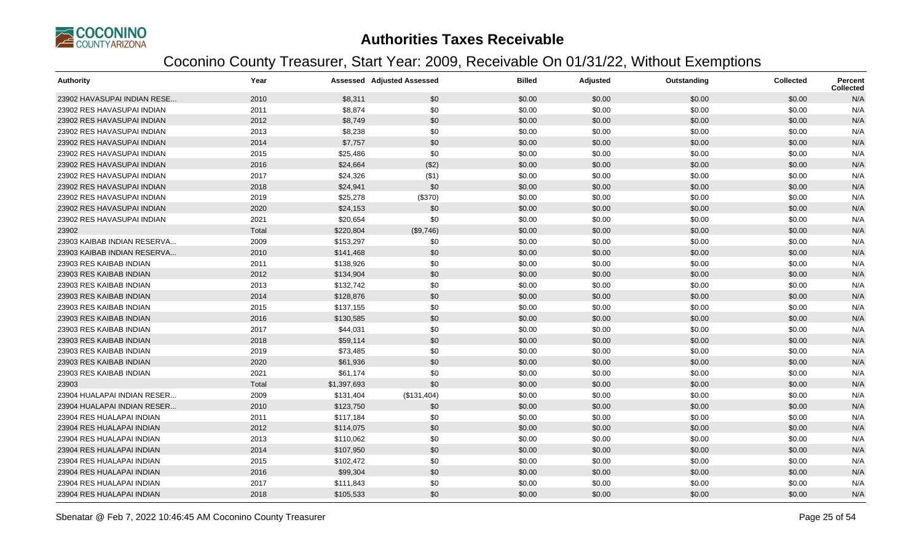# Authorities Taxes Receivable

## Coconino County Treasurer, Start Year: 2009, Receivable On 01/31/22, Without Exemptions

| Authority | Year | Assessed | Adjusted Assessed | Billed | Adjusted | Outstanding | Collected | Percent Collected |
|---|---|---|---|---|---|---|---|---|
| 23902 HAVASUPAI INDIAN RESE... | 2010 | $8,311 | $0 | $0.00 | $0.00 | $0.00 | $0.00 | N/A |
| 23902 RES HAVASUPAI INDIAN | 2011 | $8,874 | $0 | $0.00 | $0.00 | $0.00 | $0.00 | N/A |
| 23902 RES HAVASUPAI INDIAN | 2012 | $8,749 | $0 | $0.00 | $0.00 | $0.00 | $0.00 | N/A |
| 23902 RES HAVASUPAI INDIAN | 2013 | $8,238 | $0 | $0.00 | $0.00 | $0.00 | $0.00 | N/A |
| 23902 RES HAVASUPAI INDIAN | 2014 | $7,757 | $0 | $0.00 | $0.00 | $0.00 | $0.00 | N/A |
| 23902 RES HAVASUPAI INDIAN | 2015 | $25,486 | $0 | $0.00 | $0.00 | $0.00 | $0.00 | N/A |
| 23902 RES HAVASUPAI INDIAN | 2016 | $24,664 | ($2) | $0.00 | $0.00 | $0.00 | $0.00 | N/A |
| 23902 RES HAVASUPAI INDIAN | 2017 | $24,326 | ($1) | $0.00 | $0.00 | $0.00 | $0.00 | N/A |
| 23902 RES HAVASUPAI INDIAN | 2018 | $24,941 | $0 | $0.00 | $0.00 | $0.00 | $0.00 | N/A |
| 23902 RES HAVASUPAI INDIAN | 2019 | $25,278 | ($370) | $0.00 | $0.00 | $0.00 | $0.00 | N/A |
| 23902 RES HAVASUPAI INDIAN | 2020 | $24,153 | $0 | $0.00 | $0.00 | $0.00 | $0.00 | N/A |
| 23902 RES HAVASUPAI INDIAN | 2021 | $20,654 | $0 | $0.00 | $0.00 | $0.00 | $0.00 | N/A |
| 23902 | Total | $220,804 | ($9,746) | $0.00 | $0.00 | $0.00 | $0.00 | N/A |
| 23903 KAIBAB INDIAN RESERVA... | 2009 | $153,297 | $0 | $0.00 | $0.00 | $0.00 | $0.00 | N/A |
| 23903 KAIBAB INDIAN RESERVA... | 2010 | $141,468 | $0 | $0.00 | $0.00 | $0.00 | $0.00 | N/A |
| 23903 RES KAIBAB INDIAN | 2011 | $138,926 | $0 | $0.00 | $0.00 | $0.00 | $0.00 | N/A |
| 23903 RES KAIBAB INDIAN | 2012 | $134,904 | $0 | $0.00 | $0.00 | $0.00 | $0.00 | N/A |
| 23903 RES KAIBAB INDIAN | 2013 | $132,742 | $0 | $0.00 | $0.00 | $0.00 | $0.00 | N/A |
| 23903 RES KAIBAB INDIAN | 2014 | $128,876 | $0 | $0.00 | $0.00 | $0.00 | $0.00 | N/A |
| 23903 RES KAIBAB INDIAN | 2015 | $137,155 | $0 | $0.00 | $0.00 | $0.00 | $0.00 | N/A |
| 23903 RES KAIBAB INDIAN | 2016 | $130,585 | $0 | $0.00 | $0.00 | $0.00 | $0.00 | N/A |
| 23903 RES KAIBAB INDIAN | 2017 | $44,031 | $0 | $0.00 | $0.00 | $0.00 | $0.00 | N/A |
| 23903 RES KAIBAB INDIAN | 2018 | $59,114 | $0 | $0.00 | $0.00 | $0.00 | $0.00 | N/A |
| 23903 RES KAIBAB INDIAN | 2019 | $73,485 | $0 | $0.00 | $0.00 | $0.00 | $0.00 | N/A |
| 23903 RES KAIBAB INDIAN | 2020 | $61,936 | $0 | $0.00 | $0.00 | $0.00 | $0.00 | N/A |
| 23903 RES KAIBAB INDIAN | 2021 | $61,174 | $0 | $0.00 | $0.00 | $0.00 | $0.00 | N/A |
| 23903 | Total | $1,397,693 | $0 | $0.00 | $0.00 | $0.00 | $0.00 | N/A |
| 23904 HUALAPAI INDIAN RESER... | 2009 | $131,404 | ($131,404) | $0.00 | $0.00 | $0.00 | $0.00 | N/A |
| 23904 HUALAPAI INDIAN RESER... | 2010 | $123,750 | $0 | $0.00 | $0.00 | $0.00 | $0.00 | N/A |
| 23904 RES HUALAPAI INDIAN | 2011 | $117,184 | $0 | $0.00 | $0.00 | $0.00 | $0.00 | N/A |
| 23904 RES HUALAPAI INDIAN | 2012 | $114,075 | $0 | $0.00 | $0.00 | $0.00 | $0.00 | N/A |
| 23904 RES HUALAPAI INDIAN | 2013 | $110,062 | $0 | $0.00 | $0.00 | $0.00 | $0.00 | N/A |
| 23904 RES HUALAPAI INDIAN | 2014 | $107,950 | $0 | $0.00 | $0.00 | $0.00 | $0.00 | N/A |
| 23904 RES HUALAPAI INDIAN | 2015 | $102,472 | $0 | $0.00 | $0.00 | $0.00 | $0.00 | N/A |
| 23904 RES HUALAPAI INDIAN | 2016 | $99,304 | $0 | $0.00 | $0.00 | $0.00 | $0.00 | N/A |
| 23904 RES HUALAPAI INDIAN | 2017 | $111,843 | $0 | $0.00 | $0.00 | $0.00 | $0.00 | N/A |
| 23904 RES HUALAPAI INDIAN | 2018 | $105,533 | $0 | $0.00 | $0.00 | $0.00 | $0.00 | N/A |

Sbenatar @ Feb 7, 2022 10:46:45 AM Coconino County Treasurer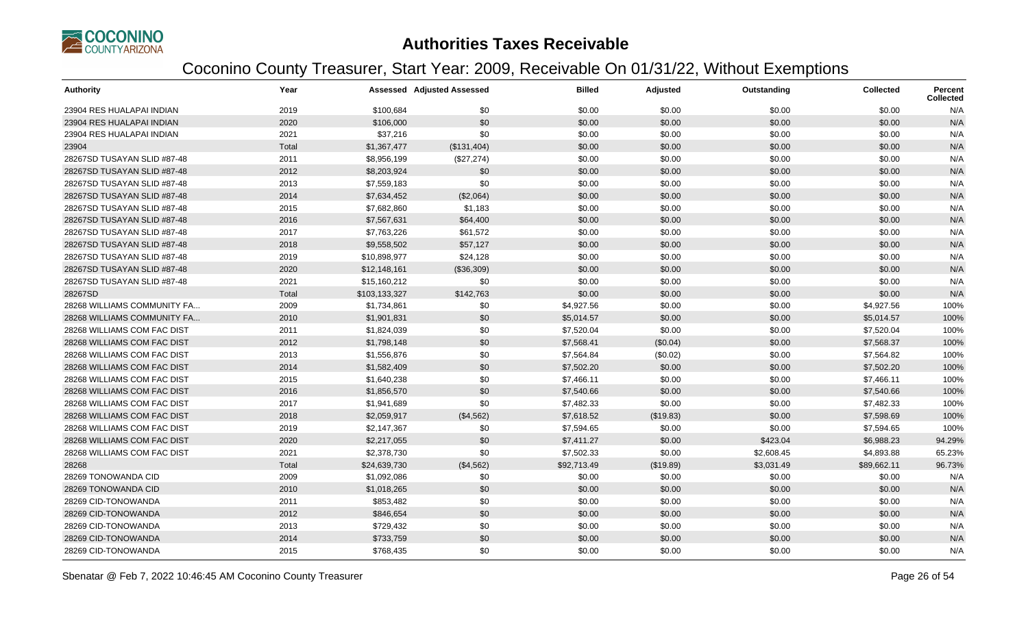# Authorities Taxes Receivable

## Coconino County Treasurer, Start Year: 2009, Receivable On 01/31/22, Without Exemptions

| Authority | Year | Assessed | Adjusted Assessed | Billed | Adjusted | Outstanding | Collected | Percent Collected |
|---|---|---|---|---|---|---|---|---|
| 23904 RES HUALAPAI INDIAN | 2019 | $100,684 | $0 | $0.00 | $0.00 | $0.00 | $0.00 | N/A |
| 23904 RES HUALAPAI INDIAN | 2020 | $106,000 | $0 | $0.00 | $0.00 | $0.00 | $0.00 | N/A |
| 23904 RES HUALAPAI INDIAN | 2021 | $37,216 | $0 | $0.00 | $0.00 | $0.00 | $0.00 | N/A |
| 23904 | Total | $1,367,477 | ($131,404) | $0.00 | $0.00 | $0.00 | $0.00 | N/A |
| 28267SD TUSAYAN SLID #87-48 | 2011 | $8,956,199 | ($27,274) | $0.00 | $0.00 | $0.00 | $0.00 | N/A |
| 28267SD TUSAYAN SLID #87-48 | 2012 | $8,203,924 | $0 | $0.00 | $0.00 | $0.00 | $0.00 | N/A |
| 28267SD TUSAYAN SLID #87-48 | 2013 | $7,559,183 | $0 | $0.00 | $0.00 | $0.00 | $0.00 | N/A |
| 28267SD TUSAYAN SLID #87-48 | 2014 | $7,634,452 | ($2,064) | $0.00 | $0.00 | $0.00 | $0.00 | N/A |
| 28267SD TUSAYAN SLID #87-48 | 2015 | $7,682,860 | $1,183 | $0.00 | $0.00 | $0.00 | $0.00 | N/A |
| 28267SD TUSAYAN SLID #87-48 | 2016 | $7,567,631 | $64,400 | $0.00 | $0.00 | $0.00 | $0.00 | N/A |
| 28267SD TUSAYAN SLID #87-48 | 2017 | $7,763,226 | $61,572 | $0.00 | $0.00 | $0.00 | $0.00 | N/A |
| 28267SD TUSAYAN SLID #87-48 | 2018 | $9,558,502 | $57,127 | $0.00 | $0.00 | $0.00 | $0.00 | N/A |
| 28267SD TUSAYAN SLID #87-48 | 2019 | $10,898,977 | $24,128 | $0.00 | $0.00 | $0.00 | $0.00 | N/A |
| 28267SD TUSAYAN SLID #87-48 | 2020 | $12,148,161 | ($36,309) | $0.00 | $0.00 | $0.00 | $0.00 | N/A |
| 28267SD TUSAYAN SLID #87-48 | 2021 | $15,160,212 | $0 | $0.00 | $0.00 | $0.00 | $0.00 | N/A |
| 28267SD | Total | $103,133,327 | $142,763 | $0.00 | $0.00 | $0.00 | $0.00 | N/A |
| 28268 WILLIAMS COMMUNITY FA... | 2009 | $1,734,861 | $0 | $4,927.56 | $0.00 | $0.00 | $4,927.56 | 100% |
| 28268 WILLIAMS COMMUNITY FA... | 2010 | $1,901,831 | $0 | $5,014.57 | $0.00 | $0.00 | $5,014.57 | 100% |
| 28268 WILLIAMS COM FAC DIST | 2011 | $1,824,039 | $0 | $7,520.04 | $0.00 | $0.00 | $7,520.04 | 100% |
| 28268 WILLIAMS COM FAC DIST | 2012 | $1,798,148 | $0 | $7,568.41 | ($0.04) | $0.00 | $7,568.37 | 100% |
| 28268 WILLIAMS COM FAC DIST | 2013 | $1,556,876 | $0 | $7,564.84 | ($0.02) | $0.00 | $7,564.82 | 100% |
| 28268 WILLIAMS COM FAC DIST | 2014 | $1,582,409 | $0 | $7,502.20 | $0.00 | $0.00 | $7,502.20 | 100% |
| 28268 WILLIAMS COM FAC DIST | 2015 | $1,640,238 | $0 | $7,466.11 | $0.00 | $0.00 | $7,466.11 | 100% |
| 28268 WILLIAMS COM FAC DIST | 2016 | $1,856,570 | $0 | $7,540.66 | $0.00 | $0.00 | $7,540.66 | 100% |
| 28268 WILLIAMS COM FAC DIST | 2017 | $1,941,689 | $0 | $7,482.33 | $0.00 | $0.00 | $7,482.33 | 100% |
| 28268 WILLIAMS COM FAC DIST | 2018 | $2,059,917 | ($4,562) | $7,618.52 | ($19.83) | $0.00 | $7,598.69 | 100% |
| 28268 WILLIAMS COM FAC DIST | 2019 | $2,147,367 | $0 | $7,594.65 | $0.00 | $0.00 | $7,594.65 | 100% |
| 28268 WILLIAMS COM FAC DIST | 2020 | $2,217,055 | $0 | $7,411.27 | $0.00 | $423.04 | $6,988.23 | 94.29% |
| 28268 WILLIAMS COM FAC DIST | 2021 | $2,378,730 | $0 | $7,502.33 | $0.00 | $2,608.45 | $4,893.88 | 65.23% |
| 28268 | Total | $24,639,730 | ($4,562) | $92,713.49 | ($19.89) | $3,031.49 | $89,662.11 | 96.73% |
| 28269 TONOWANDA CID | 2009 | $1,092,086 | $0 | $0.00 | $0.00 | $0.00 | $0.00 | N/A |
| 28269 TONOWANDA CID | 2010 | $1,018,265 | $0 | $0.00 | $0.00 | $0.00 | $0.00 | N/A |
| 28269 CID-TONOWANDA | 2011 | $853,482 | $0 | $0.00 | $0.00 | $0.00 | $0.00 | N/A |
| 28269 CID-TONOWANDA | 2012 | $846,654 | $0 | $0.00 | $0.00 | $0.00 | $0.00 | N/A |
| 28269 CID-TONOWANDA | 2013 | $729,432 | $0 | $0.00 | $0.00 | $0.00 | $0.00 | N/A |
| 28269 CID-TONOWANDA | 2014 | $733,759 | $0 | $0.00 | $0.00 | $0.00 | $0.00 | N/A |
| 28269 CID-TONOWANDA | 2015 | $768,435 | $0 | $0.00 | $0.00 | $0.00 | $0.00 | N/A |

Sbenatar @ Feb 7, 2022 10:46:45 AM Coconino County Treasurer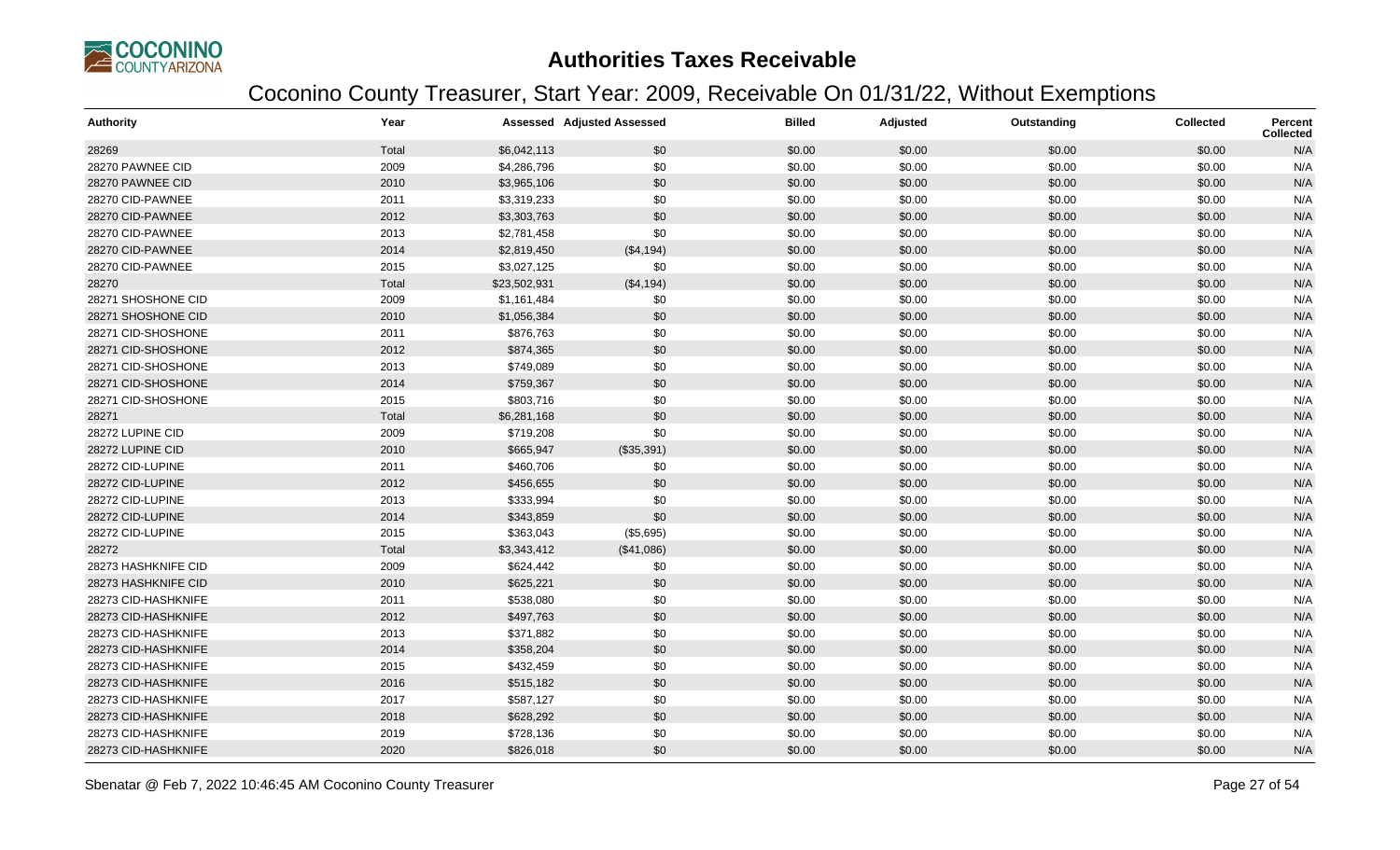# Authorities Taxes Receivable

## Coconino County Treasurer, Start Year: 2009, Receivable On 01/31/22, Without Exemptions

| Authority | Year | Assessed | Adjusted Assessed | Billed | Adjusted | Outstanding | Collected | Percent Collected |
|---|---|---|---|---|---|---|---|---|
| 28269 | Total | $6,042,113 | $0 | $0.00 | $0.00 | $0.00 | $0.00 | N/A |
| 28270 PAWNEE CID | 2009 | $4,286,796 | $0 | $0.00 | $0.00 | $0.00 | $0.00 | N/A |
| 28270 PAWNEE CID | 2010 | $3,965,106 | $0 | $0.00 | $0.00 | $0.00 | $0.00 | N/A |
| 28270 CID-PAWNEE | 2011 | $3,319,233 | $0 | $0.00 | $0.00 | $0.00 | $0.00 | N/A |
| 28270 CID-PAWNEE | 2012 | $3,303,763 | $0 | $0.00 | $0.00 | $0.00 | $0.00 | N/A |
| 28270 CID-PAWNEE | 2013 | $2,781,458 | $0 | $0.00 | $0.00 | $0.00 | $0.00 | N/A |
| 28270 CID-PAWNEE | 2014 | $2,819,450 | ($4,194) | $0.00 | $0.00 | $0.00 | $0.00 | N/A |
| 28270 CID-PAWNEE | 2015 | $3,027,125 | $0 | $0.00 | $0.00 | $0.00 | $0.00 | N/A |
| 28270 | Total | $23,502,931 | ($4,194) | $0.00 | $0.00 | $0.00 | $0.00 | N/A |
| 28271 SHOSHONE CID | 2009 | $1,161,484 | $0 | $0.00 | $0.00 | $0.00 | $0.00 | N/A |
| 28271 SHOSHONE CID | 2010 | $1,056,384 | $0 | $0.00 | $0.00 | $0.00 | $0.00 | N/A |
| 28271 CID-SHOSHONE | 2011 | $876,763 | $0 | $0.00 | $0.00 | $0.00 | $0.00 | N/A |
| 28271 CID-SHOSHONE | 2012 | $874,365 | $0 | $0.00 | $0.00 | $0.00 | $0.00 | N/A |
| 28271 CID-SHOSHONE | 2013 | $749,089 | $0 | $0.00 | $0.00 | $0.00 | $0.00 | N/A |
| 28271 CID-SHOSHONE | 2014 | $759,367 | $0 | $0.00 | $0.00 | $0.00 | $0.00 | N/A |
| 28271 CID-SHOSHONE | 2015 | $803,716 | $0 | $0.00 | $0.00 | $0.00 | $0.00 | N/A |
| 28271 | Total | $6,281,168 | $0 | $0.00 | $0.00 | $0.00 | $0.00 | N/A |
| 28272 LUPINE CID | 2009 | $719,208 | $0 | $0.00 | $0.00 | $0.00 | $0.00 | N/A |
| 28272 LUPINE CID | 2010 | $665,947 | ($35,391) | $0.00 | $0.00 | $0.00 | $0.00 | N/A |
| 28272 CID-LUPINE | 2011 | $460,706 | $0 | $0.00 | $0.00 | $0.00 | $0.00 | N/A |
| 28272 CID-LUPINE | 2012 | $456,655 | $0 | $0.00 | $0.00 | $0.00 | $0.00 | N/A |
| 28272 CID-LUPINE | 2013 | $333,994 | $0 | $0.00 | $0.00 | $0.00 | $0.00 | N/A |
| 28272 CID-LUPINE | 2014 | $343,859 | $0 | $0.00 | $0.00 | $0.00 | $0.00 | N/A |
| 28272 CID-LUPINE | 2015 | $363,043 | ($5,695) | $0.00 | $0.00 | $0.00 | $0.00 | N/A |
| 28272 | Total | $3,343,412 | ($41,086) | $0.00 | $0.00 | $0.00 | $0.00 | N/A |
| 28273 HASHKNIFE CID | 2009 | $624,442 | $0 | $0.00 | $0.00 | $0.00 | $0.00 | N/A |
| 28273 HASHKNIFE CID | 2010 | $625,221 | $0 | $0.00 | $0.00 | $0.00 | $0.00 | N/A |
| 28273 CID-HASHKNIFE | 2011 | $538,080 | $0 | $0.00 | $0.00 | $0.00 | $0.00 | N/A |
| 28273 CID-HASHKNIFE | 2012 | $497,763 | $0 | $0.00 | $0.00 | $0.00 | $0.00 | N/A |
| 28273 CID-HASHKNIFE | 2013 | $371,882 | $0 | $0.00 | $0.00 | $0.00 | $0.00 | N/A |
| 28273 CID-HASHKNIFE | 2014 | $358,204 | $0 | $0.00 | $0.00 | $0.00 | $0.00 | N/A |
| 28273 CID-HASHKNIFE | 2015 | $432,459 | $0 | $0.00 | $0.00 | $0.00 | $0.00 | N/A |
| 28273 CID-HASHKNIFE | 2016 | $515,182 | $0 | $0.00 | $0.00 | $0.00 | $0.00 | N/A |
| 28273 CID-HASHKNIFE | 2017 | $587,127 | $0 | $0.00 | $0.00 | $0.00 | $0.00 | N/A |
| 28273 CID-HASHKNIFE | 2018 | $628,292 | $0 | $0.00 | $0.00 | $0.00 | $0.00 | N/A |
| 28273 CID-HASHKNIFE | 2019 | $728,136 | $0 | $0.00 | $0.00 | $0.00 | $0.00 | N/A |
| 28273 CID-HASHKNIFE | 2020 | $826,018 | $0 | $0.00 | $0.00 | $0.00 | $0.00 | N/A |

Sbenatar @ Feb 7, 2022 10:46:45 AM Coconino County Treasurer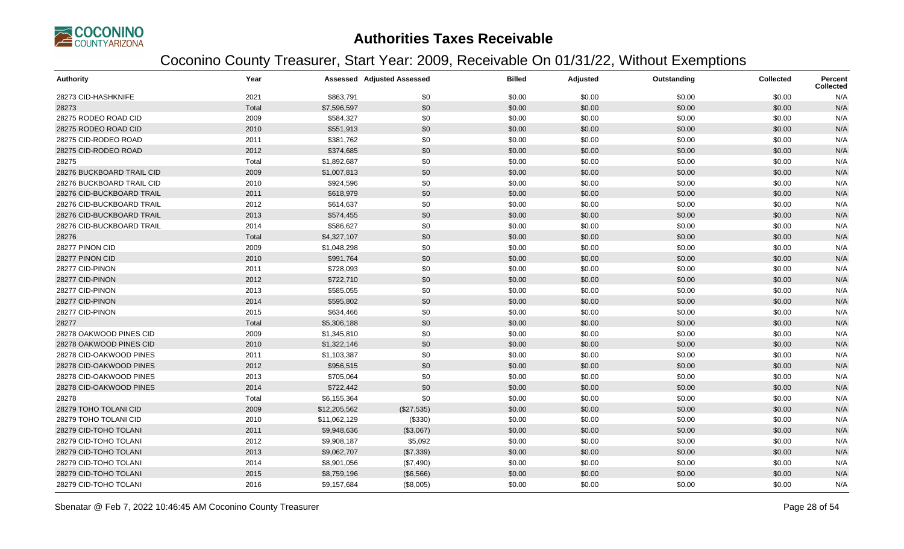# Authorities Taxes Receivable

## Coconino County Treasurer, Start Year: 2009, Receivable On 01/31/22, Without Exemptions

| Authority | Year | Assessed | Adjusted Assessed | Billed | Adjusted | Outstanding | Collected | Percent Collected |
|---|---|---|---|---|---|---|---|---|
| 28273 CID-HASHKNIFE | 2021 | $863,791 | $0 | $0.00 | $0.00 | $0.00 | $0.00 | N/A |
| 28273 | Total | $7,596,597 | $0 | $0.00 | $0.00 | $0.00 | $0.00 | N/A |
| 28275 RODEO ROAD CID | 2009 | $584,327 | $0 | $0.00 | $0.00 | $0.00 | $0.00 | N/A |
| 28275 RODEO ROAD CID | 2010 | $551,913 | $0 | $0.00 | $0.00 | $0.00 | $0.00 | N/A |
| 28275 CID-RODEO ROAD | 2011 | $381,762 | $0 | $0.00 | $0.00 | $0.00 | $0.00 | N/A |
| 28275 CID-RODEO ROAD | 2012 | $374,685 | $0 | $0.00 | $0.00 | $0.00 | $0.00 | N/A |
| 28275 | Total | $1,892,687 | $0 | $0.00 | $0.00 | $0.00 | $0.00 | N/A |
| 28276 BUCKBOARD TRAIL CID | 2009 | $1,007,813 | $0 | $0.00 | $0.00 | $0.00 | $0.00 | N/A |
| 28276 BUCKBOARD TRAIL CID | 2010 | $924,596 | $0 | $0.00 | $0.00 | $0.00 | $0.00 | N/A |
| 28276 CID-BUCKBOARD TRAIL | 2011 | $618,979 | $0 | $0.00 | $0.00 | $0.00 | $0.00 | N/A |
| 28276 CID-BUCKBOARD TRAIL | 2012 | $614,637 | $0 | $0.00 | $0.00 | $0.00 | $0.00 | N/A |
| 28276 CID-BUCKBOARD TRAIL | 2013 | $574,455 | $0 | $0.00 | $0.00 | $0.00 | $0.00 | N/A |
| 28276 CID-BUCKBOARD TRAIL | 2014 | $586,627 | $0 | $0.00 | $0.00 | $0.00 | $0.00 | N/A |
| 28276 | Total | $4,327,107 | $0 | $0.00 | $0.00 | $0.00 | $0.00 | N/A |
| 28277 PINON CID | 2009 | $1,048,298 | $0 | $0.00 | $0.00 | $0.00 | $0.00 | N/A |
| 28277 PINON CID | 2010 | $991,764 | $0 | $0.00 | $0.00 | $0.00 | $0.00 | N/A |
| 28277 CID-PINON | 2011 | $728,093 | $0 | $0.00 | $0.00 | $0.00 | $0.00 | N/A |
| 28277 CID-PINON | 2012 | $722,710 | $0 | $0.00 | $0.00 | $0.00 | $0.00 | N/A |
| 28277 CID-PINON | 2013 | $585,055 | $0 | $0.00 | $0.00 | $0.00 | $0.00 | N/A |
| 28277 CID-PINON | 2014 | $595,802 | $0 | $0.00 | $0.00 | $0.00 | $0.00 | N/A |
| 28277 CID-PINON | 2015 | $634,466 | $0 | $0.00 | $0.00 | $0.00 | $0.00 | N/A |
| 28277 | Total | $5,306,188 | $0 | $0.00 | $0.00 | $0.00 | $0.00 | N/A |
| 28278 OAKWOOD PINES CID | 2009 | $1,345,810 | $0 | $0.00 | $0.00 | $0.00 | $0.00 | N/A |
| 28278 OAKWOOD PINES CID | 2010 | $1,322,146 | $0 | $0.00 | $0.00 | $0.00 | $0.00 | N/A |
| 28278 CID-OAKWOOD PINES | 2011 | $1,103,387 | $0 | $0.00 | $0.00 | $0.00 | $0.00 | N/A |
| 28278 CID-OAKWOOD PINES | 2012 | $956,515 | $0 | $0.00 | $0.00 | $0.00 | $0.00 | N/A |
| 28278 CID-OAKWOOD PINES | 2013 | $705,064 | $0 | $0.00 | $0.00 | $0.00 | $0.00 | N/A |
| 28278 CID-OAKWOOD PINES | 2014 | $722,442 | $0 | $0.00 | $0.00 | $0.00 | $0.00 | N/A |
| 28278 | Total | $6,155,364 | $0 | $0.00 | $0.00 | $0.00 | $0.00 | N/A |
| 28279 TOHO TOLANI CID | 2009 | $12,205,562 | ($27,535) | $0.00 | $0.00 | $0.00 | $0.00 | N/A |
| 28279 TOHO TOLANI CID | 2010 | $11,062,129 | ($330) | $0.00 | $0.00 | $0.00 | $0.00 | N/A |
| 28279 CID-TOHO TOLANI | 2011 | $9,948,636 | ($3,067) | $0.00 | $0.00 | $0.00 | $0.00 | N/A |
| 28279 CID-TOHO TOLANI | 2012 | $9,908,187 | $5,092 | $0.00 | $0.00 | $0.00 | $0.00 | N/A |
| 28279 CID-TOHO TOLANI | 2013 | $9,062,707 | ($7,339) | $0.00 | $0.00 | $0.00 | $0.00 | N/A |
| 28279 CID-TOHO TOLANI | 2014 | $8,901,056 | ($7,490) | $0.00 | $0.00 | $0.00 | $0.00 | N/A |
| 28279 CID-TOHO TOLANI | 2015 | $8,759,196 | ($6,566) | $0.00 | $0.00 | $0.00 | $0.00 | N/A |
| 28279 CID-TOHO TOLANI | 2016 | $9,157,684 | ($8,005) | $0.00 | $0.00 | $0.00 | $0.00 | N/A |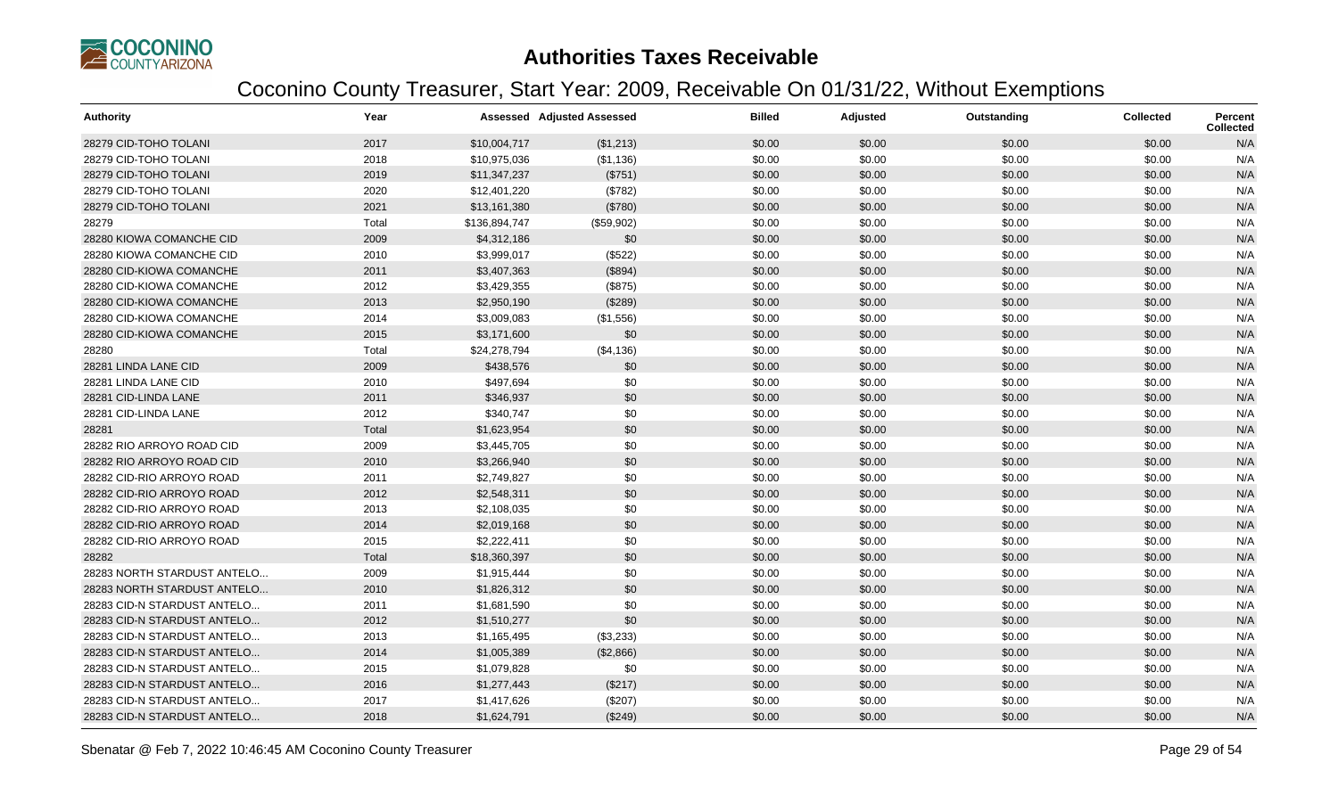# Authorities Taxes Receivable

## Coconino County Treasurer, Start Year: 2009, Receivable On 01/31/22, Without Exemptions

| Authority | Year | Assessed | Adjusted Assessed | Billed | Adjusted | Outstanding | Collected | Percent Collected |
|---|---|---|---|---|---|---|---|---|
| 28279 CID-TOHO TOLANI | 2017 | $10,004,717 | ($1,213) | $0.00 | $0.00 | $0.00 | $0.00 | N/A |
| 28279 CID-TOHO TOLANI | 2018 | $10,975,036 | ($1,136) | $0.00 | $0.00 | $0.00 | $0.00 | N/A |
| 28279 CID-TOHO TOLANI | 2019 | $11,347,237 | ($751) | $0.00 | $0.00 | $0.00 | $0.00 | N/A |
| 28279 CID-TOHO TOLANI | 2020 | $12,401,220 | ($782) | $0.00 | $0.00 | $0.00 | $0.00 | N/A |
| 28279 CID-TOHO TOLANI | 2021 | $13,161,380 | ($780) | $0.00 | $0.00 | $0.00 | $0.00 | N/A |
| 28279 | Total | $136,894,747 | ($59,902) | $0.00 | $0.00 | $0.00 | $0.00 | N/A |
| 28280 KIOWA COMANCHE CID | 2009 | $4,312,186 | $0 | $0.00 | $0.00 | $0.00 | $0.00 | N/A |
| 28280 KIOWA COMANCHE CID | 2010 | $3,999,017 | ($522) | $0.00 | $0.00 | $0.00 | $0.00 | N/A |
| 28280 CID-KIOWA COMANCHE | 2011 | $3,407,363 | ($894) | $0.00 | $0.00 | $0.00 | $0.00 | N/A |
| 28280 CID-KIOWA COMANCHE | 2012 | $3,429,355 | ($875) | $0.00 | $0.00 | $0.00 | $0.00 | N/A |
| 28280 CID-KIOWA COMANCHE | 2013 | $2,950,190 | ($289) | $0.00 | $0.00 | $0.00 | $0.00 | N/A |
| 28280 CID-KIOWA COMANCHE | 2014 | $3,009,083 | ($1,556) | $0.00 | $0.00 | $0.00 | $0.00 | N/A |
| 28280 CID-KIOWA COMANCHE | 2015 | $3,171,600 | $0 | $0.00 | $0.00 | $0.00 | $0.00 | N/A |
| 28280 | Total | $24,278,794 | ($4,136) | $0.00 | $0.00 | $0.00 | $0.00 | N/A |
| 28281 LINDA LANE CID | 2009 | $438,576 | $0 | $0.00 | $0.00 | $0.00 | $0.00 | N/A |
| 28281 LINDA LANE CID | 2010 | $497,694 | $0 | $0.00 | $0.00 | $0.00 | $0.00 | N/A |
| 28281 CID-LINDA LANE | 2011 | $346,937 | $0 | $0.00 | $0.00 | $0.00 | $0.00 | N/A |
| 28281 CID-LINDA LANE | 2012 | $340,747 | $0 | $0.00 | $0.00 | $0.00 | $0.00 | N/A |
| 28281 | Total | $1,623,954 | $0 | $0.00 | $0.00 | $0.00 | $0.00 | N/A |
| 28282 RIO ARROYO ROAD CID | 2009 | $3,445,705 | $0 | $0.00 | $0.00 | $0.00 | $0.00 | N/A |
| 28282 RIO ARROYO ROAD CID | 2010 | $3,266,940 | $0 | $0.00 | $0.00 | $0.00 | $0.00 | N/A |
| 28282 CID-RIO ARROYO ROAD | 2011 | $2,749,827 | $0 | $0.00 | $0.00 | $0.00 | $0.00 | N/A |
| 28282 CID-RIO ARROYO ROAD | 2012 | $2,548,311 | $0 | $0.00 | $0.00 | $0.00 | $0.00 | N/A |
| 28282 CID-RIO ARROYO ROAD | 2013 | $2,108,035 | $0 | $0.00 | $0.00 | $0.00 | $0.00 | N/A |
| 28282 CID-RIO ARROYO ROAD | 2014 | $2,019,168 | $0 | $0.00 | $0.00 | $0.00 | $0.00 | N/A |
| 28282 CID-RIO ARROYO ROAD | 2015 | $2,222,411 | $0 | $0.00 | $0.00 | $0.00 | $0.00 | N/A |
| 28282 | Total | $18,360,397 | $0 | $0.00 | $0.00 | $0.00 | $0.00 | N/A |
| 28283 NORTH STARDUST ANTELO... | 2009 | $1,915,444 | $0 | $0.00 | $0.00 | $0.00 | $0.00 | N/A |
| 28283 NORTH STARDUST ANTELO... | 2010 | $1,826,312 | $0 | $0.00 | $0.00 | $0.00 | $0.00 | N/A |
| 28283 CID-N STARDUST ANTELO... | 2011 | $1,681,590 | $0 | $0.00 | $0.00 | $0.00 | $0.00 | N/A |
| 28283 CID-N STARDUST ANTELO... | 2012 | $1,510,277 | $0 | $0.00 | $0.00 | $0.00 | $0.00 | N/A |
| 28283 CID-N STARDUST ANTELO... | 2013 | $1,165,495 | ($3,233) | $0.00 | $0.00 | $0.00 | $0.00 | N/A |
| 28283 CID-N STARDUST ANTELO... | 2014 | $1,005,389 | ($2,866) | $0.00 | $0.00 | $0.00 | $0.00 | N/A |
| 28283 CID-N STARDUST ANTELO... | 2015 | $1,079,828 | $0 | $0.00 | $0.00 | $0.00 | $0.00 | N/A |
| 28283 CID-N STARDUST ANTELO... | 2016 | $1,277,443 | ($217) | $0.00 | $0.00 | $0.00 | $0.00 | N/A |
| 28283 CID-N STARDUST ANTELO... | 2017 | $1,417,626 | ($207) | $0.00 | $0.00 | $0.00 | $0.00 | N/A |
| 28283 CID-N STARDUST ANTELO... | 2018 | $1,624,791 | ($249) | $0.00 | $0.00 | $0.00 | $0.00 | N/A |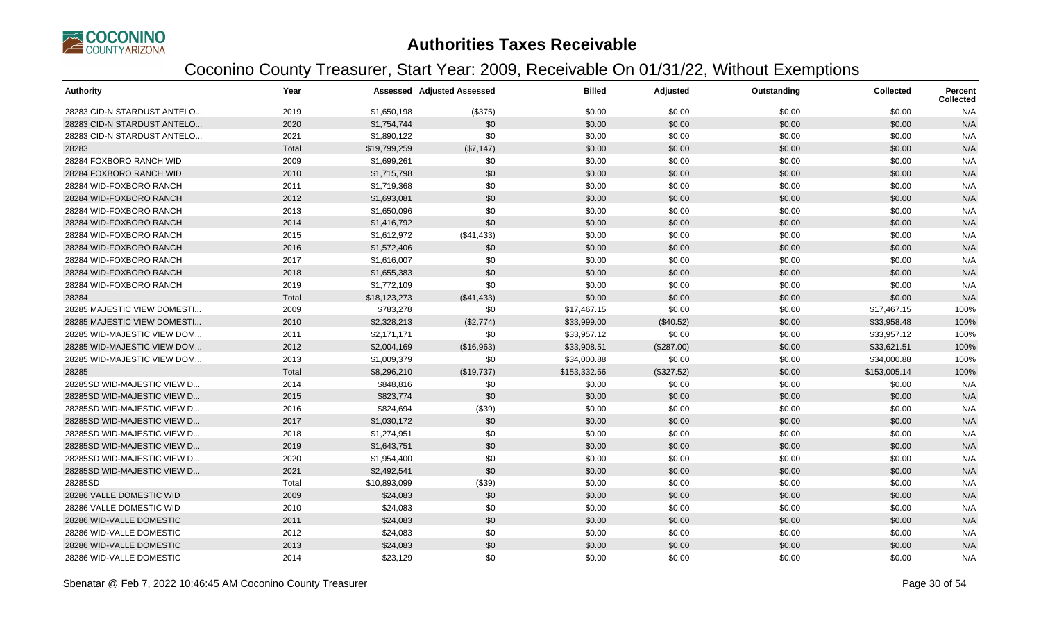# Authorities Taxes Receivable

## Coconino County Treasurer, Start Year: 2009, Receivable On 01/31/22, Without Exemptions

| Authority | Year | Assessed | Adjusted Assessed | Billed | Adjusted | Outstanding | Collected | Percent Collected |
|---|---|---|---|---|---|---|---|---|
| 28283 CID-N STARDUST ANTELO... | 2019 | $1,650,198 | ($375) | $0.00 | $0.00 | $0.00 | $0.00 | N/A |
| 28283 CID-N STARDUST ANTELO... | 2020 | $1,754,744 | $0 | $0.00 | $0.00 | $0.00 | $0.00 | N/A |
| 28283 CID-N STARDUST ANTELO... | 2021 | $1,890,122 | $0 | $0.00 | $0.00 | $0.00 | $0.00 | N/A |
| 28283 | Total | $19,799,259 | ($7,147) | $0.00 | $0.00 | $0.00 | $0.00 | N/A |
| 28284 FOXBORO RANCH WID | 2009 | $1,699,261 | $0 | $0.00 | $0.00 | $0.00 | $0.00 | N/A |
| 28284 FOXBORO RANCH WID | 2010 | $1,715,798 | $0 | $0.00 | $0.00 | $0.00 | $0.00 | N/A |
| 28284 WID-FOXBORO RANCH | 2011 | $1,719,368 | $0 | $0.00 | $0.00 | $0.00 | $0.00 | N/A |
| 28284 WID-FOXBORO RANCH | 2012 | $1,693,081 | $0 | $0.00 | $0.00 | $0.00 | $0.00 | N/A |
| 28284 WID-FOXBORO RANCH | 2013 | $1,650,096 | $0 | $0.00 | $0.00 | $0.00 | $0.00 | N/A |
| 28284 WID-FOXBORO RANCH | 2014 | $1,416,792 | $0 | $0.00 | $0.00 | $0.00 | $0.00 | N/A |
| 28284 WID-FOXBORO RANCH | 2015 | $1,612,972 | ($41,433) | $0.00 | $0.00 | $0.00 | $0.00 | N/A |
| 28284 WID-FOXBORO RANCH | 2016 | $1,572,406 | $0 | $0.00 | $0.00 | $0.00 | $0.00 | N/A |
| 28284 WID-FOXBORO RANCH | 2017 | $1,616,007 | $0 | $0.00 | $0.00 | $0.00 | $0.00 | N/A |
| 28284 WID-FOXBORO RANCH | 2018 | $1,655,383 | $0 | $0.00 | $0.00 | $0.00 | $0.00 | N/A |
| 28284 WID-FOXBORO RANCH | 2019 | $1,772,109 | $0 | $0.00 | $0.00 | $0.00 | $0.00 | N/A |
| 28284 | Total | $18,123,273 | ($41,433) | $0.00 | $0.00 | $0.00 | $0.00 | N/A |
| 28285 MAJESTIC VIEW DOMESTI... | 2009 | $783,278 | $0 | $17,467.15 | $0.00 | $0.00 | $17,467.15 | 100% |
| 28285 MAJESTIC VIEW DOMESTI... | 2010 | $2,328,213 | ($2,774) | $33,999.00 | ($40.52) | $0.00 | $33,958.48 | 100% |
| 28285 WID-MAJESTIC VIEW DOM... | 2011 | $2,171,171 | $0 | $33,957.12 | $0.00 | $0.00 | $33,957.12 | 100% |
| 28285 WID-MAJESTIC VIEW DOM... | 2012 | $2,004,169 | ($16,963) | $33,908.51 | ($287.00) | $0.00 | $33,621.51 | 100% |
| 28285 WID-MAJESTIC VIEW DOM... | 2013 | $1,009,379 | $0 | $34,000.88 | $0.00 | $0.00 | $34,000.88 | 100% |
| 28285 | Total | $8,296,210 | ($19,737) | $153,332.66 | ($327.52) | $0.00 | $153,005.14 | 100% |
| 28285SD WID-MAJESTIC VIEW D... | 2014 | $848,816 | $0 | $0.00 | $0.00 | $0.00 | $0.00 | N/A |
| 28285SD WID-MAJESTIC VIEW D... | 2015 | $823,774 | $0 | $0.00 | $0.00 | $0.00 | $0.00 | N/A |
| 28285SD WID-MAJESTIC VIEW D... | 2016 | $824,694 | ($39) | $0.00 | $0.00 | $0.00 | $0.00 | N/A |
| 28285SD WID-MAJESTIC VIEW D... | 2017 | $1,030,172 | $0 | $0.00 | $0.00 | $0.00 | $0.00 | N/A |
| 28285SD WID-MAJESTIC VIEW D... | 2018 | $1,274,951 | $0 | $0.00 | $0.00 | $0.00 | $0.00 | N/A |
| 28285SD WID-MAJESTIC VIEW D... | 2019 | $1,643,751 | $0 | $0.00 | $0.00 | $0.00 | $0.00 | N/A |
| 28285SD WID-MAJESTIC VIEW D... | 2020 | $1,954,400 | $0 | $0.00 | $0.00 | $0.00 | $0.00 | N/A |
| 28285SD WID-MAJESTIC VIEW D... | 2021 | $2,492,541 | $0 | $0.00 | $0.00 | $0.00 | $0.00 | N/A |
| 28285SD | Total | $10,893,099 | ($39) | $0.00 | $0.00 | $0.00 | $0.00 | N/A |
| 28286 VALLE DOMESTIC WID | 2009 | $24,083 | $0 | $0.00 | $0.00 | $0.00 | $0.00 | N/A |
| 28286 VALLE DOMESTIC WID | 2010 | $24,083 | $0 | $0.00 | $0.00 | $0.00 | $0.00 | N/A |
| 28286 WID-VALLE DOMESTIC | 2011 | $24,083 | $0 | $0.00 | $0.00 | $0.00 | $0.00 | N/A |
| 28286 WID-VALLE DOMESTIC | 2012 | $24,083 | $0 | $0.00 | $0.00 | $0.00 | $0.00 | N/A |
| 28286 WID-VALLE DOMESTIC | 2013 | $24,083 | $0 | $0.00 | $0.00 | $0.00 | $0.00 | N/A |
| 28286 WID-VALLE DOMESTIC | 2014 | $23,129 | $0 | $0.00 | $0.00 | $0.00 | $0.00 | N/A |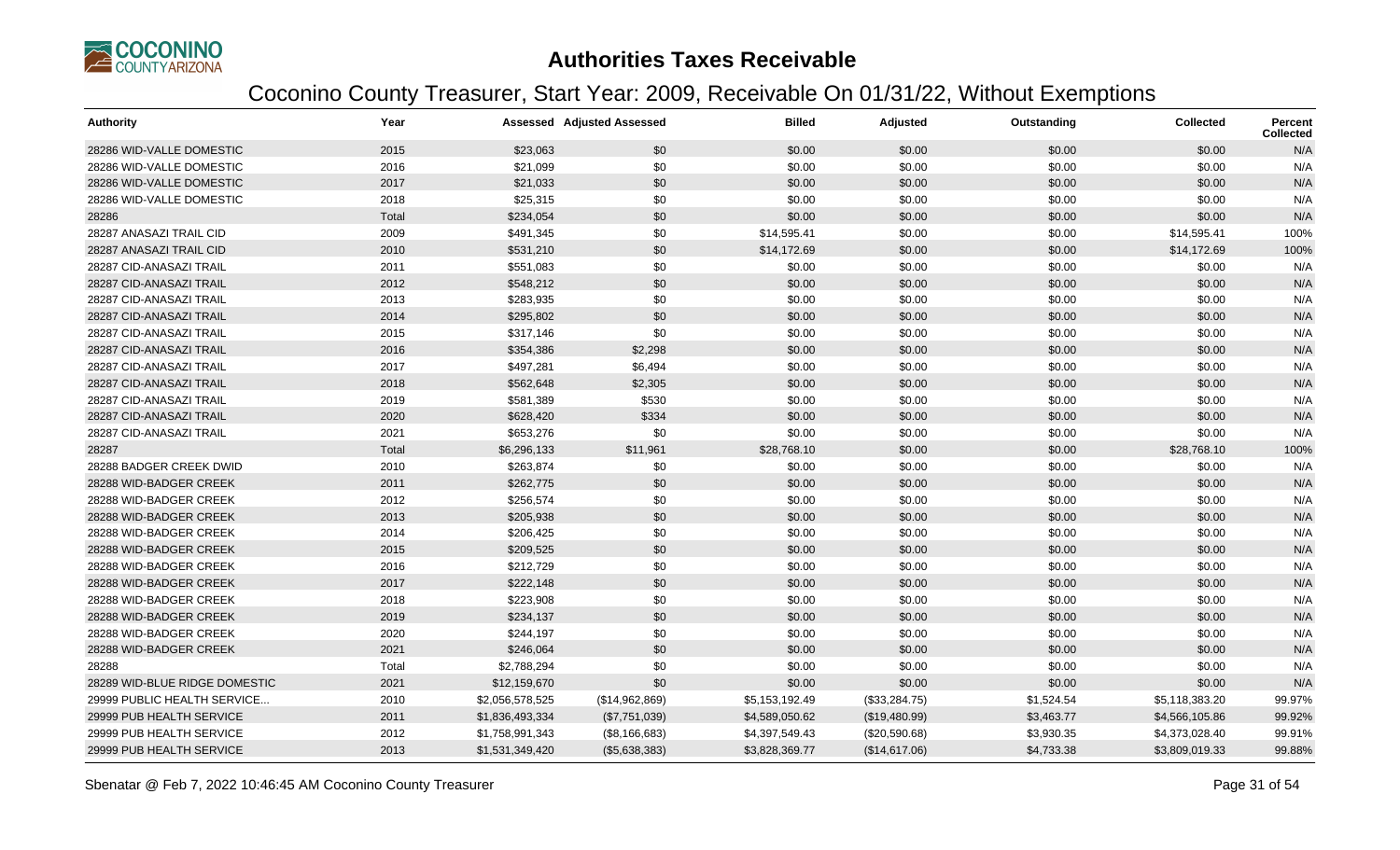# Authorities Taxes Receivable

## Coconino County Treasurer, Start Year: 2009, Receivable On 01/31/22, Without Exemptions

| Authority | Year | Assessed | Adjusted Assessed | Billed | Adjusted | Outstanding | Collected | Percent Collected |
|---|---|---|---|---|---|---|---|---|
| 28286 WID-VALLE DOMESTIC | 2015 | $23,063 | $0 | $0.00 | $0.00 | $0.00 | $0.00 | N/A |
| 28286 WID-VALLE DOMESTIC | 2016 | $21,099 | $0 | $0.00 | $0.00 | $0.00 | $0.00 | N/A |
| 28286 WID-VALLE DOMESTIC | 2017 | $21,033 | $0 | $0.00 | $0.00 | $0.00 | $0.00 | N/A |
| 28286 WID-VALLE DOMESTIC | 2018 | $25,315 | $0 | $0.00 | $0.00 | $0.00 | $0.00 | N/A |
| 28286 | Total | $234,054 | $0 | $0.00 | $0.00 | $0.00 | $0.00 | N/A |
| 28287 ANASAZI TRAIL CID | 2009 | $491,345 | $0 | $14,595.41 | $0.00 | $0.00 | $14,595.41 | 100% |
| 28287 ANASAZI TRAIL CID | 2010 | $531,210 | $0 | $14,172.69 | $0.00 | $0.00 | $14,172.69 | 100% |
| 28287 CID-ANASAZI TRAIL | 2011 | $551,083 | $0 | $0.00 | $0.00 | $0.00 | $0.00 | N/A |
| 28287 CID-ANASAZI TRAIL | 2012 | $548,212 | $0 | $0.00 | $0.00 | $0.00 | $0.00 | N/A |
| 28287 CID-ANASAZI TRAIL | 2013 | $283,935 | $0 | $0.00 | $0.00 | $0.00 | $0.00 | N/A |
| 28287 CID-ANASAZI TRAIL | 2014 | $295,802 | $0 | $0.00 | $0.00 | $0.00 | $0.00 | N/A |
| 28287 CID-ANASAZI TRAIL | 2015 | $317,146 | $0 | $0.00 | $0.00 | $0.00 | $0.00 | N/A |
| 28287 CID-ANASAZI TRAIL | 2016 | $354,386 | $2,298 | $0.00 | $0.00 | $0.00 | $0.00 | N/A |
| 28287 CID-ANASAZI TRAIL | 2017 | $497,281 | $6,494 | $0.00 | $0.00 | $0.00 | $0.00 | N/A |
| 28287 CID-ANASAZI TRAIL | 2018 | $562,648 | $2,305 | $0.00 | $0.00 | $0.00 | $0.00 | N/A |
| 28287 CID-ANASAZI TRAIL | 2019 | $581,389 | $530 | $0.00 | $0.00 | $0.00 | $0.00 | N/A |
| 28287 CID-ANASAZI TRAIL | 2020 | $628,420 | $334 | $0.00 | $0.00 | $0.00 | $0.00 | N/A |
| 28287 CID-ANASAZI TRAIL | 2021 | $653,276 | $0 | $0.00 | $0.00 | $0.00 | $0.00 | N/A |
| 28287 | Total | $6,296,133 | $11,961 | $28,768.10 | $0.00 | $0.00 | $28,768.10 | 100% |
| 28288 BADGER CREEK DWID | 2010 | $263,874 | $0 | $0.00 | $0.00 | $0.00 | $0.00 | N/A |
| 28288 WID-BADGER CREEK | 2011 | $262,775 | $0 | $0.00 | $0.00 | $0.00 | $0.00 | N/A |
| 28288 WID-BADGER CREEK | 2012 | $256,574 | $0 | $0.00 | $0.00 | $0.00 | $0.00 | N/A |
| 28288 WID-BADGER CREEK | 2013 | $205,938 | $0 | $0.00 | $0.00 | $0.00 | $0.00 | N/A |
| 28288 WID-BADGER CREEK | 2014 | $206,425 | $0 | $0.00 | $0.00 | $0.00 | $0.00 | N/A |
| 28288 WID-BADGER CREEK | 2015 | $209,525 | $0 | $0.00 | $0.00 | $0.00 | $0.00 | N/A |
| 28288 WID-BADGER CREEK | 2016 | $212,729 | $0 | $0.00 | $0.00 | $0.00 | $0.00 | N/A |
| 28288 WID-BADGER CREEK | 2017 | $222,148 | $0 | $0.00 | $0.00 | $0.00 | $0.00 | N/A |
| 28288 WID-BADGER CREEK | 2018 | $223,908 | $0 | $0.00 | $0.00 | $0.00 | $0.00 | N/A |
| 28288 WID-BADGER CREEK | 2019 | $234,137 | $0 | $0.00 | $0.00 | $0.00 | $0.00 | N/A |
| 28288 WID-BADGER CREEK | 2020 | $244,197 | $0 | $0.00 | $0.00 | $0.00 | $0.00 | N/A |
| 28288 WID-BADGER CREEK | 2021 | $246,064 | $0 | $0.00 | $0.00 | $0.00 | $0.00 | N/A |
| 28288 | Total | $2,788,294 | $0 | $0.00 | $0.00 | $0.00 | $0.00 | N/A |
| 28289 WID-BLUE RIDGE DOMESTIC | 2021 | $12,159,670 | $0 | $0.00 | $0.00 | $0.00 | $0.00 | N/A |
| 29999 PUBLIC HEALTH SERVICE... | 2010 | $2,056,578,525 | ($14,962,869) | $5,153,192.49 | ($33,284.75) | $1,524.54 | $5,118,383.20 | 99.97% |
| 29999 PUB HEALTH SERVICE | 2011 | $1,836,493,334 | ($7,751,039) | $4,589,050.62 | ($19,480.99) | $3,463.77 | $4,566,105.86 | 99.92% |
| 29999 PUB HEALTH SERVICE | 2012 | $1,758,991,343 | ($8,166,683) | $4,397,549.43 | ($20,590.68) | $3,930.35 | $4,373,028.40 | 99.91% |
| 29999 PUB HEALTH SERVICE | 2013 | $1,531,349,420 | ($5,638,383) | $3,828,369.77 | ($14,617.06) | $4,733.38 | $3,809,019.33 | 99.88% |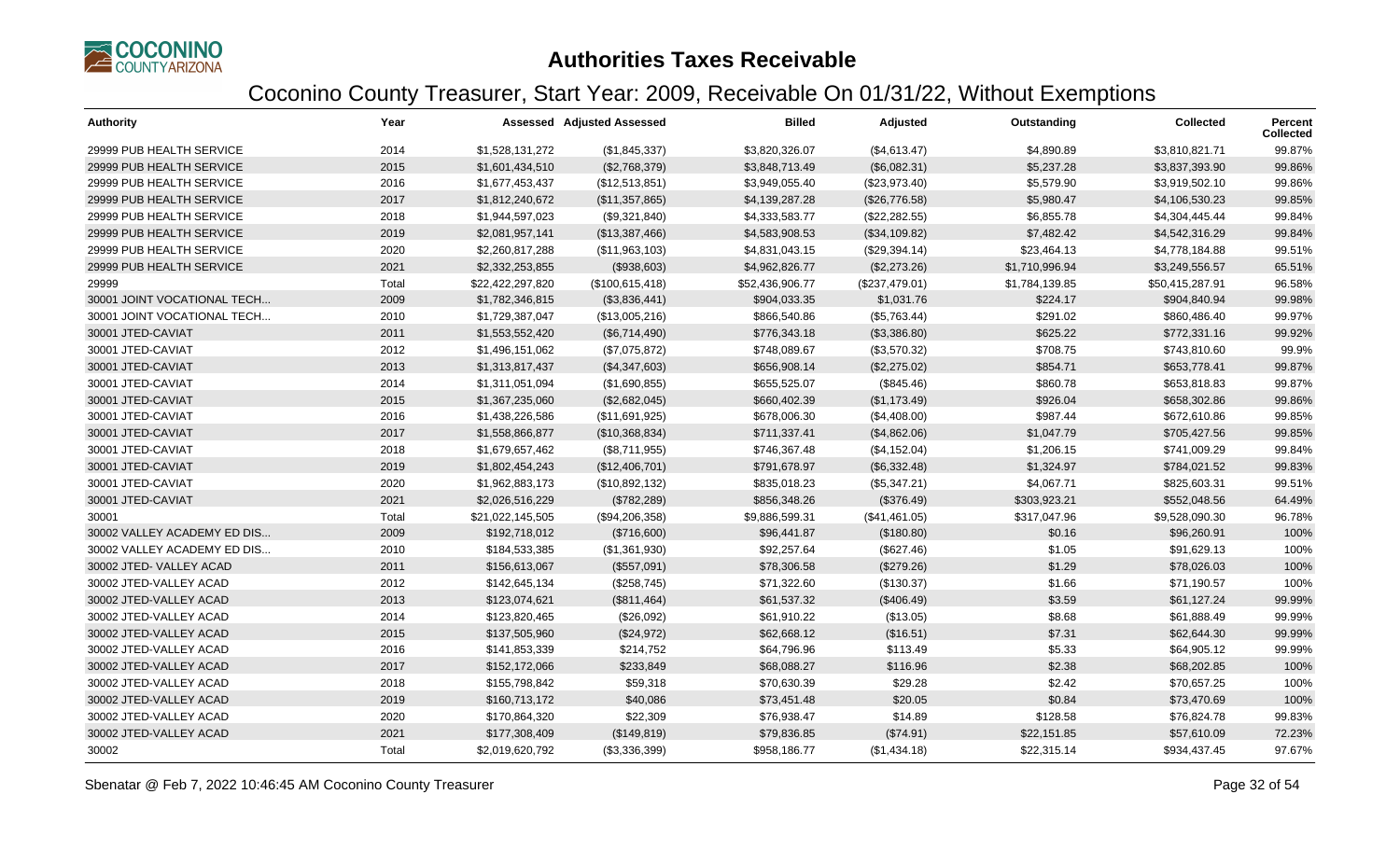# Authorities Taxes Receivable

## Coconino County Treasurer, Start Year: 2009, Receivable On 01/31/22, Without Exemptions

| Authority | Year | Assessed | Adjusted Assessed | Billed | Adjusted | Outstanding | Collected | Percent Collected |
|---|---|---|---|---|---|---|---|---|
| 29999 PUB HEALTH SERVICE | 2014 | $1,528,131,272 | ($1,845,337) | $3,820,326.07 | ($4,613.47) | $4,890.89 | $3,810,821.71 | 99.87% |
| 29999 PUB HEALTH SERVICE | 2015 | $1,601,434,510 | ($2,768,379) | $3,848,713.49 | ($6,082.31) | $5,237.28 | $3,837,393.90 | 99.86% |
| 29999 PUB HEALTH SERVICE | 2016 | $1,677,453,437 | ($12,513,851) | $3,949,055.40 | ($23,973.40) | $5,579.90 | $3,919,502.10 | 99.86% |
| 29999 PUB HEALTH SERVICE | 2017 | $1,812,240,672 | ($11,357,865) | $4,139,287.28 | ($26,776.58) | $5,980.47 | $4,106,530.23 | 99.85% |
| 29999 PUB HEALTH SERVICE | 2018 | $1,944,597,023 | ($9,321,840) | $4,333,583.77 | ($22,282.55) | $6,855.78 | $4,304,445.44 | 99.84% |
| 29999 PUB HEALTH SERVICE | 2019 | $2,081,957,141 | ($13,387,466) | $4,583,908.53 | ($34,109.82) | $7,482.42 | $4,542,316.29 | 99.84% |
| 29999 PUB HEALTH SERVICE | 2020 | $2,260,817,288 | ($11,963,103) | $4,831,043.15 | ($29,394.14) | $23,464.13 | $4,778,184.88 | 99.51% |
| 29999 PUB HEALTH SERVICE | 2021 | $2,332,253,855 | ($938,603) | $4,962,826.77 | ($2,273.26) | $1,710,996.94 | $3,249,556.57 | 65.51% |
| 29999 | Total | $22,422,297,820 | ($100,615,418) | $52,436,906.77 | ($237,479.01) | $1,784,139.85 | $50,415,287.91 | 96.58% |
| 30001 JOINT VOCATIONAL TECH... | 2009 | $1,782,346,815 | ($3,836,441) | $904,033.35 | $1,031.76 | $224.17 | $904,840.94 | 99.98% |
| 30001 JOINT VOCATIONAL TECH... | 2010 | $1,729,387,047 | ($13,005,216) | $866,540.86 | ($5,763.44) | $291.02 | $860,486.40 | 99.97% |
| 30001 JTED-CAVIAT | 2011 | $1,553,552,420 | ($6,714,490) | $776,343.18 | ($3,386.80) | $625.22 | $772,331.16 | 99.92% |
| 30001 JTED-CAVIAT | 2012 | $1,496,151,062 | ($7,075,872) | $748,089.67 | ($3,570.32) | $708.75 | $743,810.60 | 99.9% |
| 30001 JTED-CAVIAT | 2013 | $1,313,817,437 | ($4,347,603) | $656,908.14 | ($2,275.02) | $854.71 | $653,778.41 | 99.87% |
| 30001 JTED-CAVIAT | 2014 | $1,311,051,094 | ($1,690,855) | $655,525.07 | ($845.46) | $860.78 | $653,818.83 | 99.87% |
| 30001 JTED-CAVIAT | 2015 | $1,367,235,060 | ($2,682,045) | $660,402.39 | ($1,173.49) | $926.04 | $658,302.86 | 99.86% |
| 30001 JTED-CAVIAT | 2016 | $1,438,226,586 | ($11,691,925) | $678,006.30 | ($4,408.00) | $987.44 | $672,610.86 | 99.85% |
| 30001 JTED-CAVIAT | 2017 | $1,558,866,877 | ($10,368,834) | $711,337.41 | ($4,862.06) | $1,047.79 | $705,427.56 | 99.85% |
| 30001 JTED-CAVIAT | 2018 | $1,679,657,462 | ($8,711,955) | $746,367.48 | ($4,152.04) | $1,206.15 | $741,009.29 | 99.84% |
| 30001 JTED-CAVIAT | 2019 | $1,802,454,243 | ($12,406,701) | $791,678.97 | ($6,332.48) | $1,324.97 | $784,021.52 | 99.83% |
| 30001 JTED-CAVIAT | 2020 | $1,962,883,173 | ($10,892,132) | $835,018.23 | ($5,347.21) | $4,067.71 | $825,603.31 | 99.51% |
| 30001 JTED-CAVIAT | 2021 | $2,026,516,229 | ($782,289) | $856,348.26 | ($376.49) | $303,923.21 | $552,048.56 | 64.49% |
| 30001 | Total | $21,022,145,505 | ($94,206,358) | $9,886,599.31 | ($41,461.05) | $317,047.96 | $9,528,090.30 | 96.78% |
| 30002 VALLEY ACADEMY ED DIS... | 2009 | $192,718,012 | ($716,600) | $96,441.87 | ($180.80) | $0.16 | $96,260.91 | 100% |
| 30002 VALLEY ACADEMY ED DIS... | 2010 | $184,533,385 | ($1,361,930) | $92,257.64 | ($627.46) | $1.05 | $91,629.13 | 100% |
| 30002 JTED- VALLEY ACAD | 2011 | $156,613,067 | ($557,091) | $78,306.58 | ($279.26) | $1.29 | $78,026.03 | 100% |
| 30002 JTED-VALLEY ACAD | 2012 | $142,645,134 | ($258,745) | $71,322.60 | ($130.37) | $1.66 | $71,190.57 | 100% |
| 30002 JTED-VALLEY ACAD | 2013 | $123,074,621 | ($811,464) | $61,537.32 | ($406.49) | $3.59 | $61,127.24 | 99.99% |
| 30002 JTED-VALLEY ACAD | 2014 | $123,820,465 | ($26,092) | $61,910.22 | ($13.05) | $8.68 | $61,888.49 | 99.99% |
| 30002 JTED-VALLEY ACAD | 2015 | $137,505,960 | ($24,972) | $62,668.12 | ($16.51) | $7.31 | $62,644.30 | 99.99% |
| 30002 JTED-VALLEY ACAD | 2016 | $141,853,339 | $214,752 | $64,796.96 | $113.49 | $5.33 | $64,905.12 | 99.99% |
| 30002 JTED-VALLEY ACAD | 2017 | $152,172,066 | $233,849 | $68,088.27 | $116.96 | $2.38 | $68,202.85 | 100% |
| 30002 JTED-VALLEY ACAD | 2018 | $155,798,842 | $59,318 | $70,630.39 | $29.28 | $2.42 | $70,657.25 | 100% |
| 30002 JTED-VALLEY ACAD | 2019 | $160,713,172 | $40,086 | $73,451.48 | $20.05 | $0.84 | $73,470.69 | 100% |
| 30002 JTED-VALLEY ACAD | 2020 | $170,864,320 | $22,309 | $76,938.47 | $14.89 | $128.58 | $76,824.78 | 99.83% |
| 30002 JTED-VALLEY ACAD | 2021 | $177,308,409 | ($149,819) | $79,836.85 | ($74.91) | $22,151.85 | $57,610.09 | 72.23% |
| 30002 | Total | $2,019,620,792 | ($3,336,399) | $958,186.77 | ($1,434.18) | $22,315.14 | $934,437.45 | 97.67% |

Sbenatar @ Feb 7, 2022 10:46:45 AM Coconino County Treasurer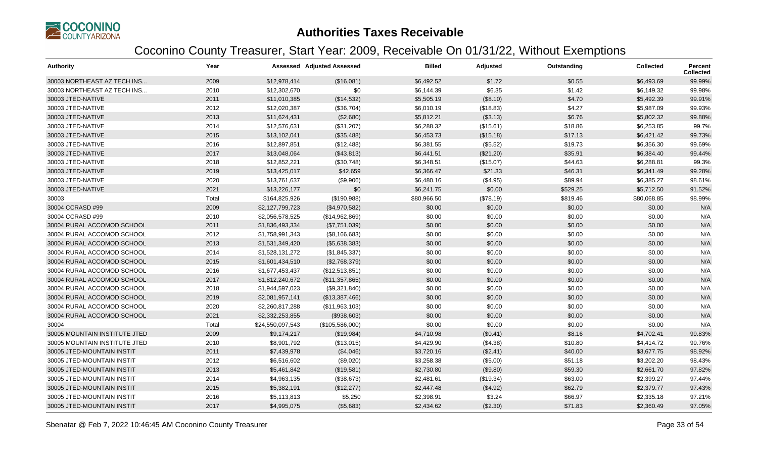# Authorities Taxes Receivable

## Coconino County Treasurer, Start Year: 2009, Receivable On 01/31/22, Without Exemptions

| Authority | Year | Assessed | Adjusted Assessed | Billed | Adjusted | Outstanding | Collected | Percent Collected |
|---|---|---|---|---|---|---|---|---|
| 30003 NORTHEAST AZ TECH INS... | 2009 | $12,978,414 | ($16,081) | $6,492.52 | $1.72 | $0.55 | $6,493.69 | 99.99% |
| 30003 NORTHEAST AZ TECH INS... | 2010 | $12,302,670 | $0 | $6,144.39 | $6.35 | $1.42 | $6,149.32 | 99.98% |
| 30003 JTED-NATIVE | 2011 | $11,010,385 | ($14,532) | $5,505.19 | ($8.10) | $4.70 | $5,492.39 | 99.91% |
| 30003 JTED-NATIVE | 2012 | $12,020,387 | ($36,704) | $6,010.19 | ($18.83) | $4.27 | $5,987.09 | 99.93% |
| 30003 JTED-NATIVE | 2013 | $11,624,431 | ($2,680) | $5,812.21 | ($3.13) | $6.76 | $5,802.32 | 99.88% |
| 30003 JTED-NATIVE | 2014 | $12,576,631 | ($31,207) | $6,288.32 | ($15.61) | $18.86 | $6,253.85 | 99.7% |
| 30003 JTED-NATIVE | 2015 | $13,102,041 | ($35,488) | $6,453.73 | ($15.18) | $17.13 | $6,421.42 | 99.73% |
| 30003 JTED-NATIVE | 2016 | $12,897,851 | ($12,488) | $6,381.55 | ($5.52) | $19.73 | $6,356.30 | 99.69% |
| 30003 JTED-NATIVE | 2017 | $13,048,064 | ($43,813) | $6,441.51 | ($21.20) | $35.91 | $6,384.40 | 99.44% |
| 30003 JTED-NATIVE | 2018 | $12,852,221 | ($30,748) | $6,348.51 | ($15.07) | $44.63 | $6,288.81 | 99.3% |
| 30003 JTED-NATIVE | 2019 | $13,425,017 | $42,659 | $6,366.47 | $21.33 | $46.31 | $6,341.49 | 99.28% |
| 30003 JTED-NATIVE | 2020 | $13,761,637 | ($9,906) | $6,480.16 | ($4.95) | $89.94 | $6,385.27 | 98.61% |
| 30003 JTED-NATIVE | 2021 | $13,226,177 | $0 | $6,241.75 | $0.00 | $529.25 | $5,712.50 | 91.52% |
| 30003 | Total | $164,825,926 | ($190,988) | $80,966.50 | ($78.19) | $819.46 | $80,068.85 | 98.99% |
| 30004 CCRASD #99 | 2009 | $2,127,799,723 | ($4,970,582) | $0.00 | $0.00 | $0.00 | $0.00 | N/A |
| 30004 CCRASD #99 | 2010 | $2,056,578,525 | ($14,962,869) | $0.00 | $0.00 | $0.00 | $0.00 | N/A |
| 30004 RURAL ACCOMOD SCHOOL | 2011 | $1,836,493,334 | ($7,751,039) | $0.00 | $0.00 | $0.00 | $0.00 | N/A |
| 30004 RURAL ACCOMOD SCHOOL | 2012 | $1,758,991,343 | ($8,166,683) | $0.00 | $0.00 | $0.00 | $0.00 | N/A |
| 30004 RURAL ACCOMOD SCHOOL | 2013 | $1,531,349,420 | ($5,638,383) | $0.00 | $0.00 | $0.00 | $0.00 | N/A |
| 30004 RURAL ACCOMOD SCHOOL | 2014 | $1,528,131,272 | ($1,845,337) | $0.00 | $0.00 | $0.00 | $0.00 | N/A |
| 30004 RURAL ACCOMOD SCHOOL | 2015 | $1,601,434,510 | ($2,768,379) | $0.00 | $0.00 | $0.00 | $0.00 | N/A |
| 30004 RURAL ACCOMOD SCHOOL | 2016 | $1,677,453,437 | ($12,513,851) | $0.00 | $0.00 | $0.00 | $0.00 | N/A |
| 30004 RURAL ACCOMOD SCHOOL | 2017 | $1,812,240,672 | ($11,357,865) | $0.00 | $0.00 | $0.00 | $0.00 | N/A |
| 30004 RURAL ACCOMOD SCHOOL | 2018 | $1,944,597,023 | ($9,321,840) | $0.00 | $0.00 | $0.00 | $0.00 | N/A |
| 30004 RURAL ACCOMOD SCHOOL | 2019 | $2,081,957,141 | ($13,387,466) | $0.00 | $0.00 | $0.00 | $0.00 | N/A |
| 30004 RURAL ACCOMOD SCHOOL | 2020 | $2,260,817,288 | ($11,963,103) | $0.00 | $0.00 | $0.00 | $0.00 | N/A |
| 30004 RURAL ACCOMOD SCHOOL | 2021 | $2,332,253,855 | ($938,603) | $0.00 | $0.00 | $0.00 | $0.00 | N/A |
| 30004 | Total | $24,550,097,543 | ($105,586,000) | $0.00 | $0.00 | $0.00 | $0.00 | N/A |
| 30005 MOUNTAIN INSTITUTE JTED | 2009 | $9,174,217 | ($19,984) | $4,710.98 | ($0.41) | $8.16 | $4,702.41 | 99.83% |
| 30005 MOUNTAIN INSTITUTE JTED | 2010 | $8,901,792 | ($13,015) | $4,429.90 | ($4.38) | $10.80 | $4,414.72 | 99.76% |
| 30005 JTED-MOUNTAIN INSTIT | 2011 | $7,439,978 | ($4,046) | $3,720.16 | ($2.41) | $40.00 | $3,677.75 | 98.92% |
| 30005 JTED-MOUNTAIN INSTIT | 2012 | $6,516,602 | ($9,020) | $3,258.38 | ($5.00) | $51.18 | $3,202.20 | 98.43% |
| 30005 JTED-MOUNTAIN INSTIT | 2013 | $5,461,842 | ($19,581) | $2,730.80 | ($9.80) | $59.30 | $2,661.70 | 97.82% |
| 30005 JTED-MOUNTAIN INSTIT | 2014 | $4,963,135 | ($38,673) | $2,481.61 | ($19.34) | $63.00 | $2,399.27 | 97.44% |
| 30005 JTED-MOUNTAIN INSTIT | 2015 | $5,382,191 | ($12,277) | $2,447.48 | ($4.92) | $62.79 | $2,379.77 | 97.43% |
| 30005 JTED-MOUNTAIN INSTIT | 2016 | $5,113,813 | $5,250 | $2,398.91 | $3.24 | $66.97 | $2,335.18 | 97.21% |
| 30005 JTED-MOUNTAIN INSTIT | 2017 | $4,995,075 | ($5,683) | $2,434.62 | ($2.30) | $71.83 | $2,360.49 | 97.05% |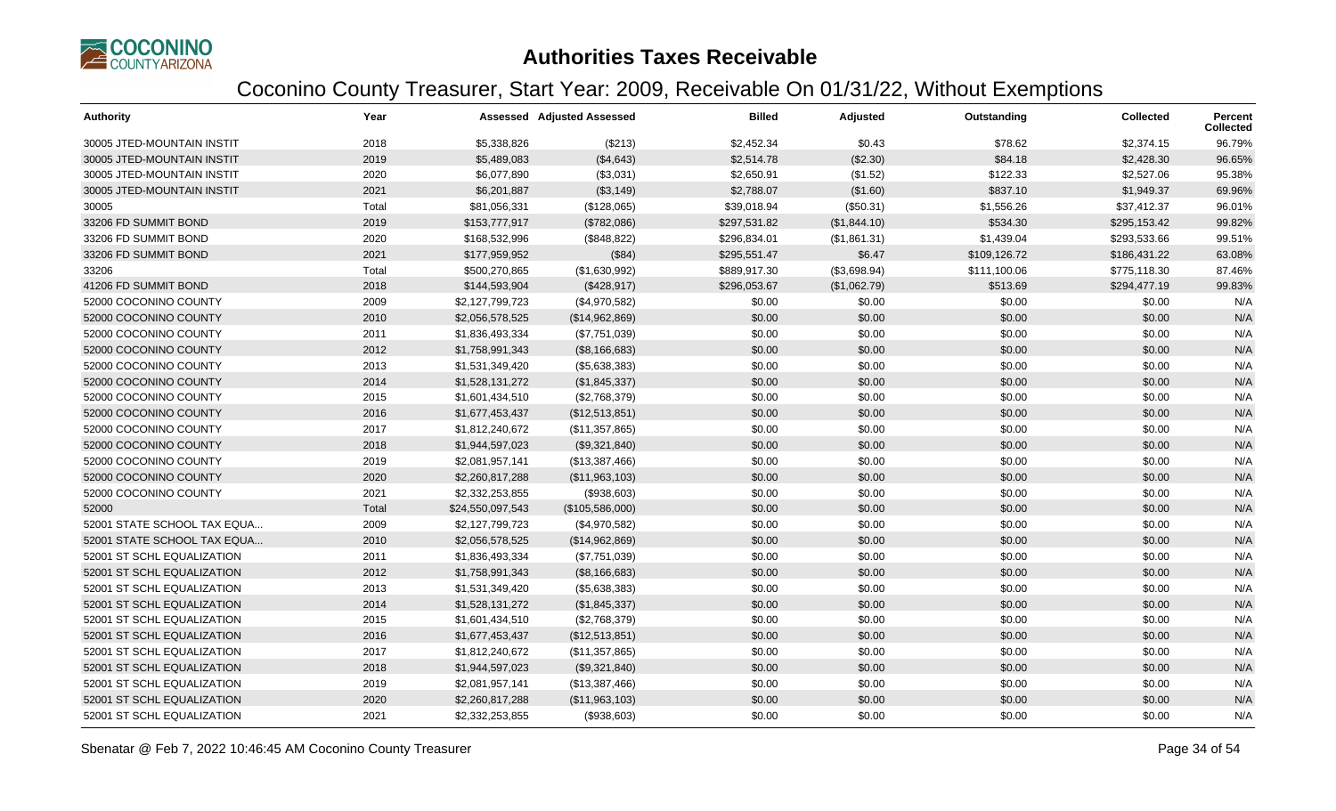# Authorities Taxes Receivable

## Coconino County Treasurer, Start Year: 2009, Receivable On 01/31/22, Without Exemptions

| Authority | Year | Assessed | Adjusted Assessed | Billed | Adjusted | Outstanding | Collected | Percent Collected |
|---|---|---|---|---|---|---|---|---|
| 30005 JTED-MOUNTAIN INSTIT | 2018 | $5,338,826 | ($213) | $2,452.34 | $0.43 | $78.62 | $2,374.15 | 96.79% |
| 30005 JTED-MOUNTAIN INSTIT | 2019 | $5,489,083 | ($4,643) | $2,514.78 | ($2.30) | $84.18 | $2,428.30 | 96.65% |
| 30005 JTED-MOUNTAIN INSTIT | 2020 | $6,077,890 | ($3,031) | $2,650.91 | ($1.52) | $122.33 | $2,527.06 | 95.38% |
| 30005 JTED-MOUNTAIN INSTIT | 2021 | $6,201,887 | ($3,149) | $2,788.07 | ($1.60) | $837.10 | $1,949.37 | 69.96% |
| 30005 | Total | $81,056,331 | ($128,065) | $39,018.94 | ($50.31) | $1,556.26 | $37,412.37 | 96.01% |
| 33206 FD SUMMIT BOND | 2019 | $153,777,917 | ($782,086) | $297,531.82 | ($1,844.10) | $534.30 | $295,153.42 | 99.82% |
| 33206 FD SUMMIT BOND | 2020 | $168,532,996 | ($848,822) | $296,834.01 | ($1,861.31) | $1,439.04 | $293,533.66 | 99.51% |
| 33206 FD SUMMIT BOND | 2021 | $177,959,952 | ($84) | $295,551.47 | $6.47 | $109,126.72 | $186,431.22 | 63.08% |
| 33206 | Total | $500,270,865 | ($1,630,992) | $889,917.30 | ($3,698.94) | $111,100.06 | $775,118.30 | 87.46% |
| 41206 FD SUMMIT BOND | 2018 | $144,593,904 | ($428,917) | $296,053.67 | ($1,062.79) | $513.69 | $294,477.19 | 99.83% |
| 52000 COCONINO COUNTY | 2009 | $2,127,799,723 | ($4,970,582) | $0.00 | $0.00 | $0.00 | $0.00 | N/A |
| 52000 COCONINO COUNTY | 2010 | $2,056,578,525 | ($14,962,869) | $0.00 | $0.00 | $0.00 | $0.00 | N/A |
| 52000 COCONINO COUNTY | 2011 | $1,836,493,334 | ($7,751,039) | $0.00 | $0.00 | $0.00 | $0.00 | N/A |
| 52000 COCONINO COUNTY | 2012 | $1,758,991,343 | ($8,166,683) | $0.00 | $0.00 | $0.00 | $0.00 | N/A |
| 52000 COCONINO COUNTY | 2013 | $1,531,349,420 | ($5,638,383) | $0.00 | $0.00 | $0.00 | $0.00 | N/A |
| 52000 COCONINO COUNTY | 2014 | $1,528,131,272 | ($1,845,337) | $0.00 | $0.00 | $0.00 | $0.00 | N/A |
| 52000 COCONINO COUNTY | 2015 | $1,601,434,510 | ($2,768,379) | $0.00 | $0.00 | $0.00 | $0.00 | N/A |
| 52000 COCONINO COUNTY | 2016 | $1,677,453,437 | ($12,513,851) | $0.00 | $0.00 | $0.00 | $0.00 | N/A |
| 52000 COCONINO COUNTY | 2017 | $1,812,240,672 | ($11,357,865) | $0.00 | $0.00 | $0.00 | $0.00 | N/A |
| 52000 COCONINO COUNTY | 2018 | $1,944,597,023 | ($9,321,840) | $0.00 | $0.00 | $0.00 | $0.00 | N/A |
| 52000 COCONINO COUNTY | 2019 | $2,081,957,141 | ($13,387,466) | $0.00 | $0.00 | $0.00 | $0.00 | N/A |
| 52000 COCONINO COUNTY | 2020 | $2,260,817,288 | ($11,963,103) | $0.00 | $0.00 | $0.00 | $0.00 | N/A |
| 52000 COCONINO COUNTY | 2021 | $2,332,253,855 | ($938,603) | $0.00 | $0.00 | $0.00 | $0.00 | N/A |
| 52000 | Total | $24,550,097,543 | ($105,586,000) | $0.00 | $0.00 | $0.00 | $0.00 | N/A |
| 52001 STATE SCHOOL TAX EQUA... | 2009 | $2,127,799,723 | ($4,970,582) | $0.00 | $0.00 | $0.00 | $0.00 | N/A |
| 52001 STATE SCHOOL TAX EQUA... | 2010 | $2,056,578,525 | ($14,962,869) | $0.00 | $0.00 | $0.00 | $0.00 | N/A |
| 52001 ST SCHL EQUALIZATION | 2011 | $1,836,493,334 | ($7,751,039) | $0.00 | $0.00 | $0.00 | $0.00 | N/A |
| 52001 ST SCHL EQUALIZATION | 2012 | $1,758,991,343 | ($8,166,683) | $0.00 | $0.00 | $0.00 | $0.00 | N/A |
| 52001 ST SCHL EQUALIZATION | 2013 | $1,531,349,420 | ($5,638,383) | $0.00 | $0.00 | $0.00 | $0.00 | N/A |
| 52001 ST SCHL EQUALIZATION | 2014 | $1,528,131,272 | ($1,845,337) | $0.00 | $0.00 | $0.00 | $0.00 | N/A |
| 52001 ST SCHL EQUALIZATION | 2015 | $1,601,434,510 | ($2,768,379) | $0.00 | $0.00 | $0.00 | $0.00 | N/A |
| 52001 ST SCHL EQUALIZATION | 2016 | $1,677,453,437 | ($12,513,851) | $0.00 | $0.00 | $0.00 | $0.00 | N/A |
| 52001 ST SCHL EQUALIZATION | 2017 | $1,812,240,672 | ($11,357,865) | $0.00 | $0.00 | $0.00 | $0.00 | N/A |
| 52001 ST SCHL EQUALIZATION | 2018 | $1,944,597,023 | ($9,321,840) | $0.00 | $0.00 | $0.00 | $0.00 | N/A |
| 52001 ST SCHL EQUALIZATION | 2019 | $2,081,957,141 | ($13,387,466) | $0.00 | $0.00 | $0.00 | $0.00 | N/A |
| 52001 ST SCHL EQUALIZATION | 2020 | $2,260,817,288 | ($11,963,103) | $0.00 | $0.00 | $0.00 | $0.00 | N/A |
| 52001 ST SCHL EQUALIZATION | 2021 | $2,332,253,855 | ($938,603) | $0.00 | $0.00 | $0.00 | $0.00 | N/A |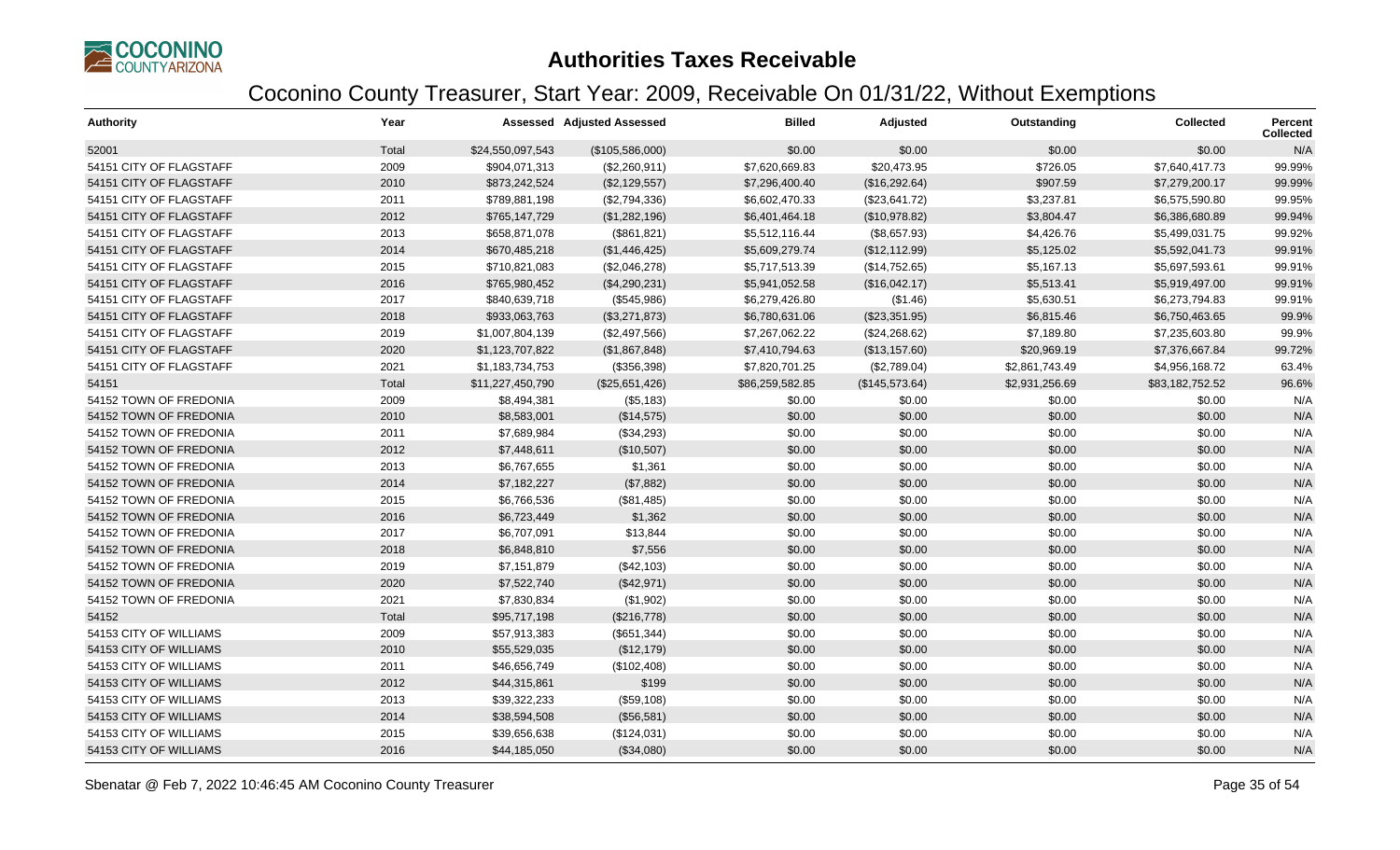# Authorities Taxes Receivable

## Coconino County Treasurer, Start Year: 2009, Receivable On 01/31/22, Without Exemptions

| Authority | Year | Assessed | Adjusted Assessed | Billed | Adjusted | Outstanding | Collected | Percent Collected |
|---|---|---|---|---|---|---|---|---|
| 52001 | Total | $24,550,097,543 | ($105,586,000) | $0.00 | $0.00 | $0.00 | $0.00 | N/A |
| 54151 CITY OF FLAGSTAFF | 2009 | $904,071,313 | ($2,260,911) | $7,620,669.83 | $20,473.95 | $726.05 | $7,640,417.73 | 99.99% |
| 54151 CITY OF FLAGSTAFF | 2010 | $873,242,524 | ($2,129,557) | $7,296,400.40 | ($16,292.64) | $907.59 | $7,279,200.17 | 99.99% |
| 54151 CITY OF FLAGSTAFF | 2011 | $789,881,198 | ($2,794,336) | $6,602,470.33 | ($23,641.72) | $3,237.81 | $6,575,590.80 | 99.95% |
| 54151 CITY OF FLAGSTAFF | 2012 | $765,147,729 | ($1,282,196) | $6,401,464.18 | ($10,978.82) | $3,804.47 | $6,386,680.89 | 99.94% |
| 54151 CITY OF FLAGSTAFF | 2013 | $658,871,078 | ($861,821) | $5,512,116.44 | ($8,657.93) | $4,426.76 | $5,499,031.75 | 99.92% |
| 54151 CITY OF FLAGSTAFF | 2014 | $670,485,218 | ($1,446,425) | $5,609,279.74 | ($12,112.99) | $5,125.02 | $5,592,041.73 | 99.91% |
| 54151 CITY OF FLAGSTAFF | 2015 | $710,821,083 | ($2,046,278) | $5,717,513.39 | ($14,752.65) | $5,167.13 | $5,697,593.61 | 99.91% |
| 54151 CITY OF FLAGSTAFF | 2016 | $765,980,452 | ($4,290,231) | $5,941,052.58 | ($16,042.17) | $5,513.41 | $5,919,497.00 | 99.91% |
| 54151 CITY OF FLAGSTAFF | 2017 | $840,639,718 | ($545,986) | $6,279,426.80 | ($1.46) | $5,630.51 | $6,273,794.83 | 99.91% |
| 54151 CITY OF FLAGSTAFF | 2018 | $933,063,763 | ($3,271,873) | $6,780,631.06 | ($23,351.95) | $6,815.46 | $6,750,463.65 | 99.9% |
| 54151 CITY OF FLAGSTAFF | 2019 | $1,007,804,139 | ($2,497,566) | $7,267,062.22 | ($24,268.62) | $7,189.80 | $7,235,603.80 | 99.9% |
| 54151 CITY OF FLAGSTAFF | 2020 | $1,123,707,822 | ($1,867,848) | $7,410,794.63 | ($13,157.60) | $20,969.19 | $7,376,667.84 | 99.72% |
| 54151 CITY OF FLAGSTAFF | 2021 | $1,183,734,753 | ($356,398) | $7,820,701.25 | ($2,789.04) | $2,861,743.49 | $4,956,168.72 | 63.4% |
| 54151 | Total | $11,227,450,790 | ($25,651,426) | $86,259,582.85 | ($145,573.64) | $2,931,256.69 | $83,182,752.52 | 96.6% |
| 54152 TOWN OF FREDONIA | 2009 | $8,494,381 | ($5,183) | $0.00 | $0.00 | $0.00 | $0.00 | N/A |
| 54152 TOWN OF FREDONIA | 2010 | $8,583,001 | ($14,575) | $0.00 | $0.00 | $0.00 | $0.00 | N/A |
| 54152 TOWN OF FREDONIA | 2011 | $7,689,984 | ($34,293) | $0.00 | $0.00 | $0.00 | $0.00 | N/A |
| 54152 TOWN OF FREDONIA | 2012 | $7,448,611 | ($10,507) | $0.00 | $0.00 | $0.00 | $0.00 | N/A |
| 54152 TOWN OF FREDONIA | 2013 | $6,767,655 | $1,361 | $0.00 | $0.00 | $0.00 | $0.00 | N/A |
| 54152 TOWN OF FREDONIA | 2014 | $7,182,227 | ($7,882) | $0.00 | $0.00 | $0.00 | $0.00 | N/A |
| 54152 TOWN OF FREDONIA | 2015 | $6,766,536 | ($81,485) | $0.00 | $0.00 | $0.00 | $0.00 | N/A |
| 54152 TOWN OF FREDONIA | 2016 | $6,723,449 | $1,362 | $0.00 | $0.00 | $0.00 | $0.00 | N/A |
| 54152 TOWN OF FREDONIA | 2017 | $6,707,091 | $13,844 | $0.00 | $0.00 | $0.00 | $0.00 | N/A |
| 54152 TOWN OF FREDONIA | 2018 | $6,848,810 | $7,556 | $0.00 | $0.00 | $0.00 | $0.00 | N/A |
| 54152 TOWN OF FREDONIA | 2019 | $7,151,879 | ($42,103) | $0.00 | $0.00 | $0.00 | $0.00 | N/A |
| 54152 TOWN OF FREDONIA | 2020 | $7,522,740 | ($42,971) | $0.00 | $0.00 | $0.00 | $0.00 | N/A |
| 54152 TOWN OF FREDONIA | 2021 | $7,830,834 | ($1,902) | $0.00 | $0.00 | $0.00 | $0.00 | N/A |
| 54152 | Total | $95,717,198 | ($216,778) | $0.00 | $0.00 | $0.00 | $0.00 | N/A |
| 54153 CITY OF WILLIAMS | 2009 | $57,913,383 | ($651,344) | $0.00 | $0.00 | $0.00 | $0.00 | N/A |
| 54153 CITY OF WILLIAMS | 2010 | $55,529,035 | ($12,179) | $0.00 | $0.00 | $0.00 | $0.00 | N/A |
| 54153 CITY OF WILLIAMS | 2011 | $46,656,749 | ($102,408) | $0.00 | $0.00 | $0.00 | $0.00 | N/A |
| 54153 CITY OF WILLIAMS | 2012 | $44,315,861 | $199 | $0.00 | $0.00 | $0.00 | $0.00 | N/A |
| 54153 CITY OF WILLIAMS | 2013 | $39,322,233 | ($59,108) | $0.00 | $0.00 | $0.00 | $0.00 | N/A |
| 54153 CITY OF WILLIAMS | 2014 | $38,594,508 | ($56,581) | $0.00 | $0.00 | $0.00 | $0.00 | N/A |
| 54153 CITY OF WILLIAMS | 2015 | $39,656,638 | ($124,031) | $0.00 | $0.00 | $0.00 | $0.00 | N/A |
| 54153 CITY OF WILLIAMS | 2016 | $44,185,050 | ($34,080) | $0.00 | $0.00 | $0.00 | $0.00 | N/A |

Sbenatar @ Feb 7, 2022 10:46:45 AM Coconino County Treasurer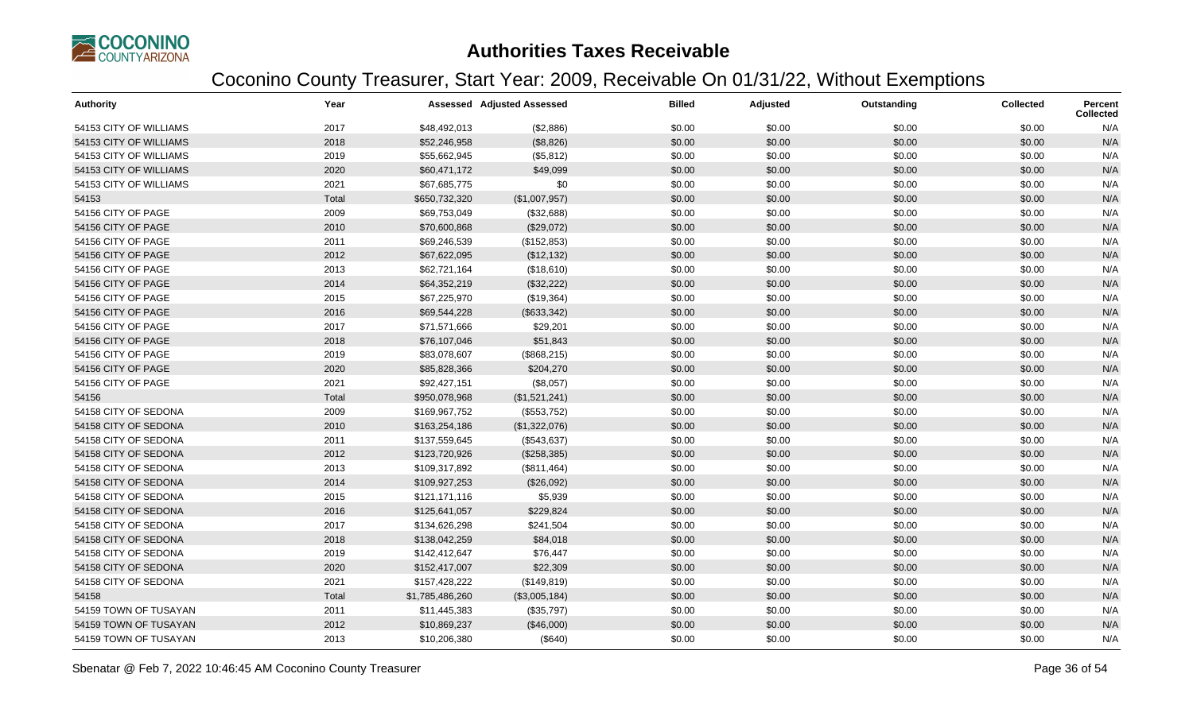# Authorities Taxes Receivable

## Coconino County Treasurer, Start Year: 2009, Receivable On 01/31/22, Without Exemptions

| Authority | Year | Assessed | Adjusted Assessed | Billed | Adjusted | Outstanding | Collected | Percent Collected |
|---|---|---|---|---|---|---|---|---|
| 54153 CITY OF WILLIAMS | 2017 | $48,492,013 | ($2,886) | $0.00 | $0.00 | $0.00 | $0.00 | N/A |
| 54153 CITY OF WILLIAMS | 2018 | $52,246,958 | ($8,826) | $0.00 | $0.00 | $0.00 | $0.00 | N/A |
| 54153 CITY OF WILLIAMS | 2019 | $55,662,945 | ($5,812) | $0.00 | $0.00 | $0.00 | $0.00 | N/A |
| 54153 CITY OF WILLIAMS | 2020 | $60,471,172 | $49,099 | $0.00 | $0.00 | $0.00 | $0.00 | N/A |
| 54153 CITY OF WILLIAMS | 2021 | $67,685,775 | $0 | $0.00 | $0.00 | $0.00 | $0.00 | N/A |
| 54153 | Total | $650,732,320 | ($1,007,957) | $0.00 | $0.00 | $0.00 | $0.00 | N/A |
| 54156 CITY OF PAGE | 2009 | $69,753,049 | ($32,688) | $0.00 | $0.00 | $0.00 | $0.00 | N/A |
| 54156 CITY OF PAGE | 2010 | $70,600,868 | ($29,072) | $0.00 | $0.00 | $0.00 | $0.00 | N/A |
| 54156 CITY OF PAGE | 2011 | $69,246,539 | ($152,853) | $0.00 | $0.00 | $0.00 | $0.00 | N/A |
| 54156 CITY OF PAGE | 2012 | $67,622,095 | ($12,132) | $0.00 | $0.00 | $0.00 | $0.00 | N/A |
| 54156 CITY OF PAGE | 2013 | $62,721,164 | ($18,610) | $0.00 | $0.00 | $0.00 | $0.00 | N/A |
| 54156 CITY OF PAGE | 2014 | $64,352,219 | ($32,222) | $0.00 | $0.00 | $0.00 | $0.00 | N/A |
| 54156 CITY OF PAGE | 2015 | $67,225,970 | ($19,364) | $0.00 | $0.00 | $0.00 | $0.00 | N/A |
| 54156 CITY OF PAGE | 2016 | $69,544,228 | ($633,342) | $0.00 | $0.00 | $0.00 | $0.00 | N/A |
| 54156 CITY OF PAGE | 2017 | $71,571,666 | $29,201 | $0.00 | $0.00 | $0.00 | $0.00 | N/A |
| 54156 CITY OF PAGE | 2018 | $76,107,046 | $51,843 | $0.00 | $0.00 | $0.00 | $0.00 | N/A |
| 54156 CITY OF PAGE | 2019 | $83,078,607 | ($868,215) | $0.00 | $0.00 | $0.00 | $0.00 | N/A |
| 54156 CITY OF PAGE | 2020 | $85,828,366 | $204,270 | $0.00 | $0.00 | $0.00 | $0.00 | N/A |
| 54156 CITY OF PAGE | 2021 | $92,427,151 | ($8,057) | $0.00 | $0.00 | $0.00 | $0.00 | N/A |
| 54156 | Total | $950,078,968 | ($1,521,241) | $0.00 | $0.00 | $0.00 | $0.00 | N/A |
| 54158 CITY OF SEDONA | 2009 | $169,967,752 | ($553,752) | $0.00 | $0.00 | $0.00 | $0.00 | N/A |
| 54158 CITY OF SEDONA | 2010 | $163,254,186 | ($1,322,076) | $0.00 | $0.00 | $0.00 | $0.00 | N/A |
| 54158 CITY OF SEDONA | 2011 | $137,559,645 | ($543,637) | $0.00 | $0.00 | $0.00 | $0.00 | N/A |
| 54158 CITY OF SEDONA | 2012 | $123,720,926 | ($258,385) | $0.00 | $0.00 | $0.00 | $0.00 | N/A |
| 54158 CITY OF SEDONA | 2013 | $109,317,892 | ($811,464) | $0.00 | $0.00 | $0.00 | $0.00 | N/A |
| 54158 CITY OF SEDONA | 2014 | $109,927,253 | ($26,092) | $0.00 | $0.00 | $0.00 | $0.00 | N/A |
| 54158 CITY OF SEDONA | 2015 | $121,171,116 | $5,939 | $0.00 | $0.00 | $0.00 | $0.00 | N/A |
| 54158 CITY OF SEDONA | 2016 | $125,641,057 | $229,824 | $0.00 | $0.00 | $0.00 | $0.00 | N/A |
| 54158 CITY OF SEDONA | 2017 | $134,626,298 | $241,504 | $0.00 | $0.00 | $0.00 | $0.00 | N/A |
| 54158 CITY OF SEDONA | 2018 | $138,042,259 | $84,018 | $0.00 | $0.00 | $0.00 | $0.00 | N/A |
| 54158 CITY OF SEDONA | 2019 | $142,412,647 | $76,447 | $0.00 | $0.00 | $0.00 | $0.00 | N/A |
| 54158 CITY OF SEDONA | 2020 | $152,417,007 | $22,309 | $0.00 | $0.00 | $0.00 | $0.00 | N/A |
| 54158 CITY OF SEDONA | 2021 | $157,428,222 | ($149,819) | $0.00 | $0.00 | $0.00 | $0.00 | N/A |
| 54158 | Total | $1,785,486,260 | ($3,005,184) | $0.00 | $0.00 | $0.00 | $0.00 | N/A |
| 54159 TOWN OF TUSAYAN | 2011 | $11,445,383 | ($35,797) | $0.00 | $0.00 | $0.00 | $0.00 | N/A |
| 54159 TOWN OF TUSAYAN | 2012 | $10,869,237 | ($46,000) | $0.00 | $0.00 | $0.00 | $0.00 | N/A |
| 54159 TOWN OF TUSAYAN | 2013 | $10,206,380 | ($640) | $0.00 | $0.00 | $0.00 | $0.00 | N/A |

Sbenatar @ Feb 7, 2022 10:46:45 AM Coconino County Treasurer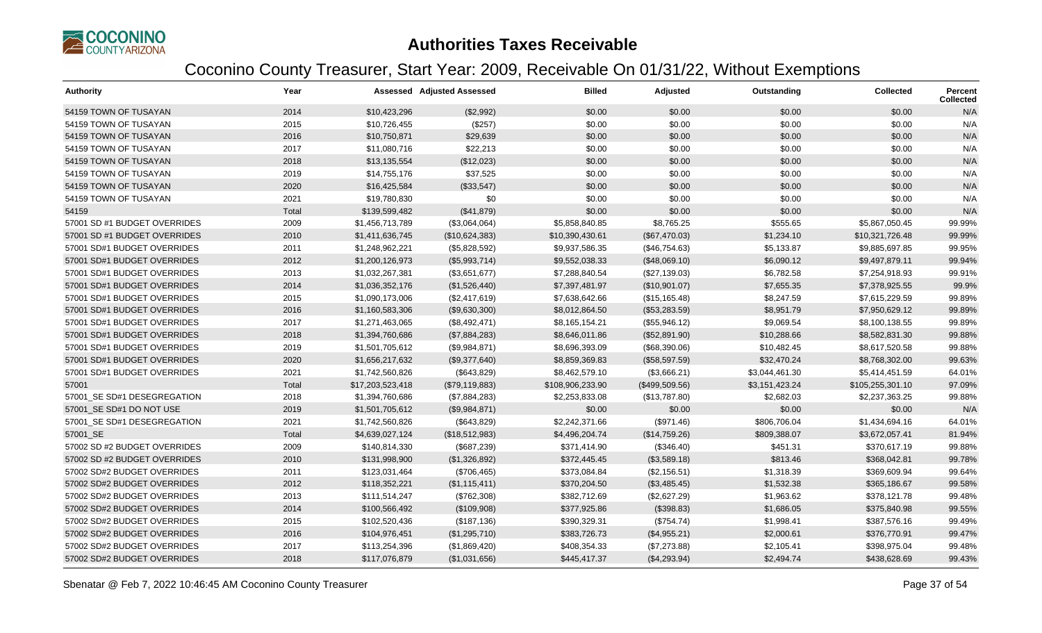# Authorities Taxes Receivable

## Coconino County Treasurer, Start Year: 2009, Receivable On 01/31/22, Without Exemptions

| Authority | Year | Assessed | Adjusted Assessed | Billed | Adjusted | Outstanding | Collected | Percent Collected |
|---|---|---|---|---|---|---|---|---|
| 54159 TOWN OF TUSAYAN | 2014 | $10,423,296 | ($2,992) | $0.00 | $0.00 | $0.00 | $0.00 | N/A |
| 54159 TOWN OF TUSAYAN | 2015 | $10,726,455 | ($257) | $0.00 | $0.00 | $0.00 | $0.00 | N/A |
| 54159 TOWN OF TUSAYAN | 2016 | $10,750,871 | $29,639 | $0.00 | $0.00 | $0.00 | $0.00 | N/A |
| 54159 TOWN OF TUSAYAN | 2017 | $11,080,716 | $22,213 | $0.00 | $0.00 | $0.00 | $0.00 | N/A |
| 54159 TOWN OF TUSAYAN | 2018 | $13,135,554 | ($12,023) | $0.00 | $0.00 | $0.00 | $0.00 | N/A |
| 54159 TOWN OF TUSAYAN | 2019 | $14,755,176 | $37,525 | $0.00 | $0.00 | $0.00 | $0.00 | N/A |
| 54159 TOWN OF TUSAYAN | 2020 | $16,425,584 | ($33,547) | $0.00 | $0.00 | $0.00 | $0.00 | N/A |
| 54159 TOWN OF TUSAYAN | 2021 | $19,780,830 | $0 | $0.00 | $0.00 | $0.00 | $0.00 | N/A |
| 54159 | Total | $139,599,482 | ($41,879) | $0.00 | $0.00 | $0.00 | $0.00 | N/A |
| 57001 SD #1 BUDGET OVERRIDES | 2009 | $1,456,713,789 | ($3,064,064) | $5,858,840.85 | $8,765.25 | $555.65 | $5,867,050.45 | 99.99% |
| 57001 SD #1 BUDGET OVERRIDES | 2010 | $1,411,636,745 | ($10,624,383) | $10,390,430.61 | ($67,470.03) | $1,234.10 | $10,321,726.48 | 99.99% |
| 57001 SD#1 BUDGET OVERRIDES | 2011 | $1,248,962,221 | ($5,828,592) | $9,937,586.35 | ($46,754.63) | $5,133.87 | $9,885,697.85 | 99.95% |
| 57001 SD#1 BUDGET OVERRIDES | 2012 | $1,200,126,973 | ($5,993,714) | $9,552,038.33 | ($48,069.10) | $6,090.12 | $9,497,879.11 | 99.94% |
| 57001 SD#1 BUDGET OVERRIDES | 2013 | $1,032,267,381 | ($3,651,677) | $7,288,840.54 | ($27,139.03) | $6,782.58 | $7,254,918.93 | 99.91% |
| 57001 SD#1 BUDGET OVERRIDES | 2014 | $1,036,352,176 | ($1,526,440) | $7,397,481.97 | ($10,901.07) | $7,655.35 | $7,378,925.55 | 99.9% |
| 57001 SD#1 BUDGET OVERRIDES | 2015 | $1,090,173,006 | ($2,417,619) | $7,638,642.66 | ($15,165.48) | $8,247.59 | $7,615,229.59 | 99.89% |
| 57001 SD#1 BUDGET OVERRIDES | 2016 | $1,160,583,306 | ($9,630,300) | $8,012,864.50 | ($53,283.59) | $8,951.79 | $7,950,629.12 | 99.89% |
| 57001 SD#1 BUDGET OVERRIDES | 2017 | $1,271,463,065 | ($8,492,471) | $8,165,154.21 | ($55,946.12) | $9,069.54 | $8,100,138.55 | 99.89% |
| 57001 SD#1 BUDGET OVERRIDES | 2018 | $1,394,760,686 | ($7,884,283) | $8,646,011.86 | ($52,891.90) | $10,288.66 | $8,582,831.30 | 99.88% |
| 57001 SD#1 BUDGET OVERRIDES | 2019 | $1,501,705,612 | ($9,984,871) | $8,696,393.09 | ($68,390.06) | $10,482.45 | $8,617,520.58 | 99.88% |
| 57001 SD#1 BUDGET OVERRIDES | 2020 | $1,656,217,632 | ($9,377,640) | $8,859,369.83 | ($58,597.59) | $32,470.24 | $8,768,302.00 | 99.63% |
| 57001 SD#1 BUDGET OVERRIDES | 2021 | $1,742,560,826 | ($643,829) | $8,462,579.10 | ($3,666.21) | $3,044,461.30 | $5,414,451.59 | 64.01% |
| 57001 | Total | $17,203,523,418 | ($79,119,883) | $108,906,233.90 | ($499,509.56) | $3,151,423.24 | $105,255,301.10 | 97.09% |
| 57001_SE SD#1 DESEGREGATION | 2018 | $1,394,760,686 | ($7,884,283) | $2,253,833.08 | ($13,787.80) | $2,682.03 | $2,237,363.25 | 99.88% |
| 57001_SE SD#1 DO NOT USE | 2019 | $1,501,705,612 | ($9,984,871) | $0.00 | $0.00 | $0.00 | $0.00 | N/A |
| 57001_SE SD#1 DESEGREGATION | 2021 | $1,742,560,826 | ($643,829) | $2,242,371.66 | ($971.46) | $806,706.04 | $1,434,694.16 | 64.01% |
| 57001_SE | Total | $4,639,027,124 | ($18,512,983) | $4,496,204.74 | ($14,759.26) | $809,388.07 | $3,672,057.41 | 81.94% |
| 57002 SD #2 BUDGET OVERRIDES | 2009 | $140,814,330 | ($687,239) | $371,414.90 | ($346.40) | $451.31 | $370,617.19 | 99.88% |
| 57002 SD #2 BUDGET OVERRIDES | 2010 | $131,998,900 | ($1,326,892) | $372,445.45 | ($3,589.18) | $813.46 | $368,042.81 | 99.78% |
| 57002 SD#2 BUDGET OVERRIDES | 2011 | $123,031,464 | ($706,465) | $373,084.84 | ($2,156.51) | $1,318.39 | $369,609.94 | 99.64% |
| 57002 SD#2 BUDGET OVERRIDES | 2012 | $118,352,221 | ($1,115,411) | $370,204.50 | ($3,485.45) | $1,532.38 | $365,186.67 | 99.58% |
| 57002 SD#2 BUDGET OVERRIDES | 2013 | $111,514,247 | ($762,308) | $382,712.69 | ($2,627.29) | $1,963.62 | $378,121.78 | 99.48% |
| 57002 SD#2 BUDGET OVERRIDES | 2014 | $100,566,492 | ($109,908) | $377,925.86 | ($398.83) | $1,686.05 | $375,840.98 | 99.55% |
| 57002 SD#2 BUDGET OVERRIDES | 2015 | $102,520,436 | ($187,136) | $390,329.31 | ($754.74) | $1,998.41 | $387,576.16 | 99.49% |
| 57002 SD#2 BUDGET OVERRIDES | 2016 | $104,976,451 | ($1,295,710) | $383,726.73 | ($4,955.21) | $2,000.61 | $376,770.91 | 99.47% |
| 57002 SD#2 BUDGET OVERRIDES | 2017 | $113,254,396 | ($1,869,420) | $408,354.33 | ($7,273.88) | $2,105.41 | $398,975.04 | 99.48% |
| 57002 SD#2 BUDGET OVERRIDES | 2018 | $117,076,879 | ($1,031,656) | $445,417.37 | ($4,293.94) | $2,494.74 | $438,628.69 | 99.43% |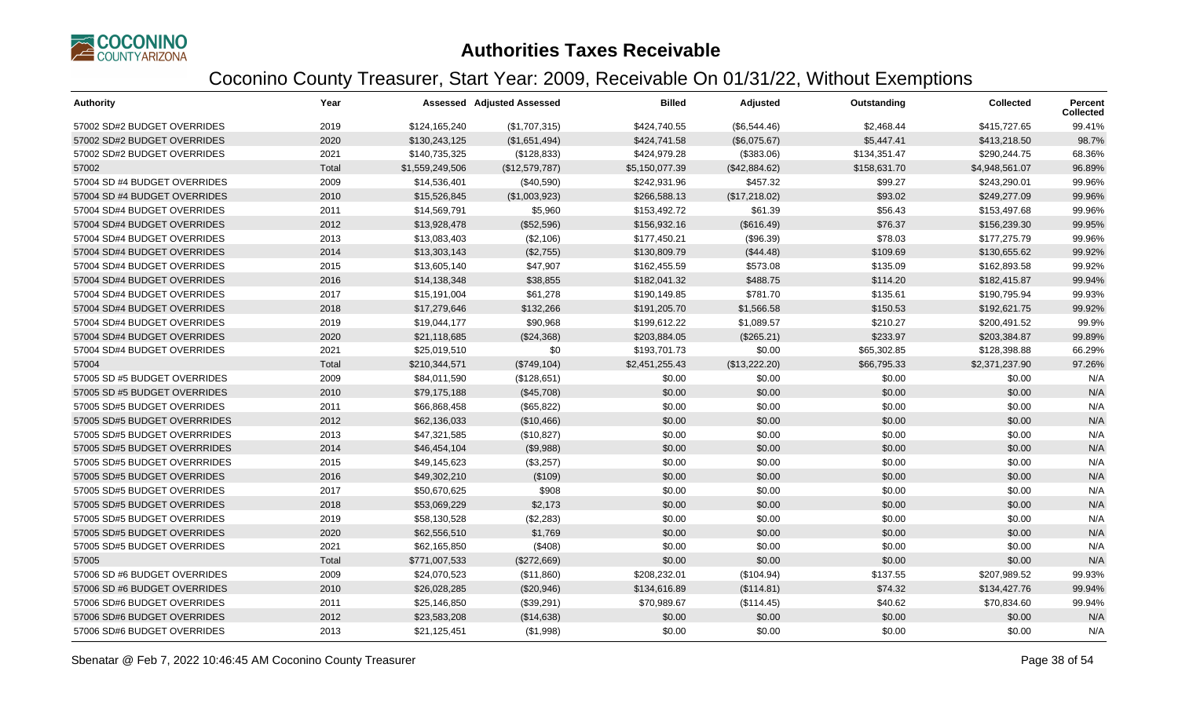# Authorities Taxes Receivable

## Coconino County Treasurer, Start Year: 2009, Receivable On 01/31/22, Without Exemptions

| Authority | Year | Assessed | Adjusted Assessed | Billed | Adjusted | Outstanding | Collected | Percent Collected |
|---|---|---|---|---|---|---|---|---|
| 57002 SD#2 BUDGET OVERRIDES | 2019 | $124,165,240 | ($1,707,315) | $424,740.55 | ($6,544.46) | $2,468.44 | $415,727.65 | 99.41% |
| 57002 SD#2 BUDGET OVERRIDES | 2020 | $130,243,125 | ($1,651,494) | $424,741.58 | ($6,075.67) | $5,447.41 | $413,218.50 | 98.7% |
| 57002 SD#2 BUDGET OVERRIDES | 2021 | $140,735,325 | ($128,833) | $424,979.28 | ($383.06) | $134,351.47 | $290,244.75 | 68.36% |
| 57002 | Total | $1,559,249,506 | ($12,579,787) | $5,150,077.39 | ($42,884.62) | $158,631.70 | $4,948,561.07 | 96.89% |
| 57004 SD #4 BUDGET OVERRIDES | 2009 | $14,536,401 | ($40,590) | $242,931.96 | $457.32 | $99.27 | $243,290.01 | 99.96% |
| 57004 SD #4 BUDGET OVERRIDES | 2010 | $15,526,845 | ($1,003,923) | $266,588.13 | ($17,218.02) | $93.02 | $249,277.09 | 99.96% |
| 57004 SD#4 BUDGET OVERRIDES | 2011 | $14,569,791 | $5,960 | $153,492.72 | $61.39 | $56.43 | $153,497.68 | 99.96% |
| 57004 SD#4 BUDGET OVERRIDES | 2012 | $13,928,478 | ($52,596) | $156,932.16 | ($616.49) | $76.37 | $156,239.30 | 99.95% |
| 57004 SD#4 BUDGET OVERRIDES | 2013 | $13,083,403 | ($2,106) | $177,450.21 | ($96.39) | $78.03 | $177,275.79 | 99.96% |
| 57004 SD#4 BUDGET OVERRIDES | 2014 | $13,303,143 | ($2,755) | $130,809.79 | ($44.48) | $109.69 | $130,655.62 | 99.92% |
| 57004 SD#4 BUDGET OVERRIDES | 2015 | $13,605,140 | $47,907 | $162,455.59 | $573.08 | $135.09 | $162,893.58 | 99.92% |
| 57004 SD#4 BUDGET OVERRIDES | 2016 | $14,138,348 | $38,855 | $182,041.32 | $488.75 | $114.20 | $182,415.87 | 99.94% |
| 57004 SD#4 BUDGET OVERRIDES | 2017 | $15,191,004 | $61,278 | $190,149.85 | $781.70 | $135.61 | $190,795.94 | 99.93% |
| 57004 SD#4 BUDGET OVERRIDES | 2018 | $17,279,646 | $132,266 | $191,205.70 | $1,566.58 | $150.53 | $192,621.75 | 99.92% |
| 57004 SD#4 BUDGET OVERRIDES | 2019 | $19,044,177 | $90,968 | $199,612.22 | $1,089.57 | $210.27 | $200,491.52 | 99.9% |
| 57004 SD#4 BUDGET OVERRIDES | 2020 | $21,118,685 | ($24,368) | $203,884.05 | ($265.21) | $233.97 | $203,384.87 | 99.89% |
| 57004 SD#4 BUDGET OVERRIDES | 2021 | $25,019,510 | $0 | $193,701.73 | $0.00 | $65,302.85 | $128,398.88 | 66.29% |
| 57004 | Total | $210,344,571 | ($749,104) | $2,451,255.43 | ($13,222.20) | $66,795.33 | $2,371,237.90 | 97.26% |
| 57005 SD #5 BUDGET OVERRIDES | 2009 | $84,011,590 | ($128,651) | $0.00 | $0.00 | $0.00 | $0.00 | N/A |
| 57005 SD #5 BUDGET OVERRIDES | 2010 | $79,175,188 | ($45,708) | $0.00 | $0.00 | $0.00 | $0.00 | N/A |
| 57005 SD#5 BUDGET OVERRIDES | 2011 | $66,868,458 | ($65,822) | $0.00 | $0.00 | $0.00 | $0.00 | N/A |
| 57005 SD#5 BUDGET OVERRRIDES | 2012 | $62,136,033 | ($10,466) | $0.00 | $0.00 | $0.00 | $0.00 | N/A |
| 57005 SD#5 BUDGET OVERRRIDES | 2013 | $47,321,585 | ($10,827) | $0.00 | $0.00 | $0.00 | $0.00 | N/A |
| 57005 SD#5 BUDGET OVERRRIDES | 2014 | $46,454,104 | ($9,988) | $0.00 | $0.00 | $0.00 | $0.00 | N/A |
| 57005 SD#5 BUDGET OVERRRIDES | 2015 | $49,145,623 | ($3,257) | $0.00 | $0.00 | $0.00 | $0.00 | N/A |
| 57005 SD#5 BUDGET OVERRIDES | 2016 | $49,302,210 | ($109) | $0.00 | $0.00 | $0.00 | $0.00 | N/A |
| 57005 SD#5 BUDGET OVERRIDES | 2017 | $50,670,625 | $908 | $0.00 | $0.00 | $0.00 | $0.00 | N/A |
| 57005 SD#5 BUDGET OVERRIDES | 2018 | $53,069,229 | $2,173 | $0.00 | $0.00 | $0.00 | $0.00 | N/A |
| 57005 SD#5 BUDGET OVERRIDES | 2019 | $58,130,528 | ($2,283) | $0.00 | $0.00 | $0.00 | $0.00 | N/A |
| 57005 SD#5 BUDGET OVERRIDES | 2020 | $62,556,510 | $1,769 | $0.00 | $0.00 | $0.00 | $0.00 | N/A |
| 57005 SD#5 BUDGET OVERRIDES | 2021 | $62,165,850 | ($408) | $0.00 | $0.00 | $0.00 | $0.00 | N/A |
| 57005 | Total | $771,007,533 | ($272,669) | $0.00 | $0.00 | $0.00 | $0.00 | N/A |
| 57006 SD #6 BUDGET OVERRIDES | 2009 | $24,070,523 | ($11,860) | $208,232.01 | ($104.94) | $137.55 | $207,989.52 | 99.93% |
| 57006 SD #6 BUDGET OVERRIDES | 2010 | $26,028,285 | ($20,946) | $134,616.89 | ($114.81) | $74.32 | $134,427.76 | 99.94% |
| 57006 SD#6 BUDGET OVERRIDES | 2011 | $25,146,850 | ($39,291) | $70,989.67 | ($114.45) | $40.62 | $70,834.60 | 99.94% |
| 57006 SD#6 BUDGET OVERRIDES | 2012 | $23,583,208 | ($14,638) | $0.00 | $0.00 | $0.00 | $0.00 | N/A |
| 57006 SD#6 BUDGET OVERRIDES | 2013 | $21,125,451 | ($1,998) | $0.00 | $0.00 | $0.00 | $0.00 | N/A |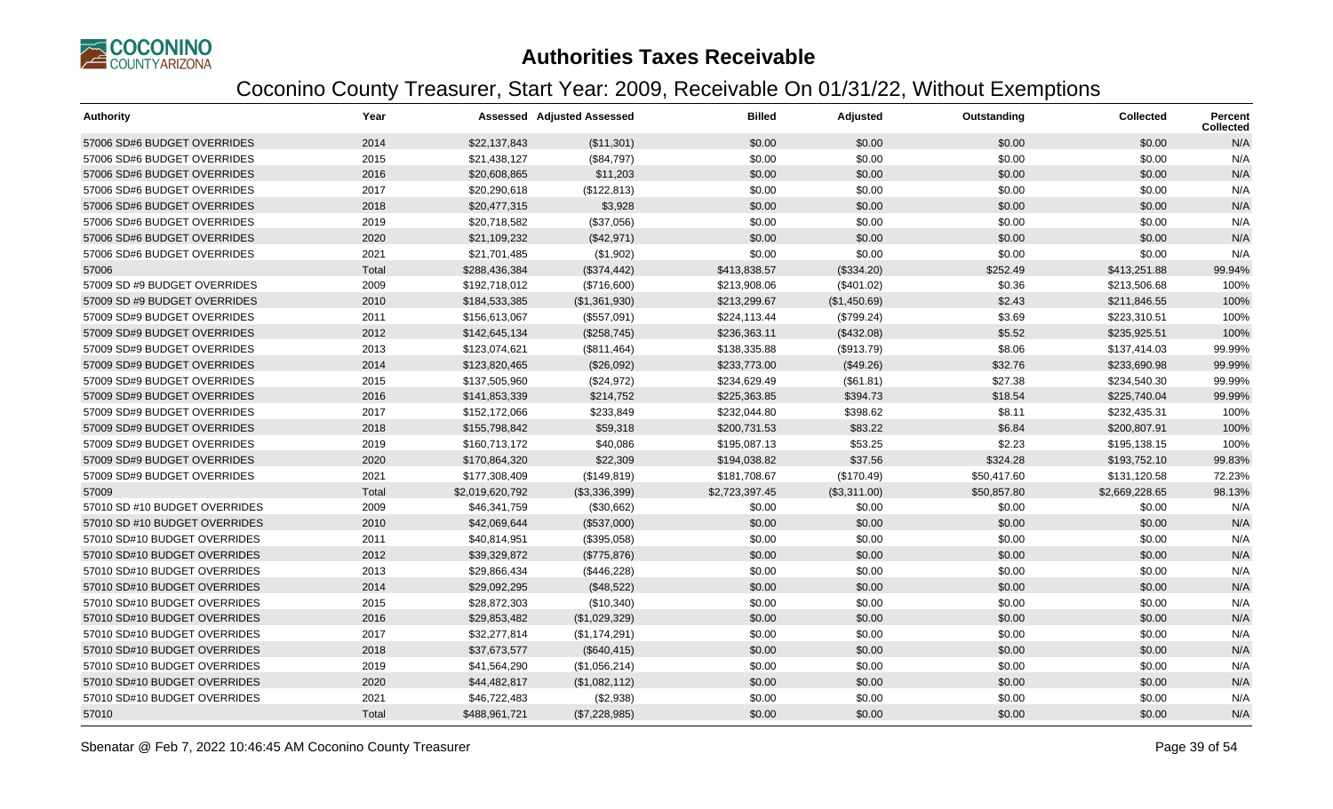# Authorities Taxes Receivable

## Coconino County Treasurer, Start Year: 2009, Receivable On 01/31/22, Without Exemptions

| Authority | Year | Assessed | Adjusted Assessed | Billed | Adjusted | Outstanding | Collected | Percent Collected |
|---|---|---|---|---|---|---|---|---|
| 57006 SD#6 BUDGET OVERRIDES | 2014 | $22,137,843 | ($11,301) | $0.00 | $0.00 | $0.00 | $0.00 | N/A |
| 57006 SD#6 BUDGET OVERRIDES | 2015 | $21,438,127 | ($84,797) | $0.00 | $0.00 | $0.00 | $0.00 | N/A |
| 57006 SD#6 BUDGET OVERRIDES | 2016 | $20,608,865 | $11,203 | $0.00 | $0.00 | $0.00 | $0.00 | N/A |
| 57006 SD#6 BUDGET OVERRIDES | 2017 | $20,290,618 | ($122,813) | $0.00 | $0.00 | $0.00 | $0.00 | N/A |
| 57006 SD#6 BUDGET OVERRIDES | 2018 | $20,477,315 | $3,928 | $0.00 | $0.00 | $0.00 | $0.00 | N/A |
| 57006 SD#6 BUDGET OVERRIDES | 2019 | $20,718,582 | ($37,056) | $0.00 | $0.00 | $0.00 | $0.00 | N/A |
| 57006 SD#6 BUDGET OVERRIDES | 2020 | $21,109,232 | ($42,971) | $0.00 | $0.00 | $0.00 | $0.00 | N/A |
| 57006 SD#6 BUDGET OVERRIDES | 2021 | $21,701,485 | ($1,902) | $0.00 | $0.00 | $0.00 | $0.00 | N/A |
| 57006 | Total | $288,436,384 | ($374,442) | $413,838.57 | ($334.20) | $252.49 | $413,251.88 | 99.94% |
| 57009 SD #9 BUDGET OVERRIDES | 2009 | $192,718,012 | ($716,600) | $213,908.06 | ($401.02) | $0.36 | $213,506.68 | 100% |
| 57009 SD #9 BUDGET OVERRIDES | 2010 | $184,533,385 | ($1,361,930) | $213,299.67 | ($1,450.69) | $2.43 | $211,846.55 | 100% |
| 57009 SD#9 BUDGET OVERRIDES | 2011 | $156,613,067 | ($557,091) | $224,113.44 | ($799.24) | $3.69 | $223,310.51 | 100% |
| 57009 SD#9 BUDGET OVERRIDES | 2012 | $142,645,134 | ($258,745) | $236,363.11 | ($432.08) | $5.52 | $235,925.51 | 100% |
| 57009 SD#9 BUDGET OVERRIDES | 2013 | $123,074,621 | ($811,464) | $138,335.88 | ($913.79) | $8.06 | $137,414.03 | 99.99% |
| 57009 SD#9 BUDGET OVERRIDES | 2014 | $123,820,465 | ($26,092) | $233,773.00 | ($49.26) | $32.76 | $233,690.98 | 99.99% |
| 57009 SD#9 BUDGET OVERRIDES | 2015 | $137,505,960 | ($24,972) | $234,629.49 | ($61.81) | $27.38 | $234,540.30 | 99.99% |
| 57009 SD#9 BUDGET OVERRIDES | 2016 | $141,853,339 | $214,752 | $225,363.85 | $394.73 | $18.54 | $225,740.04 | 99.99% |
| 57009 SD#9 BUDGET OVERRIDES | 2017 | $152,172,066 | $233,849 | $232,044.80 | $398.62 | $8.11 | $232,435.31 | 100% |
| 57009 SD#9 BUDGET OVERRIDES | 2018 | $155,798,842 | $59,318 | $200,731.53 | $83.22 | $6.84 | $200,807.91 | 100% |
| 57009 SD#9 BUDGET OVERRIDES | 2019 | $160,713,172 | $40,086 | $195,087.13 | $53.25 | $2.23 | $195,138.15 | 100% |
| 57009 SD#9 BUDGET OVERRIDES | 2020 | $170,864,320 | $22,309 | $194,038.82 | $37.56 | $324.28 | $193,752.10 | 99.83% |
| 57009 SD#9 BUDGET OVERRIDES | 2021 | $177,308,409 | ($149,819) | $181,708.67 | ($170.49) | $50,417.60 | $131,120.58 | 72.23% |
| 57009 | Total | $2,019,620,792 | ($3,336,399) | $2,723,397.45 | ($3,311.00) | $50,857.80 | $2,669,228.65 | 98.13% |
| 57010 SD #10 BUDGET OVERRIDES | 2009 | $46,341,759 | ($30,662) | $0.00 | $0.00 | $0.00 | $0.00 | N/A |
| 57010 SD #10 BUDGET OVERRIDES | 2010 | $42,069,644 | ($537,000) | $0.00 | $0.00 | $0.00 | $0.00 | N/A |
| 57010 SD#10 BUDGET OVERRIDES | 2011 | $40,814,951 | ($395,058) | $0.00 | $0.00 | $0.00 | $0.00 | N/A |
| 57010 SD#10 BUDGET OVERRIDES | 2012 | $39,329,872 | ($775,876) | $0.00 | $0.00 | $0.00 | $0.00 | N/A |
| 57010 SD#10 BUDGET OVERRIDES | 2013 | $29,866,434 | ($446,228) | $0.00 | $0.00 | $0.00 | $0.00 | N/A |
| 57010 SD#10 BUDGET OVERRIDES | 2014 | $29,092,295 | ($48,522) | $0.00 | $0.00 | $0.00 | $0.00 | N/A |
| 57010 SD#10 BUDGET OVERRIDES | 2015 | $28,872,303 | ($10,340) | $0.00 | $0.00 | $0.00 | $0.00 | N/A |
| 57010 SD#10 BUDGET OVERRIDES | 2016 | $29,853,482 | ($1,029,329) | $0.00 | $0.00 | $0.00 | $0.00 | N/A |
| 57010 SD#10 BUDGET OVERRIDES | 2017 | $32,277,814 | ($1,174,291) | $0.00 | $0.00 | $0.00 | $0.00 | N/A |
| 57010 SD#10 BUDGET OVERRIDES | 2018 | $37,673,577 | ($640,415) | $0.00 | $0.00 | $0.00 | $0.00 | N/A |
| 57010 SD#10 BUDGET OVERRIDES | 2019 | $41,564,290 | ($1,056,214) | $0.00 | $0.00 | $0.00 | $0.00 | N/A |
| 57010 SD#10 BUDGET OVERRIDES | 2020 | $44,482,817 | ($1,082,112) | $0.00 | $0.00 | $0.00 | $0.00 | N/A |
| 57010 SD#10 BUDGET OVERRIDES | 2021 | $46,722,483 | ($2,938) | $0.00 | $0.00 | $0.00 | $0.00 | N/A |
| 57010 | Total | $488,961,721 | ($7,228,985) | $0.00 | $0.00 | $0.00 | $0.00 | N/A |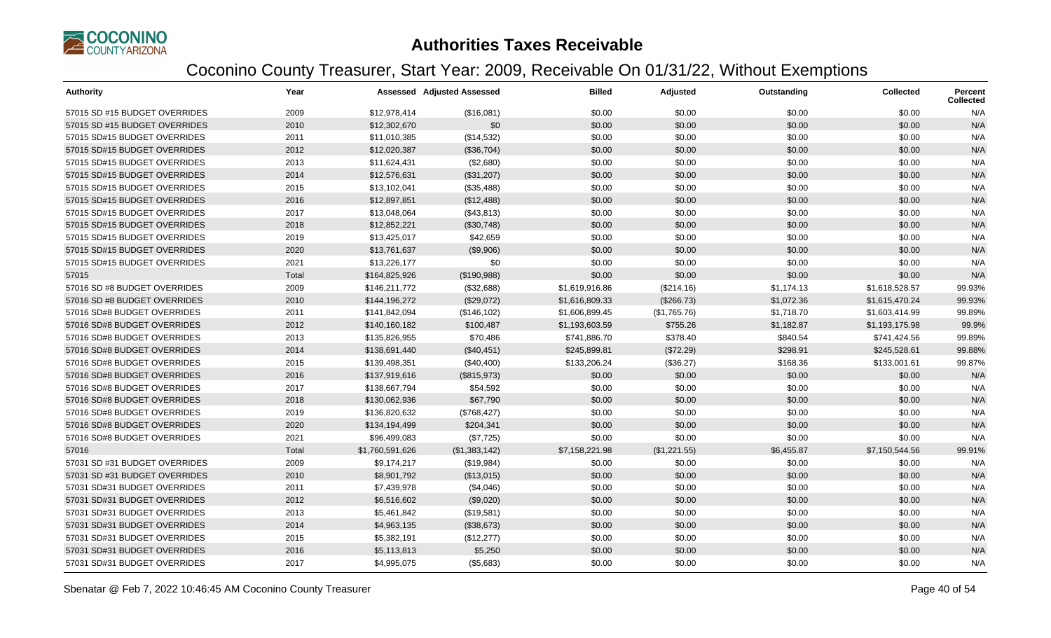# Authorities Taxes Receivable

## Coconino County Treasurer, Start Year: 2009, Receivable On 01/31/22, Without Exemptions

| Authority | Year | Assessed | Adjusted Assessed | Billed | Adjusted | Outstanding | Collected | Percent Collected |
|---|---|---|---|---|---|---|---|---|
| 57015 SD #15 BUDGET OVERRIDES | 2009 | $12,978,414 | ($16,081) | $0.00 | $0.00 | $0.00 | $0.00 | N/A |
| 57015 SD #15 BUDGET OVERRIDES | 2010 | $12,302,670 | $0 | $0.00 | $0.00 | $0.00 | $0.00 | N/A |
| 57015 SD#15 BUDGET OVERRIDES | 2011 | $11,010,385 | ($14,532) | $0.00 | $0.00 | $0.00 | $0.00 | N/A |
| 57015 SD#15 BUDGET OVERRIDES | 2012 | $12,020,387 | ($36,704) | $0.00 | $0.00 | $0.00 | $0.00 | N/A |
| 57015 SD#15 BUDGET OVERRIDES | 2013 | $11,624,431 | ($2,680) | $0.00 | $0.00 | $0.00 | $0.00 | N/A |
| 57015 SD#15 BUDGET OVERRIDES | 2014 | $12,576,631 | ($31,207) | $0.00 | $0.00 | $0.00 | $0.00 | N/A |
| 57015 SD#15 BUDGET OVERRIDES | 2015 | $13,102,041 | ($35,488) | $0.00 | $0.00 | $0.00 | $0.00 | N/A |
| 57015 SD#15 BUDGET OVERRIDES | 2016 | $12,897,851 | ($12,488) | $0.00 | $0.00 | $0.00 | $0.00 | N/A |
| 57015 SD#15 BUDGET OVERRIDES | 2017 | $13,048,064 | ($43,813) | $0.00 | $0.00 | $0.00 | $0.00 | N/A |
| 57015 SD#15 BUDGET OVERRIDES | 2018 | $12,852,221 | ($30,748) | $0.00 | $0.00 | $0.00 | $0.00 | N/A |
| 57015 SD#15 BUDGET OVERRIDES | 2019 | $13,425,017 | $42,659 | $0.00 | $0.00 | $0.00 | $0.00 | N/A |
| 57015 SD#15 BUDGET OVERRIDES | 2020 | $13,761,637 | ($9,906) | $0.00 | $0.00 | $0.00 | $0.00 | N/A |
| 57015 SD#15 BUDGET OVERRIDES | 2021 | $13,226,177 | $0 | $0.00 | $0.00 | $0.00 | $0.00 | N/A |
| 57015 | Total | $164,825,926 | ($190,988) | $0.00 | $0.00 | $0.00 | $0.00 | N/A |
| 57016 SD #8 BUDGET OVERRIDES | 2009 | $146,211,772 | ($32,688) | $1,619,916.86 | ($214.16) | $1,174.13 | $1,618,528.57 | 99.93% |
| 57016 SD #8 BUDGET OVERRIDES | 2010 | $144,196,272 | ($29,072) | $1,616,809.33 | ($266.73) | $1,072.36 | $1,615,470.24 | 99.93% |
| 57016 SD#8 BUDGET OVERRIDES | 2011 | $141,842,094 | ($146,102) | $1,606,899.45 | ($1,765.76) | $1,718.70 | $1,603,414.99 | 99.89% |
| 57016 SD#8 BUDGET OVERRIDES | 2012 | $140,160,182 | $100,487 | $1,193,603.59 | $755.26 | $1,182.87 | $1,193,175.98 | 99.9% |
| 57016 SD#8 BUDGET OVERRIDES | 2013 | $135,826,955 | $70,486 | $741,886.70 | $378.40 | $840.54 | $741,424.56 | 99.89% |
| 57016 SD#8 BUDGET OVERRIDES | 2014 | $138,691,440 | ($40,451) | $245,899.81 | ($72.29) | $298.91 | $245,528.61 | 99.88% |
| 57016 SD#8 BUDGET OVERRIDES | 2015 | $139,498,351 | ($40,400) | $133,206.24 | ($36.27) | $168.36 | $133,001.61 | 99.87% |
| 57016 SD#8 BUDGET OVERRIDES | 2016 | $137,919,616 | ($815,973) | $0.00 | $0.00 | $0.00 | $0.00 | N/A |
| 57016 SD#8 BUDGET OVERRIDES | 2017 | $138,667,794 | $54,592 | $0.00 | $0.00 | $0.00 | $0.00 | N/A |
| 57016 SD#8 BUDGET OVERRIDES | 2018 | $130,062,936 | $67,790 | $0.00 | $0.00 | $0.00 | $0.00 | N/A |
| 57016 SD#8 BUDGET OVERRIDES | 2019 | $136,820,632 | ($768,427) | $0.00 | $0.00 | $0.00 | $0.00 | N/A |
| 57016 SD#8 BUDGET OVERRIDES | 2020 | $134,194,499 | $204,341 | $0.00 | $0.00 | $0.00 | $0.00 | N/A |
| 57016 SD#8 BUDGET OVERRIDES | 2021 | $96,499,083 | ($7,725) | $0.00 | $0.00 | $0.00 | $0.00 | N/A |
| 57016 | Total | $1,760,591,626 | ($1,383,142) | $7,158,221.98 | ($1,221.55) | $6,455.87 | $7,150,544.56 | 99.91% |
| 57031 SD #31 BUDGET OVERRIDES | 2009 | $9,174,217 | ($19,984) | $0.00 | $0.00 | $0.00 | $0.00 | N/A |
| 57031 SD #31 BUDGET OVERRIDES | 2010 | $8,901,792 | ($13,015) | $0.00 | $0.00 | $0.00 | $0.00 | N/A |
| 57031 SD#31 BUDGET OVERRIDES | 2011 | $7,439,978 | ($4,046) | $0.00 | $0.00 | $0.00 | $0.00 | N/A |
| 57031 SD#31 BUDGET OVERRIDES | 2012 | $6,516,602 | ($9,020) | $0.00 | $0.00 | $0.00 | $0.00 | N/A |
| 57031 SD#31 BUDGET OVERRIDES | 2013 | $5,461,842 | ($19,581) | $0.00 | $0.00 | $0.00 | $0.00 | N/A |
| 57031 SD#31 BUDGET OVERRIDES | 2014 | $4,963,135 | ($38,673) | $0.00 | $0.00 | $0.00 | $0.00 | N/A |
| 57031 SD#31 BUDGET OVERRIDES | 2015 | $5,382,191 | ($12,277) | $0.00 | $0.00 | $0.00 | $0.00 | N/A |
| 57031 SD#31 BUDGET OVERRIDES | 2016 | $5,113,813 | $5,250 | $0.00 | $0.00 | $0.00 | $0.00 | N/A |
| 57031 SD#31 BUDGET OVERRIDES | 2017 | $4,995,075 | ($5,683) | $0.00 | $0.00 | $0.00 | $0.00 | N/A |

Sbenatar @ Feb 7, 2022 10:46:45 AM Coconino County Treasurer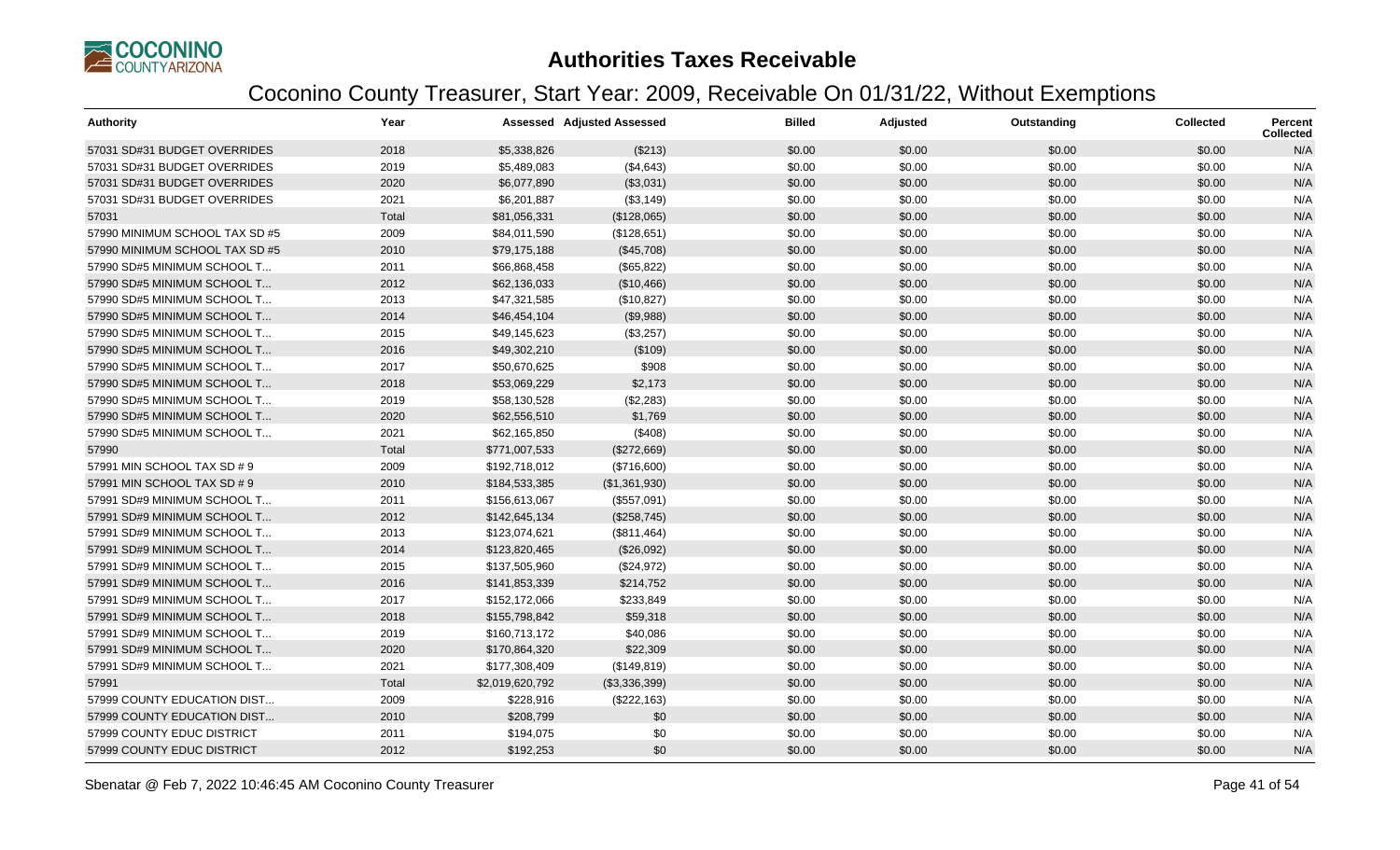# Authorities Taxes Receivable

## Coconino County Treasurer, Start Year: 2009, Receivable On 01/31/22, Without Exemptions

| Authority | Year | Assessed | Adjusted Assessed | Billed | Adjusted | Outstanding | Collected | Percent Collected |
|---|---|---|---|---|---|---|---|---|
| 57031 SD#31 BUDGET OVERRIDES | 2018 | $5,338,826 | ($213) | $0.00 | $0.00 | $0.00 | $0.00 | N/A |
| 57031 SD#31 BUDGET OVERRIDES | 2019 | $5,489,083 | ($4,643) | $0.00 | $0.00 | $0.00 | $0.00 | N/A |
| 57031 SD#31 BUDGET OVERRIDES | 2020 | $6,077,890 | ($3,031) | $0.00 | $0.00 | $0.00 | $0.00 | N/A |
| 57031 SD#31 BUDGET OVERRIDES | 2021 | $6,201,887 | ($3,149) | $0.00 | $0.00 | $0.00 | $0.00 | N/A |
| 57031 | Total | $81,056,331 | ($128,065) | $0.00 | $0.00 | $0.00 | $0.00 | N/A |
| 57990 MINIMUM SCHOOL TAX SD #5 | 2009 | $84,011,590 | ($128,651) | $0.00 | $0.00 | $0.00 | $0.00 | N/A |
| 57990 MINIMUM SCHOOL TAX SD #5 | 2010 | $79,175,188 | ($45,708) | $0.00 | $0.00 | $0.00 | $0.00 | N/A |
| 57990 SD#5 MINIMUM SCHOOL T... | 2011 | $66,868,458 | ($65,822) | $0.00 | $0.00 | $0.00 | $0.00 | N/A |
| 57990 SD#5 MINIMUM SCHOOL T... | 2012 | $62,136,033 | ($10,466) | $0.00 | $0.00 | $0.00 | $0.00 | N/A |
| 57990 SD#5 MINIMUM SCHOOL T... | 2013 | $47,321,585 | ($10,827) | $0.00 | $0.00 | $0.00 | $0.00 | N/A |
| 57990 SD#5 MINIMUM SCHOOL T... | 2014 | $46,454,104 | ($9,988) | $0.00 | $0.00 | $0.00 | $0.00 | N/A |
| 57990 SD#5 MINIMUM SCHOOL T... | 2015 | $49,145,623 | ($3,257) | $0.00 | $0.00 | $0.00 | $0.00 | N/A |
| 57990 SD#5 MINIMUM SCHOOL T... | 2016 | $49,302,210 | ($109) | $0.00 | $0.00 | $0.00 | $0.00 | N/A |
| 57990 SD#5 MINIMUM SCHOOL T... | 2017 | $50,670,625 | $908 | $0.00 | $0.00 | $0.00 | $0.00 | N/A |
| 57990 SD#5 MINIMUM SCHOOL T... | 2018 | $53,069,229 | $2,173 | $0.00 | $0.00 | $0.00 | $0.00 | N/A |
| 57990 SD#5 MINIMUM SCHOOL T... | 2019 | $58,130,528 | ($2,283) | $0.00 | $0.00 | $0.00 | $0.00 | N/A |
| 57990 SD#5 MINIMUM SCHOOL T... | 2020 | $62,556,510 | $1,769 | $0.00 | $0.00 | $0.00 | $0.00 | N/A |
| 57990 SD#5 MINIMUM SCHOOL T... | 2021 | $62,165,850 | ($408) | $0.00 | $0.00 | $0.00 | $0.00 | N/A |
| 57990 | Total | $771,007,533 | ($272,669) | $0.00 | $0.00 | $0.00 | $0.00 | N/A |
| 57991 MIN SCHOOL TAX SD # 9 | 2009 | $192,718,012 | ($716,600) | $0.00 | $0.00 | $0.00 | $0.00 | N/A |
| 57991 MIN SCHOOL TAX SD # 9 | 2010 | $184,533,385 | ($1,361,930) | $0.00 | $0.00 | $0.00 | $0.00 | N/A |
| 57991 SD#9 MINIMUM SCHOOL T... | 2011 | $156,613,067 | ($557,091) | $0.00 | $0.00 | $0.00 | $0.00 | N/A |
| 57991 SD#9 MINIMUM SCHOOL T... | 2012 | $142,645,134 | ($258,745) | $0.00 | $0.00 | $0.00 | $0.00 | N/A |
| 57991 SD#9 MINIMUM SCHOOL T... | 2013 | $123,074,621 | ($811,464) | $0.00 | $0.00 | $0.00 | $0.00 | N/A |
| 57991 SD#9 MINIMUM SCHOOL T... | 2014 | $123,820,465 | ($26,092) | $0.00 | $0.00 | $0.00 | $0.00 | N/A |
| 57991 SD#9 MINIMUM SCHOOL T... | 2015 | $137,505,960 | ($24,972) | $0.00 | $0.00 | $0.00 | $0.00 | N/A |
| 57991 SD#9 MINIMUM SCHOOL T... | 2016 | $141,853,339 | $214,752 | $0.00 | $0.00 | $0.00 | $0.00 | N/A |
| 57991 SD#9 MINIMUM SCHOOL T... | 2017 | $152,172,066 | $233,849 | $0.00 | $0.00 | $0.00 | $0.00 | N/A |
| 57991 SD#9 MINIMUM SCHOOL T... | 2018 | $155,798,842 | $59,318 | $0.00 | $0.00 | $0.00 | $0.00 | N/A |
| 57991 SD#9 MINIMUM SCHOOL T... | 2019 | $160,713,172 | $40,086 | $0.00 | $0.00 | $0.00 | $0.00 | N/A |
| 57991 SD#9 MINIMUM SCHOOL T... | 2020 | $170,864,320 | $22,309 | $0.00 | $0.00 | $0.00 | $0.00 | N/A |
| 57991 SD#9 MINIMUM SCHOOL T... | 2021 | $177,308,409 | ($149,819) | $0.00 | $0.00 | $0.00 | $0.00 | N/A |
| 57991 | Total | $2,019,620,792 | ($3,336,399) | $0.00 | $0.00 | $0.00 | $0.00 | N/A |
| 57999 COUNTY EDUCATION DIST... | 2009 | $228,916 | ($222,163) | $0.00 | $0.00 | $0.00 | $0.00 | N/A |
| 57999 COUNTY EDUCATION DIST... | 2010 | $208,799 | $0 | $0.00 | $0.00 | $0.00 | $0.00 | N/A |
| 57999 COUNTY EDUC DISTRICT | 2011 | $194,075 | $0 | $0.00 | $0.00 | $0.00 | $0.00 | N/A |
| 57999 COUNTY EDUC DISTRICT | 2012 | $192,253 | $0 | $0.00 | $0.00 | $0.00 | $0.00 | N/A |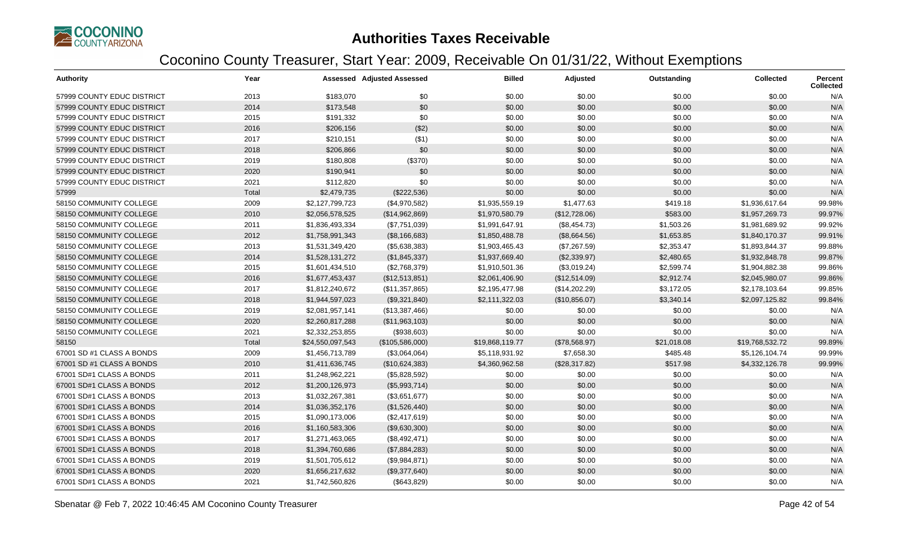# Authorities Taxes Receivable

## Coconino County Treasurer, Start Year: 2009, Receivable On 01/31/22, Without Exemptions

| Authority | Year | Assessed | Adjusted Assessed | Billed | Adjusted | Outstanding | Collected | Percent Collected |
|---|---|---|---|---|---|---|---|---|
| 57999 COUNTY EDUC DISTRICT | 2013 | $183,070 | $0 | $0.00 | $0.00 | $0.00 | $0.00 | N/A |
| 57999 COUNTY EDUC DISTRICT | 2014 | $173,548 | $0 | $0.00 | $0.00 | $0.00 | $0.00 | N/A |
| 57999 COUNTY EDUC DISTRICT | 2015 | $191,332 | $0 | $0.00 | $0.00 | $0.00 | $0.00 | N/A |
| 57999 COUNTY EDUC DISTRICT | 2016 | $206,156 | ($2) | $0.00 | $0.00 | $0.00 | $0.00 | N/A |
| 57999 COUNTY EDUC DISTRICT | 2017 | $210,151 | ($1) | $0.00 | $0.00 | $0.00 | $0.00 | N/A |
| 57999 COUNTY EDUC DISTRICT | 2018 | $206,866 | $0 | $0.00 | $0.00 | $0.00 | $0.00 | N/A |
| 57999 COUNTY EDUC DISTRICT | 2019 | $180,808 | ($370) | $0.00 | $0.00 | $0.00 | $0.00 | N/A |
| 57999 COUNTY EDUC DISTRICT | 2020 | $190,941 | $0 | $0.00 | $0.00 | $0.00 | $0.00 | N/A |
| 57999 COUNTY EDUC DISTRICT | 2021 | $112,820 | $0 | $0.00 | $0.00 | $0.00 | $0.00 | N/A |
| 57999 | Total | $2,479,735 | ($222,536) | $0.00 | $0.00 | $0.00 | $0.00 | N/A |
| 58150 COMMUNITY COLLEGE | 2009 | $2,127,799,723 | ($4,970,582) | $1,935,559.19 | $1,477.63 | $419.18 | $1,936,617.64 | 99.98% |
| 58150 COMMUNITY COLLEGE | 2010 | $2,056,578,525 | ($14,962,869) | $1,970,580.79 | ($12,728.06) | $583.00 | $1,957,269.73 | 99.97% |
| 58150 COMMUNITY COLLEGE | 2011 | $1,836,493,334 | ($7,751,039) | $1,991,647.91 | ($8,454.73) | $1,503.26 | $1,981,689.92 | 99.92% |
| 58150 COMMUNITY COLLEGE | 2012 | $1,758,991,343 | ($8,166,683) | $1,850,488.78 | ($8,664.56) | $1,653.85 | $1,840,170.37 | 99.91% |
| 58150 COMMUNITY COLLEGE | 2013 | $1,531,349,420 | ($5,638,383) | $1,903,465.43 | ($7,267.59) | $2,353.47 | $1,893,844.37 | 99.88% |
| 58150 COMMUNITY COLLEGE | 2014 | $1,528,131,272 | ($1,845,337) | $1,937,669.40 | ($2,339.97) | $2,480.65 | $1,932,848.78 | 99.87% |
| 58150 COMMUNITY COLLEGE | 2015 | $1,601,434,510 | ($2,768,379) | $1,910,501.36 | ($3,019.24) | $2,599.74 | $1,904,882.38 | 99.86% |
| 58150 COMMUNITY COLLEGE | 2016 | $1,677,453,437 | ($12,513,851) | $2,061,406.90 | ($12,514.09) | $2,912.74 | $2,045,980.07 | 99.86% |
| 58150 COMMUNITY COLLEGE | 2017 | $1,812,240,672 | ($11,357,865) | $2,195,477.98 | ($14,202.29) | $3,172.05 | $2,178,103.64 | 99.85% |
| 58150 COMMUNITY COLLEGE | 2018 | $1,944,597,023 | ($9,321,840) | $2,111,322.03 | ($10,856.07) | $3,340.14 | $2,097,125.82 | 99.84% |
| 58150 COMMUNITY COLLEGE | 2019 | $2,081,957,141 | ($13,387,466) | $0.00 | $0.00 | $0.00 | $0.00 | N/A |
| 58150 COMMUNITY COLLEGE | 2020 | $2,260,817,288 | ($11,963,103) | $0.00 | $0.00 | $0.00 | $0.00 | N/A |
| 58150 COMMUNITY COLLEGE | 2021 | $2,332,253,855 | ($938,603) | $0.00 | $0.00 | $0.00 | $0.00 | N/A |
| 58150 | Total | $24,550,097,543 | ($105,586,000) | $19,868,119.77 | ($78,568.97) | $21,018.08 | $19,768,532.72 | 99.89% |
| 67001 SD #1 CLASS A BONDS | 2009 | $1,456,713,789 | ($3,064,064) | $5,118,931.92 | $7,658.30 | $485.48 | $5,126,104.74 | 99.99% |
| 67001 SD #1 CLASS A BONDS | 2010 | $1,411,636,745 | ($10,624,383) | $4,360,962.58 | ($28,317.82) | $517.98 | $4,332,126.78 | 99.99% |
| 67001 SD#1 CLASS A BONDS | 2011 | $1,248,962,221 | ($5,828,592) | $0.00 | $0.00 | $0.00 | $0.00 | N/A |
| 67001 SD#1 CLASS A BONDS | 2012 | $1,200,126,973 | ($5,993,714) | $0.00 | $0.00 | $0.00 | $0.00 | N/A |
| 67001 SD#1 CLASS A BONDS | 2013 | $1,032,267,381 | ($3,651,677) | $0.00 | $0.00 | $0.00 | $0.00 | N/A |
| 67001 SD#1 CLASS A BONDS | 2014 | $1,036,352,176 | ($1,526,440) | $0.00 | $0.00 | $0.00 | $0.00 | N/A |
| 67001 SD#1 CLASS A BONDS | 2015 | $1,090,173,006 | ($2,417,619) | $0.00 | $0.00 | $0.00 | $0.00 | N/A |
| 67001 SD#1 CLASS A BONDS | 2016 | $1,160,583,306 | ($9,630,300) | $0.00 | $0.00 | $0.00 | $0.00 | N/A |
| 67001 SD#1 CLASS A BONDS | 2017 | $1,271,463,065 | ($8,492,471) | $0.00 | $0.00 | $0.00 | $0.00 | N/A |
| 67001 SD#1 CLASS A BONDS | 2018 | $1,394,760,686 | ($7,884,283) | $0.00 | $0.00 | $0.00 | $0.00 | N/A |
| 67001 SD#1 CLASS A BONDS | 2019 | $1,501,705,612 | ($9,984,871) | $0.00 | $0.00 | $0.00 | $0.00 | N/A |
| 67001 SD#1 CLASS A BONDS | 2020 | $1,656,217,632 | ($9,377,640) | $0.00 | $0.00 | $0.00 | $0.00 | N/A |
| 67001 SD#1 CLASS A BONDS | 2021 | $1,742,560,826 | ($643,829) | $0.00 | $0.00 | $0.00 | $0.00 | N/A |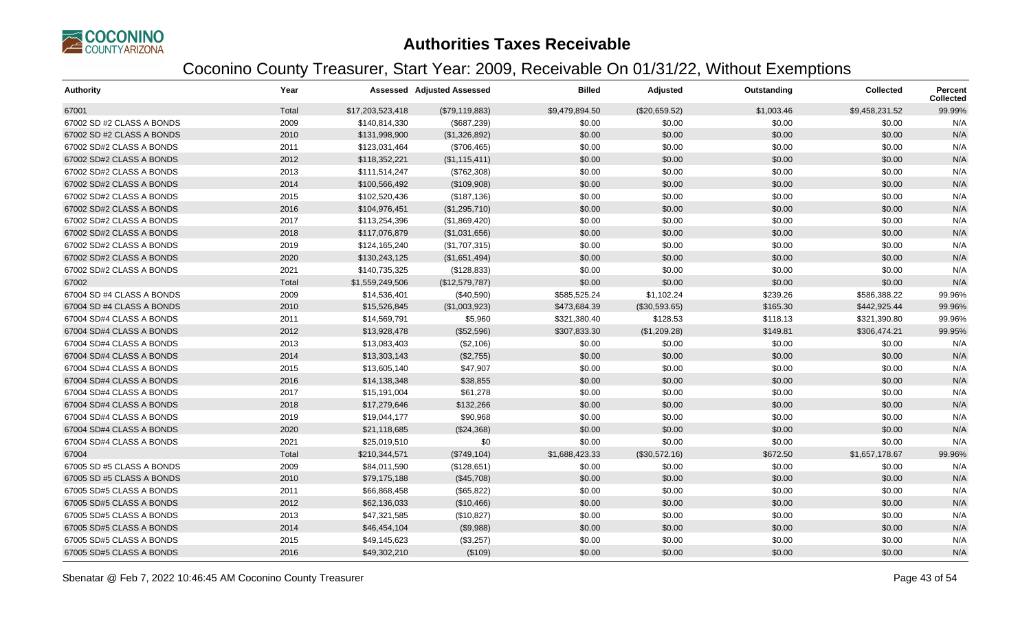# Authorities Taxes Receivable

## Coconino County Treasurer, Start Year: 2009, Receivable On 01/31/22, Without Exemptions

| Authority | Year | Assessed | Adjusted Assessed | Billed | Adjusted | Outstanding | Collected | Percent Collected |
|---|---|---|---|---|---|---|---|---|
| 67001 | Total | $17,203,523,418 | ($79,119,883) | $9,479,894.50 | ($20,659.52) | $1,003.46 | $9,458,231.52 | 99.99% |
| 67002 SD #2 CLASS A BONDS | 2009 | $140,814,330 | ($687,239) | $0.00 | $0.00 | $0.00 | $0.00 | N/A |
| 67002 SD #2 CLASS A BONDS | 2010 | $131,998,900 | ($1,326,892) | $0.00 | $0.00 | $0.00 | $0.00 | N/A |
| 67002 SD#2 CLASS A BONDS | 2011 | $123,031,464 | ($706,465) | $0.00 | $0.00 | $0.00 | $0.00 | N/A |
| 67002 SD#2 CLASS A BONDS | 2012 | $118,352,221 | ($1,115,411) | $0.00 | $0.00 | $0.00 | $0.00 | N/A |
| 67002 SD#2 CLASS A BONDS | 2013 | $111,514,247 | ($762,308) | $0.00 | $0.00 | $0.00 | $0.00 | N/A |
| 67002 SD#2 CLASS A BONDS | 2014 | $100,566,492 | ($109,908) | $0.00 | $0.00 | $0.00 | $0.00 | N/A |
| 67002 SD#2 CLASS A BONDS | 2015 | $102,520,436 | ($187,136) | $0.00 | $0.00 | $0.00 | $0.00 | N/A |
| 67002 SD#2 CLASS A BONDS | 2016 | $104,976,451 | ($1,295,710) | $0.00 | $0.00 | $0.00 | $0.00 | N/A |
| 67002 SD#2 CLASS A BONDS | 2017 | $113,254,396 | ($1,869,420) | $0.00 | $0.00 | $0.00 | $0.00 | N/A |
| 67002 SD#2 CLASS A BONDS | 2018 | $117,076,879 | ($1,031,656) | $0.00 | $0.00 | $0.00 | $0.00 | N/A |
| 67002 SD#2 CLASS A BONDS | 2019 | $124,165,240 | ($1,707,315) | $0.00 | $0.00 | $0.00 | $0.00 | N/A |
| 67002 SD#2 CLASS A BONDS | 2020 | $130,243,125 | ($1,651,494) | $0.00 | $0.00 | $0.00 | $0.00 | N/A |
| 67002 SD#2 CLASS A BONDS | 2021 | $140,735,325 | ($128,833) | $0.00 | $0.00 | $0.00 | $0.00 | N/A |
| 67002 | Total | $1,559,249,506 | ($12,579,787) | $0.00 | $0.00 | $0.00 | $0.00 | N/A |
| 67004 SD #4 CLASS A BONDS | 2009 | $14,536,401 | ($40,590) | $585,525.24 | $1,102.24 | $239.26 | $586,388.22 | 99.96% |
| 67004 SD #4 CLASS A BONDS | 2010 | $15,526,845 | ($1,003,923) | $473,684.39 | ($30,593.65) | $165.30 | $442,925.44 | 99.96% |
| 67004 SD#4 CLASS A BONDS | 2011 | $14,569,791 | $5,960 | $321,380.40 | $128.53 | $118.13 | $321,390.80 | 99.96% |
| 67004 SD#4 CLASS A BONDS | 2012 | $13,928,478 | ($52,596) | $307,833.30 | ($1,209.28) | $149.81 | $306,474.21 | 99.95% |
| 67004 SD#4 CLASS A BONDS | 2013 | $13,083,403 | ($2,106) | $0.00 | $0.00 | $0.00 | $0.00 | N/A |
| 67004 SD#4 CLASS A BONDS | 2014 | $13,303,143 | ($2,755) | $0.00 | $0.00 | $0.00 | $0.00 | N/A |
| 67004 SD#4 CLASS A BONDS | 2015 | $13,605,140 | $47,907 | $0.00 | $0.00 | $0.00 | $0.00 | N/A |
| 67004 SD#4 CLASS A BONDS | 2016 | $14,138,348 | $38,855 | $0.00 | $0.00 | $0.00 | $0.00 | N/A |
| 67004 SD#4 CLASS A BONDS | 2017 | $15,191,004 | $61,278 | $0.00 | $0.00 | $0.00 | $0.00 | N/A |
| 67004 SD#4 CLASS A BONDS | 2018 | $17,279,646 | $132,266 | $0.00 | $0.00 | $0.00 | $0.00 | N/A |
| 67004 SD#4 CLASS A BONDS | 2019 | $19,044,177 | $90,968 | $0.00 | $0.00 | $0.00 | $0.00 | N/A |
| 67004 SD#4 CLASS A BONDS | 2020 | $21,118,685 | ($24,368) | $0.00 | $0.00 | $0.00 | $0.00 | N/A |
| 67004 SD#4 CLASS A BONDS | 2021 | $25,019,510 | $0 | $0.00 | $0.00 | $0.00 | $0.00 | N/A |
| 67004 | Total | $210,344,571 | ($749,104) | $1,688,423.33 | ($30,572.16) | $672.50 | $1,657,178.67 | 99.96% |
| 67005 SD #5 CLASS A BONDS | 2009 | $84,011,590 | ($128,651) | $0.00 | $0.00 | $0.00 | $0.00 | N/A |
| 67005 SD #5 CLASS A BONDS | 2010 | $79,175,188 | ($45,708) | $0.00 | $0.00 | $0.00 | $0.00 | N/A |
| 67005 SD#5 CLASS A BONDS | 2011 | $66,868,458 | ($65,822) | $0.00 | $0.00 | $0.00 | $0.00 | N/A |
| 67005 SD#5 CLASS A BONDS | 2012 | $62,136,033 | ($10,466) | $0.00 | $0.00 | $0.00 | $0.00 | N/A |
| 67005 SD#5 CLASS A BONDS | 2013 | $47,321,585 | ($10,827) | $0.00 | $0.00 | $0.00 | $0.00 | N/A |
| 67005 SD#5 CLASS A BONDS | 2014 | $46,454,104 | ($9,988) | $0.00 | $0.00 | $0.00 | $0.00 | N/A |
| 67005 SD#5 CLASS A BONDS | 2015 | $49,145,623 | ($3,257) | $0.00 | $0.00 | $0.00 | $0.00 | N/A |
| 67005 SD#5 CLASS A BONDS | 2016 | $49,302,210 | ($109) | $0.00 | $0.00 | $0.00 | $0.00 | N/A |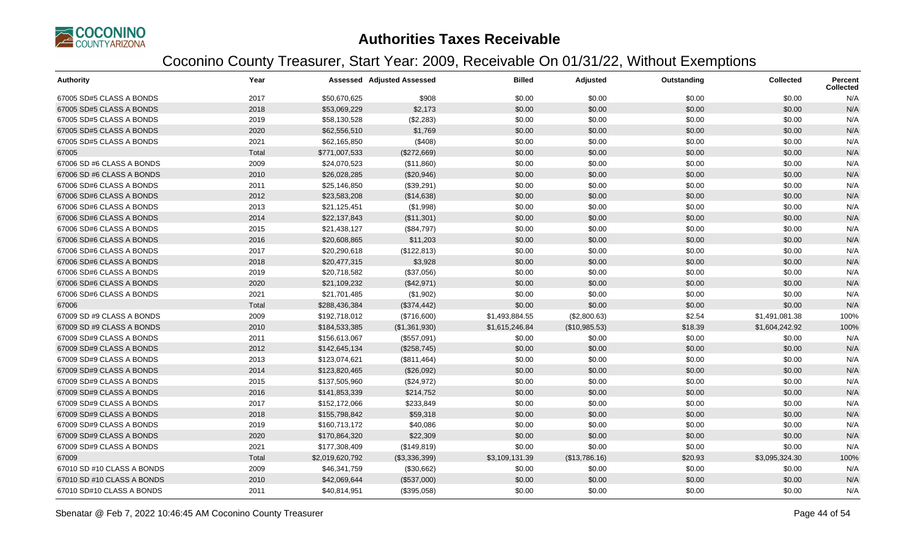# Authorities Taxes Receivable

## Coconino County Treasurer, Start Year: 2009, Receivable On 01/31/22, Without Exemptions

| Authority | Year | Assessed | Adjusted Assessed | Billed | Adjusted | Outstanding | Collected | Percent Collected |
|---|---|---|---|---|---|---|---|---|
| 67005 SD#5 CLASS A BONDS | 2017 | $50,670,625 | $908 | $0.00 | $0.00 | $0.00 | $0.00 | N/A |
| 67005 SD#5 CLASS A BONDS | 2018 | $53,069,229 | $2,173 | $0.00 | $0.00 | $0.00 | $0.00 | N/A |
| 67005 SD#5 CLASS A BONDS | 2019 | $58,130,528 | ($2,283) | $0.00 | $0.00 | $0.00 | $0.00 | N/A |
| 67005 SD#5 CLASS A BONDS | 2020 | $62,556,510 | $1,769 | $0.00 | $0.00 | $0.00 | $0.00 | N/A |
| 67005 SD#5 CLASS A BONDS | 2021 | $62,165,850 | ($408) | $0.00 | $0.00 | $0.00 | $0.00 | N/A |
| 67005 | Total | $771,007,533 | ($272,669) | $0.00 | $0.00 | $0.00 | $0.00 | N/A |
| 67006 SD #6 CLASS A BONDS | 2009 | $24,070,523 | ($11,860) | $0.00 | $0.00 | $0.00 | $0.00 | N/A |
| 67006 SD #6 CLASS A BONDS | 2010 | $26,028,285 | ($20,946) | $0.00 | $0.00 | $0.00 | $0.00 | N/A |
| 67006 SD#6 CLASS A BONDS | 2011 | $25,146,850 | ($39,291) | $0.00 | $0.00 | $0.00 | $0.00 | N/A |
| 67006 SD#6 CLASS A BONDS | 2012 | $23,583,208 | ($14,638) | $0.00 | $0.00 | $0.00 | $0.00 | N/A |
| 67006 SD#6 CLASS A BONDS | 2013 | $21,125,451 | ($1,998) | $0.00 | $0.00 | $0.00 | $0.00 | N/A |
| 67006 SD#6 CLASS A BONDS | 2014 | $22,137,843 | ($11,301) | $0.00 | $0.00 | $0.00 | $0.00 | N/A |
| 67006 SD#6 CLASS A BONDS | 2015 | $21,438,127 | ($84,797) | $0.00 | $0.00 | $0.00 | $0.00 | N/A |
| 67006 SD#6 CLASS A BONDS | 2016 | $20,608,865 | $11,203 | $0.00 | $0.00 | $0.00 | $0.00 | N/A |
| 67006 SD#6 CLASS A BONDS | 2017 | $20,290,618 | ($122,813) | $0.00 | $0.00 | $0.00 | $0.00 | N/A |
| 67006 SD#6 CLASS A BONDS | 2018 | $20,477,315 | $3,928 | $0.00 | $0.00 | $0.00 | $0.00 | N/A |
| 67006 SD#6 CLASS A BONDS | 2019 | $20,718,582 | ($37,056) | $0.00 | $0.00 | $0.00 | $0.00 | N/A |
| 67006 SD#6 CLASS A BONDS | 2020 | $21,109,232 | ($42,971) | $0.00 | $0.00 | $0.00 | $0.00 | N/A |
| 67006 SD#6 CLASS A BONDS | 2021 | $21,701,485 | ($1,902) | $0.00 | $0.00 | $0.00 | $0.00 | N/A |
| 67006 | Total | $288,436,384 | ($374,442) | $0.00 | $0.00 | $0.00 | $0.00 | N/A |
| 67009 SD #9 CLASS A BONDS | 2009 | $192,718,012 | ($716,600) | $1,493,884.55 | ($2,800.63) | $2.54 | $1,491,081.38 | 100% |
| 67009 SD #9 CLASS A BONDS | 2010 | $184,533,385 | ($1,361,930) | $1,615,246.84 | ($10,985.53) | $18.39 | $1,604,242.92 | 100% |
| 67009 SD#9 CLASS A BONDS | 2011 | $156,613,067 | ($557,091) | $0.00 | $0.00 | $0.00 | $0.00 | N/A |
| 67009 SD#9 CLASS A BONDS | 2012 | $142,645,134 | ($258,745) | $0.00 | $0.00 | $0.00 | $0.00 | N/A |
| 67009 SD#9 CLASS A BONDS | 2013 | $123,074,621 | ($811,464) | $0.00 | $0.00 | $0.00 | $0.00 | N/A |
| 67009 SD#9 CLASS A BONDS | 2014 | $123,820,465 | ($26,092) | $0.00 | $0.00 | $0.00 | $0.00 | N/A |
| 67009 SD#9 CLASS A BONDS | 2015 | $137,505,960 | ($24,972) | $0.00 | $0.00 | $0.00 | $0.00 | N/A |
| 67009 SD#9 CLASS A BONDS | 2016 | $141,853,339 | $214,752 | $0.00 | $0.00 | $0.00 | $0.00 | N/A |
| 67009 SD#9 CLASS A BONDS | 2017 | $152,172,066 | $233,849 | $0.00 | $0.00 | $0.00 | $0.00 | N/A |
| 67009 SD#9 CLASS A BONDS | 2018 | $155,798,842 | $59,318 | $0.00 | $0.00 | $0.00 | $0.00 | N/A |
| 67009 SD#9 CLASS A BONDS | 2019 | $160,713,172 | $40,086 | $0.00 | $0.00 | $0.00 | $0.00 | N/A |
| 67009 SD#9 CLASS A BONDS | 2020 | $170,864,320 | $22,309 | $0.00 | $0.00 | $0.00 | $0.00 | N/A |
| 67009 SD#9 CLASS A BONDS | 2021 | $177,308,409 | ($149,819) | $0.00 | $0.00 | $0.00 | $0.00 | N/A |
| 67009 | Total | $2,019,620,792 | ($3,336,399) | $3,109,131.39 | ($13,786.16) | $20.93 | $3,095,324.30 | 100% |
| 67010 SD #10 CLASS A BONDS | 2009 | $46,341,759 | ($30,662) | $0.00 | $0.00 | $0.00 | $0.00 | N/A |
| 67010 SD #10 CLASS A BONDS | 2010 | $42,069,644 | ($537,000) | $0.00 | $0.00 | $0.00 | $0.00 | N/A |
| 67010 SD#10 CLASS A BONDS | 2011 | $40,814,951 | ($395,058) | $0.00 | $0.00 | $0.00 | $0.00 | N/A |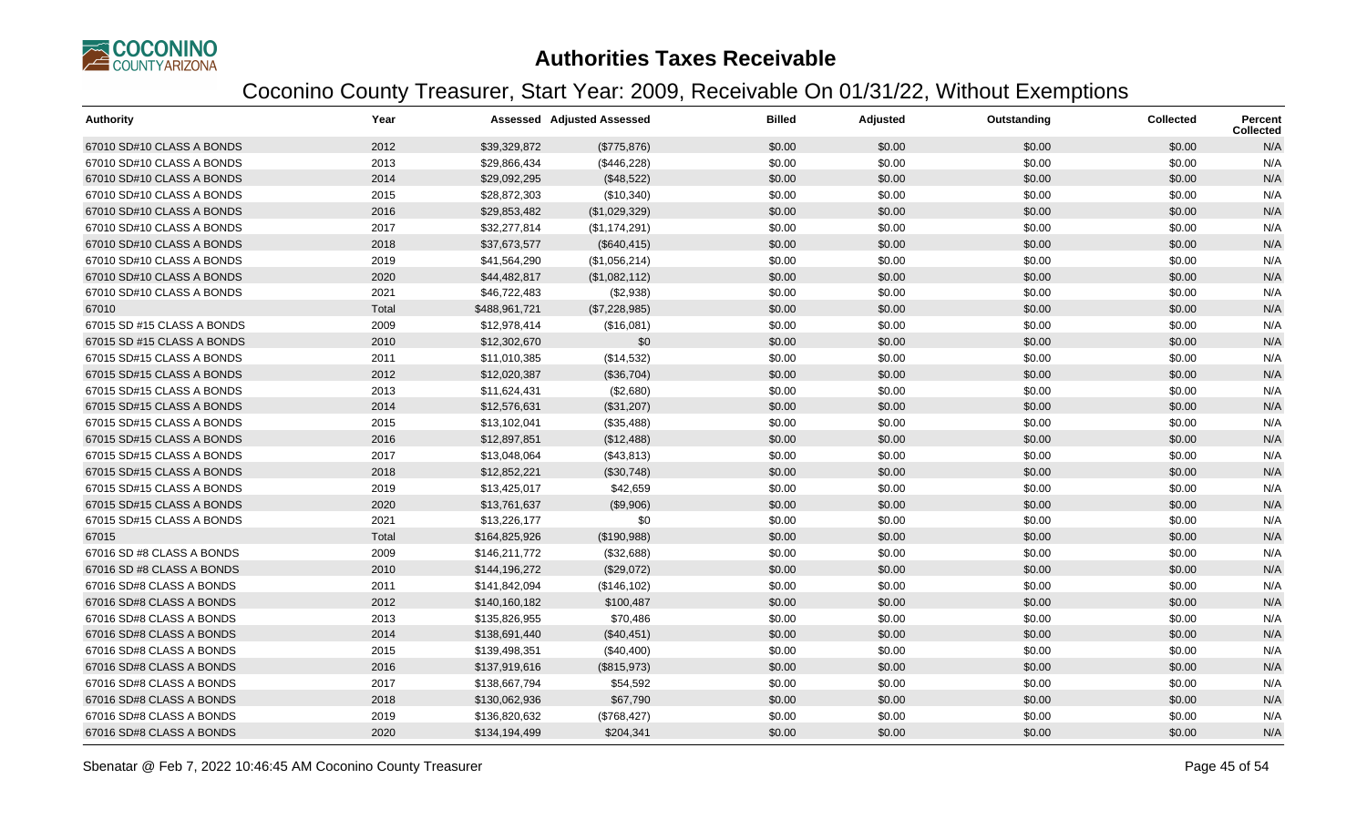# Authorities Taxes Receivable

## Coconino County Treasurer, Start Year: 2009, Receivable On 01/31/22, Without Exemptions

| Authority | Year | Assessed | Adjusted Assessed | Billed | Adjusted | Outstanding | Collected | Percent Collected |
|---|---|---|---|---|---|---|---|---|
| 67010 SD#10 CLASS A BONDS | 2012 | $39,329,872 | ($775,876) | $0.00 | $0.00 | $0.00 | $0.00 | N/A |
| 67010 SD#10 CLASS A BONDS | 2013 | $29,866,434 | ($446,228) | $0.00 | $0.00 | $0.00 | $0.00 | N/A |
| 67010 SD#10 CLASS A BONDS | 2014 | $29,092,295 | ($48,522) | $0.00 | $0.00 | $0.00 | $0.00 | N/A |
| 67010 SD#10 CLASS A BONDS | 2015 | $28,872,303 | ($10,340) | $0.00 | $0.00 | $0.00 | $0.00 | N/A |
| 67010 SD#10 CLASS A BONDS | 2016 | $29,853,482 | ($1,029,329) | $0.00 | $0.00 | $0.00 | $0.00 | N/A |
| 67010 SD#10 CLASS A BONDS | 2017 | $32,277,814 | ($1,174,291) | $0.00 | $0.00 | $0.00 | $0.00 | N/A |
| 67010 SD#10 CLASS A BONDS | 2018 | $37,673,577 | ($640,415) | $0.00 | $0.00 | $0.00 | $0.00 | N/A |
| 67010 SD#10 CLASS A BONDS | 2019 | $41,564,290 | ($1,056,214) | $0.00 | $0.00 | $0.00 | $0.00 | N/A |
| 67010 SD#10 CLASS A BONDS | 2020 | $44,482,817 | ($1,082,112) | $0.00 | $0.00 | $0.00 | $0.00 | N/A |
| 67010 SD#10 CLASS A BONDS | 2021 | $46,722,483 | ($2,938) | $0.00 | $0.00 | $0.00 | $0.00 | N/A |
| 67010 | Total | $488,961,721 | ($7,228,985) | $0.00 | $0.00 | $0.00 | $0.00 | N/A |
| 67015 SD #15 CLASS A BONDS | 2009 | $12,978,414 | ($16,081) | $0.00 | $0.00 | $0.00 | $0.00 | N/A |
| 67015 SD #15 CLASS A BONDS | 2010 | $12,302,670 | $0 | $0.00 | $0.00 | $0.00 | $0.00 | N/A |
| 67015 SD#15 CLASS A BONDS | 2011 | $11,010,385 | ($14,532) | $0.00 | $0.00 | $0.00 | $0.00 | N/A |
| 67015 SD#15 CLASS A BONDS | 2012 | $12,020,387 | ($36,704) | $0.00 | $0.00 | $0.00 | $0.00 | N/A |
| 67015 SD#15 CLASS A BONDS | 2013 | $11,624,431 | ($2,680) | $0.00 | $0.00 | $0.00 | $0.00 | N/A |
| 67015 SD#15 CLASS A BONDS | 2014 | $12,576,631 | ($31,207) | $0.00 | $0.00 | $0.00 | $0.00 | N/A |
| 67015 SD#15 CLASS A BONDS | 2015 | $13,102,041 | ($35,488) | $0.00 | $0.00 | $0.00 | $0.00 | N/A |
| 67015 SD#15 CLASS A BONDS | 2016 | $12,897,851 | ($12,488) | $0.00 | $0.00 | $0.00 | $0.00 | N/A |
| 67015 SD#15 CLASS A BONDS | 2017 | $13,048,064 | ($43,813) | $0.00 | $0.00 | $0.00 | $0.00 | N/A |
| 67015 SD#15 CLASS A BONDS | 2018 | $12,852,221 | ($30,748) | $0.00 | $0.00 | $0.00 | $0.00 | N/A |
| 67015 SD#15 CLASS A BONDS | 2019 | $13,425,017 | $42,659 | $0.00 | $0.00 | $0.00 | $0.00 | N/A |
| 67015 SD#15 CLASS A BONDS | 2020 | $13,761,637 | ($9,906) | $0.00 | $0.00 | $0.00 | $0.00 | N/A |
| 67015 SD#15 CLASS A BONDS | 2021 | $13,226,177 | $0 | $0.00 | $0.00 | $0.00 | $0.00 | N/A |
| 67015 | Total | $164,825,926 | ($190,988) | $0.00 | $0.00 | $0.00 | $0.00 | N/A |
| 67016 SD #8 CLASS A BONDS | 2009 | $146,211,772 | ($32,688) | $0.00 | $0.00 | $0.00 | $0.00 | N/A |
| 67016 SD #8 CLASS A BONDS | 2010 | $144,196,272 | ($29,072) | $0.00 | $0.00 | $0.00 | $0.00 | N/A |
| 67016 SD#8 CLASS A BONDS | 2011 | $141,842,094 | ($146,102) | $0.00 | $0.00 | $0.00 | $0.00 | N/A |
| 67016 SD#8 CLASS A BONDS | 2012 | $140,160,182 | $100,487 | $0.00 | $0.00 | $0.00 | $0.00 | N/A |
| 67016 SD#8 CLASS A BONDS | 2013 | $135,826,955 | $70,486 | $0.00 | $0.00 | $0.00 | $0.00 | N/A |
| 67016 SD#8 CLASS A BONDS | 2014 | $138,691,440 | ($40,451) | $0.00 | $0.00 | $0.00 | $0.00 | N/A |
| 67016 SD#8 CLASS A BONDS | 2015 | $139,498,351 | ($40,400) | $0.00 | $0.00 | $0.00 | $0.00 | N/A |
| 67016 SD#8 CLASS A BONDS | 2016 | $137,919,616 | ($815,973) | $0.00 | $0.00 | $0.00 | $0.00 | N/A |
| 67016 SD#8 CLASS A BONDS | 2017 | $138,667,794 | $54,592 | $0.00 | $0.00 | $0.00 | $0.00 | N/A |
| 67016 SD#8 CLASS A BONDS | 2018 | $130,062,936 | $67,790 | $0.00 | $0.00 | $0.00 | $0.00 | N/A |
| 67016 SD#8 CLASS A BONDS | 2019 | $136,820,632 | ($768,427) | $0.00 | $0.00 | $0.00 | $0.00 | N/A |
| 67016 SD#8 CLASS A BONDS | 2020 | $134,194,499 | $204,341 | $0.00 | $0.00 | $0.00 | $0.00 | N/A |

Sbenatar @ Feb 7, 2022 10:46:45 AM Coconino County Treasurer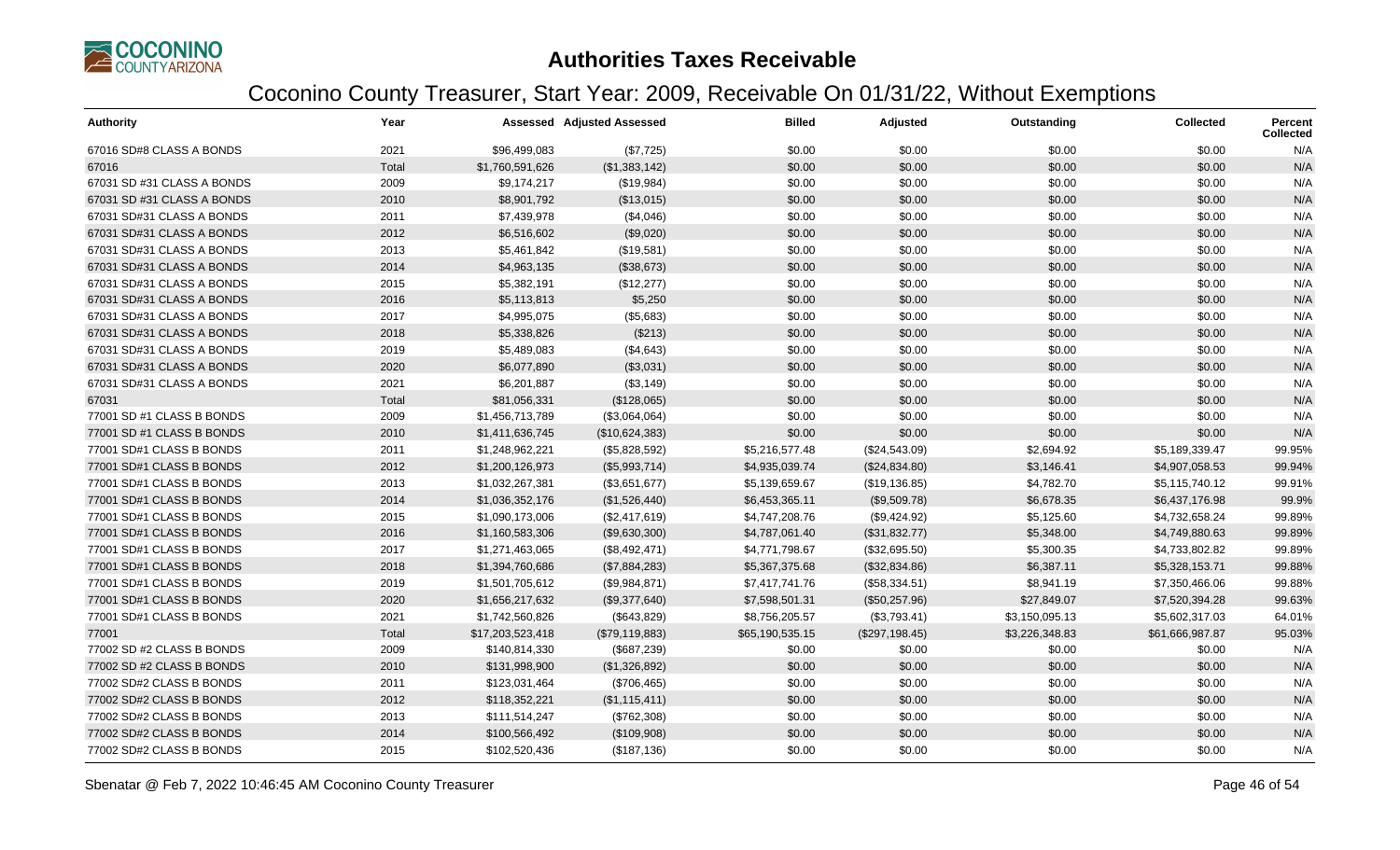# Authorities Taxes Receivable

## Coconino County Treasurer, Start Year: 2009, Receivable On 01/31/22, Without Exemptions

| Authority | Year | Assessed | Adjusted Assessed | Billed | Adjusted | Outstanding | Collected | Percent Collected |
|---|---|---|---|---|---|---|---|---|
| 67016 SD#8 CLASS A BONDS | 2021 | $96,499,083 | ($7,725) | $0.00 | $0.00 | $0.00 | $0.00 | N/A |
| 67016 | Total | $1,760,591,626 | ($1,383,142) | $0.00 | $0.00 | $0.00 | $0.00 | N/A |
| 67031 SD #31 CLASS A BONDS | 2009 | $9,174,217 | ($19,984) | $0.00 | $0.00 | $0.00 | $0.00 | N/A |
| 67031 SD #31 CLASS A BONDS | 2010 | $8,901,792 | ($13,015) | $0.00 | $0.00 | $0.00 | $0.00 | N/A |
| 67031 SD#31 CLASS A BONDS | 2011 | $7,439,978 | ($4,046) | $0.00 | $0.00 | $0.00 | $0.00 | N/A |
| 67031 SD#31 CLASS A BONDS | 2012 | $6,516,602 | ($9,020) | $0.00 | $0.00 | $0.00 | $0.00 | N/A |
| 67031 SD#31 CLASS A BONDS | 2013 | $5,461,842 | ($19,581) | $0.00 | $0.00 | $0.00 | $0.00 | N/A |
| 67031 SD#31 CLASS A BONDS | 2014 | $4,963,135 | ($38,673) | $0.00 | $0.00 | $0.00 | $0.00 | N/A |
| 67031 SD#31 CLASS A BONDS | 2015 | $5,382,191 | ($12,277) | $0.00 | $0.00 | $0.00 | $0.00 | N/A |
| 67031 SD#31 CLASS A BONDS | 2016 | $5,113,813 | $5,250 | $0.00 | $0.00 | $0.00 | $0.00 | N/A |
| 67031 SD#31 CLASS A BONDS | 2017 | $4,995,075 | ($5,683) | $0.00 | $0.00 | $0.00 | $0.00 | N/A |
| 67031 SD#31 CLASS A BONDS | 2018 | $5,338,826 | ($213) | $0.00 | $0.00 | $0.00 | $0.00 | N/A |
| 67031 SD#31 CLASS A BONDS | 2019 | $5,489,083 | ($4,643) | $0.00 | $0.00 | $0.00 | $0.00 | N/A |
| 67031 SD#31 CLASS A BONDS | 2020 | $6,077,890 | ($3,031) | $0.00 | $0.00 | $0.00 | $0.00 | N/A |
| 67031 SD#31 CLASS A BONDS | 2021 | $6,201,887 | ($3,149) | $0.00 | $0.00 | $0.00 | $0.00 | N/A |
| 67031 | Total | $81,056,331 | ($128,065) | $0.00 | $0.00 | $0.00 | $0.00 | N/A |
| 77001 SD #1 CLASS B BONDS | 2009 | $1,456,713,789 | ($3,064,064) | $0.00 | $0.00 | $0.00 | $0.00 | N/A |
| 77001 SD #1 CLASS B BONDS | 2010 | $1,411,636,745 | ($10,624,383) | $0.00 | $0.00 | $0.00 | $0.00 | N/A |
| 77001 SD#1 CLASS B BONDS | 2011 | $1,248,962,221 | ($5,828,592) | $5,216,577.48 | ($24,543.09) | $2,694.92 | $5,189,339.47 | 99.95% |
| 77001 SD#1 CLASS B BONDS | 2012 | $1,200,126,973 | ($5,993,714) | $4,935,039.74 | ($24,834.80) | $3,146.41 | $4,907,058.53 | 99.94% |
| 77001 SD#1 CLASS B BONDS | 2013 | $1,032,267,381 | ($3,651,677) | $5,139,659.67 | ($19,136.85) | $4,782.70 | $5,115,740.12 | 99.91% |
| 77001 SD#1 CLASS B BONDS | 2014 | $1,036,352,176 | ($1,526,440) | $6,453,365.11 | ($9,509.78) | $6,678.35 | $6,437,176.98 | 99.9% |
| 77001 SD#1 CLASS B BONDS | 2015 | $1,090,173,006 | ($2,417,619) | $4,747,208.76 | ($9,424.92) | $5,125.60 | $4,732,658.24 | 99.89% |
| 77001 SD#1 CLASS B BONDS | 2016 | $1,160,583,306 | ($9,630,300) | $4,787,061.40 | ($31,832.77) | $5,348.00 | $4,749,880.63 | 99.89% |
| 77001 SD#1 CLASS B BONDS | 2017 | $1,271,463,065 | ($8,492,471) | $4,771,798.67 | ($32,695.50) | $5,300.35 | $4,733,802.82 | 99.89% |
| 77001 SD#1 CLASS B BONDS | 2018 | $1,394,760,686 | ($7,884,283) | $5,367,375.68 | ($32,834.86) | $6,387.11 | $5,328,153.71 | 99.88% |
| 77001 SD#1 CLASS B BONDS | 2019 | $1,501,705,612 | ($9,984,871) | $7,417,741.76 | ($58,334.51) | $8,941.19 | $7,350,466.06 | 99.88% |
| 77001 SD#1 CLASS B BONDS | 2020 | $1,656,217,632 | ($9,377,640) | $7,598,501.31 | ($50,257.96) | $27,849.07 | $7,520,394.28 | 99.63% |
| 77001 SD#1 CLASS B BONDS | 2021 | $1,742,560,826 | ($643,829) | $8,756,205.57 | ($3,793.41) | $3,150,095.13 | $5,602,317.03 | 64.01% |
| 77001 | Total | $17,203,523,418 | ($79,119,883) | $65,190,535.15 | ($297,198.45) | $3,226,348.83 | $61,666,987.87 | 95.03% |
| 77002 SD #2 CLASS B BONDS | 2009 | $140,814,330 | ($687,239) | $0.00 | $0.00 | $0.00 | $0.00 | N/A |
| 77002 SD #2 CLASS B BONDS | 2010 | $131,998,900 | ($1,326,892) | $0.00 | $0.00 | $0.00 | $0.00 | N/A |
| 77002 SD#2 CLASS B BONDS | 2011 | $123,031,464 | ($706,465) | $0.00 | $0.00 | $0.00 | $0.00 | N/A |
| 77002 SD#2 CLASS B BONDS | 2012 | $118,352,221 | ($1,115,411) | $0.00 | $0.00 | $0.00 | $0.00 | N/A |
| 77002 SD#2 CLASS B BONDS | 2013 | $111,514,247 | ($762,308) | $0.00 | $0.00 | $0.00 | $0.00 | N/A |
| 77002 SD#2 CLASS B BONDS | 2014 | $100,566,492 | ($109,908) | $0.00 | $0.00 | $0.00 | $0.00 | N/A |
| 77002 SD#2 CLASS B BONDS | 2015 | $102,520,436 | ($187,136) | $0.00 | $0.00 | $0.00 | $0.00 | N/A |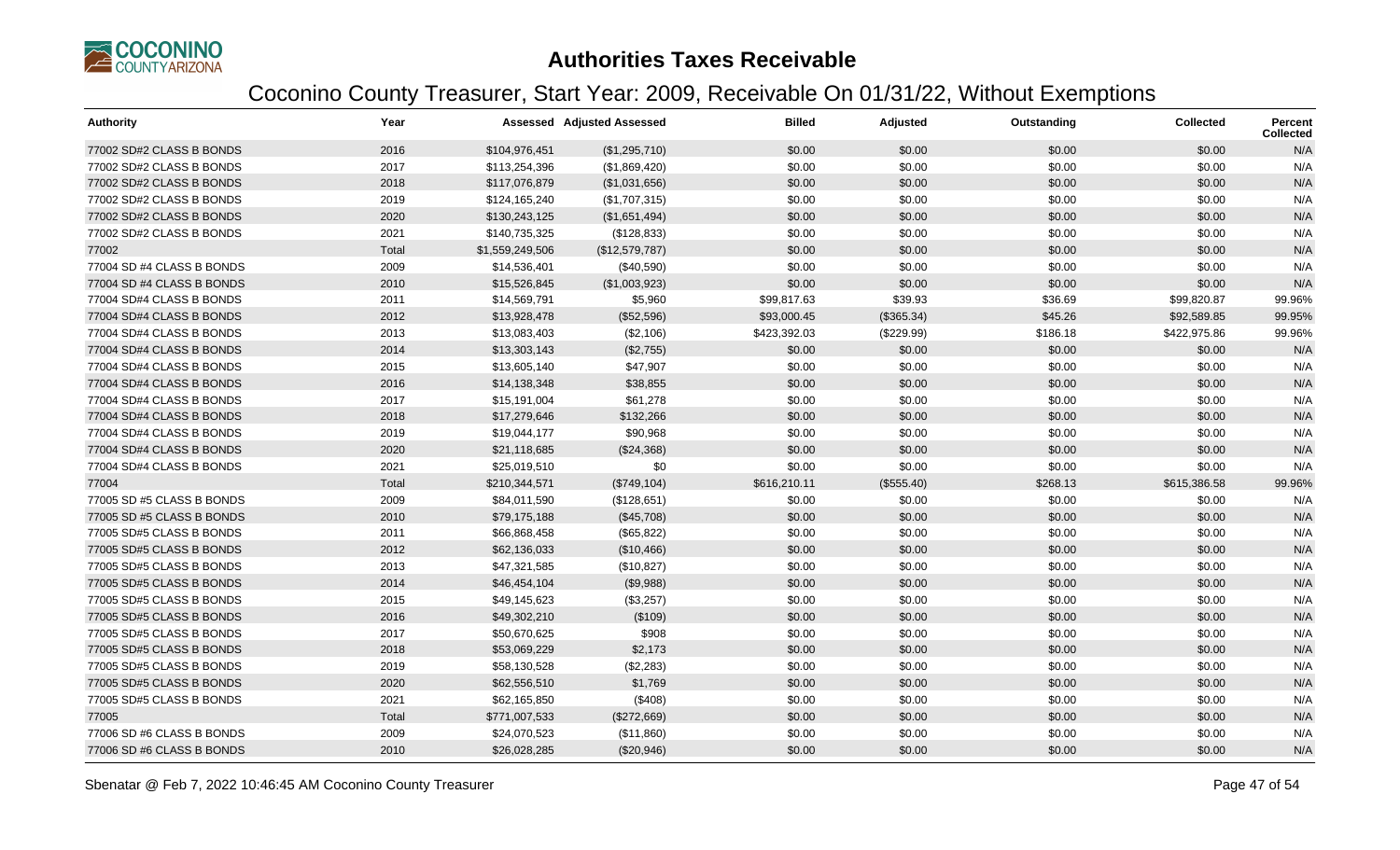# Authorities Taxes Receivable

## Coconino County Treasurer, Start Year: 2009, Receivable On 01/31/22, Without Exemptions

| Authority | Year | Assessed | Adjusted Assessed | Billed | Adjusted | Outstanding | Collected | Percent Collected |
|---|---|---|---|---|---|---|---|---|
| 77002 SD#2 CLASS B BONDS | 2016 | $104,976,451 | ($1,295,710) | $0.00 | $0.00 | $0.00 | $0.00 | N/A |
| 77002 SD#2 CLASS B BONDS | 2017 | $113,254,396 | ($1,869,420) | $0.00 | $0.00 | $0.00 | $0.00 | N/A |
| 77002 SD#2 CLASS B BONDS | 2018 | $117,076,879 | ($1,031,656) | $0.00 | $0.00 | $0.00 | $0.00 | N/A |
| 77002 SD#2 CLASS B BONDS | 2019 | $124,165,240 | ($1,707,315) | $0.00 | $0.00 | $0.00 | $0.00 | N/A |
| 77002 SD#2 CLASS B BONDS | 2020 | $130,243,125 | ($1,651,494) | $0.00 | $0.00 | $0.00 | $0.00 | N/A |
| 77002 SD#2 CLASS B BONDS | 2021 | $140,735,325 | ($128,833) | $0.00 | $0.00 | $0.00 | $0.00 | N/A |
| 77002 | Total | $1,559,249,506 | ($12,579,787) | $0.00 | $0.00 | $0.00 | $0.00 | N/A |
| 77004 SD #4 CLASS B BONDS | 2009 | $14,536,401 | ($40,590) | $0.00 | $0.00 | $0.00 | $0.00 | N/A |
| 77004 SD #4 CLASS B BONDS | 2010 | $15,526,845 | ($1,003,923) | $0.00 | $0.00 | $0.00 | $0.00 | N/A |
| 77004 SD#4 CLASS B BONDS | 2011 | $14,569,791 | $5,960 | $99,817.63 | $39.93 | $36.69 | $99,820.87 | 99.96% |
| 77004 SD#4 CLASS B BONDS | 2012 | $13,928,478 | ($52,596) | $93,000.45 | ($365.34) | $45.26 | $92,589.85 | 99.95% |
| 77004 SD#4 CLASS B BONDS | 2013 | $13,083,403 | ($2,106) | $423,392.03 | ($229.99) | $186.18 | $422,975.86 | 99.96% |
| 77004 SD#4 CLASS B BONDS | 2014 | $13,303,143 | ($2,755) | $0.00 | $0.00 | $0.00 | $0.00 | N/A |
| 77004 SD#4 CLASS B BONDS | 2015 | $13,605,140 | $47,907 | $0.00 | $0.00 | $0.00 | $0.00 | N/A |
| 77004 SD#4 CLASS B BONDS | 2016 | $14,138,348 | $38,855 | $0.00 | $0.00 | $0.00 | $0.00 | N/A |
| 77004 SD#4 CLASS B BONDS | 2017 | $15,191,004 | $61,278 | $0.00 | $0.00 | $0.00 | $0.00 | N/A |
| 77004 SD#4 CLASS B BONDS | 2018 | $17,279,646 | $132,266 | $0.00 | $0.00 | $0.00 | $0.00 | N/A |
| 77004 SD#4 CLASS B BONDS | 2019 | $19,044,177 | $90,968 | $0.00 | $0.00 | $0.00 | $0.00 | N/A |
| 77004 SD#4 CLASS B BONDS | 2020 | $21,118,685 | ($24,368) | $0.00 | $0.00 | $0.00 | $0.00 | N/A |
| 77004 SD#4 CLASS B BONDS | 2021 | $25,019,510 | $0 | $0.00 | $0.00 | $0.00 | $0.00 | N/A |
| 77004 | Total | $210,344,571 | ($749,104) | $616,210.11 | ($555.40) | $268.13 | $615,386.58 | 99.96% |
| 77005 SD #5 CLASS B BONDS | 2009 | $84,011,590 | ($128,651) | $0.00 | $0.00 | $0.00 | $0.00 | N/A |
| 77005 SD #5 CLASS B BONDS | 2010 | $79,175,188 | ($45,708) | $0.00 | $0.00 | $0.00 | $0.00 | N/A |
| 77005 SD#5 CLASS B BONDS | 2011 | $66,868,458 | ($65,822) | $0.00 | $0.00 | $0.00 | $0.00 | N/A |
| 77005 SD#5 CLASS B BONDS | 2012 | $62,136,033 | ($10,466) | $0.00 | $0.00 | $0.00 | $0.00 | N/A |
| 77005 SD#5 CLASS B BONDS | 2013 | $47,321,585 | ($10,827) | $0.00 | $0.00 | $0.00 | $0.00 | N/A |
| 77005 SD#5 CLASS B BONDS | 2014 | $46,454,104 | ($9,988) | $0.00 | $0.00 | $0.00 | $0.00 | N/A |
| 77005 SD#5 CLASS B BONDS | 2015 | $49,145,623 | ($3,257) | $0.00 | $0.00 | $0.00 | $0.00 | N/A |
| 77005 SD#5 CLASS B BONDS | 2016 | $49,302,210 | ($109) | $0.00 | $0.00 | $0.00 | $0.00 | N/A |
| 77005 SD#5 CLASS B BONDS | 2017 | $50,670,625 | $908 | $0.00 | $0.00 | $0.00 | $0.00 | N/A |
| 77005 SD#5 CLASS B BONDS | 2018 | $53,069,229 | $2,173 | $0.00 | $0.00 | $0.00 | $0.00 | N/A |
| 77005 SD#5 CLASS B BONDS | 2019 | $58,130,528 | ($2,283) | $0.00 | $0.00 | $0.00 | $0.00 | N/A |
| 77005 SD#5 CLASS B BONDS | 2020 | $62,556,510 | $1,769 | $0.00 | $0.00 | $0.00 | $0.00 | N/A |
| 77005 SD#5 CLASS B BONDS | 2021 | $62,165,850 | ($408) | $0.00 | $0.00 | $0.00 | $0.00 | N/A |
| 77005 | Total | $771,007,533 | ($272,669) | $0.00 | $0.00 | $0.00 | $0.00 | N/A |
| 77006 SD #6 CLASS B BONDS | 2009 | $24,070,523 | ($11,860) | $0.00 | $0.00 | $0.00 | $0.00 | N/A |
| 77006 SD #6 CLASS B BONDS | 2010 | $26,028,285 | ($20,946) | $0.00 | $0.00 | $0.00 | $0.00 | N/A |

Sbenatar @ Feb 7, 2022 10:46:45 AM Coconino County Treasurer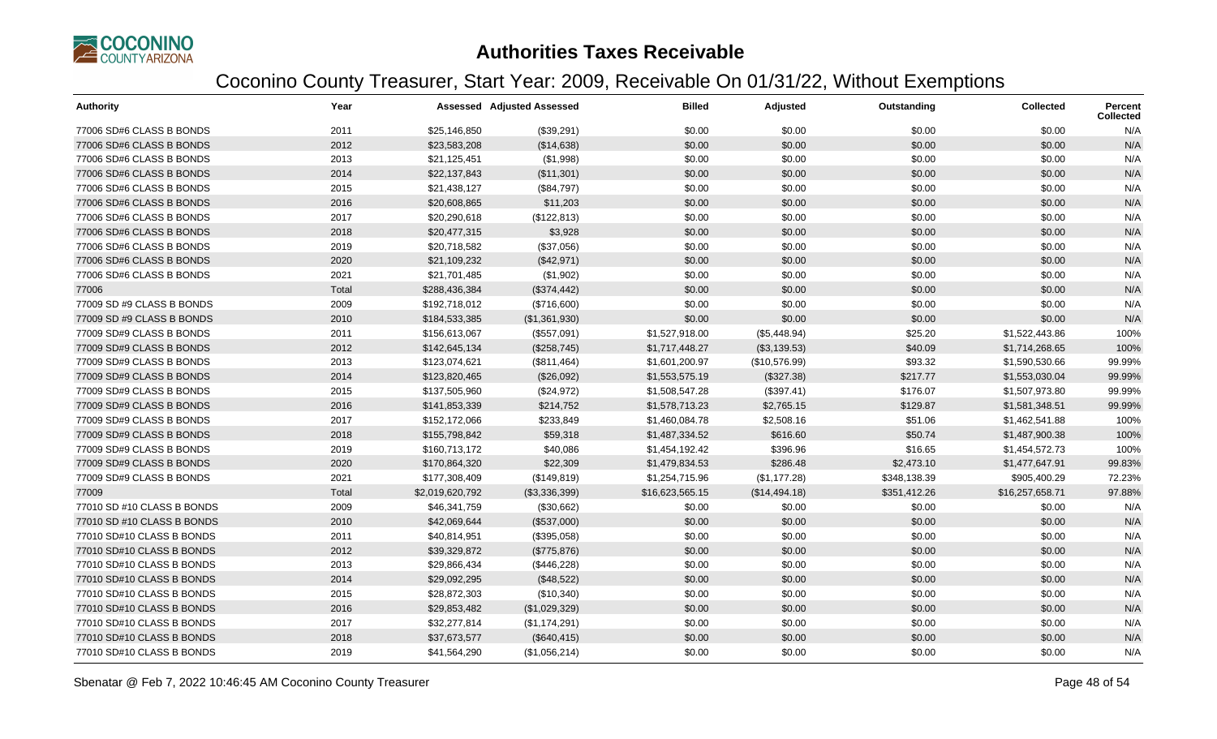# Authorities Taxes Receivable

## Coconino County Treasurer, Start Year: 2009, Receivable On 01/31/22, Without Exemptions

| Authority | Year | Assessed | Adjusted Assessed | Billed | Adjusted | Outstanding | Collected | Percent Collected |
|---|---|---|---|---|---|---|---|---|
| 77006 SD#6 CLASS B BONDS | 2011 | $25,146,850 | ($39,291) | $0.00 | $0.00 | $0.00 | $0.00 | N/A |
| 77006 SD#6 CLASS B BONDS | 2012 | $23,583,208 | ($14,638) | $0.00 | $0.00 | $0.00 | $0.00 | N/A |
| 77006 SD#6 CLASS B BONDS | 2013 | $21,125,451 | ($1,998) | $0.00 | $0.00 | $0.00 | $0.00 | N/A |
| 77006 SD#6 CLASS B BONDS | 2014 | $22,137,843 | ($11,301) | $0.00 | $0.00 | $0.00 | $0.00 | N/A |
| 77006 SD#6 CLASS B BONDS | 2015 | $21,438,127 | ($84,797) | $0.00 | $0.00 | $0.00 | $0.00 | N/A |
| 77006 SD#6 CLASS B BONDS | 2016 | $20,608,865 | $11,203 | $0.00 | $0.00 | $0.00 | $0.00 | N/A |
| 77006 SD#6 CLASS B BONDS | 2017 | $20,290,618 | ($122,813) | $0.00 | $0.00 | $0.00 | $0.00 | N/A |
| 77006 SD#6 CLASS B BONDS | 2018 | $20,477,315 | $3,928 | $0.00 | $0.00 | $0.00 | $0.00 | N/A |
| 77006 SD#6 CLASS B BONDS | 2019 | $20,718,582 | ($37,056) | $0.00 | $0.00 | $0.00 | $0.00 | N/A |
| 77006 SD#6 CLASS B BONDS | 2020 | $21,109,232 | ($42,971) | $0.00 | $0.00 | $0.00 | $0.00 | N/A |
| 77006 SD#6 CLASS B BONDS | 2021 | $21,701,485 | ($1,902) | $0.00 | $0.00 | $0.00 | $0.00 | N/A |
| 77006 | Total | $288,436,384 | ($374,442) | $0.00 | $0.00 | $0.00 | $0.00 | N/A |
| 77009 SD #9 CLASS B BONDS | 2009 | $192,718,012 | ($716,600) | $0.00 | $0.00 | $0.00 | $0.00 | N/A |
| 77009 SD #9 CLASS B BONDS | 2010 | $184,533,385 | ($1,361,930) | $0.00 | $0.00 | $0.00 | $0.00 | N/A |
| 77009 SD#9 CLASS B BONDS | 2011 | $156,613,067 | ($557,091) | $1,527,918.00 | ($5,448.94) | $25.20 | $1,522,443.86 | 100% |
| 77009 SD#9 CLASS B BONDS | 2012 | $142,645,134 | ($258,745) | $1,717,448.27 | ($3,139.53) | $40.09 | $1,714,268.65 | 100% |
| 77009 SD#9 CLASS B BONDS | 2013 | $123,074,621 | ($811,464) | $1,601,200.97 | ($10,576.99) | $93.32 | $1,590,530.66 | 99.99% |
| 77009 SD#9 CLASS B BONDS | 2014 | $123,820,465 | ($26,092) | $1,553,575.19 | ($327.38) | $217.77 | $1,553,030.04 | 99.99% |
| 77009 SD#9 CLASS B BONDS | 2015 | $137,505,960 | ($24,972) | $1,508,547.28 | ($397.41) | $176.07 | $1,507,973.80 | 99.99% |
| 77009 SD#9 CLASS B BONDS | 2016 | $141,853,339 | $214,752 | $1,578,713.23 | $2,765.15 | $129.87 | $1,581,348.51 | 99.99% |
| 77009 SD#9 CLASS B BONDS | 2017 | $152,172,066 | $233,849 | $1,460,084.78 | $2,508.16 | $51.06 | $1,462,541.88 | 100% |
| 77009 SD#9 CLASS B BONDS | 2018 | $155,798,842 | $59,318 | $1,487,334.52 | $616.60 | $50.74 | $1,487,900.38 | 100% |
| 77009 SD#9 CLASS B BONDS | 2019 | $160,713,172 | $40,086 | $1,454,192.42 | $396.96 | $16.65 | $1,454,572.73 | 100% |
| 77009 SD#9 CLASS B BONDS | 2020 | $170,864,320 | $22,309 | $1,479,834.53 | $286.48 | $2,473.10 | $1,477,647.91 | 99.83% |
| 77009 SD#9 CLASS B BONDS | 2021 | $177,308,409 | ($149,819) | $1,254,715.96 | ($1,177.28) | $348,138.39 | $905,400.29 | 72.23% |
| 77009 | Total | $2,019,620,792 | ($3,336,399) | $16,623,565.15 | ($14,494.18) | $351,412.26 | $16,257,658.71 | 97.88% |
| 77010 SD #10 CLASS B BONDS | 2009 | $46,341,759 | ($30,662) | $0.00 | $0.00 | $0.00 | $0.00 | N/A |
| 77010 SD #10 CLASS B BONDS | 2010 | $42,069,644 | ($537,000) | $0.00 | $0.00 | $0.00 | $0.00 | N/A |
| 77010 SD#10 CLASS B BONDS | 2011 | $40,814,951 | ($395,058) | $0.00 | $0.00 | $0.00 | $0.00 | N/A |
| 77010 SD#10 CLASS B BONDS | 2012 | $39,329,872 | ($775,876) | $0.00 | $0.00 | $0.00 | $0.00 | N/A |
| 77010 SD#10 CLASS B BONDS | 2013 | $29,866,434 | ($446,228) | $0.00 | $0.00 | $0.00 | $0.00 | N/A |
| 77010 SD#10 CLASS B BONDS | 2014 | $29,092,295 | ($48,522) | $0.00 | $0.00 | $0.00 | $0.00 | N/A |
| 77010 SD#10 CLASS B BONDS | 2015 | $28,872,303 | ($10,340) | $0.00 | $0.00 | $0.00 | $0.00 | N/A |
| 77010 SD#10 CLASS B BONDS | 2016 | $29,853,482 | ($1,029,329) | $0.00 | $0.00 | $0.00 | $0.00 | N/A |
| 77010 SD#10 CLASS B BONDS | 2017 | $32,277,814 | ($1,174,291) | $0.00 | $0.00 | $0.00 | $0.00 | N/A |
| 77010 SD#10 CLASS B BONDS | 2018 | $37,673,577 | ($640,415) | $0.00 | $0.00 | $0.00 | $0.00 | N/A |
| 77010 SD#10 CLASS B BONDS | 2019 | $41,564,290 | ($1,056,214) | $0.00 | $0.00 | $0.00 | $0.00 | N/A |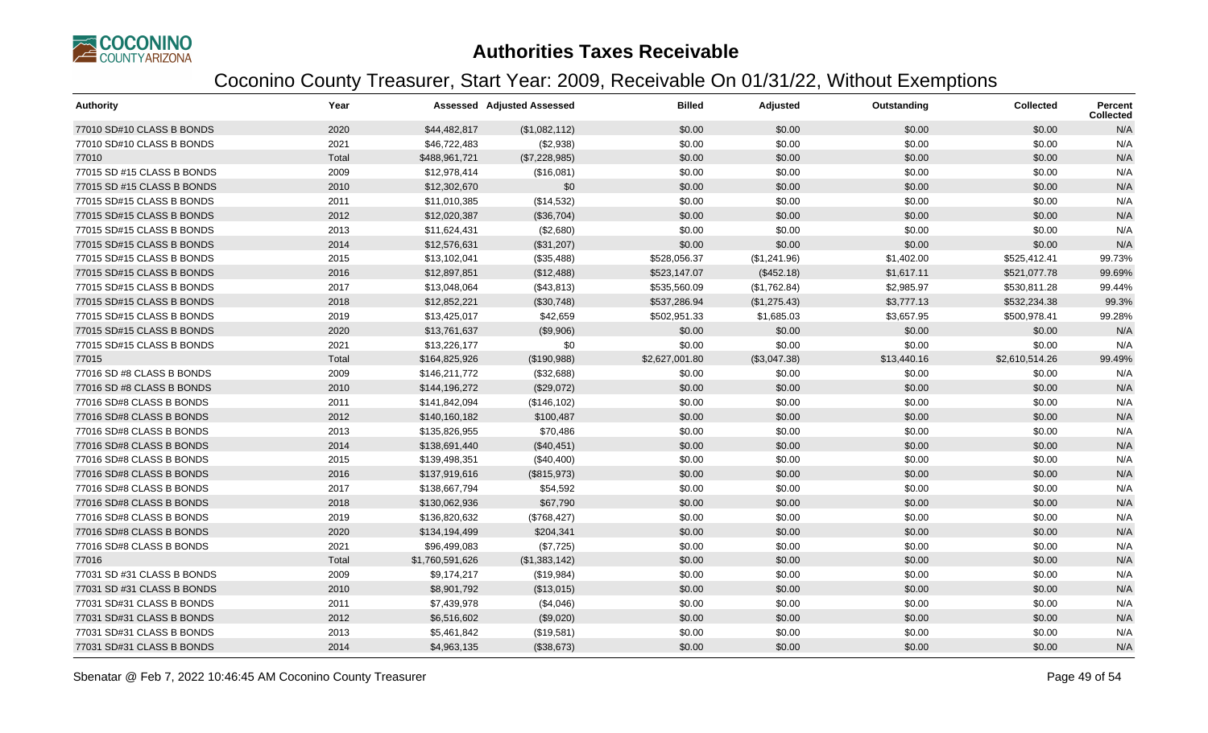# Authorities Taxes Receivable

## Coconino County Treasurer, Start Year: 2009, Receivable On 01/31/22, Without Exemptions

| Authority | Year | Assessed | Adjusted Assessed | Billed | Adjusted | Outstanding | Collected | Percent Collected |
|---|---|---|---|---|---|---|---|---|
| 77010 SD#10 CLASS B BONDS | 2020 | $44,482,817 | ($1,082,112) | $0.00 | $0.00 | $0.00 | $0.00 | N/A |
| 77010 SD#10 CLASS B BONDS | 2021 | $46,722,483 | ($2,938) | $0.00 | $0.00 | $0.00 | $0.00 | N/A |
| 77010 | Total | $488,961,721 | ($7,228,985) | $0.00 | $0.00 | $0.00 | $0.00 | N/A |
| 77015 SD #15 CLASS B BONDS | 2009 | $12,978,414 | ($16,081) | $0.00 | $0.00 | $0.00 | $0.00 | N/A |
| 77015 SD #15 CLASS B BONDS | 2010 | $12,302,670 | $0 | $0.00 | $0.00 | $0.00 | $0.00 | N/A |
| 77015 SD#15 CLASS B BONDS | 2011 | $11,010,385 | ($14,532) | $0.00 | $0.00 | $0.00 | $0.00 | N/A |
| 77015 SD#15 CLASS B BONDS | 2012 | $12,020,387 | ($36,704) | $0.00 | $0.00 | $0.00 | $0.00 | N/A |
| 77015 SD#15 CLASS B BONDS | 2013 | $11,624,431 | ($2,680) | $0.00 | $0.00 | $0.00 | $0.00 | N/A |
| 77015 SD#15 CLASS B BONDS | 2014 | $12,576,631 | ($31,207) | $0.00 | $0.00 | $0.00 | $0.00 | N/A |
| 77015 SD#15 CLASS B BONDS | 2015 | $13,102,041 | ($35,488) | $528,056.37 | ($1,241.96) | $1,402.00 | $525,412.41 | 99.73% |
| 77015 SD#15 CLASS B BONDS | 2016 | $12,897,851 | ($12,488) | $523,147.07 | ($452.18) | $1,617.11 | $521,077.78 | 99.69% |
| 77015 SD#15 CLASS B BONDS | 2017 | $13,048,064 | ($43,813) | $535,560.09 | ($1,762.84) | $2,985.97 | $530,811.28 | 99.44% |
| 77015 SD#15 CLASS B BONDS | 2018 | $12,852,221 | ($30,748) | $537,286.94 | ($1,275.43) | $3,777.13 | $532,234.38 | 99.3% |
| 77015 SD#15 CLASS B BONDS | 2019 | $13,425,017 | $42,659 | $502,951.33 | $1,685.03 | $3,657.95 | $500,978.41 | 99.28% |
| 77015 SD#15 CLASS B BONDS | 2020 | $13,761,637 | ($9,906) | $0.00 | $0.00 | $0.00 | $0.00 | N/A |
| 77015 SD#15 CLASS B BONDS | 2021 | $13,226,177 | $0 | $0.00 | $0.00 | $0.00 | $0.00 | N/A |
| 77015 | Total | $164,825,926 | ($190,988) | $2,627,001.80 | ($3,047.38) | $13,440.16 | $2,610,514.26 | 99.49% |
| 77016 SD #8 CLASS B BONDS | 2009 | $146,211,772 | ($32,688) | $0.00 | $0.00 | $0.00 | $0.00 | N/A |
| 77016 SD #8 CLASS B BONDS | 2010 | $144,196,272 | ($29,072) | $0.00 | $0.00 | $0.00 | $0.00 | N/A |
| 77016 SD#8 CLASS B BONDS | 2011 | $141,842,094 | ($146,102) | $0.00 | $0.00 | $0.00 | $0.00 | N/A |
| 77016 SD#8 CLASS B BONDS | 2012 | $140,160,182 | $100,487 | $0.00 | $0.00 | $0.00 | $0.00 | N/A |
| 77016 SD#8 CLASS B BONDS | 2013 | $135,826,955 | $70,486 | $0.00 | $0.00 | $0.00 | $0.00 | N/A |
| 77016 SD#8 CLASS B BONDS | 2014 | $138,691,440 | ($40,451) | $0.00 | $0.00 | $0.00 | $0.00 | N/A |
| 77016 SD#8 CLASS B BONDS | 2015 | $139,498,351 | ($40,400) | $0.00 | $0.00 | $0.00 | $0.00 | N/A |
| 77016 SD#8 CLASS B BONDS | 2016 | $137,919,616 | ($815,973) | $0.00 | $0.00 | $0.00 | $0.00 | N/A |
| 77016 SD#8 CLASS B BONDS | 2017 | $138,667,794 | $54,592 | $0.00 | $0.00 | $0.00 | $0.00 | N/A |
| 77016 SD#8 CLASS B BONDS | 2018 | $130,062,936 | $67,790 | $0.00 | $0.00 | $0.00 | $0.00 | N/A |
| 77016 SD#8 CLASS B BONDS | 2019 | $136,820,632 | ($768,427) | $0.00 | $0.00 | $0.00 | $0.00 | N/A |
| 77016 SD#8 CLASS B BONDS | 2020 | $134,194,499 | $204,341 | $0.00 | $0.00 | $0.00 | $0.00 | N/A |
| 77016 SD#8 CLASS B BONDS | 2021 | $96,499,083 | ($7,725) | $0.00 | $0.00 | $0.00 | $0.00 | N/A |
| 77016 | Total | $1,760,591,626 | ($1,383,142) | $0.00 | $0.00 | $0.00 | $0.00 | N/A |
| 77031 SD #31 CLASS B BONDS | 2009 | $9,174,217 | ($19,984) | $0.00 | $0.00 | $0.00 | $0.00 | N/A |
| 77031 SD #31 CLASS B BONDS | 2010 | $8,901,792 | ($13,015) | $0.00 | $0.00 | $0.00 | $0.00 | N/A |
| 77031 SD#31 CLASS B BONDS | 2011 | $7,439,978 | ($4,046) | $0.00 | $0.00 | $0.00 | $0.00 | N/A |
| 77031 SD#31 CLASS B BONDS | 2012 | $6,516,602 | ($9,020) | $0.00 | $0.00 | $0.00 | $0.00 | N/A |
| 77031 SD#31 CLASS B BONDS | 2013 | $5,461,842 | ($19,581) | $0.00 | $0.00 | $0.00 | $0.00 | N/A |
| 77031 SD#31 CLASS B BONDS | 2014 | $4,963,135 | ($38,673) | $0.00 | $0.00 | $0.00 | $0.00 | N/A |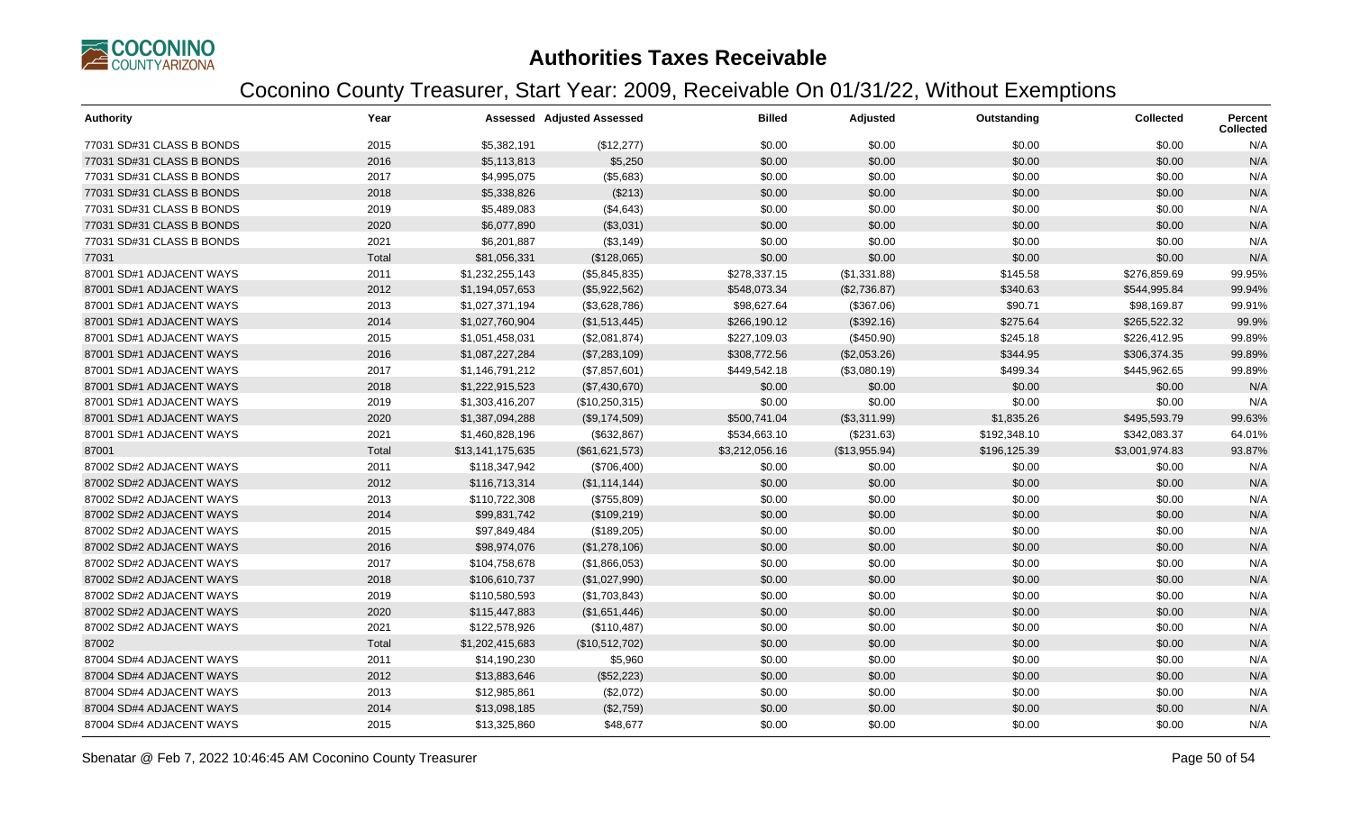# Authorities Taxes Receivable

## Coconino County Treasurer, Start Year: 2009, Receivable On 01/31/22, Without Exemptions

| Authority | Year | Assessed | Adjusted Assessed | Billed | Adjusted | Outstanding | Collected | Percent Collected |
|---|---|---|---|---|---|---|---|---|
| 77031 SD#31 CLASS B BONDS | 2015 | $5,382,191 | ($12,277) | $0.00 | $0.00 | $0.00 | $0.00 | N/A |
| 77031 SD#31 CLASS B BONDS | 2016 | $5,113,813 | $5,250 | $0.00 | $0.00 | $0.00 | $0.00 | N/A |
| 77031 SD#31 CLASS B BONDS | 2017 | $4,995,075 | ($5,683) | $0.00 | $0.00 | $0.00 | $0.00 | N/A |
| 77031 SD#31 CLASS B BONDS | 2018 | $5,338,826 | ($213) | $0.00 | $0.00 | $0.00 | $0.00 | N/A |
| 77031 SD#31 CLASS B BONDS | 2019 | $5,489,083 | ($4,643) | $0.00 | $0.00 | $0.00 | $0.00 | N/A |
| 77031 SD#31 CLASS B BONDS | 2020 | $6,077,890 | ($3,031) | $0.00 | $0.00 | $0.00 | $0.00 | N/A |
| 77031 SD#31 CLASS B BONDS | 2021 | $6,201,887 | ($3,149) | $0.00 | $0.00 | $0.00 | $0.00 | N/A |
| 77031 | Total | $81,056,331 | ($128,065) | $0.00 | $0.00 | $0.00 | $0.00 | N/A |
| 87001 SD#1 ADJACENT WAYS | 2011 | $1,232,255,143 | ($5,845,835) | $278,337.15 | ($1,331.88) | $145.58 | $276,859.69 | 99.95% |
| 87001 SD#1 ADJACENT WAYS | 2012 | $1,194,057,653 | ($5,922,562) | $548,073.34 | ($2,736.87) | $340.63 | $544,995.84 | 99.94% |
| 87001 SD#1 ADJACENT WAYS | 2013 | $1,027,371,194 | ($3,628,786) | $98,627.64 | ($367.06) | $90.71 | $98,169.87 | 99.91% |
| 87001 SD#1 ADJACENT WAYS | 2014 | $1,027,760,904 | ($1,513,445) | $266,190.12 | ($392.16) | $275.64 | $265,522.32 | 99.9% |
| 87001 SD#1 ADJACENT WAYS | 2015 | $1,051,458,031 | ($2,081,874) | $227,109.03 | ($450.90) | $245.18 | $226,412.95 | 99.89% |
| 87001 SD#1 ADJACENT WAYS | 2016 | $1,087,227,284 | ($7,283,109) | $308,772.56 | ($2,053.26) | $344.95 | $306,374.35 | 99.89% |
| 87001 SD#1 ADJACENT WAYS | 2017 | $1,146,791,212 | ($7,857,601) | $449,542.18 | ($3,080.19) | $499.34 | $445,962.65 | 99.89% |
| 87001 SD#1 ADJACENT WAYS | 2018 | $1,222,915,523 | ($7,430,670) | $0.00 | $0.00 | $0.00 | $0.00 | N/A |
| 87001 SD#1 ADJACENT WAYS | 2019 | $1,303,416,207 | ($10,250,315) | $0.00 | $0.00 | $0.00 | $0.00 | N/A |
| 87001 SD#1 ADJACENT WAYS | 2020 | $1,387,094,288 | ($9,174,509) | $500,741.04 | ($3,311.99) | $1,835.26 | $495,593.79 | 99.63% |
| 87001 SD#1 ADJACENT WAYS | 2021 | $1,460,828,196 | ($632,867) | $534,663.10 | ($231.63) | $192,348.10 | $342,083.37 | 64.01% |
| 87001 | Total | $13,141,175,635 | ($61,621,573) | $3,212,056.16 | ($13,955.94) | $196,125.39 | $3,001,974.83 | 93.87% |
| 87002 SD#2 ADJACENT WAYS | 2011 | $118,347,942 | ($706,400) | $0.00 | $0.00 | $0.00 | $0.00 | N/A |
| 87002 SD#2 ADJACENT WAYS | 2012 | $116,713,314 | ($1,114,144) | $0.00 | $0.00 | $0.00 | $0.00 | N/A |
| 87002 SD#2 ADJACENT WAYS | 2013 | $110,722,308 | ($755,809) | $0.00 | $0.00 | $0.00 | $0.00 | N/A |
| 87002 SD#2 ADJACENT WAYS | 2014 | $99,831,742 | ($109,219) | $0.00 | $0.00 | $0.00 | $0.00 | N/A |
| 87002 SD#2 ADJACENT WAYS | 2015 | $97,849,484 | ($189,205) | $0.00 | $0.00 | $0.00 | $0.00 | N/A |
| 87002 SD#2 ADJACENT WAYS | 2016 | $98,974,076 | ($1,278,106) | $0.00 | $0.00 | $0.00 | $0.00 | N/A |
| 87002 SD#2 ADJACENT WAYS | 2017 | $104,758,678 | ($1,866,053) | $0.00 | $0.00 | $0.00 | $0.00 | N/A |
| 87002 SD#2 ADJACENT WAYS | 2018 | $106,610,737 | ($1,027,990) | $0.00 | $0.00 | $0.00 | $0.00 | N/A |
| 87002 SD#2 ADJACENT WAYS | 2019 | $110,580,593 | ($1,703,843) | $0.00 | $0.00 | $0.00 | $0.00 | N/A |
| 87002 SD#2 ADJACENT WAYS | 2020 | $115,447,883 | ($1,651,446) | $0.00 | $0.00 | $0.00 | $0.00 | N/A |
| 87002 SD#2 ADJACENT WAYS | 2021 | $122,578,926 | ($110,487) | $0.00 | $0.00 | $0.00 | $0.00 | N/A |
| 87002 | Total | $1,202,415,683 | ($10,512,702) | $0.00 | $0.00 | $0.00 | $0.00 | N/A |
| 87004 SD#4 ADJACENT WAYS | 2011 | $14,190,230 | $5,960 | $0.00 | $0.00 | $0.00 | $0.00 | N/A |
| 87004 SD#4 ADJACENT WAYS | 2012 | $13,883,646 | ($52,223) | $0.00 | $0.00 | $0.00 | $0.00 | N/A |
| 87004 SD#4 ADJACENT WAYS | 2013 | $12,985,861 | ($2,072) | $0.00 | $0.00 | $0.00 | $0.00 | N/A |
| 87004 SD#4 ADJACENT WAYS | 2014 | $13,098,185 | ($2,759) | $0.00 | $0.00 | $0.00 | $0.00 | N/A |
| 87004 SD#4 ADJACENT WAYS | 2015 | $13,325,860 | $48,677 | $0.00 | $0.00 | $0.00 | $0.00 | N/A |

Sbenatar @ Feb 7, 2022 10:46:45 AM Coconino County Treasurer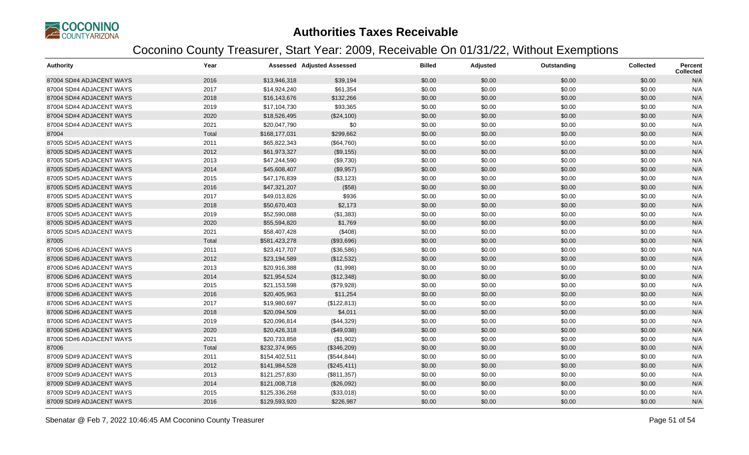# Authorities Taxes Receivable

## Coconino County Treasurer, Start Year: 2009, Receivable On 01/31/22, Without Exemptions

| Authority | Year | Assessed | Adjusted Assessed | Billed | Adjusted | Outstanding | Collected | Percent Collected |
|---|---|---|---|---|---|---|---|---|
| 87004 SD#4 ADJACENT WAYS | 2016 | $13,946,318 | $39,194 | $0.00 | $0.00 | $0.00 | $0.00 | N/A |
| 87004 SD#4 ADJACENT WAYS | 2017 | $14,924,240 | $61,354 | $0.00 | $0.00 | $0.00 | $0.00 | N/A |
| 87004 SD#4 ADJACENT WAYS | 2018 | $16,143,676 | $132,266 | $0.00 | $0.00 | $0.00 | $0.00 | N/A |
| 87004 SD#4 ADJACENT WAYS | 2019 | $17,104,730 | $93,365 | $0.00 | $0.00 | $0.00 | $0.00 | N/A |
| 87004 SD#4 ADJACENT WAYS | 2020 | $18,526,495 | ($24,100) | $0.00 | $0.00 | $0.00 | $0.00 | N/A |
| 87004 SD#4 ADJACENT WAYS | 2021 | $20,047,790 | $0 | $0.00 | $0.00 | $0.00 | $0.00 | N/A |
| 87004 | Total | $168,177,031 | $299,662 | $0.00 | $0.00 | $0.00 | $0.00 | N/A |
| 87005 SD#5 ADJACENT WAYS | 2011 | $65,822,343 | ($64,760) | $0.00 | $0.00 | $0.00 | $0.00 | N/A |
| 87005 SD#5 ADJACENT WAYS | 2012 | $61,973,327 | ($9,155) | $0.00 | $0.00 | $0.00 | $0.00 | N/A |
| 87005 SD#5 ADJACENT WAYS | 2013 | $47,244,590 | ($9,730) | $0.00 | $0.00 | $0.00 | $0.00 | N/A |
| 87005 SD#5 ADJACENT WAYS | 2014 | $45,608,407 | ($9,957) | $0.00 | $0.00 | $0.00 | $0.00 | N/A |
| 87005 SD#5 ADJACENT WAYS | 2015 | $47,176,839 | ($3,123) | $0.00 | $0.00 | $0.00 | $0.00 | N/A |
| 87005 SD#5 ADJACENT WAYS | 2016 | $47,321,207 | ($58) | $0.00 | $0.00 | $0.00 | $0.00 | N/A |
| 87005 SD#5 ADJACENT WAYS | 2017 | $49,013,826 | $936 | $0.00 | $0.00 | $0.00 | $0.00 | N/A |
| 87005 SD#5 ADJACENT WAYS | 2018 | $50,670,403 | $2,173 | $0.00 | $0.00 | $0.00 | $0.00 | N/A |
| 87005 SD#5 ADJACENT WAYS | 2019 | $52,590,088 | ($1,383) | $0.00 | $0.00 | $0.00 | $0.00 | N/A |
| 87005 SD#5 ADJACENT WAYS | 2020 | $55,594,820 | $1,769 | $0.00 | $0.00 | $0.00 | $0.00 | N/A |
| 87005 SD#5 ADJACENT WAYS | 2021 | $58,407,428 | ($408) | $0.00 | $0.00 | $0.00 | $0.00 | N/A |
| 87005 | Total | $581,423,278 | ($93,696) | $0.00 | $0.00 | $0.00 | $0.00 | N/A |
| 87006 SD#6 ADJACENT WAYS | 2011 | $23,417,707 | ($36,586) | $0.00 | $0.00 | $0.00 | $0.00 | N/A |
| 87006 SD#6 ADJACENT WAYS | 2012 | $23,194,589 | ($12,532) | $0.00 | $0.00 | $0.00 | $0.00 | N/A |
| 87006 SD#6 ADJACENT WAYS | 2013 | $20,916,388 | ($1,998) | $0.00 | $0.00 | $0.00 | $0.00 | N/A |
| 87006 SD#6 ADJACENT WAYS | 2014 | $21,954,524 | ($12,348) | $0.00 | $0.00 | $0.00 | $0.00 | N/A |
| 87006 SD#6 ADJACENT WAYS | 2015 | $21,153,598 | ($79,928) | $0.00 | $0.00 | $0.00 | $0.00 | N/A |
| 87006 SD#6 ADJACENT WAYS | 2016 | $20,405,963 | $11,254 | $0.00 | $0.00 | $0.00 | $0.00 | N/A |
| 87006 SD#6 ADJACENT WAYS | 2017 | $19,980,697 | ($122,813) | $0.00 | $0.00 | $0.00 | $0.00 | N/A |
| 87006 SD#6 ADJACENT WAYS | 2018 | $20,094,509 | $4,011 | $0.00 | $0.00 | $0.00 | $0.00 | N/A |
| 87006 SD#6 ADJACENT WAYS | 2019 | $20,096,814 | ($44,329) | $0.00 | $0.00 | $0.00 | $0.00 | N/A |
| 87006 SD#6 ADJACENT WAYS | 2020 | $20,426,318 | ($49,038) | $0.00 | $0.00 | $0.00 | $0.00 | N/A |
| 87006 SD#6 ADJACENT WAYS | 2021 | $20,733,858 | ($1,902) | $0.00 | $0.00 | $0.00 | $0.00 | N/A |
| 87006 | Total | $232,374,965 | ($346,209) | $0.00 | $0.00 | $0.00 | $0.00 | N/A |
| 87009 SD#9 ADJACENT WAYS | 2011 | $154,402,511 | ($544,844) | $0.00 | $0.00 | $0.00 | $0.00 | N/A |
| 87009 SD#9 ADJACENT WAYS | 2012 | $141,984,528 | ($245,411) | $0.00 | $0.00 | $0.00 | $0.00 | N/A |
| 87009 SD#9 ADJACENT WAYS | 2013 | $121,257,830 | ($811,357) | $0.00 | $0.00 | $0.00 | $0.00 | N/A |
| 87009 SD#9 ADJACENT WAYS | 2014 | $121,008,718 | ($26,092) | $0.00 | $0.00 | $0.00 | $0.00 | N/A |
| 87009 SD#9 ADJACENT WAYS | 2015 | $125,336,268 | ($33,018) | $0.00 | $0.00 | $0.00 | $0.00 | N/A |
| 87009 SD#9 ADJACENT WAYS | 2016 | $129,593,920 | $226,987 | $0.00 | $0.00 | $0.00 | $0.00 | N/A |

Sbenatar @ Feb 7, 2022 10:46:45 AM Coconino County Treasurer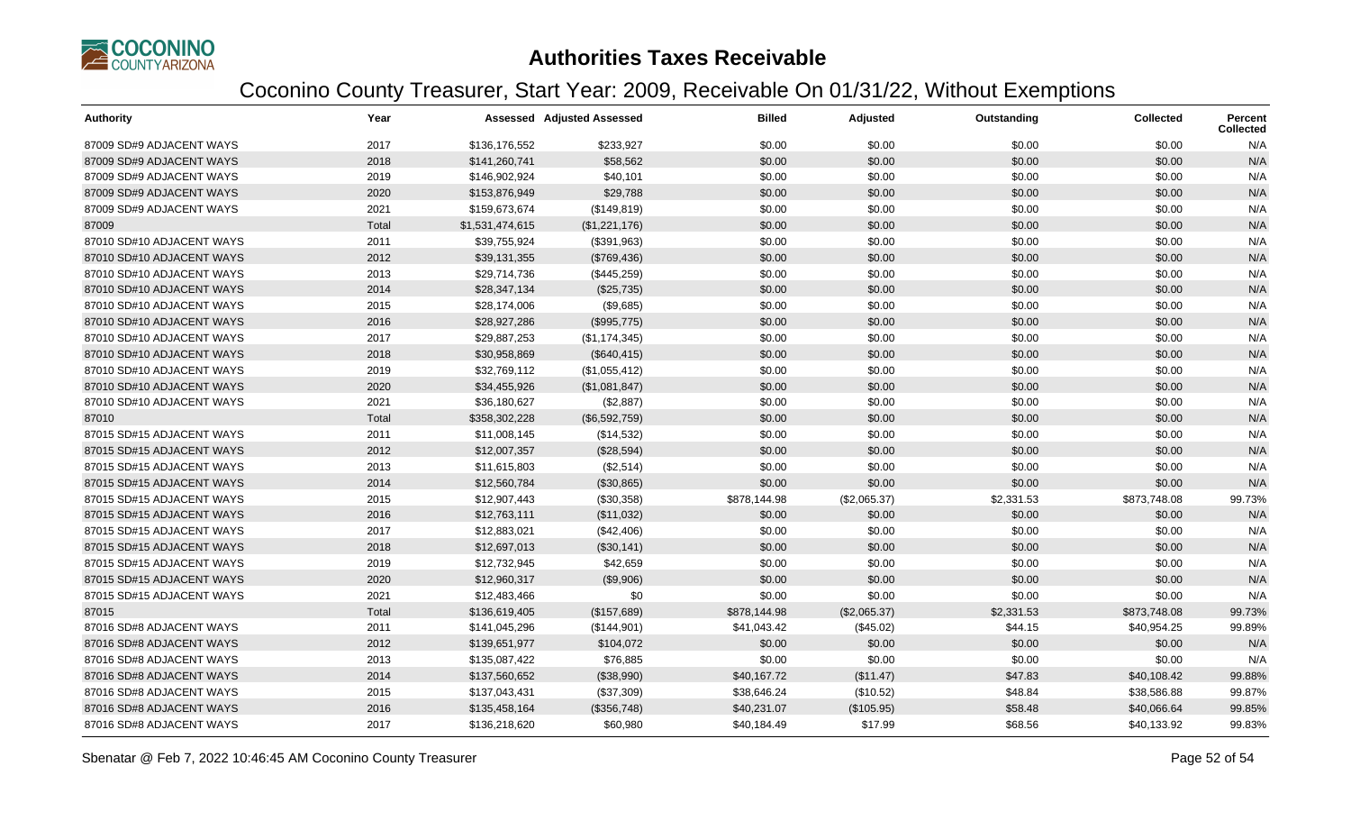# Authorities Taxes Receivable

## Coconino County Treasurer, Start Year: 2009, Receivable On 01/31/22, Without Exemptions

| Authority | Year | Assessed | Adjusted Assessed | Billed | Adjusted | Outstanding | Collected | Percent Collected |
|---|---|---|---|---|---|---|---|---|
| 87009 SD#9 ADJACENT WAYS | 2017 | $136,176,552 | $233,927 | $0.00 | $0.00 | $0.00 | $0.00 | N/A |
| 87009 SD#9 ADJACENT WAYS | 2018 | $141,260,741 | $58,562 | $0.00 | $0.00 | $0.00 | $0.00 | N/A |
| 87009 SD#9 ADJACENT WAYS | 2019 | $146,902,924 | $40,101 | $0.00 | $0.00 | $0.00 | $0.00 | N/A |
| 87009 SD#9 ADJACENT WAYS | 2020 | $153,876,949 | $29,788 | $0.00 | $0.00 | $0.00 | $0.00 | N/A |
| 87009 SD#9 ADJACENT WAYS | 2021 | $159,673,674 | ($149,819) | $0.00 | $0.00 | $0.00 | $0.00 | N/A |
| 87009 | Total | $1,531,474,615 | ($1,221,176) | $0.00 | $0.00 | $0.00 | $0.00 | N/A |
| 87010 SD#10 ADJACENT WAYS | 2011 | $39,755,924 | ($391,963) | $0.00 | $0.00 | $0.00 | $0.00 | N/A |
| 87010 SD#10 ADJACENT WAYS | 2012 | $39,131,355 | ($769,436) | $0.00 | $0.00 | $0.00 | $0.00 | N/A |
| 87010 SD#10 ADJACENT WAYS | 2013 | $29,714,736 | ($445,259) | $0.00 | $0.00 | $0.00 | $0.00 | N/A |
| 87010 SD#10 ADJACENT WAYS | 2014 | $28,347,134 | ($25,735) | $0.00 | $0.00 | $0.00 | $0.00 | N/A |
| 87010 SD#10 ADJACENT WAYS | 2015 | $28,174,006 | ($9,685) | $0.00 | $0.00 | $0.00 | $0.00 | N/A |
| 87010 SD#10 ADJACENT WAYS | 2016 | $28,927,286 | ($995,775) | $0.00 | $0.00 | $0.00 | $0.00 | N/A |
| 87010 SD#10 ADJACENT WAYS | 2017 | $29,887,253 | ($1,174,345) | $0.00 | $0.00 | $0.00 | $0.00 | N/A |
| 87010 SD#10 ADJACENT WAYS | 2018 | $30,958,869 | ($640,415) | $0.00 | $0.00 | $0.00 | $0.00 | N/A |
| 87010 SD#10 ADJACENT WAYS | 2019 | $32,769,112 | ($1,055,412) | $0.00 | $0.00 | $0.00 | $0.00 | N/A |
| 87010 SD#10 ADJACENT WAYS | 2020 | $34,455,926 | ($1,081,847) | $0.00 | $0.00 | $0.00 | $0.00 | N/A |
| 87010 SD#10 ADJACENT WAYS | 2021 | $36,180,627 | ($2,887) | $0.00 | $0.00 | $0.00 | $0.00 | N/A |
| 87010 | Total | $358,302,228 | ($6,592,759) | $0.00 | $0.00 | $0.00 | $0.00 | N/A |
| 87015 SD#15 ADJACENT WAYS | 2011 | $11,008,145 | ($14,532) | $0.00 | $0.00 | $0.00 | $0.00 | N/A |
| 87015 SD#15 ADJACENT WAYS | 2012 | $12,007,357 | ($28,594) | $0.00 | $0.00 | $0.00 | $0.00 | N/A |
| 87015 SD#15 ADJACENT WAYS | 2013 | $11,615,803 | ($2,514) | $0.00 | $0.00 | $0.00 | $0.00 | N/A |
| 87015 SD#15 ADJACENT WAYS | 2014 | $12,560,784 | ($30,865) | $0.00 | $0.00 | $0.00 | $0.00 | N/A |
| 87015 SD#15 ADJACENT WAYS | 2015 | $12,907,443 | ($30,358) | $878,144.98 | ($2,065.37) | $2,331.53 | $873,748.08 | 99.73% |
| 87015 SD#15 ADJACENT WAYS | 2016 | $12,763,111 | ($11,032) | $0.00 | $0.00 | $0.00 | $0.00 | N/A |
| 87015 SD#15 ADJACENT WAYS | 2017 | $12,883,021 | ($42,406) | $0.00 | $0.00 | $0.00 | $0.00 | N/A |
| 87015 SD#15 ADJACENT WAYS | 2018 | $12,697,013 | ($30,141) | $0.00 | $0.00 | $0.00 | $0.00 | N/A |
| 87015 SD#15 ADJACENT WAYS | 2019 | $12,732,945 | $42,659 | $0.00 | $0.00 | $0.00 | $0.00 | N/A |
| 87015 SD#15 ADJACENT WAYS | 2020 | $12,960,317 | ($9,906) | $0.00 | $0.00 | $0.00 | $0.00 | N/A |
| 87015 SD#15 ADJACENT WAYS | 2021 | $12,483,466 | $0 | $0.00 | $0.00 | $0.00 | $0.00 | N/A |
| 87015 | Total | $136,619,405 | ($157,689) | $878,144.98 | ($2,065.37) | $2,331.53 | $873,748.08 | 99.73% |
| 87016 SD#8 ADJACENT WAYS | 2011 | $141,045,296 | ($144,901) | $41,043.42 | ($45.02) | $44.15 | $40,954.25 | 99.89% |
| 87016 SD#8 ADJACENT WAYS | 2012 | $139,651,977 | $104,072 | $0.00 | $0.00 | $0.00 | $0.00 | N/A |
| 87016 SD#8 ADJACENT WAYS | 2013 | $135,087,422 | $76,885 | $0.00 | $0.00 | $0.00 | $0.00 | N/A |
| 87016 SD#8 ADJACENT WAYS | 2014 | $137,560,652 | ($38,990) | $40,167.72 | ($11.47) | $47.83 | $40,108.42 | 99.88% |
| 87016 SD#8 ADJACENT WAYS | 2015 | $137,043,431 | ($37,309) | $38,646.24 | ($10.52) | $48.84 | $38,586.88 | 99.87% |
| 87016 SD#8 ADJACENT WAYS | 2016 | $135,458,164 | ($356,748) | $40,231.07 | ($105.95) | $58.48 | $40,066.64 | 99.85% |
| 87016 SD#8 ADJACENT WAYS | 2017 | $136,218,620 | $60,980 | $40,184.49 | $17.99 | $68.56 | $40,133.92 | 99.83% |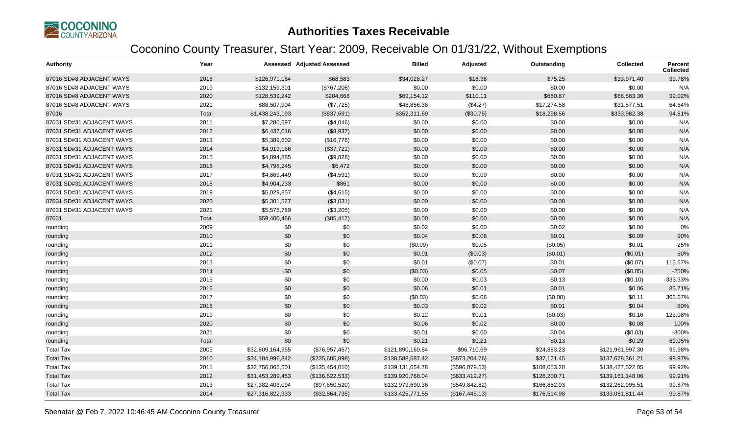# Authorities Taxes Receivable

## Coconino County Treasurer, Start Year: 2009, Receivable On 01/31/22, Without Exemptions

| Authority | Year | Assessed | Adjusted Assessed | Billed | Adjusted | Outstanding | Collected | Percent Collected |
|---|---|---|---|---|---|---|---|---|
| 87016 SD#8 ADJACENT WAYS | 2018 | $126,971,184 | $68,583 | $34,028.27 | $18.38 | $75.25 | $33,971.40 | 99.78% |
| 87016 SD#8 ADJACENT WAYS | 2019 | $132,159,301 | ($767,206) | $0.00 | $0.00 | $0.00 | $0.00 | N/A |
| 87016 SD#8 ADJACENT WAYS | 2020 | $128,539,242 | $204,668 | $69,154.12 | $110.11 | $680.87 | $68,583.36 | 99.02% |
| 87016 SD#8 ADJACENT WAYS | 2021 | $88,507,904 | ($7,725) | $48,856.36 | ($4.27) | $17,274.58 | $31,577.51 | 64.64% |
| 87016 | Total | $1,438,243,193 | ($837,691) | $352,311.69 | ($30.75) | $18,298.56 | $333,982.38 | 94.81% |
| 87031 SD#31 ADJACENT WAYS | 2011 | $7,280,697 | ($4,046) | $0.00 | $0.00 | $0.00 | $0.00 | N/A |
| 87031 SD#31 ADJACENT WAYS | 2012 | $6,437,016 | ($8,937) | $0.00 | $0.00 | $0.00 | $0.00 | N/A |
| 87031 SD#31 ADJACENT WAYS | 2013 | $5,389,602 | ($16,776) | $0.00 | $0.00 | $0.00 | $0.00 | N/A |
| 87031 SD#31 ADJACENT WAYS | 2014 | $4,919,166 | ($37,721) | $0.00 | $0.00 | $0.00 | $0.00 | N/A |
| 87031 SD#31 ADJACENT WAYS | 2015 | $4,894,885 | ($9,828) | $0.00 | $0.00 | $0.00 | $0.00 | N/A |
| 87031 SD#31 ADJACENT WAYS | 2016 | $4,798,245 | $6,472 | $0.00 | $0.00 | $0.00 | $0.00 | N/A |
| 87031 SD#31 ADJACENT WAYS | 2017 | $4,869,449 | ($4,591) | $0.00 | $0.00 | $0.00 | $0.00 | N/A |
| 87031 SD#31 ADJACENT WAYS | 2018 | $4,904,233 | $861 | $0.00 | $0.00 | $0.00 | $0.00 | N/A |
| 87031 SD#31 ADJACENT WAYS | 2019 | $5,029,857 | ($4,615) | $0.00 | $0.00 | $0.00 | $0.00 | N/A |
| 87031 SD#31 ADJACENT WAYS | 2020 | $5,301,527 | ($3,031) | $0.00 | $0.00 | $0.00 | $0.00 | N/A |
| 87031 SD#31 ADJACENT WAYS | 2021 | $5,575,789 | ($3,205) | $0.00 | $0.00 | $0.00 | $0.00 | N/A |
| 87031 | Total | $59,400,466 | ($85,417) | $0.00 | $0.00 | $0.00 | $0.00 | N/A |
| rounding | 2009 | $0 | $0 | $0.02 | $0.00 | $0.02 | $0.00 | 0% |
| rounding | 2010 | $0 | $0 | $0.04 | $0.06 | $0.01 | $0.09 | 90% |
| rounding | 2011 | $0 | $0 | ($0.09) | $0.05 | ($0.05) | $0.01 | -25% |
| rounding | 2012 | $0 | $0 | $0.01 | ($0.03) | ($0.01) | ($0.01) | 50% |
| rounding | 2013 | $0 | $0 | $0.01 | ($0.07) | $0.01 | ($0.07) | 116.67% |
| rounding | 2014 | $0 | $0 | ($0.03) | $0.05 | $0.07 | ($0.05) | -250% |
| rounding | 2015 | $0 | $0 | $0.00 | $0.03 | $0.13 | ($0.10) | -333.33% |
| rounding | 2016 | $0 | $0 | $0.06 | $0.01 | $0.01 | $0.06 | 85.71% |
| rounding | 2017 | $0 | $0 | ($0.03) | $0.06 | ($0.08) | $0.11 | 366.67% |
| rounding | 2018 | $0 | $0 | $0.03 | $0.02 | $0.01 | $0.04 | 80% |
| rounding | 2019 | $0 | $0 | $0.12 | $0.01 | ($0.03) | $0.16 | 123.08% |
| rounding | 2020 | $0 | $0 | $0.06 | $0.02 | $0.00 | $0.08 | 100% |
| rounding | 2021 | $0 | $0 | $0.01 | $0.00 | $0.04 | ($0.03) | -300% |
| rounding | Total | $0 | $0 | $0.21 | $0.21 | $0.13 | $0.29 | 69.05% |
| Total Tax | 2009 | $32,609,164,955 | ($76,957,457) | $121,890,169.84 | $96,710.69 | $24,883.23 | $121,961,997.30 | 99.98% |
| Total Tax | 2010 | $34,184,996,842 | ($235,605,898) | $138,588,687.42 | ($873,204.76) | $37,121.45 | $137,678,361.21 | 99.97% |
| Total Tax | 2011 | $32,756,065,501 | ($135,454,010) | $139,131,654.78 | ($596,079.53) | $108,053.20 | $138,427,522.05 | 99.92% |
| Total Tax | 2012 | $31,453,289,453 | ($136,622,533) | $139,920,768.04 | ($633,419.27) | $126,200.71 | $139,161,148.06 | 99.91% |
| Total Tax | 2013 | $27,382,403,094 | ($97,650,520) | $132,979,690.36 | ($549,842.82) | $166,852.03 | $132,262,995.51 | 99.87% |
| Total Tax | 2014 | $27,316,822,933 | ($32,864,735) | $133,425,771.55 | ($167,445.13) | $176,514.98 | $133,081,811.44 | 99.87% |

Sbenatar @ Feb 7, 2022 10:46:45 AM Coconino County Treasurer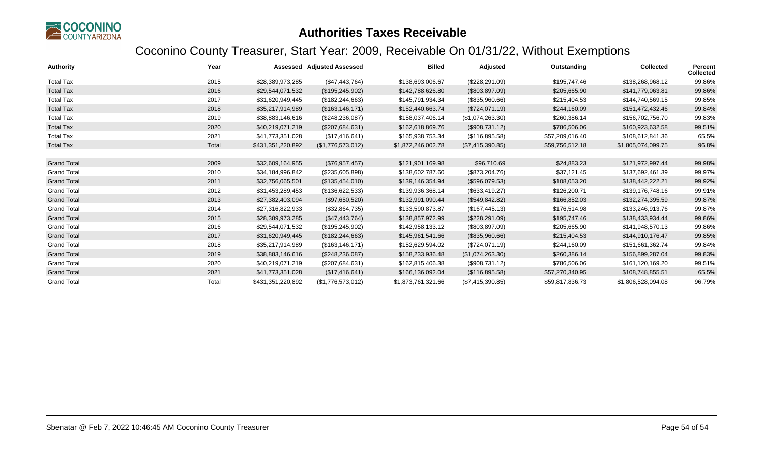# Authorities Taxes Receivable

## Coconino County Treasurer, Start Year: 2009, Receivable On 01/31/22, Without Exemptions

| Authority | Year | Assessed | Adjusted Assessed | Billed | Adjusted | Outstanding | Collected | Percent Collected |
|---|---|---|---|---|---|---|---|---|
| Total Tax | 2015 | $28,389,973,285 | ($47,443,764) | $138,693,006.67 | ($228,291.09) | $195,747.46 | $138,268,968.12 | 99.86% |
| Total Tax | 2016 | $29,544,071,532 | ($195,245,902) | $142,788,626.80 | ($803,897.09) | $205,665.90 | $141,779,063.81 | 99.86% |
| Total Tax | 2017 | $31,620,949,445 | ($182,244,663) | $145,791,934.34 | ($835,960.66) | $215,404.53 | $144,740,569.15 | 99.85% |
| Total Tax | 2018 | $35,217,914,989 | ($163,146,171) | $152,440,663.74 | ($724,071.19) | $244,160.09 | $151,472,432.46 | 99.84% |
| Total Tax | 2019 | $38,883,146,616 | ($248,236,087) | $158,037,406.14 | ($1,074,263.30) | $260,386.14 | $156,702,756.70 | 99.83% |
| Total Tax | 2020 | $40,219,071,219 | ($207,684,631) | $162,618,869.76 | ($908,731.12) | $786,506.06 | $160,923,632.58 | 99.51% |
| Total Tax | 2021 | $41,773,351,028 | ($17,416,641) | $165,938,753.34 | ($116,895.58) | $57,209,016.40 | $108,612,841.36 | 65.5% |
| Total Tax | Total | $431,351,220,892 | ($1,776,573,012) | $1,872,246,002.78 | ($7,415,390.85) | $59,756,512.18 | $1,805,074,099.75 | 96.8% |
| Grand Total | 2009 | $32,609,164,955 | ($76,957,457) | $121,901,169.98 | $96,710.69 | $24,883.23 | $121,972,997.44 | 99.98% |
| Grand Total | 2010 | $34,184,996,842 | ($235,605,898) | $138,602,787.60 | ($873,204.76) | $37,121.45 | $137,692,461.39 | 99.97% |
| Grand Total | 2011 | $32,756,065,501 | ($135,454,010) | $139,146,354.94 | ($596,079.53) | $108,053.20 | $138,442,222.21 | 99.92% |
| Grand Total | 2012 | $31,453,289,453 | ($136,622,533) | $139,936,368.14 | ($633,419.27) | $126,200.71 | $139,176,748.16 | 99.91% |
| Grand Total | 2013 | $27,382,403,094 | ($97,650,520) | $132,991,090.44 | ($549,842.82) | $166,852.03 | $132,274,395.59 | 99.87% |
| Grand Total | 2014 | $27,316,822,933 | ($32,864,735) | $133,590,873.87 | ($167,445.13) | $176,514.98 | $133,246,913.76 | 99.87% |
| Grand Total | 2015 | $28,389,973,285 | ($47,443,764) | $138,857,972.99 | ($228,291.09) | $195,747.46 | $138,433,934.44 | 99.86% |
| Grand Total | 2016 | $29,544,071,532 | ($195,245,902) | $142,958,133.12 | ($803,897.09) | $205,665.90 | $141,948,570.13 | 99.86% |
| Grand Total | 2017 | $31,620,949,445 | ($182,244,663) | $145,961,541.66 | ($835,960.66) | $215,404.53 | $144,910,176.47 | 99.85% |
| Grand Total | 2018 | $35,217,914,989 | ($163,146,171) | $152,629,594.02 | ($724,071.19) | $244,160.09 | $151,661,362.74 | 99.84% |
| Grand Total | 2019 | $38,883,146,616 | ($248,236,087) | $158,233,936.48 | ($1,074,263.30) | $260,386.14 | $156,899,287.04 | 99.83% |
| Grand Total | 2020 | $40,219,071,219 | ($207,684,631) | $162,815,406.38 | ($908,731.12) | $786,506.06 | $161,120,169.20 | 99.51% |
| Grand Total | 2021 | $41,773,351,028 | ($17,416,641) | $166,136,092.04 | ($116,895.58) | $57,270,340.95 | $108,748,855.51 | 65.5% |
| Grand Total | Total | $431,351,220,892 | ($1,776,573,012) | $1,873,761,321.66 | ($7,415,390.85) | $59,817,836.73 | $1,806,528,094.08 | 96.79% |

Sbenatar @ Feb 7, 2022 10:46:45 AM Coconino County Treasurer